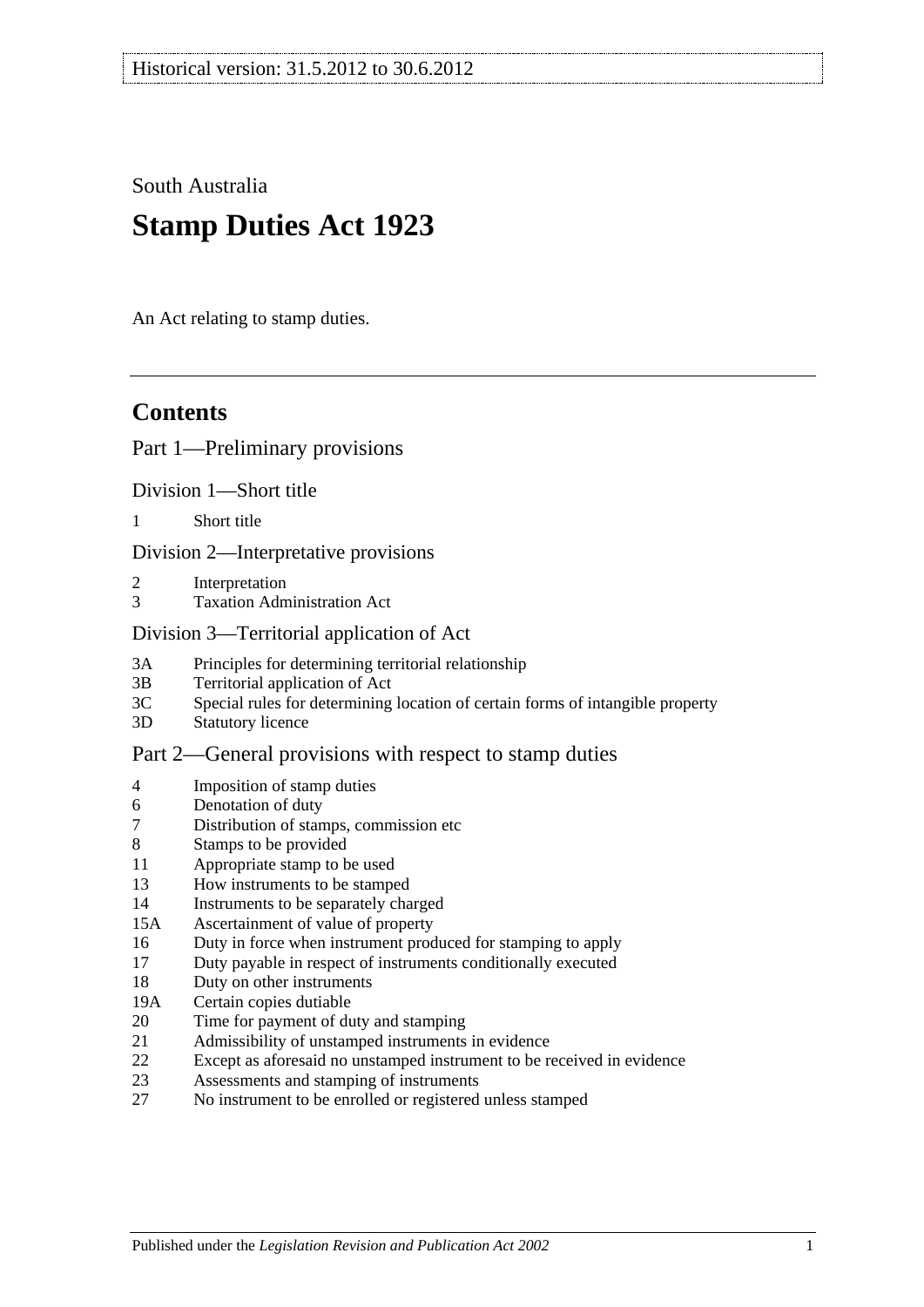Historical version: 31.5.2012 to 30.6.2012

South Australia

# Stamp Duties Act 1923

An Act relating to stamp duties.

## Contents

Part 1—Preliminary provisions

Division 1—Short title

1 Short title

Division 2—Interpretative provisions

2 Interpretation
3 Taxation Administration Act

Division 3—Territorial application of Act

3A Principles for determining territorial relationship
3B Territorial application of Act
3C Special rules for determining location of certain forms of intangible property
3D Statutory licence

Part 2—General provisions with respect to stamp duties

4 Imposition of stamp duties
6 Denotation of duty
7 Distribution of stamps, commission etc
8 Stamps to be provided
11 Appropriate stamp to be used
13 How instruments to be stamped
14 Instruments to be separately charged
15A Ascertainment of value of property
16 Duty in force when instrument produced for stamping to apply
17 Duty payable in respect of instruments conditionally executed
18 Duty on other instruments
19A Certain copies dutiable
20 Time for payment of duty and stamping
21 Admissibility of unstamped instruments in evidence
22 Except as aforesaid no unstamped instrument to be received in evidence
23 Assessments and stamping of instruments
27 No instrument to be enrolled or registered unless stamped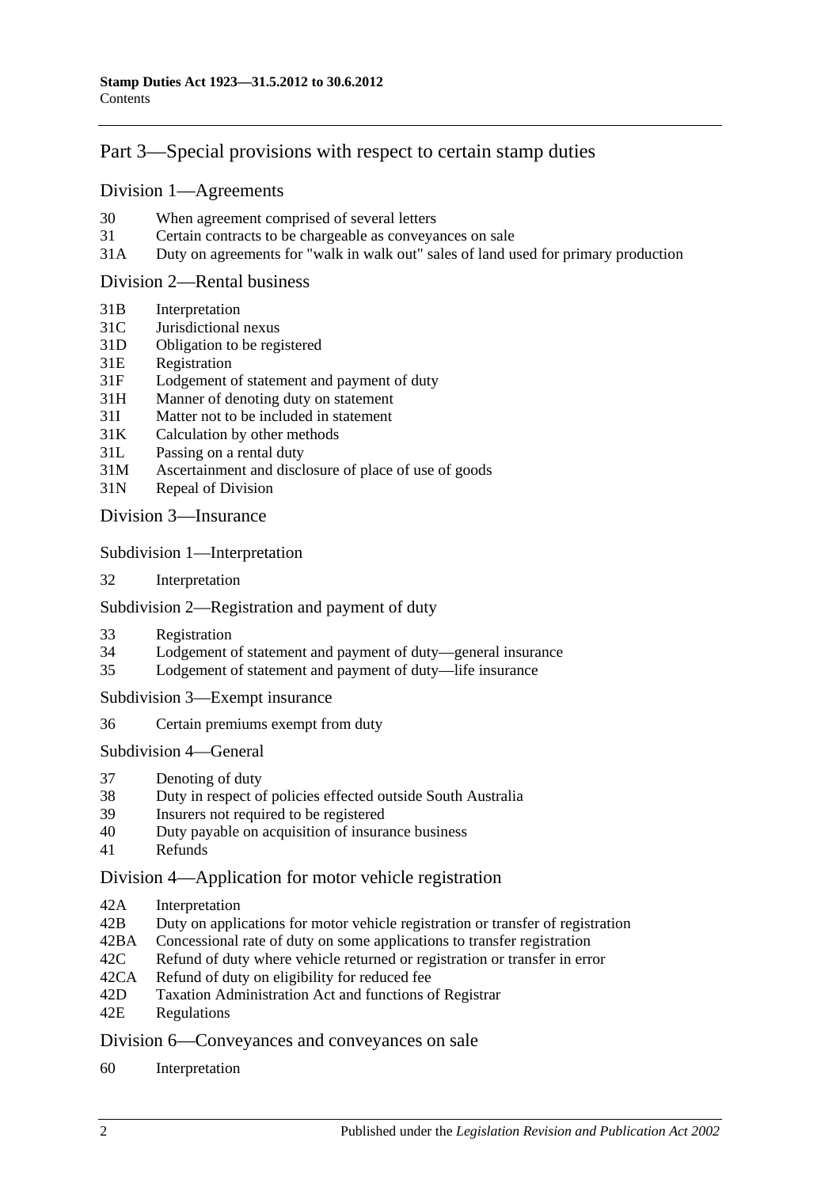## Part 3—Special provisions with respect to certain stamp duties

### Division 1—Agreements

30 When agreement comprised of several letters
31 Certain contracts to be chargeable as conveyances on sale
31A Duty on agreements for "walk in walk out" sales of land used for primary production

### Division 2—Rental business

31B Interpretation
31C Jurisdictional nexus
31D Obligation to be registered
31E Registration
31F Lodgement of statement and payment of duty
31H Manner of denoting duty on statement
31I Matter not to be included in statement
31K Calculation by other methods
31L Passing on a rental duty
31M Ascertainment and disclosure of place of use of goods
31N Repeal of Division

### Division 3—Insurance

#### Subdivision 1—Interpretation

32 Interpretation

#### Subdivision 2—Registration and payment of duty

33 Registration
34 Lodgement of statement and payment of duty—general insurance
35 Lodgement of statement and payment of duty—life insurance

#### Subdivision 3—Exempt insurance

36 Certain premiums exempt from duty

#### Subdivision 4—General

37 Denoting of duty
38 Duty in respect of policies effected outside South Australia
39 Insurers not required to be registered
40 Duty payable on acquisition of insurance business
41 Refunds

### Division 4—Application for motor vehicle registration

42A Interpretation
42B Duty on applications for motor vehicle registration or transfer of registration
42BA Concessional rate of duty on some applications to transfer registration
42C Refund of duty where vehicle returned or registration or transfer in error
42CA Refund of duty on eligibility for reduced fee
42D Taxation Administration Act and functions of Registrar
42E Regulations

### Division 6—Conveyances and conveyances on sale

60 Interpretation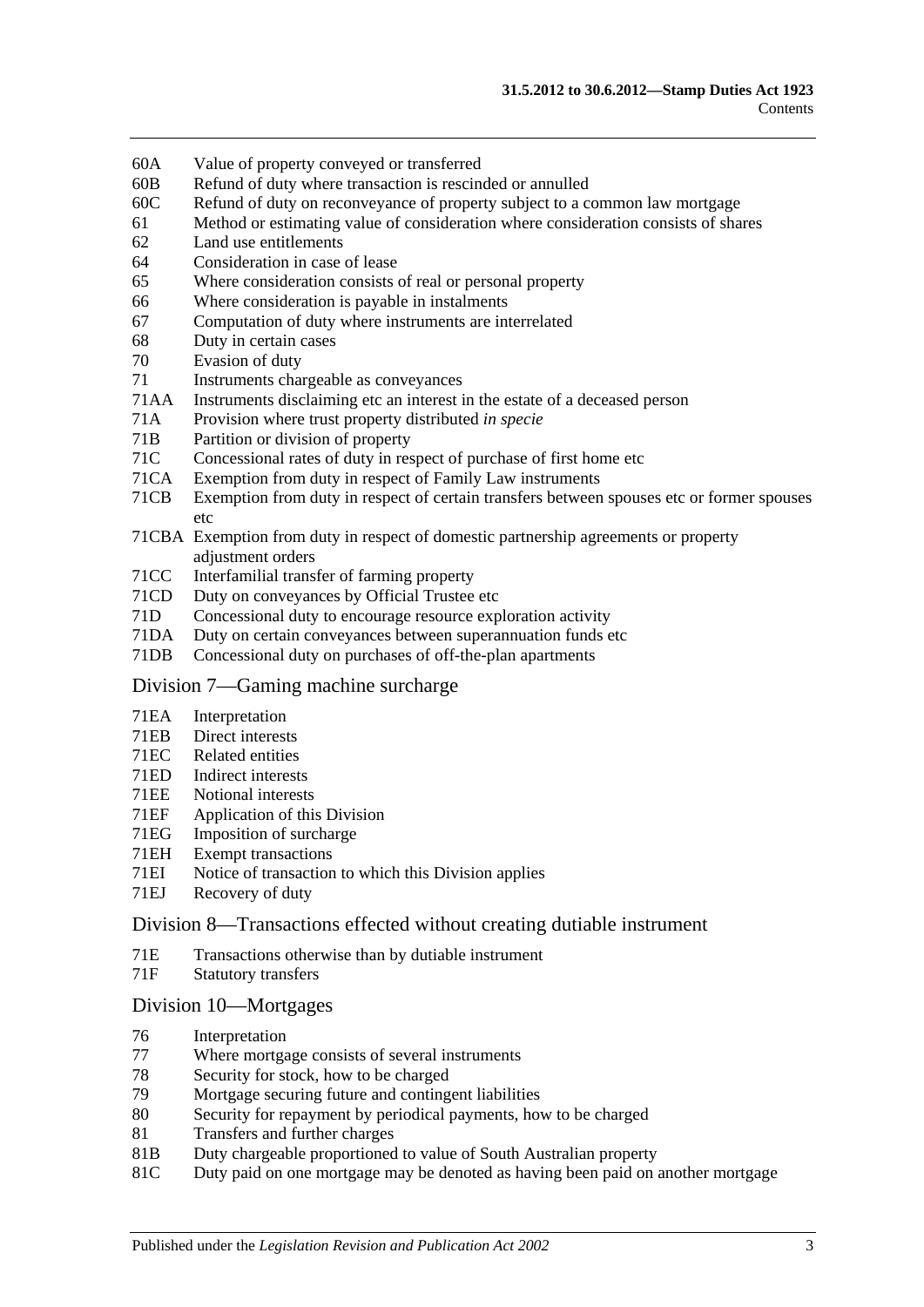60A Value of property conveyed or transferred
60B Refund of duty where transaction is rescinded or annulled
60C Refund of duty on reconveyance of property subject to a common law mortgage
61 Method or estimating value of consideration where consideration consists of shares
62 Land use entitlements
64 Consideration in case of lease
65 Where consideration consists of real or personal property
66 Where consideration is payable in instalments
67 Computation of duty where instruments are interrelated
68 Duty in certain cases
70 Evasion of duty
71 Instruments chargeable as conveyances
71AA Instruments disclaiming etc an interest in the estate of a deceased person
71A Provision where trust property distributed *in specie*
71B Partition or division of property
71C Concessional rates of duty in respect of purchase of first home etc
71CA Exemption from duty in respect of Family Law instruments
71CB Exemption from duty in respect of certain transfers between spouses etc or former spouses etc
71CBA Exemption from duty in respect of domestic partnership agreements or property adjustment orders
71CC Interfamilial transfer of farming property
71CD Duty on conveyances by Official Trustee etc
71D Concessional duty to encourage resource exploration activity
71DA Duty on certain conveyances between superannuation funds etc
71DB Concessional duty on purchases of off-the-plan apartments

## Division 7—Gaming machine surcharge

71EA Interpretation
71EB Direct interests
71EC Related entities
71ED Indirect interests
71EE Notional interests
71EF Application of this Division
71EG Imposition of surcharge
71EH Exempt transactions
71EI Notice of transaction to which this Division applies
71EJ Recovery of duty

## Division 8—Transactions effected without creating dutiable instrument

71E Transactions otherwise than by dutiable instrument
71F Statutory transfers

## Division 10—Mortgages

76 Interpretation
77 Where mortgage consists of several instruments
78 Security for stock, how to be charged
79 Mortgage securing future and contingent liabilities
80 Security for repayment by periodical payments, how to be charged
81 Transfers and further charges
81B Duty chargeable proportioned to value of South Australian property
81C Duty paid on one mortgage may be denoted as having been paid on another mortgage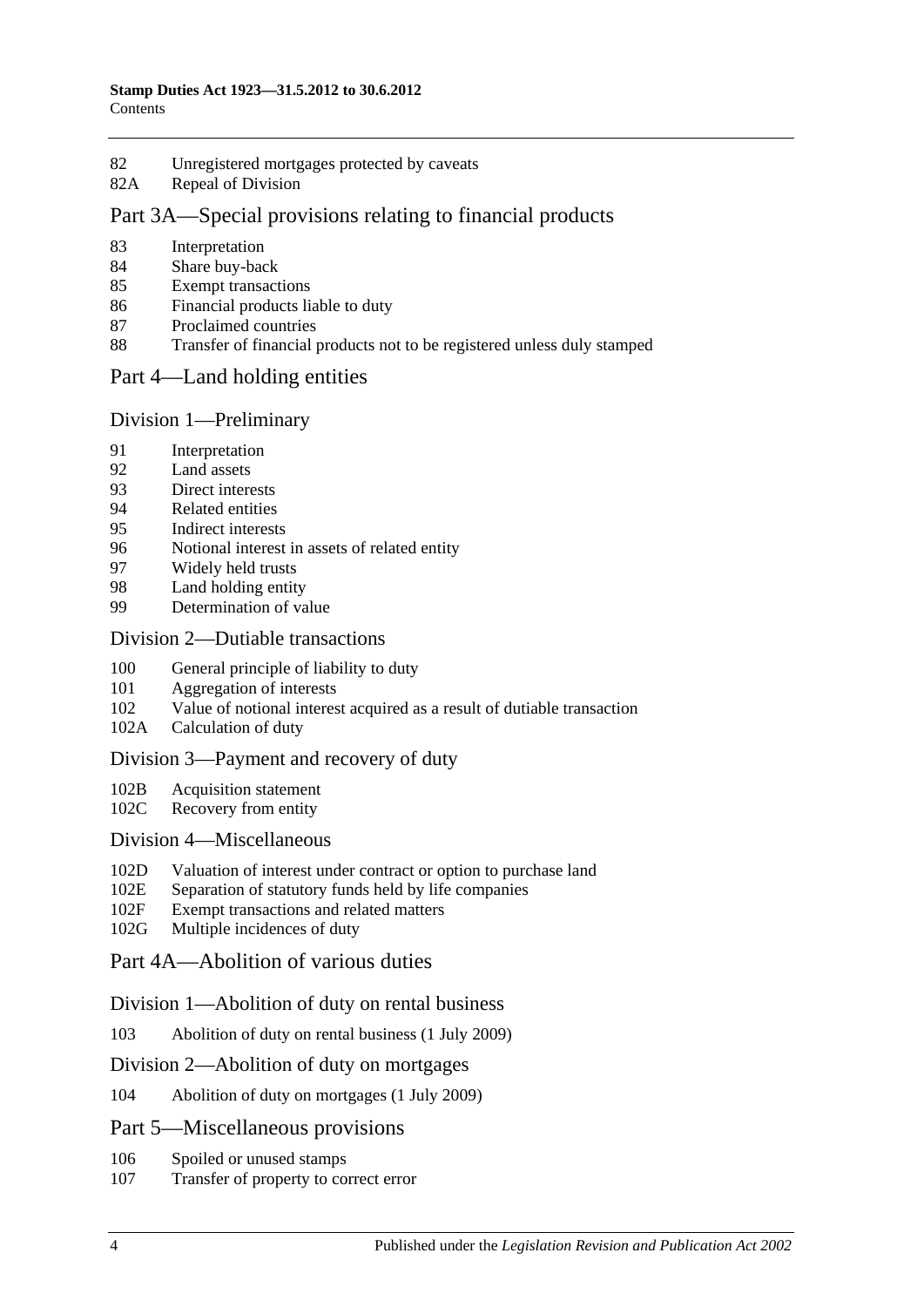82 Unregistered mortgages protected by caveats
82A Repeal of Division

## Part 3A—Special provisions relating to financial products

83 Interpretation
84 Share buy-back
85 Exempt transactions
86 Financial products liable to duty
87 Proclaimed countries
88 Transfer of financial products not to be registered unless duly stamped

## Part 4—Land holding entities

### Division 1—Preliminary

91 Interpretation
92 Land assets
93 Direct interests
94 Related entities
95 Indirect interests
96 Notional interest in assets of related entity
97 Widely held trusts
98 Land holding entity
99 Determination of value

### Division 2—Dutiable transactions

100 General principle of liability to duty
101 Aggregation of interests
102 Value of notional interest acquired as a result of dutiable transaction
102A Calculation of duty

### Division 3—Payment and recovery of duty

102B Acquisition statement
102C Recovery from entity

### Division 4—Miscellaneous

102D Valuation of interest under contract or option to purchase land
102E Separation of statutory funds held by life companies
102F Exempt transactions and related matters
102G Multiple incidences of duty

## Part 4A—Abolition of various duties

### Division 1—Abolition of duty on rental business

103 Abolition of duty on rental business (1 July 2009)

### Division 2—Abolition of duty on mortgages

104 Abolition of duty on mortgages (1 July 2009)

## Part 5—Miscellaneous provisions

106 Spoiled or unused stamps
107 Transfer of property to correct error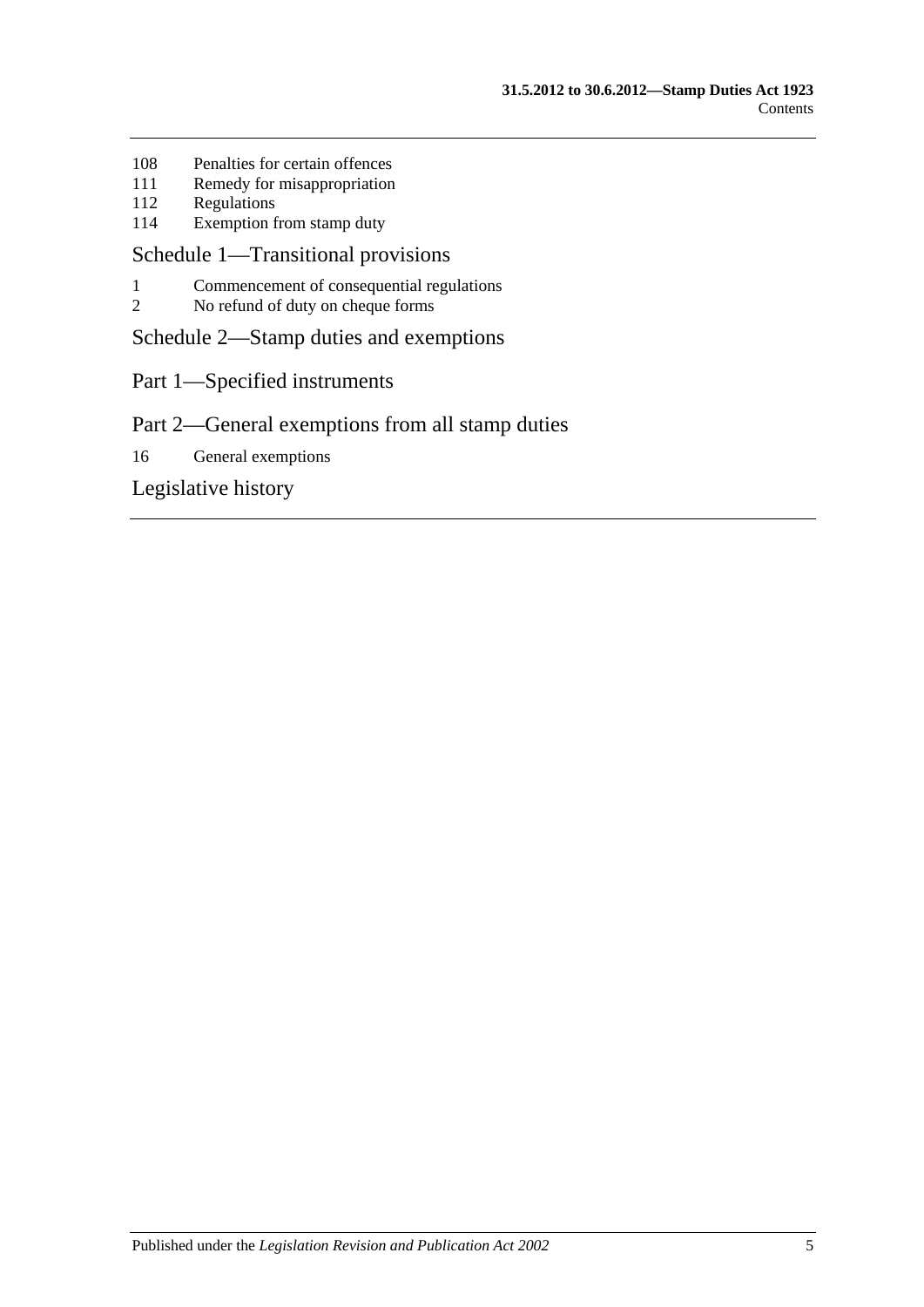108 Penalties for certain offences
111 Remedy for misappropriation
112 Regulations
114 Exemption from stamp duty

## Schedule 1—Transitional provisions

1 Commencement of consequential regulations
2 No refund of duty on cheque forms

## Schedule 2—Stamp duties and exemptions

## Part 1—Specified instruments

## Part 2—General exemptions from all stamp duties

16 General exemptions

## Legislative history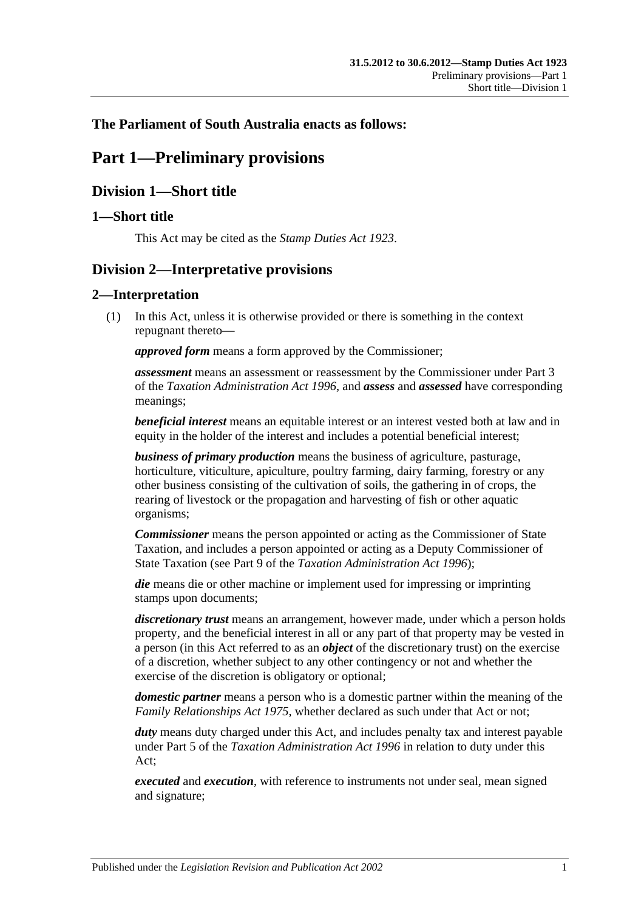**The Parliament of South Australia enacts as follows:**

# Part 1—Preliminary provisions

## Division 1—Short title

### 1—Short title

This Act may be cited as the *Stamp Duties Act 1923*.

## Division 2—Interpretative provisions

### 2—Interpretation

(1) In this Act, unless it is otherwise provided or there is something in the context repugnant thereto—

***approved form*** means a form approved by the Commissioner;

***assessment*** means an assessment or reassessment by the Commissioner under Part 3 of the *Taxation Administration Act 1996*, and ***assess*** and ***assessed*** have corresponding meanings;

***beneficial interest*** means an equitable interest or an interest vested both at law and in equity in the holder of the interest and includes a potential beneficial interest;

***business of primary production*** means the business of agriculture, pasturage, horticulture, viticulture, apiculture, poultry farming, dairy farming, forestry or any other business consisting of the cultivation of soils, the gathering in of crops, the rearing of livestock or the propagation and harvesting of fish or other aquatic organisms;

***Commissioner*** means the person appointed or acting as the Commissioner of State Taxation, and includes a person appointed or acting as a Deputy Commissioner of State Taxation (see Part 9 of the *Taxation Administration Act 1996*);

***die*** means die or other machine or implement used for impressing or imprinting stamps upon documents;

***discretionary trust*** means an arrangement, however made, under which a person holds property, and the beneficial interest in all or any part of that property may be vested in a person (in this Act referred to as an ***object*** of the discretionary trust) on the exercise of a discretion, whether subject to any other contingency or not and whether the exercise of the discretion is obligatory or optional;

***domestic partner*** means a person who is a domestic partner within the meaning of the *Family Relationships Act 1975*, whether declared as such under that Act or not;

***duty*** means duty charged under this Act, and includes penalty tax and interest payable under Part 5 of the *Taxation Administration Act 1996* in relation to duty under this Act;

***executed*** and ***execution***, with reference to instruments not under seal, mean signed and signature;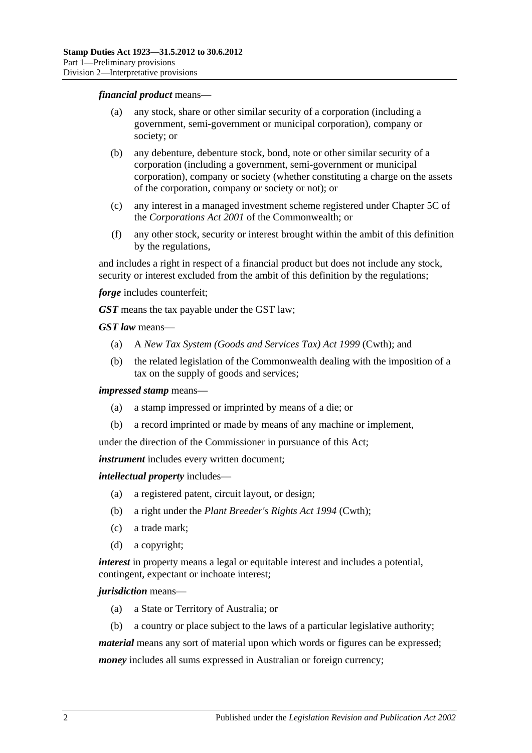***financial product*** means—

(a) any stock, share or other similar security of a corporation (including a government, semi-government or municipal corporation), company or society; or

(b) any debenture, debenture stock, bond, note or other similar security of a corporation (including a government, semi-government or municipal corporation), company or society (whether constituting a charge on the assets of the corporation, company or society or not); or

(c) any interest in a managed investment scheme registered under Chapter 5C of the *Corporations Act 2001* of the Commonwealth; or

(f) any other stock, security or interest brought within the ambit of this definition by the regulations,

and includes a right in respect of a financial product but does not include any stock, security or interest excluded from the ambit of this definition by the regulations;

***forge*** includes counterfeit;

***GST*** means the tax payable under the GST law;

***GST law*** means—

(a) A *New Tax System (Goods and Services Tax) Act 1999* (Cwth); and

(b) the related legislation of the Commonwealth dealing with the imposition of a tax on the supply of goods and services;

***impressed stamp*** means—

(a) a stamp impressed or imprinted by means of a die; or

(b) a record imprinted or made by means of any machine or implement,

under the direction of the Commissioner in pursuance of this Act;

***instrument*** includes every written document;

***intellectual property*** includes—

(a) a registered patent, circuit layout, or design;

(b) a right under the *Plant Breeder's Rights Act 1994* (Cwth);

(c) a trade mark;

(d) a copyright;

***interest*** in property means a legal or equitable interest and includes a potential, contingent, expectant or inchoate interest;

***jurisdiction*** means—

(a) a State or Territory of Australia; or

(b) a country or place subject to the laws of a particular legislative authority;

***material*** means any sort of material upon which words or figures can be expressed;

***money*** includes all sums expressed in Australian or foreign currency;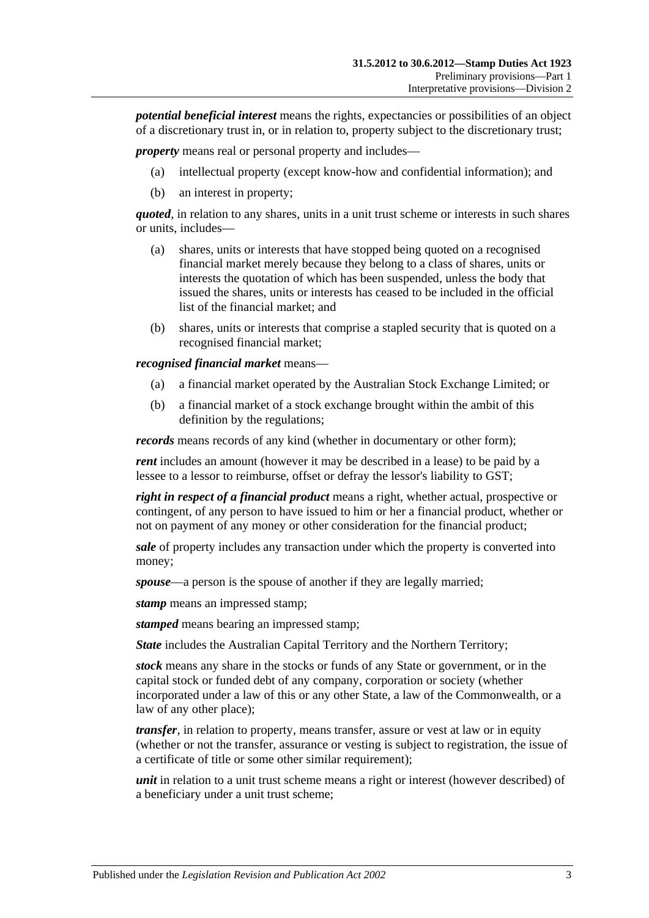***potential beneficial interest*** means the rights, expectancies or possibilities of an object of a discretionary trust in, or in relation to, property subject to the discretionary trust;

***property*** means real or personal property and includes—

- (a) intellectual property (except know-how and confidential information); and
- (b) an interest in property;

***quoted***, in relation to any shares, units in a unit trust scheme or interests in such shares or units, includes—

- (a) shares, units or interests that have stopped being quoted on a recognised financial market merely because they belong to a class of shares, units or interests the quotation of which has been suspended, unless the body that issued the shares, units or interests has ceased to be included in the official list of the financial market; and
- (b) shares, units or interests that comprise a stapled security that is quoted on a recognised financial market;

***recognised financial market*** means—

- (a) a financial market operated by the Australian Stock Exchange Limited; or
- (b) a financial market of a stock exchange brought within the ambit of this definition by the regulations;

***records*** means records of any kind (whether in documentary or other form);

***rent*** includes an amount (however it may be described in a lease) to be paid by a lessee to a lessor to reimburse, offset or defray the lessor's liability to GST;

***right in respect of a financial product*** means a right, whether actual, prospective or contingent, of any person to have issued to him or her a financial product, whether or not on payment of any money or other consideration for the financial product;

***sale*** of property includes any transaction under which the property is converted into money;

***spouse***—a person is the spouse of another if they are legally married;

***stamp*** means an impressed stamp;

***stamped*** means bearing an impressed stamp;

***State*** includes the Australian Capital Territory and the Northern Territory;

***stock*** means any share in the stocks or funds of any State or government, or in the capital stock or funded debt of any company, corporation or society (whether incorporated under a law of this or any other State, a law of the Commonwealth, or a law of any other place);

***transfer***, in relation to property, means transfer, assure or vest at law or in equity (whether or not the transfer, assurance or vesting is subject to registration, the issue of a certificate of title or some other similar requirement);

***unit*** in relation to a unit trust scheme means a right or interest (however described) of a beneficiary under a unit trust scheme;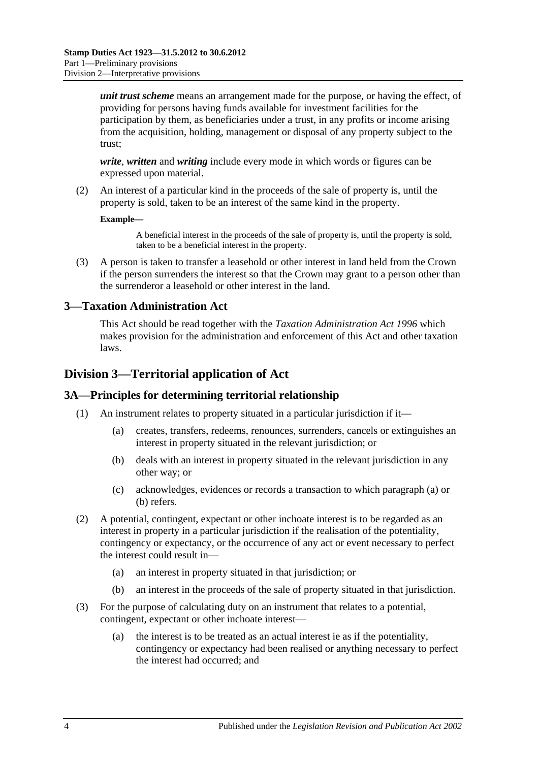***unit trust scheme*** means an arrangement made for the purpose, or having the effect, of providing for persons having funds available for investment facilities for the participation by them, as beneficiaries under a trust, in any profits or income arising from the acquisition, holding, management or disposal of any property subject to the trust;

***write***, ***written*** and ***writing*** include every mode in which words or figures can be expressed upon material.

(2) An interest of a particular kind in the proceeds of the sale of property is, until the property is sold, taken to be an interest of the same kind in the property.

**Example—**

A beneficial interest in the proceeds of the sale of property is, until the property is sold, taken to be a beneficial interest in the property.

(3) A person is taken to transfer a leasehold or other interest in land held from the Crown if the person surrenders the interest so that the Crown may grant to a person other than the surrenderor a leasehold or other interest in the land.

## 3—Taxation Administration Act

This Act should be read together with the *Taxation Administration Act 1996* which makes provision for the administration and enforcement of this Act and other taxation laws.

# Division 3—Territorial application of Act

## 3A—Principles for determining territorial relationship

(1) An instrument relates to property situated in a particular jurisdiction if it—

(a) creates, transfers, redeems, renounces, surrenders, cancels or extinguishes an interest in property situated in the relevant jurisdiction; or

(b) deals with an interest in property situated in the relevant jurisdiction in any other way; or

(c) acknowledges, evidences or records a transaction to which paragraph (a) or (b) refers.

(2) A potential, contingent, expectant or other inchoate interest is to be regarded as an interest in property in a particular jurisdiction if the realisation of the potentiality, contingency or expectancy, or the occurrence of any act or event necessary to perfect the interest could result in—

(a) an interest in property situated in that jurisdiction; or

(b) an interest in the proceeds of the sale of property situated in that jurisdiction.

(3) For the purpose of calculating duty on an instrument that relates to a potential, contingent, expectant or other inchoate interest—

(a) the interest is to be treated as an actual interest ie as if the potentiality, contingency or expectancy had been realised or anything necessary to perfect the interest had occurred; and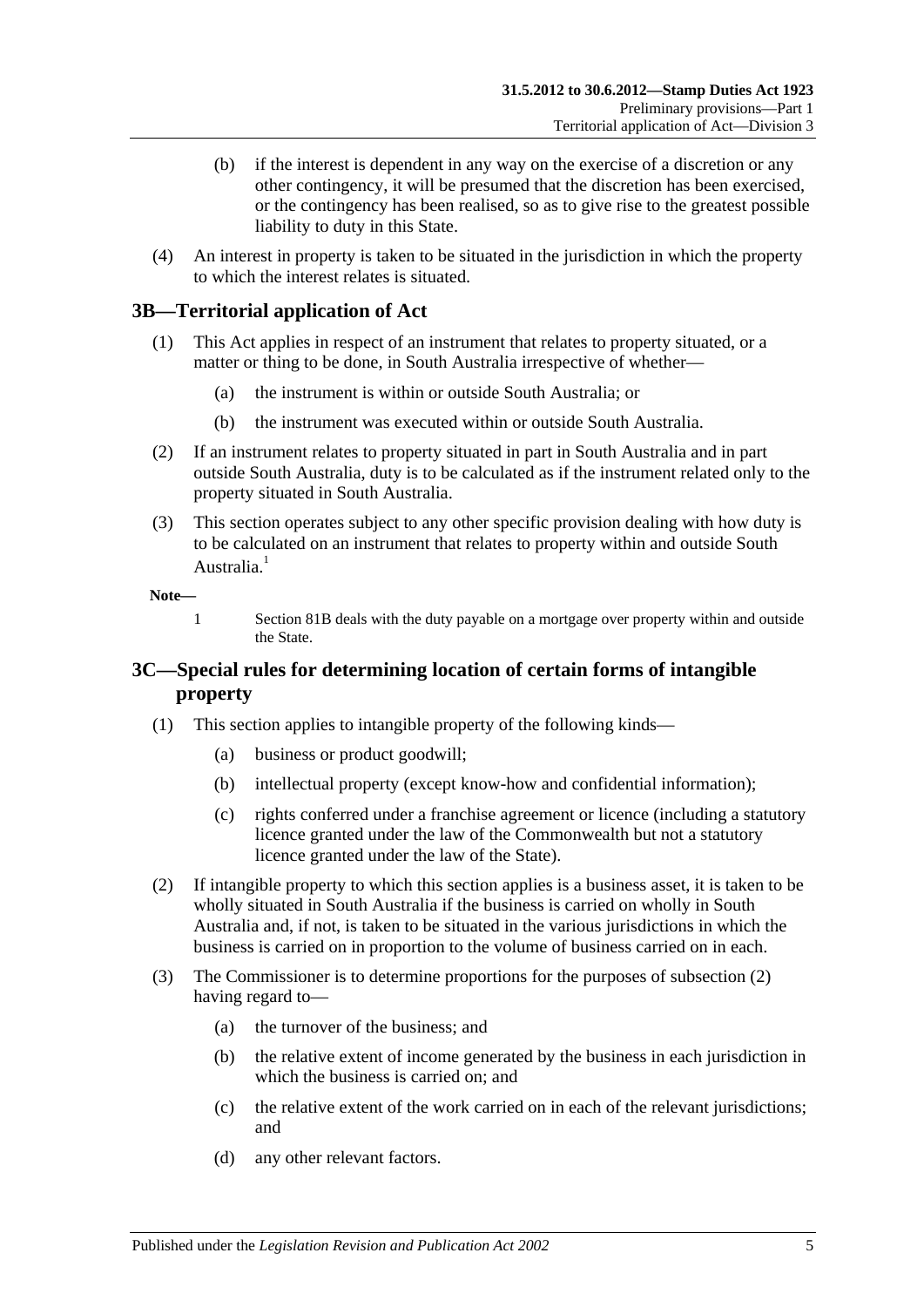(b) if the interest is dependent in any way on the exercise of a discretion or any other contingency, it will be presumed that the discretion has been exercised, or the contingency has been realised, so as to give rise to the greatest possible liability to duty in this State.

(4) An interest in property is taken to be situated in the jurisdiction in which the property to which the interest relates is situated.

## 3B—Territorial application of Act

(1) This Act applies in respect of an instrument that relates to property situated, or a matter or thing to be done, in South Australia irrespective of whether—

(a) the instrument is within or outside South Australia; or

(b) the instrument was executed within or outside South Australia.

(2) If an instrument relates to property situated in part in South Australia and in part outside South Australia, duty is to be calculated as if the instrument related only to the property situated in South Australia.

(3) This section operates subject to any other specific provision dealing with how duty is to be calculated on an instrument that relates to property within and outside South Australia.[1]

**Note—**

1 Section 81B deals with the duty payable on a mortgage over property within and outside the State.

## 3C—Special rules for determining location of certain forms of intangible property

(1) This section applies to intangible property of the following kinds—

(a) business or product goodwill;

(b) intellectual property (except know-how and confidential information);

(c) rights conferred under a franchise agreement or licence (including a statutory licence granted under the law of the Commonwealth but not a statutory licence granted under the law of the State).

(2) If intangible property to which this section applies is a business asset, it is taken to be wholly situated in South Australia if the business is carried on wholly in South Australia and, if not, is taken to be situated in the various jurisdictions in which the business is carried on in proportion to the volume of business carried on in each.

(3) The Commissioner is to determine proportions for the purposes of subsection (2) having regard to—

(a) the turnover of the business; and

(b) the relative extent of income generated by the business in each jurisdiction in which the business is carried on; and

(c) the relative extent of the work carried on in each of the relevant jurisdictions; and

(d) any other relevant factors.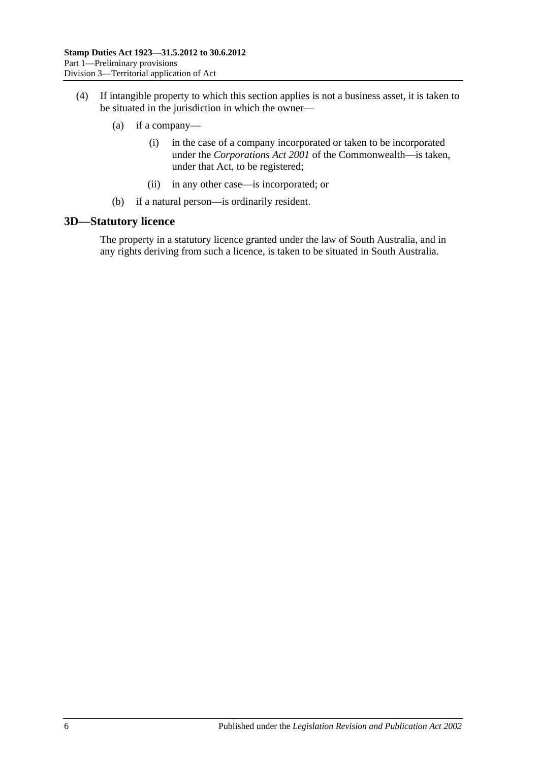(4) If intangible property to which this section applies is not a business asset, it is taken to be situated in the jurisdiction in which the owner—

(a) if a company—

(i) in the case of a company incorporated or taken to be incorporated under the *Corporations Act 2001* of the Commonwealth—is taken, under that Act, to be registered;

(ii) in any other case—is incorporated; or

(b) if a natural person—is ordinarily resident.

## 3D—Statutory licence

The property in a statutory licence granted under the law of South Australia, and in any rights deriving from such a licence, is taken to be situated in South Australia.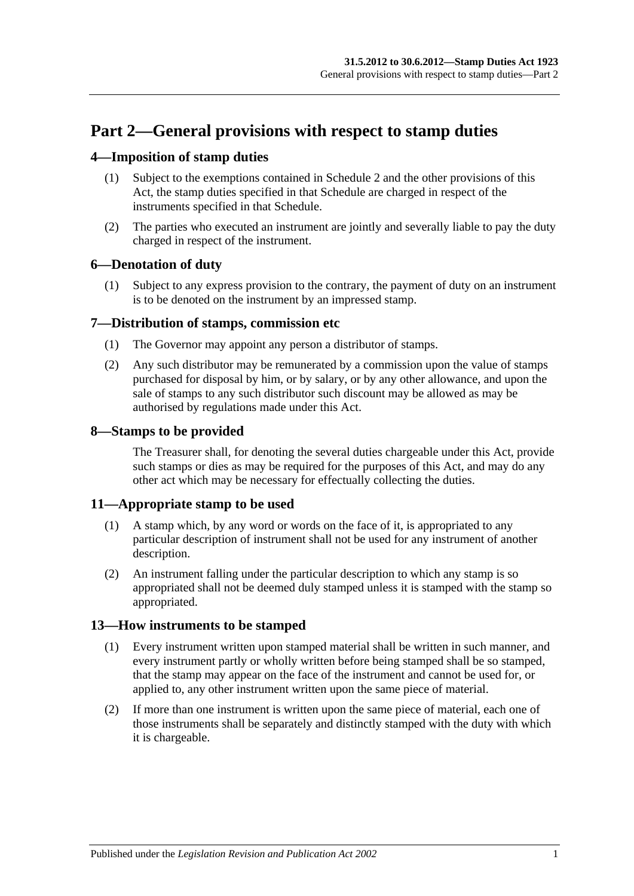# Part 2—General provisions with respect to stamp duties

## 4—Imposition of stamp duties

(1) Subject to the exemptions contained in Schedule 2 and the other provisions of this Act, the stamp duties specified in that Schedule are charged in respect of the instruments specified in that Schedule.

(2) The parties who executed an instrument are jointly and severally liable to pay the duty charged in respect of the instrument.

## 6—Denotation of duty

(1) Subject to any express provision to the contrary, the payment of duty on an instrument is to be denoted on the instrument by an impressed stamp.

## 7—Distribution of stamps, commission etc

(1) The Governor may appoint any person a distributor of stamps.

(2) Any such distributor may be remunerated by a commission upon the value of stamps purchased for disposal by him, or by salary, or by any other allowance, and upon the sale of stamps to any such distributor such discount may be allowed as may be authorised by regulations made under this Act.

## 8—Stamps to be provided

The Treasurer shall, for denoting the several duties chargeable under this Act, provide such stamps or dies as may be required for the purposes of this Act, and may do any other act which may be necessary for effectually collecting the duties.

## 11—Appropriate stamp to be used

(1) A stamp which, by any word or words on the face of it, is appropriated to any particular description of instrument shall not be used for any instrument of another description.

(2) An instrument falling under the particular description to which any stamp is so appropriated shall not be deemed duly stamped unless it is stamped with the stamp so appropriated.

## 13—How instruments to be stamped

(1) Every instrument written upon stamped material shall be written in such manner, and every instrument partly or wholly written before being stamped shall be so stamped, that the stamp may appear on the face of the instrument and cannot be used for, or applied to, any other instrument written upon the same piece of material.

(2) If more than one instrument is written upon the same piece of material, each one of those instruments shall be separately and distinctly stamped with the duty with which it is chargeable.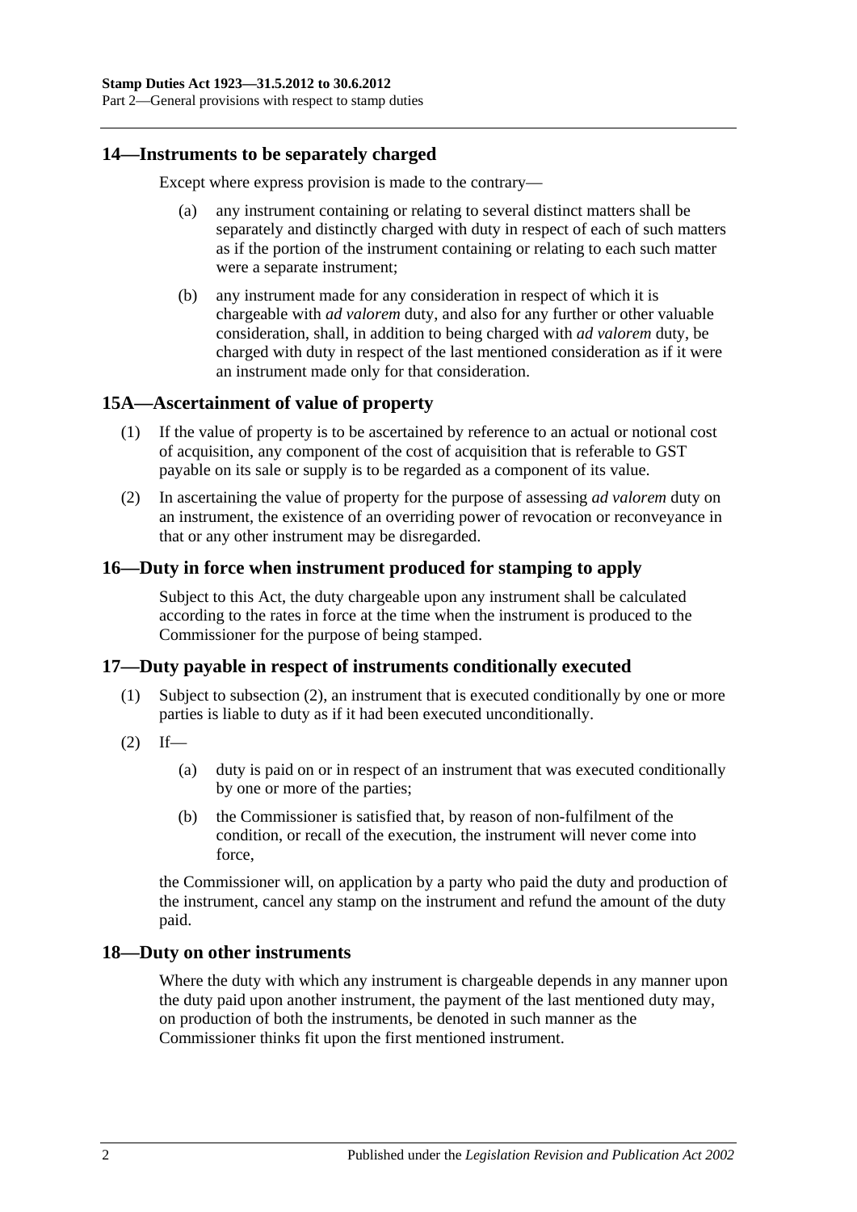## 14—Instruments to be separately charged

Except where express provision is made to the contrary—

(a) any instrument containing or relating to several distinct matters shall be separately and distinctly charged with duty in respect of each of such matters as if the portion of the instrument containing or relating to each such matter were a separate instrument;

(b) any instrument made for any consideration in respect of which it is chargeable with *ad valorem* duty, and also for any further or other valuable consideration, shall, in addition to being charged with *ad valorem* duty, be charged with duty in respect of the last mentioned consideration as if it were an instrument made only for that consideration.

## 15A—Ascertainment of value of property

(1) If the value of property is to be ascertained by reference to an actual or notional cost of acquisition, any component of the cost of acquisition that is referable to GST payable on its sale or supply is to be regarded as a component of its value.

(2) In ascertaining the value of property for the purpose of assessing *ad valorem* duty on an instrument, the existence of an overriding power of revocation or reconveyance in that or any other instrument may be disregarded.

## 16—Duty in force when instrument produced for stamping to apply

Subject to this Act, the duty chargeable upon any instrument shall be calculated according to the rates in force at the time when the instrument is produced to the Commissioner for the purpose of being stamped.

## 17—Duty payable in respect of instruments conditionally executed

(1) Subject to subsection (2), an instrument that is executed conditionally by one or more parties is liable to duty as if it had been executed unconditionally.

(2) If—

(a) duty is paid on or in respect of an instrument that was executed conditionally by one or more of the parties;

(b) the Commissioner is satisfied that, by reason of non-fulfilment of the condition, or recall of the execution, the instrument will never come into force,

the Commissioner will, on application by a party who paid the duty and production of the instrument, cancel any stamp on the instrument and refund the amount of the duty paid.

## 18—Duty on other instruments

Where the duty with which any instrument is chargeable depends in any manner upon the duty paid upon another instrument, the payment of the last mentioned duty may, on production of both the instruments, be denoted in such manner as the Commissioner thinks fit upon the first mentioned instrument.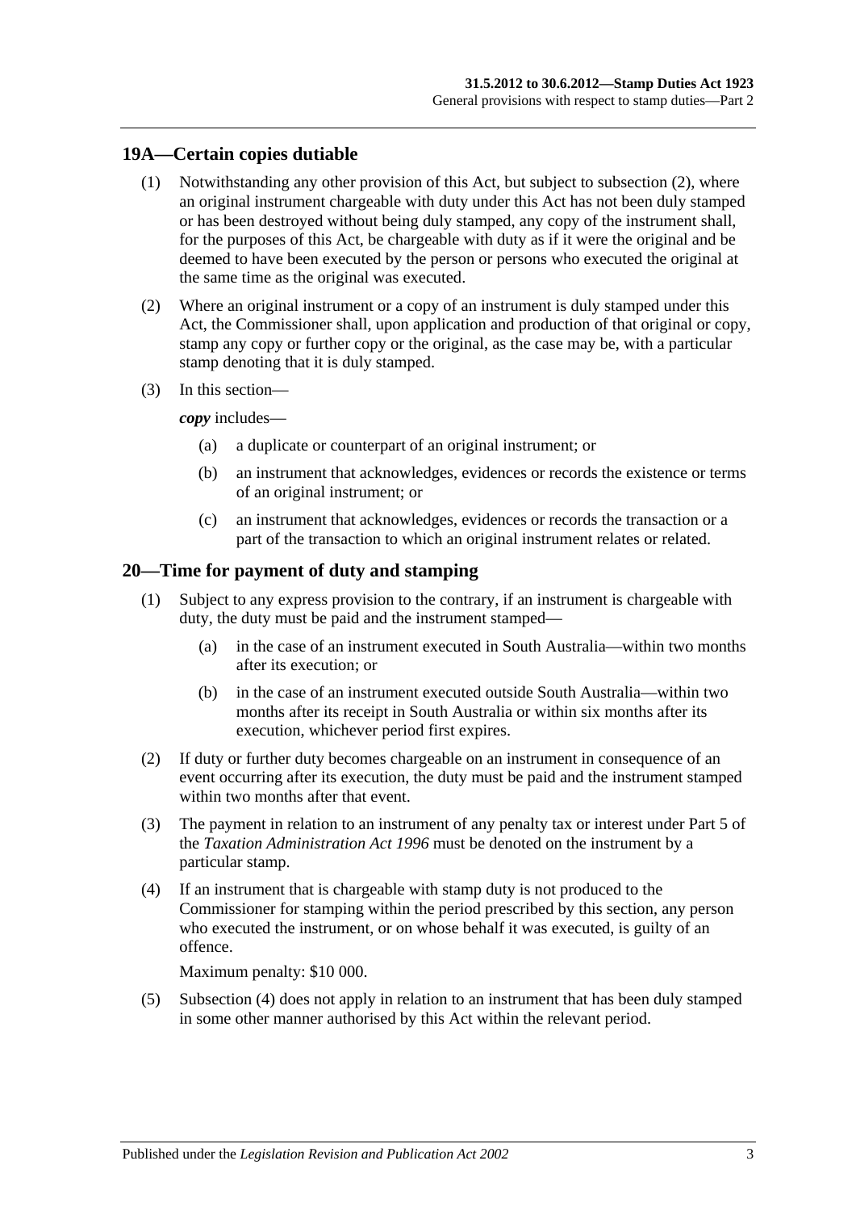## 19A—Certain copies dutiable

(1) Notwithstanding any other provision of this Act, but subject to subsection (2), where an original instrument chargeable with duty under this Act has not been duly stamped or has been destroyed without being duly stamped, any copy of the instrument shall, for the purposes of this Act, be chargeable with duty as if it were the original and be deemed to have been executed by the person or persons who executed the original at the same time as the original was executed.

(2) Where an original instrument or a copy of an instrument is duly stamped under this Act, the Commissioner shall, upon application and production of that original or copy, stamp any copy or further copy or the original, as the case may be, with a particular stamp denoting that it is duly stamped.

(3) In this section—

*copy* includes—

(a) a duplicate or counterpart of an original instrument; or

(b) an instrument that acknowledges, evidences or records the existence or terms of an original instrument; or

(c) an instrument that acknowledges, evidences or records the transaction or a part of the transaction to which an original instrument relates or related.

## 20—Time for payment of duty and stamping

(1) Subject to any express provision to the contrary, if an instrument is chargeable with duty, the duty must be paid and the instrument stamped—

(a) in the case of an instrument executed in South Australia—within two months after its execution; or

(b) in the case of an instrument executed outside South Australia—within two months after its receipt in South Australia or within six months after its execution, whichever period first expires.

(2) If duty or further duty becomes chargeable on an instrument in consequence of an event occurring after its execution, the duty must be paid and the instrument stamped within two months after that event.

(3) The payment in relation to an instrument of any penalty tax or interest under Part 5 of the *Taxation Administration Act 1996* must be denoted on the instrument by a particular stamp.

(4) If an instrument that is chargeable with stamp duty is not produced to the Commissioner for stamping within the period prescribed by this section, any person who executed the instrument, or on whose behalf it was executed, is guilty of an offence.

Maximum penalty: $10 000.

(5) Subsection (4) does not apply in relation to an instrument that has been duly stamped in some other manner authorised by this Act within the relevant period.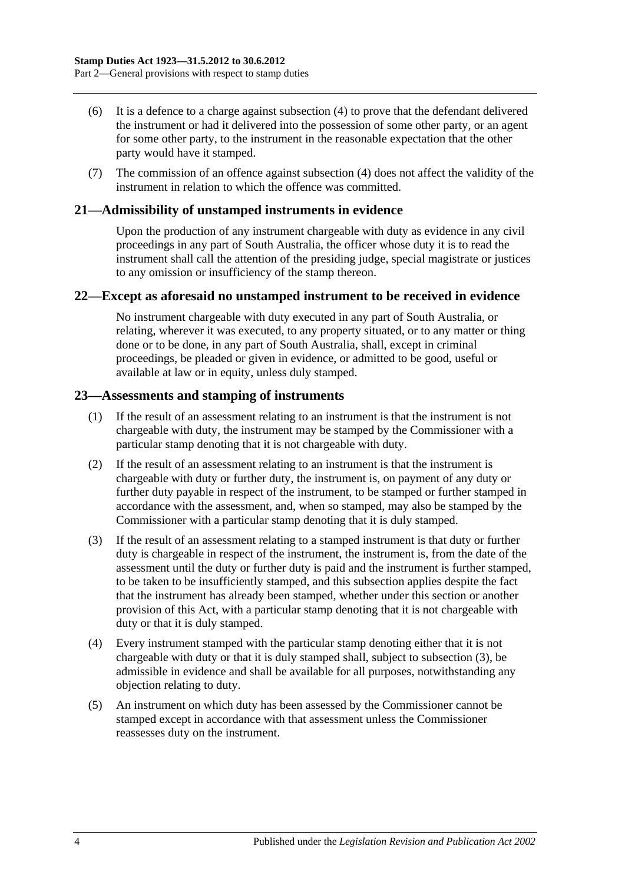(6) It is a defence to a charge against subsection (4) to prove that the defendant delivered the instrument or had it delivered into the possession of some other party, or an agent for some other party, to the instrument in the reasonable expectation that the other party would have it stamped.

(7) The commission of an offence against subsection (4) does not affect the validity of the instrument in relation to which the offence was committed.

## 21—Admissibility of unstamped instruments in evidence

Upon the production of any instrument chargeable with duty as evidence in any civil proceedings in any part of South Australia, the officer whose duty it is to read the instrument shall call the attention of the presiding judge, special magistrate or justices to any omission or insufficiency of the stamp thereon.

## 22—Except as aforesaid no unstamped instrument to be received in evidence

No instrument chargeable with duty executed in any part of South Australia, or relating, wherever it was executed, to any property situated, or to any matter or thing done or to be done, in any part of South Australia, shall, except in criminal proceedings, be pleaded or given in evidence, or admitted to be good, useful or available at law or in equity, unless duly stamped.

## 23—Assessments and stamping of instruments

(1) If the result of an assessment relating to an instrument is that the instrument is not chargeable with duty, the instrument may be stamped by the Commissioner with a particular stamp denoting that it is not chargeable with duty.

(2) If the result of an assessment relating to an instrument is that the instrument is chargeable with duty or further duty, the instrument is, on payment of any duty or further duty payable in respect of the instrument, to be stamped or further stamped in accordance with the assessment, and, when so stamped, may also be stamped by the Commissioner with a particular stamp denoting that it is duly stamped.

(3) If the result of an assessment relating to a stamped instrument is that duty or further duty is chargeable in respect of the instrument, the instrument is, from the date of the assessment until the duty or further duty is paid and the instrument is further stamped, to be taken to be insufficiently stamped, and this subsection applies despite the fact that the instrument has already been stamped, whether under this section or another provision of this Act, with a particular stamp denoting that it is not chargeable with duty or that it is duly stamped.

(4) Every instrument stamped with the particular stamp denoting either that it is not chargeable with duty or that it is duly stamped shall, subject to subsection (3), be admissible in evidence and shall be available for all purposes, notwithstanding any objection relating to duty.

(5) An instrument on which duty has been assessed by the Commissioner cannot be stamped except in accordance with that assessment unless the Commissioner reassesses duty on the instrument.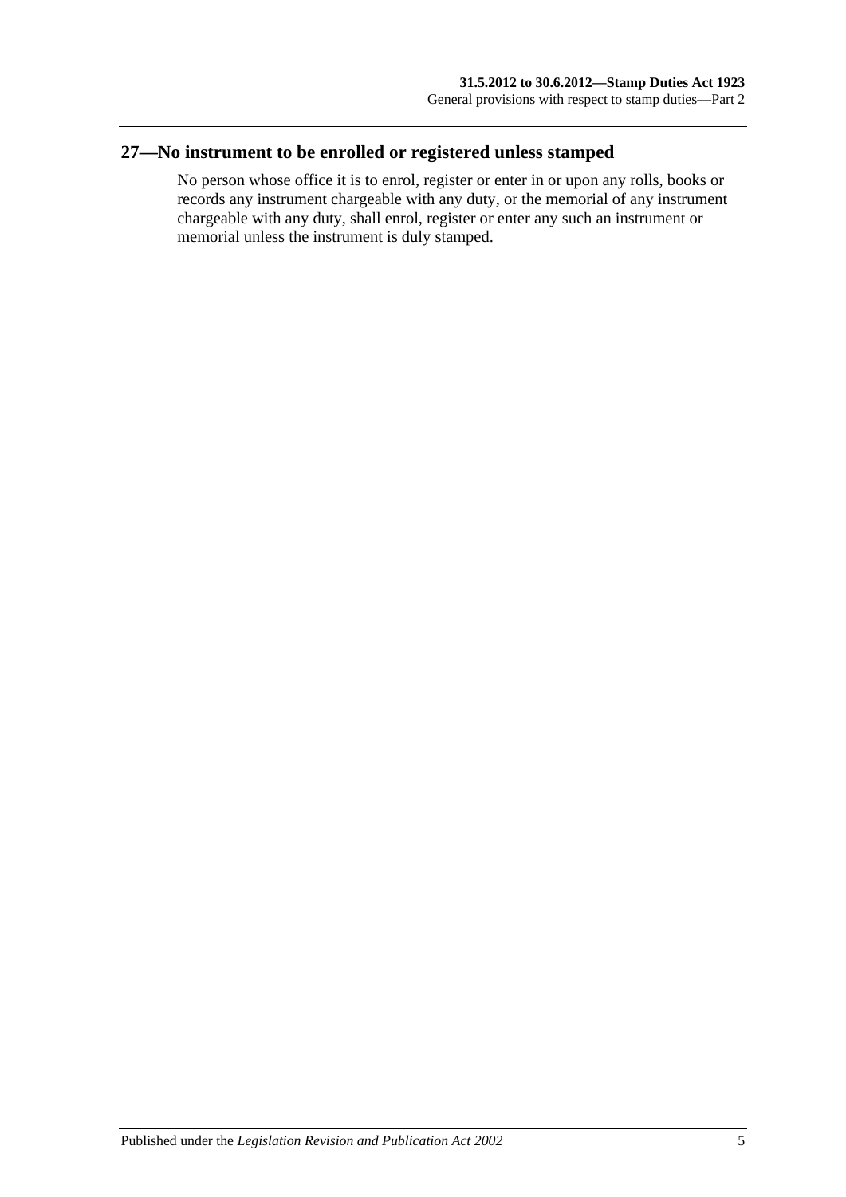## 27—No instrument to be enrolled or registered unless stamped

No person whose office it is to enrol, register or enter in or upon any rolls, books or records any instrument chargeable with any duty, or the memorial of any instrument chargeable with any duty, shall enrol, register or enter any such an instrument or memorial unless the instrument is duly stamped.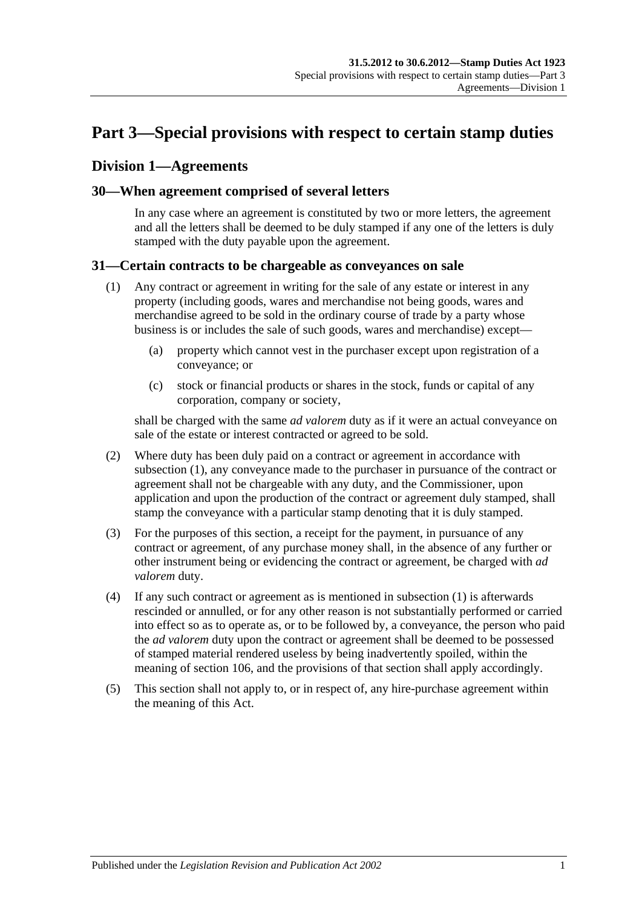# Part 3—Special provisions with respect to certain stamp duties

## Division 1—Agreements

### 30—When agreement comprised of several letters

In any case where an agreement is constituted by two or more letters, the agreement and all the letters shall be deemed to be duly stamped if any one of the letters is duly stamped with the duty payable upon the agreement.

### 31—Certain contracts to be chargeable as conveyances on sale

(1) Any contract or agreement in writing for the sale of any estate or interest in any property (including goods, wares and merchandise not being goods, wares and merchandise agreed to be sold in the ordinary course of trade by a party whose business is or includes the sale of such goods, wares and merchandise) except—

- (a) property which cannot vest in the purchaser except upon registration of a conveyance; or
- (c) stock or financial products or shares in the stock, funds or capital of any corporation, company or society,

shall be charged with the same *ad valorem* duty as if it were an actual conveyance on sale of the estate or interest contracted or agreed to be sold.

(2) Where duty has been duly paid on a contract or agreement in accordance with subsection (1), any conveyance made to the purchaser in pursuance of the contract or agreement shall not be chargeable with any duty, and the Commissioner, upon application and upon the production of the contract or agreement duly stamped, shall stamp the conveyance with a particular stamp denoting that it is duly stamped.

(3) For the purposes of this section, a receipt for the payment, in pursuance of any contract or agreement, of any purchase money shall, in the absence of any further or other instrument being or evidencing the contract or agreement, be charged with *ad valorem* duty.

(4) If any such contract or agreement as is mentioned in subsection (1) is afterwards rescinded or annulled, or for any other reason is not substantially performed or carried into effect so as to operate as, or to be followed by, a conveyance, the person who paid the *ad valorem* duty upon the contract or agreement shall be deemed to be possessed of stamped material rendered useless by being inadvertently spoiled, within the meaning of section 106, and the provisions of that section shall apply accordingly.

(5) This section shall not apply to, or in respect of, any hire-purchase agreement within the meaning of this Act.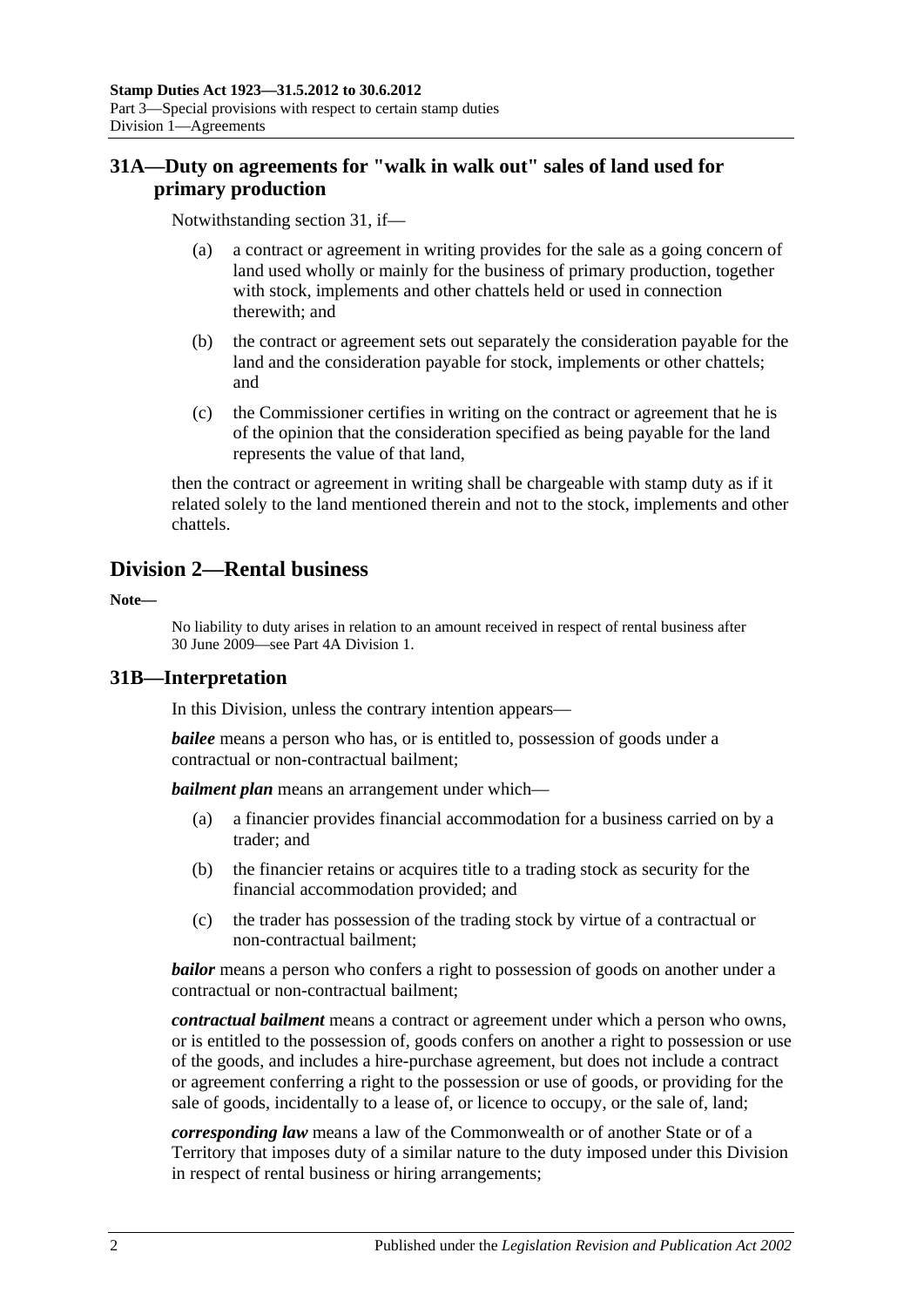## 31A—Duty on agreements for "walk in walk out" sales of land used for primary production

Notwithstanding section 31, if—

(a) a contract or agreement in writing provides for the sale as a going concern of land used wholly or mainly for the business of primary production, together with stock, implements and other chattels held or used in connection therewith; and

(b) the contract or agreement sets out separately the consideration payable for the land and the consideration payable for stock, implements or other chattels; and

(c) the Commissioner certifies in writing on the contract or agreement that he is of the opinion that the consideration specified as being payable for the land represents the value of that land,

then the contract or agreement in writing shall be chargeable with stamp duty as if it related solely to the land mentioned therein and not to the stock, implements and other chattels.

# Division 2—Rental business

**Note—**

No liability to duty arises in relation to an amount received in respect of rental business after 30 June 2009—see Part 4A Division 1.

## 31B—Interpretation

In this Division, unless the contrary intention appears—

***bailee*** means a person who has, or is entitled to, possession of goods under a contractual or non-contractual bailment;

***bailment plan*** means an arrangement under which—

(a) a financier provides financial accommodation for a business carried on by a trader; and

(b) the financier retains or acquires title to a trading stock as security for the financial accommodation provided; and

(c) the trader has possession of the trading stock by virtue of a contractual or non-contractual bailment;

***bailor*** means a person who confers a right to possession of goods on another under a contractual or non-contractual bailment;

***contractual bailment*** means a contract or agreement under which a person who owns, or is entitled to the possession of, goods confers on another a right to possession or use of the goods, and includes a hire-purchase agreement, but does not include a contract or agreement conferring a right to the possession or use of goods, or providing for the sale of goods, incidentally to a lease of, or licence to occupy, or the sale of, land;

***corresponding law*** means a law of the Commonwealth or of another State or of a Territory that imposes duty of a similar nature to the duty imposed under this Division in respect of rental business or hiring arrangements;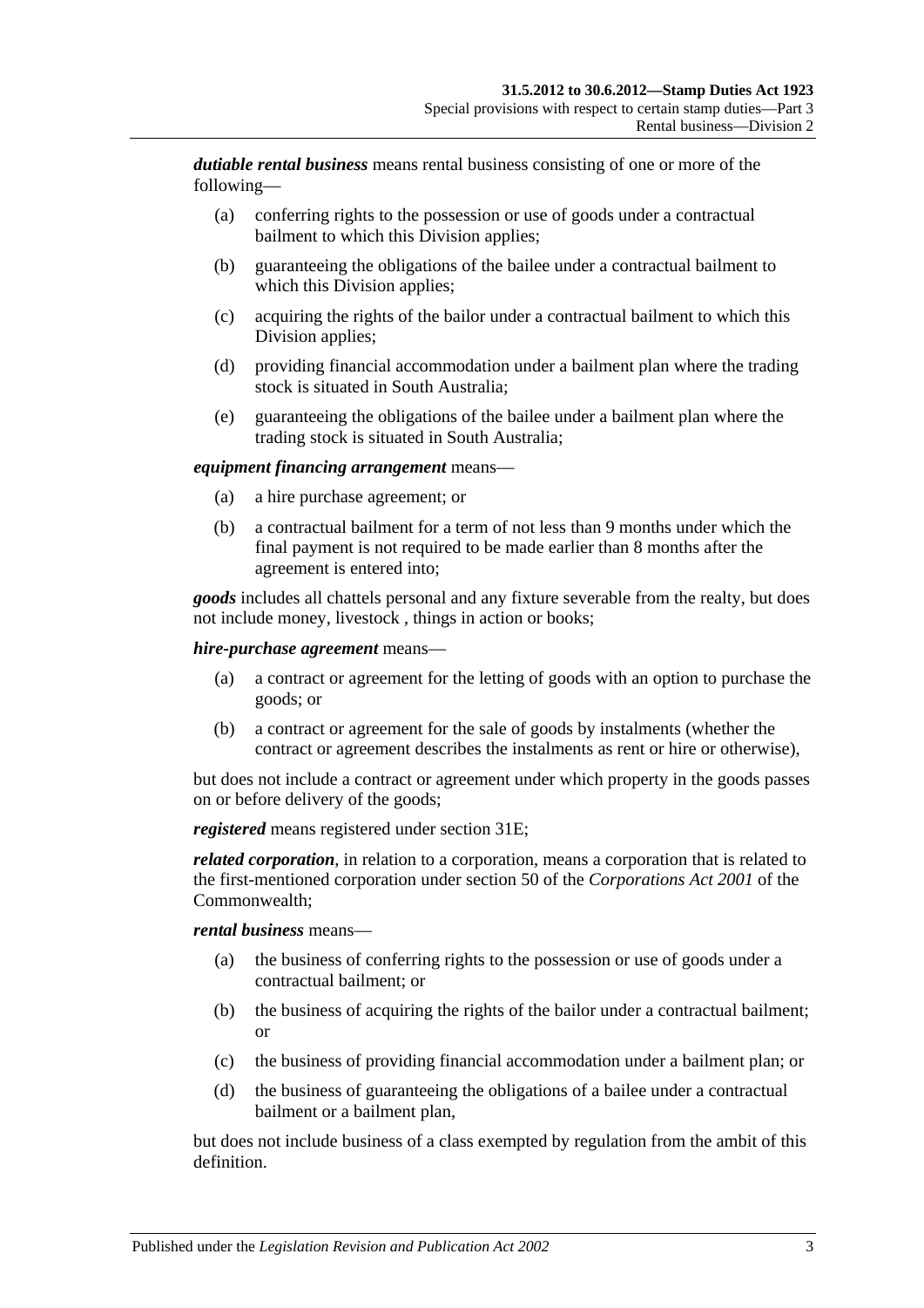***dutiable rental business*** means rental business consisting of one or more of the following—

- (a) conferring rights to the possession or use of goods under a contractual bailment to which this Division applies;
- (b) guaranteeing the obligations of the bailee under a contractual bailment to which this Division applies;
- (c) acquiring the rights of the bailor under a contractual bailment to which this Division applies;
- (d) providing financial accommodation under a bailment plan where the trading stock is situated in South Australia;
- (e) guaranteeing the obligations of the bailee under a bailment plan where the trading stock is situated in South Australia;

***equipment financing arrangement*** means—

- (a) a hire purchase agreement; or
- (b) a contractual bailment for a term of not less than 9 months under which the final payment is not required to be made earlier than 8 months after the agreement is entered into;

***goods*** includes all chattels personal and any fixture severable from the realty, but does not include money, livestock , things in action or books;

***hire-purchase agreement*** means—

- (a) a contract or agreement for the letting of goods with an option to purchase the goods; or
- (b) a contract or agreement for the sale of goods by instalments (whether the contract or agreement describes the instalments as rent or hire or otherwise),

but does not include a contract or agreement under which property in the goods passes on or before delivery of the goods;

***registered*** means registered under section 31E;

***related corporation***, in relation to a corporation, means a corporation that is related to the first-mentioned corporation under section 50 of the *Corporations Act 2001* of the Commonwealth;

***rental business*** means—

- (a) the business of conferring rights to the possession or use of goods under a contractual bailment; or
- (b) the business of acquiring the rights of the bailor under a contractual bailment; or
- (c) the business of providing financial accommodation under a bailment plan; or
- (d) the business of guaranteeing the obligations of a bailee under a contractual bailment or a bailment plan,

but does not include business of a class exempted by regulation from the ambit of this definition.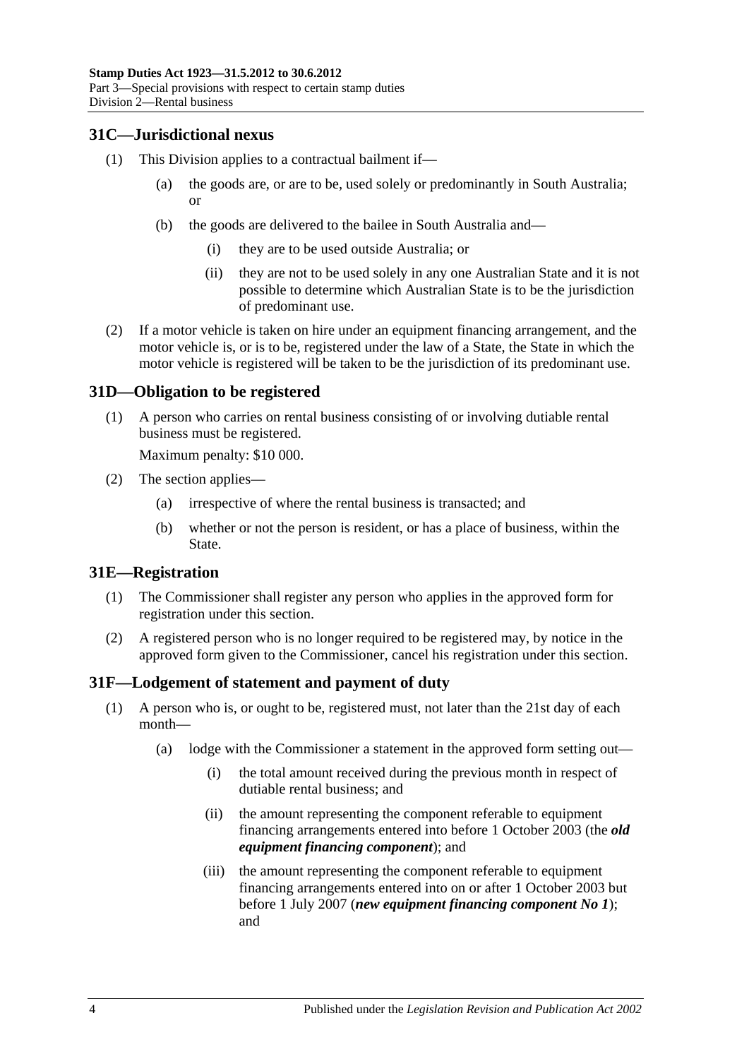## 31C—Jurisdictional nexus

(1) This Division applies to a contractual bailment if—

(a) the goods are, or are to be, used solely or predominantly in South Australia; or

(b) the goods are delivered to the bailee in South Australia and—

(i) they are to be used outside Australia; or

(ii) they are not to be used solely in any one Australian State and it is not possible to determine which Australian State is to be the jurisdiction of predominant use.

(2) If a motor vehicle is taken on hire under an equipment financing arrangement, and the motor vehicle is, or is to be, registered under the law of a State, the State in which the motor vehicle is registered will be taken to be the jurisdiction of its predominant use.

## 31D—Obligation to be registered

(1) A person who carries on rental business consisting of or involving dutiable rental business must be registered.

Maximum penalty: $10 000.

(2) The section applies—

(a) irrespective of where the rental business is transacted; and

(b) whether or not the person is resident, or has a place of business, within the State.

## 31E—Registration

(1) The Commissioner shall register any person who applies in the approved form for registration under this section.

(2) A registered person who is no longer required to be registered may, by notice in the approved form given to the Commissioner, cancel his registration under this section.

## 31F—Lodgement of statement and payment of duty

(1) A person who is, or ought to be, registered must, not later than the 21st day of each month—

(a) lodge with the Commissioner a statement in the approved form setting out—

(i) the total amount received during the previous month in respect of dutiable rental business; and

(ii) the amount representing the component referable to equipment financing arrangements entered into before 1 October 2003 (the ***old equipment financing component***); and

(iii) the amount representing the component referable to equipment financing arrangements entered into on or after 1 October 2003 but before 1 July 2007 (***new equipment financing component No 1***); and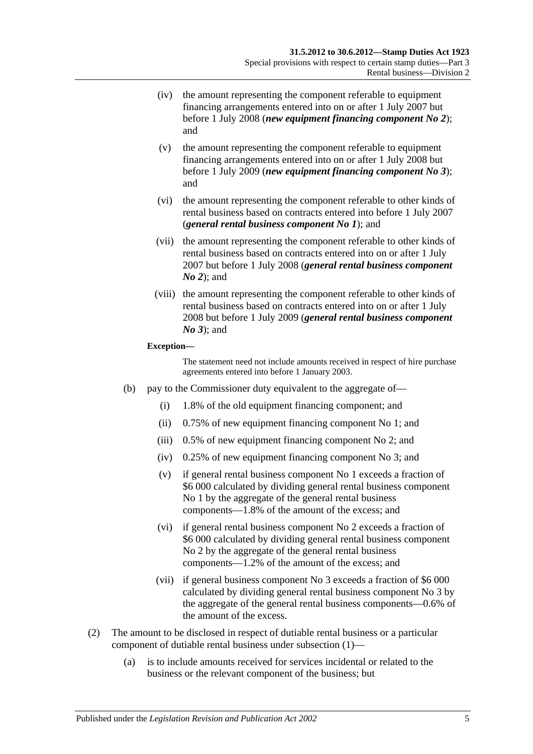(iv) the amount representing the component referable to equipment financing arrangements entered into on or after 1 July 2007 but before 1 July 2008 (***new equipment financing component No 2***); and

(v) the amount representing the component referable to equipment financing arrangements entered into on or after 1 July 2008 but before 1 July 2009 (***new equipment financing component No 3***); and

(vi) the amount representing the component referable to other kinds of rental business based on contracts entered into before 1 July 2007 (***general rental business component No 1***); and

(vii) the amount representing the component referable to other kinds of rental business based on contracts entered into on or after 1 July 2007 but before 1 July 2008 (***general rental business component No 2***); and

(viii) the amount representing the component referable to other kinds of rental business based on contracts entered into on or after 1 July 2008 but before 1 July 2009 (***general rental business component No 3***); and

**Exception—**

The statement need not include amounts received in respect of hire purchase agreements entered into before 1 January 2003.

(b) pay to the Commissioner duty equivalent to the aggregate of—

(i) 1.8% of the old equipment financing component; and

(ii) 0.75% of new equipment financing component No 1; and

(iii) 0.5% of new equipment financing component No 2; and

(iv) 0.25% of new equipment financing component No 3; and

(v) if general rental business component No 1 exceeds a fraction of $6 000 calculated by dividing general rental business component No 1 by the aggregate of the general rental business components—1.8% of the amount of the excess; and

(vi) if general rental business component No 2 exceeds a fraction of $6 000 calculated by dividing general rental business component No 2 by the aggregate of the general rental business components—1.2% of the amount of the excess; and

(vii) if general business component No 3 exceeds a fraction of $6 000 calculated by dividing general rental business component No 3 by the aggregate of the general rental business components—0.6% of the amount of the excess.

(2) The amount to be disclosed in respect of dutiable rental business or a particular component of dutiable rental business under subsection (1)—

(a) is to include amounts received for services incidental or related to the business or the relevant component of the business; but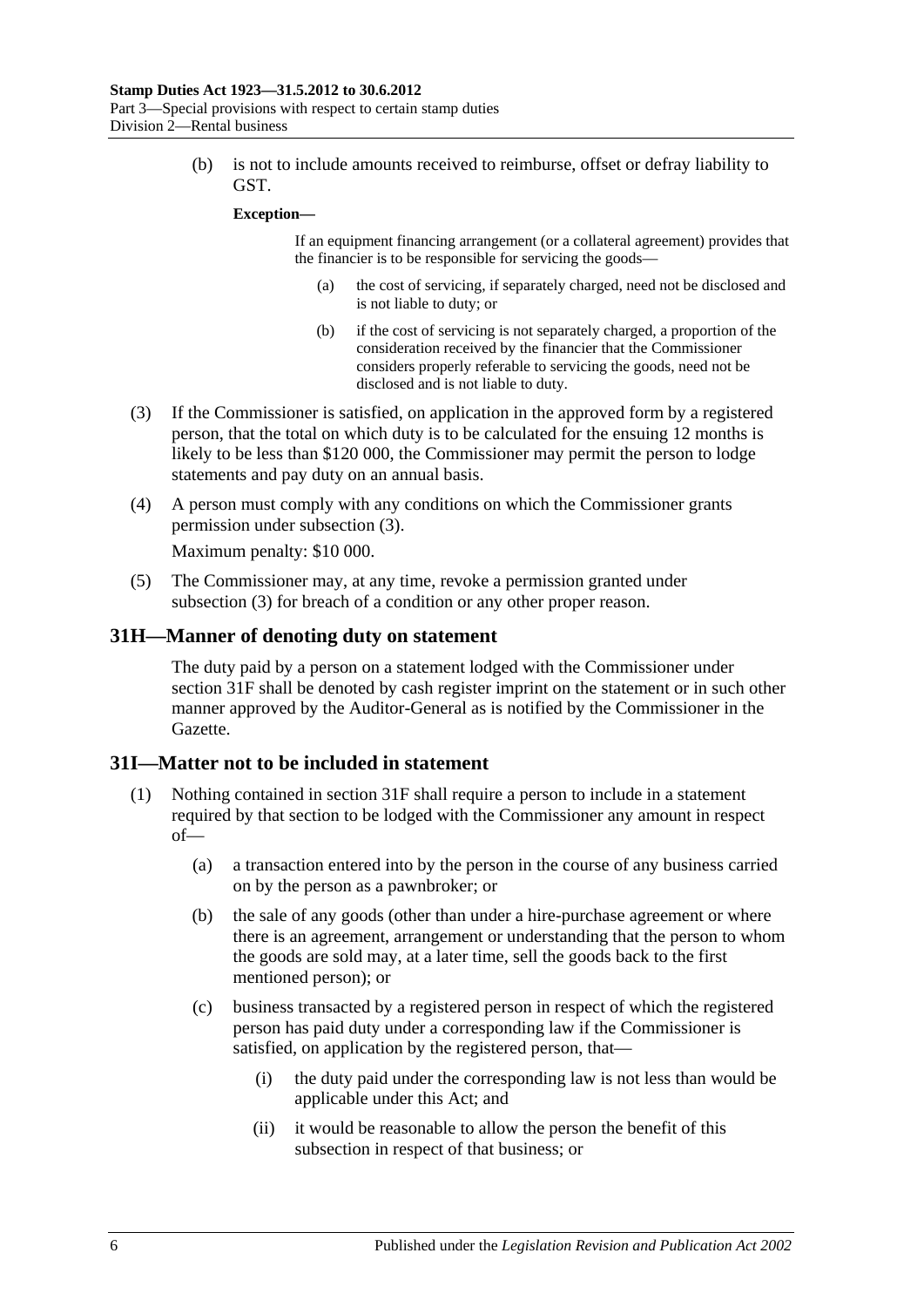(b) is not to include amounts received to reimburse, offset or defray liability to GST.

**Exception—**

If an equipment financing arrangement (or a collateral agreement) provides that the financier is to be responsible for servicing the goods—

(a) the cost of servicing, if separately charged, need not be disclosed and is not liable to duty; or

(b) if the cost of servicing is not separately charged, a proportion of the consideration received by the financier that the Commissioner considers properly referable to servicing the goods, need not be disclosed and is not liable to duty.

(3) If the Commissioner is satisfied, on application in the approved form by a registered person, that the total on which duty is to be calculated for the ensuing 12 months is likely to be less than $120 000, the Commissioner may permit the person to lodge statements and pay duty on an annual basis.

(4) A person must comply with any conditions on which the Commissioner grants permission under subsection (3).

Maximum penalty: $10 000.

(5) The Commissioner may, at any time, revoke a permission granted under subsection (3) for breach of a condition or any other proper reason.

## 31H—Manner of denoting duty on statement

The duty paid by a person on a statement lodged with the Commissioner under section 31F shall be denoted by cash register imprint on the statement or in such other manner approved by the Auditor-General as is notified by the Commissioner in the Gazette.

## 31I—Matter not to be included in statement

(1) Nothing contained in section 31F shall require a person to include in a statement required by that section to be lodged with the Commissioner any amount in respect of—

(a) a transaction entered into by the person in the course of any business carried on by the person as a pawnbroker; or

(b) the sale of any goods (other than under a hire-purchase agreement or where there is an agreement, arrangement or understanding that the person to whom the goods are sold may, at a later time, sell the goods back to the first mentioned person); or

(c) business transacted by a registered person in respect of which the registered person has paid duty under a corresponding law if the Commissioner is satisfied, on application by the registered person, that—

(i) the duty paid under the corresponding law is not less than would be applicable under this Act; and

(ii) it would be reasonable to allow the person the benefit of this subsection in respect of that business; or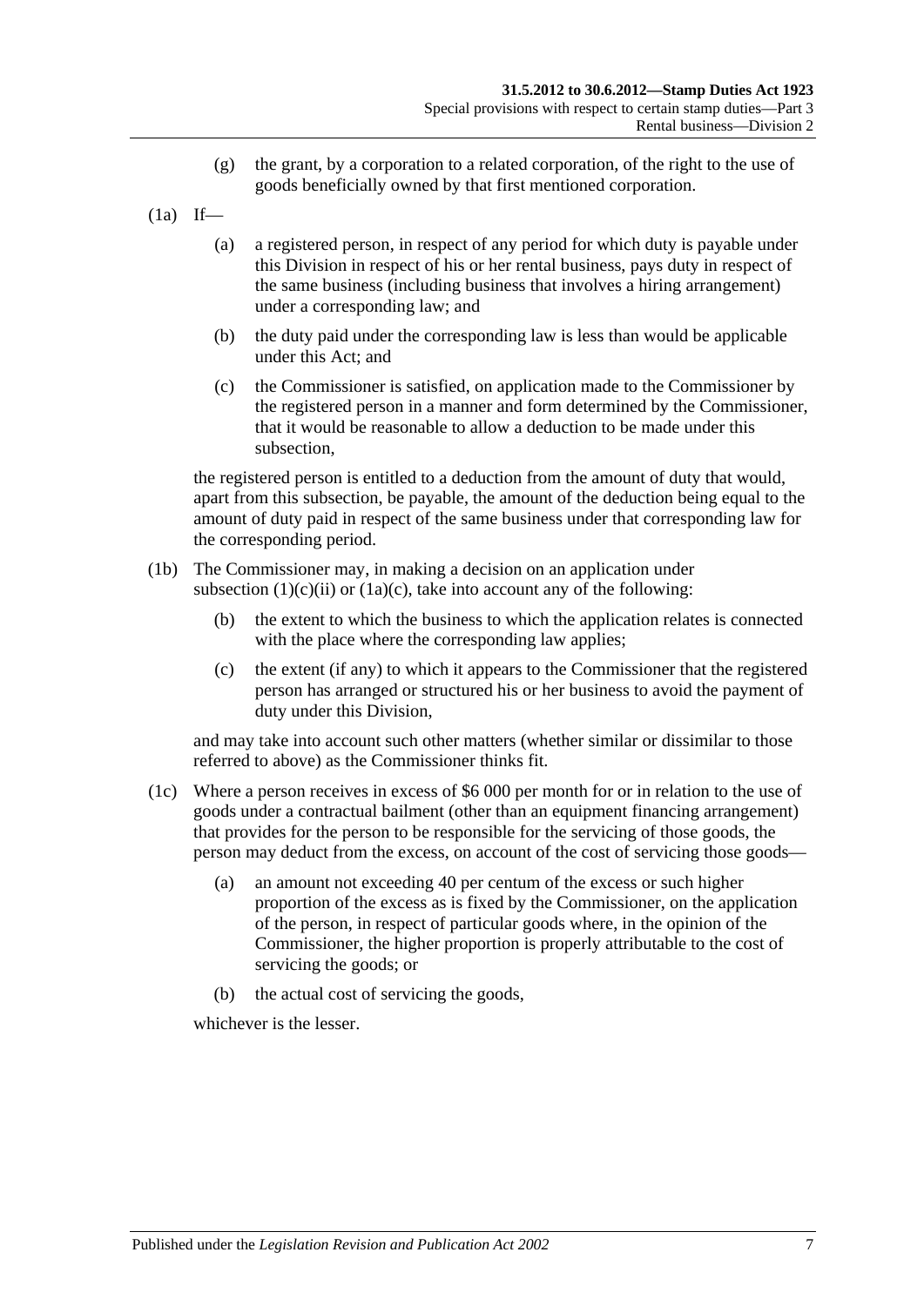(g) the grant, by a corporation to a related corporation, of the right to the use of goods beneficially owned by that first mentioned corporation.

(1a) If—

(a) a registered person, in respect of any period for which duty is payable under this Division in respect of his or her rental business, pays duty in respect of the same business (including business that involves a hiring arrangement) under a corresponding law; and

(b) the duty paid under the corresponding law is less than would be applicable under this Act; and

(c) the Commissioner is satisfied, on application made to the Commissioner by the registered person in a manner and form determined by the Commissioner, that it would be reasonable to allow a deduction to be made under this subsection,

the registered person is entitled to a deduction from the amount of duty that would, apart from this subsection, be payable, the amount of the deduction being equal to the amount of duty paid in respect of the same business under that corresponding law for the corresponding period.

(1b) The Commissioner may, in making a decision on an application under subsection (1)(c)(ii) or (1a)(c), take into account any of the following:

(b) the extent to which the business to which the application relates is connected with the place where the corresponding law applies;

(c) the extent (if any) to which it appears to the Commissioner that the registered person has arranged or structured his or her business to avoid the payment of duty under this Division,

and may take into account such other matters (whether similar or dissimilar to those referred to above) as the Commissioner thinks fit.

(1c) Where a person receives in excess of $6 000 per month for or in relation to the use of goods under a contractual bailment (other than an equipment financing arrangement) that provides for the person to be responsible for the servicing of those goods, the person may deduct from the excess, on account of the cost of servicing those goods—

(a) an amount not exceeding 40 per centum of the excess or such higher proportion of the excess as is fixed by the Commissioner, on the application of the person, in respect of particular goods where, in the opinion of the Commissioner, the higher proportion is properly attributable to the cost of servicing the goods; or

(b) the actual cost of servicing the goods,

whichever is the lesser.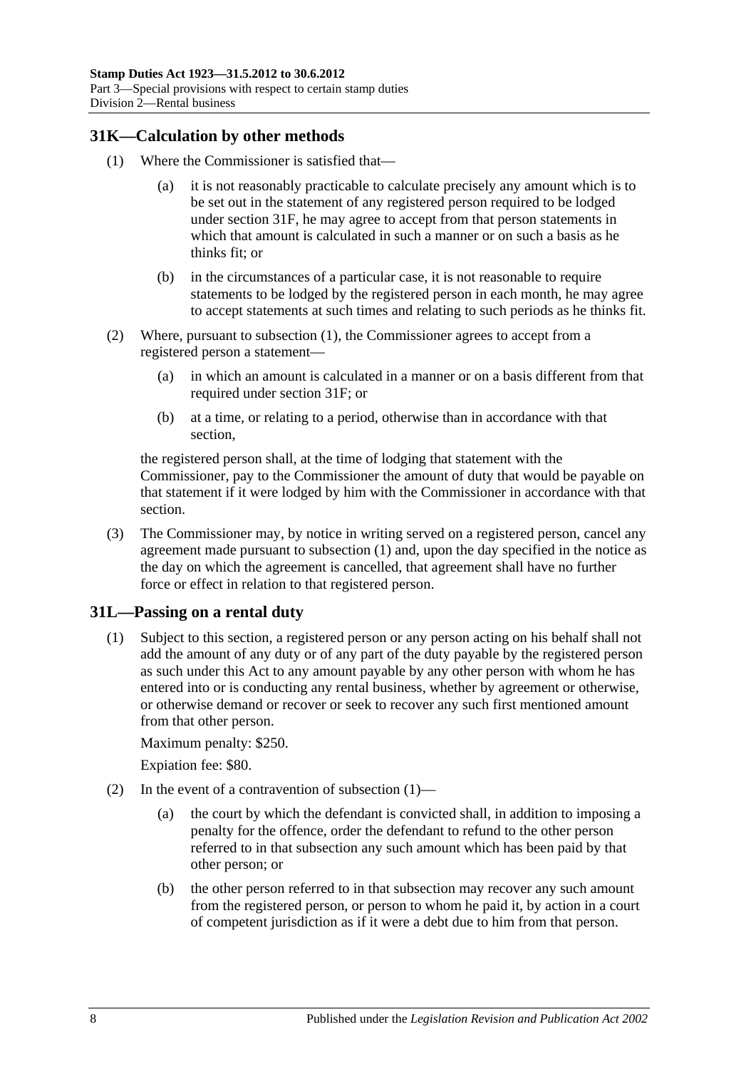## 31K—Calculation by other methods

(1) Where the Commissioner is satisfied that—

(a) it is not reasonably practicable to calculate precisely any amount which is to be set out in the statement of any registered person required to be lodged under section 31F, he may agree to accept from that person statements in which that amount is calculated in such a manner or on such a basis as he thinks fit; or

(b) in the circumstances of a particular case, it is not reasonable to require statements to be lodged by the registered person in each month, he may agree to accept statements at such times and relating to such periods as he thinks fit.

(2) Where, pursuant to subsection (1), the Commissioner agrees to accept from a registered person a statement—

(a) in which an amount is calculated in a manner or on a basis different from that required under section 31F; or

(b) at a time, or relating to a period, otherwise than in accordance with that section,

the registered person shall, at the time of lodging that statement with the Commissioner, pay to the Commissioner the amount of duty that would be payable on that statement if it were lodged by him with the Commissioner in accordance with that section.

(3) The Commissioner may, by notice in writing served on a registered person, cancel any agreement made pursuant to subsection (1) and, upon the day specified in the notice as the day on which the agreement is cancelled, that agreement shall have no further force or effect in relation to that registered person.

## 31L—Passing on a rental duty

(1) Subject to this section, a registered person or any person acting on his behalf shall not add the amount of any duty or of any part of the duty payable by the registered person as such under this Act to any amount payable by any other person with whom he has entered into or is conducting any rental business, whether by agreement or otherwise, or otherwise demand or recover or seek to recover any such first mentioned amount from that other person.

Maximum penalty: $250.

Expiation fee: $80.

(2) In the event of a contravention of subsection (1)—

(a) the court by which the defendant is convicted shall, in addition to imposing a penalty for the offence, order the defendant to refund to the other person referred to in that subsection any such amount which has been paid by that other person; or

(b) the other person referred to in that subsection may recover any such amount from the registered person, or person to whom he paid it, by action in a court of competent jurisdiction as if it were a debt due to him from that person.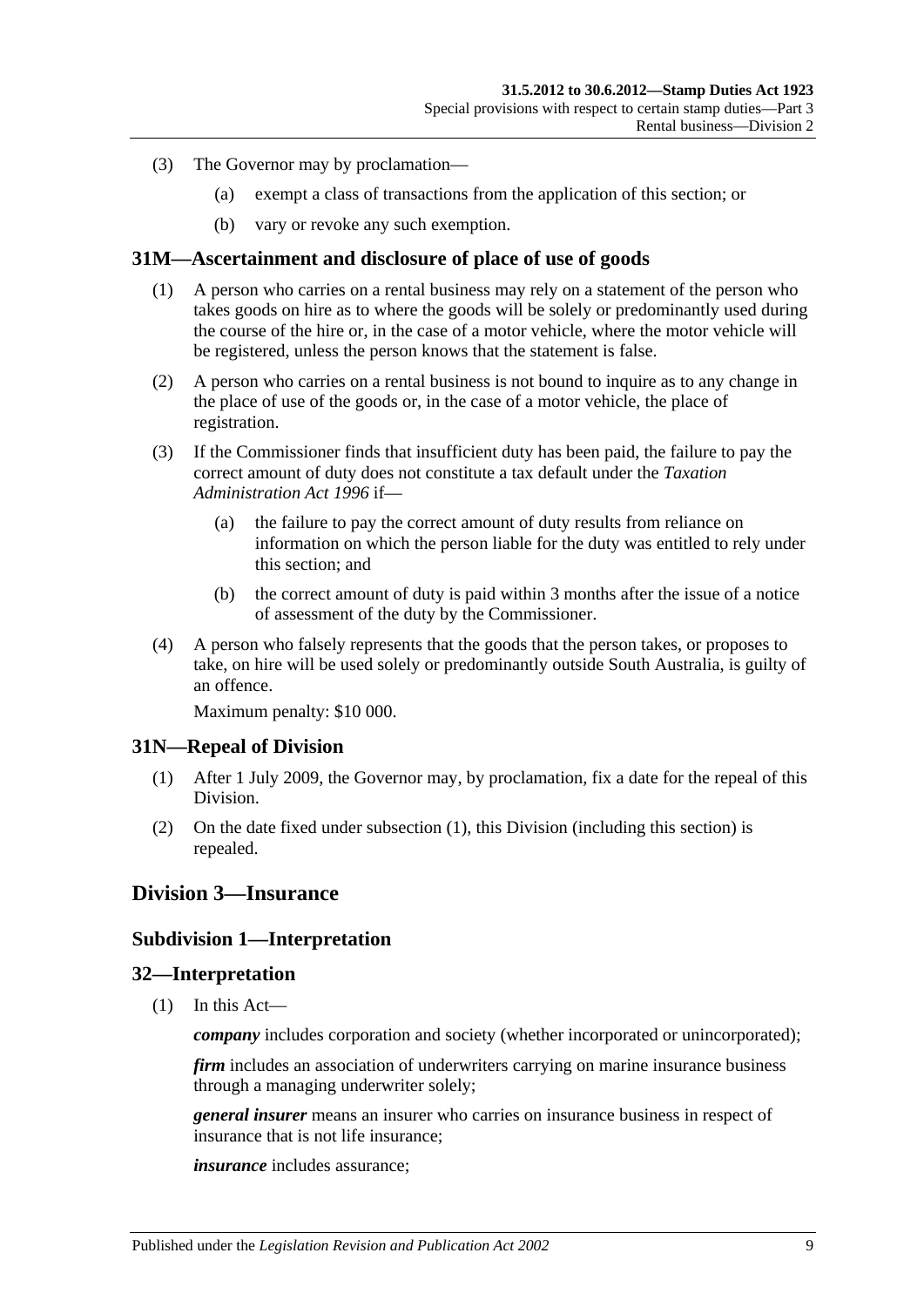(3) The Governor may by proclamation—

  (a) exempt a class of transactions from the application of this section; or

  (b) vary or revoke any such exemption.

## 31M—Ascertainment and disclosure of place of use of goods

(1) A person who carries on a rental business may rely on a statement of the person who takes goods on hire as to where the goods will be solely or predominantly used during the course of the hire or, in the case of a motor vehicle, where the motor vehicle will be registered, unless the person knows that the statement is false.

(2) A person who carries on a rental business is not bound to inquire as to any change in the place of use of the goods or, in the case of a motor vehicle, the place of registration.

(3) If the Commissioner finds that insufficient duty has been paid, the failure to pay the correct amount of duty does not constitute a tax default under the *Taxation Administration Act 1996* if—

  (a) the failure to pay the correct amount of duty results from reliance on information on which the person liable for the duty was entitled to rely under this section; and

  (b) the correct amount of duty is paid within 3 months after the issue of a notice of assessment of the duty by the Commissioner.

(4) A person who falsely represents that the goods that the person takes, or proposes to take, on hire will be used solely or predominantly outside South Australia, is guilty of an offence.

Maximum penalty: $10 000.

## 31N—Repeal of Division

(1) After 1 July 2009, the Governor may, by proclamation, fix a date for the repeal of this Division.

(2) On the date fixed under subsection (1), this Division (including this section) is repealed.

# Division 3—Insurance

## Subdivision 1—Interpretation

## 32—Interpretation

(1) In this Act—

***company*** includes corporation and society (whether incorporated or unincorporated);

***firm*** includes an association of underwriters carrying on marine insurance business through a managing underwriter solely;

***general insurer*** means an insurer who carries on insurance business in respect of insurance that is not life insurance;

***insurance*** includes assurance;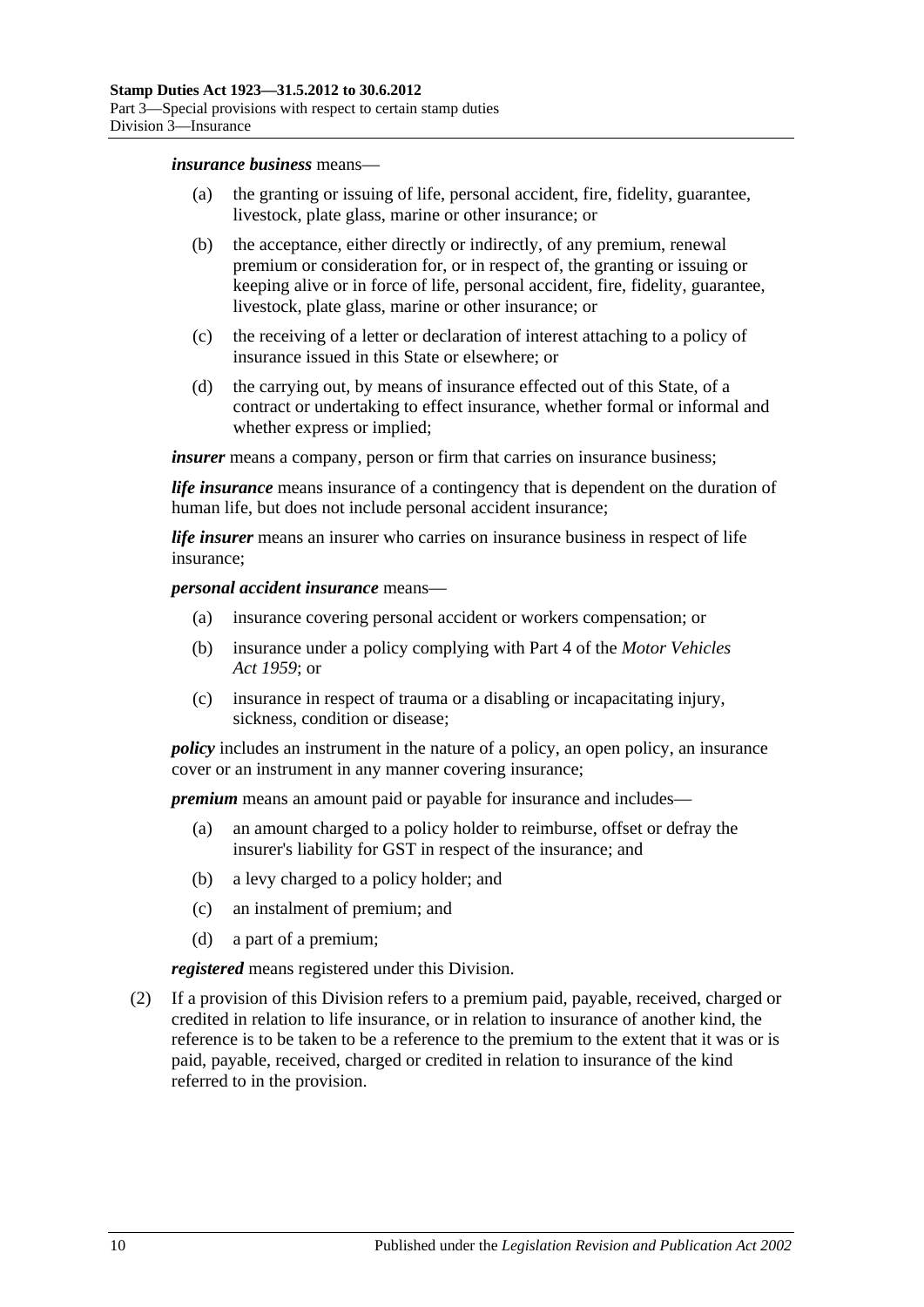***insurance business*** means—

- (a) the granting or issuing of life, personal accident, fire, fidelity, guarantee, livestock, plate glass, marine or other insurance; or
- (b) the acceptance, either directly or indirectly, of any premium, renewal premium or consideration for, or in respect of, the granting or issuing or keeping alive or in force of life, personal accident, fire, fidelity, guarantee, livestock, plate glass, marine or other insurance; or
- (c) the receiving of a letter or declaration of interest attaching to a policy of insurance issued in this State or elsewhere; or
- (d) the carrying out, by means of insurance effected out of this State, of a contract or undertaking to effect insurance, whether formal or informal and whether express or implied;

***insurer*** means a company, person or firm that carries on insurance business;

***life insurance*** means insurance of a contingency that is dependent on the duration of human life, but does not include personal accident insurance;

***life insurer*** means an insurer who carries on insurance business in respect of life insurance;

***personal accident insurance*** means—

- (a) insurance covering personal accident or workers compensation; or
- (b) insurance under a policy complying with Part 4 of the *Motor Vehicles Act 1959*; or
- (c) insurance in respect of trauma or a disabling or incapacitating injury, sickness, condition or disease;

***policy*** includes an instrument in the nature of a policy, an open policy, an insurance cover or an instrument in any manner covering insurance;

***premium*** means an amount paid or payable for insurance and includes—

- (a) an amount charged to a policy holder to reimburse, offset or defray the insurer's liability for GST in respect of the insurance; and
- (b) a levy charged to a policy holder; and
- (c) an instalment of premium; and
- (d) a part of a premium;

***registered*** means registered under this Division.

(2) If a provision of this Division refers to a premium paid, payable, received, charged or credited in relation to life insurance, or in relation to insurance of another kind, the reference is to be taken to be a reference to the premium to the extent that it was or is paid, payable, received, charged or credited in relation to insurance of the kind referred to in the provision.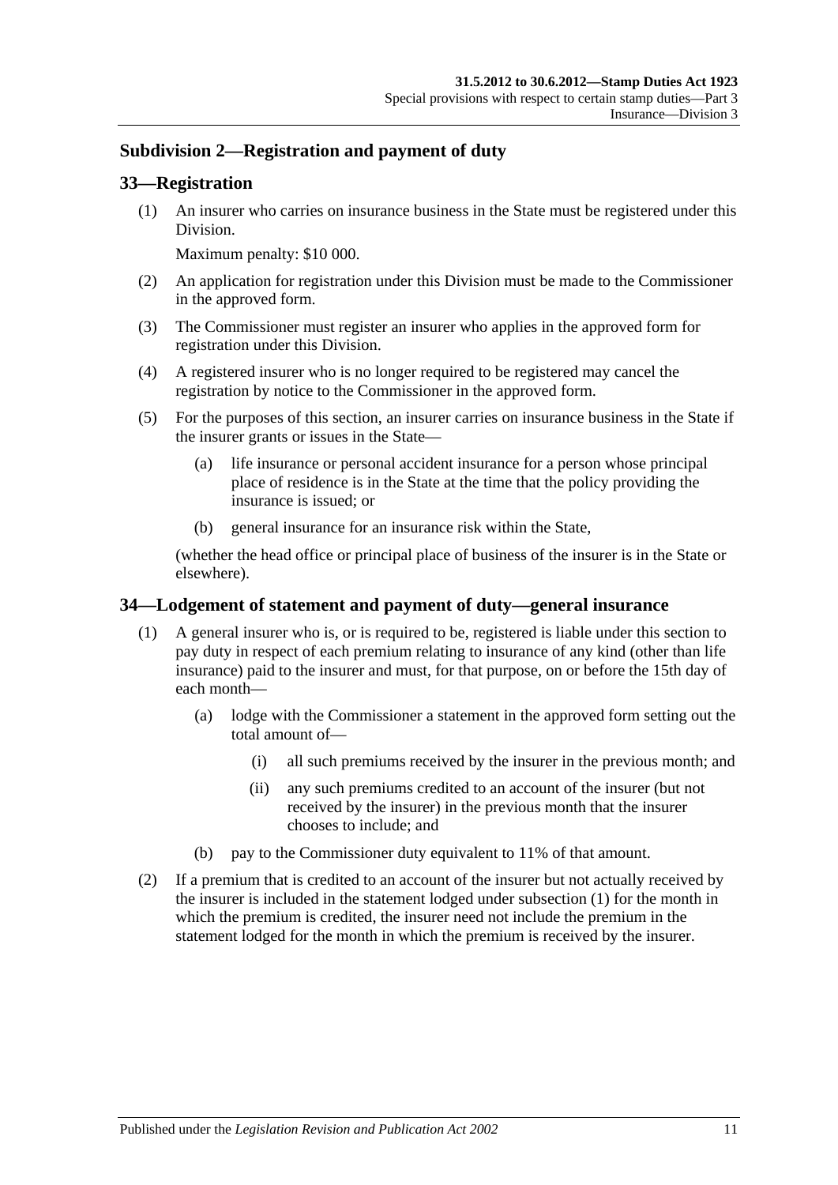### Subdivision 2—Registration and payment of duty

## 33—Registration

(1) An insurer who carries on insurance business in the State must be registered under this Division.

Maximum penalty: $10 000.

(2) An application for registration under this Division must be made to the Commissioner in the approved form.

(3) The Commissioner must register an insurer who applies in the approved form for registration under this Division.

(4) A registered insurer who is no longer required to be registered may cancel the registration by notice to the Commissioner in the approved form.

(5) For the purposes of this section, an insurer carries on insurance business in the State if the insurer grants or issues in the State—

(a) life insurance or personal accident insurance for a person whose principal place of residence is in the State at the time that the policy providing the insurance is issued; or

(b) general insurance for an insurance risk within the State,

(whether the head office or principal place of business of the insurer is in the State or elsewhere).

## 34—Lodgement of statement and payment of duty—general insurance

(1) A general insurer who is, or is required to be, registered is liable under this section to pay duty in respect of each premium relating to insurance of any kind (other than life insurance) paid to the insurer and must, for that purpose, on or before the 15th day of each month—

(a) lodge with the Commissioner a statement in the approved form setting out the total amount of—

(i) all such premiums received by the insurer in the previous month; and

(ii) any such premiums credited to an account of the insurer (but not received by the insurer) in the previous month that the insurer chooses to include; and

(b) pay to the Commissioner duty equivalent to 11% of that amount.

(2) If a premium that is credited to an account of the insurer but not actually received by the insurer is included in the statement lodged under subsection (1) for the month in which the premium is credited, the insurer need not include the premium in the statement lodged for the month in which the premium is received by the insurer.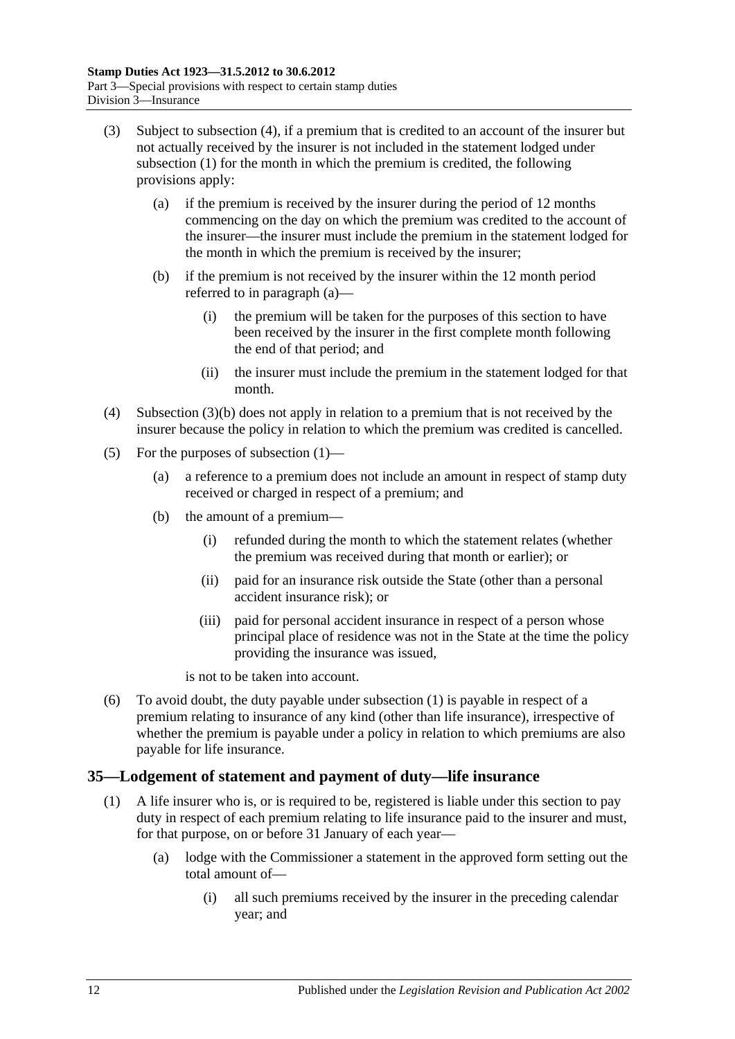(3) Subject to subsection (4), if a premium that is credited to an account of the insurer but not actually received by the insurer is not included in the statement lodged under subsection (1) for the month in which the premium is credited, the following provisions apply:

(a) if the premium is received by the insurer during the period of 12 months commencing on the day on which the premium was credited to the account of the insurer—the insurer must include the premium in the statement lodged for the month in which the premium is received by the insurer;

(b) if the premium is not received by the insurer within the 12 month period referred to in paragraph (a)—

(i) the premium will be taken for the purposes of this section to have been received by the insurer in the first complete month following the end of that period; and

(ii) the insurer must include the premium in the statement lodged for that month.

(4) Subsection (3)(b) does not apply in relation to a premium that is not received by the insurer because the policy in relation to which the premium was credited is cancelled.

(5) For the purposes of subsection (1)—

(a) a reference to a premium does not include an amount in respect of stamp duty received or charged in respect of a premium; and

(b) the amount of a premium—

(i) refunded during the month to which the statement relates (whether the premium was received during that month or earlier); or

(ii) paid for an insurance risk outside the State (other than a personal accident insurance risk); or

(iii) paid for personal accident insurance in respect of a person whose principal place of residence was not in the State at the time the policy providing the insurance was issued,

is not to be taken into account.

(6) To avoid doubt, the duty payable under subsection (1) is payable in respect of a premium relating to insurance of any kind (other than life insurance), irrespective of whether the premium is payable under a policy in relation to which premiums are also payable for life insurance.

## 35—Lodgement of statement and payment of duty—life insurance

(1) A life insurer who is, or is required to be, registered is liable under this section to pay duty in respect of each premium relating to life insurance paid to the insurer and must, for that purpose, on or before 31 January of each year—

(a) lodge with the Commissioner a statement in the approved form setting out the total amount of—

(i) all such premiums received by the insurer in the preceding calendar year; and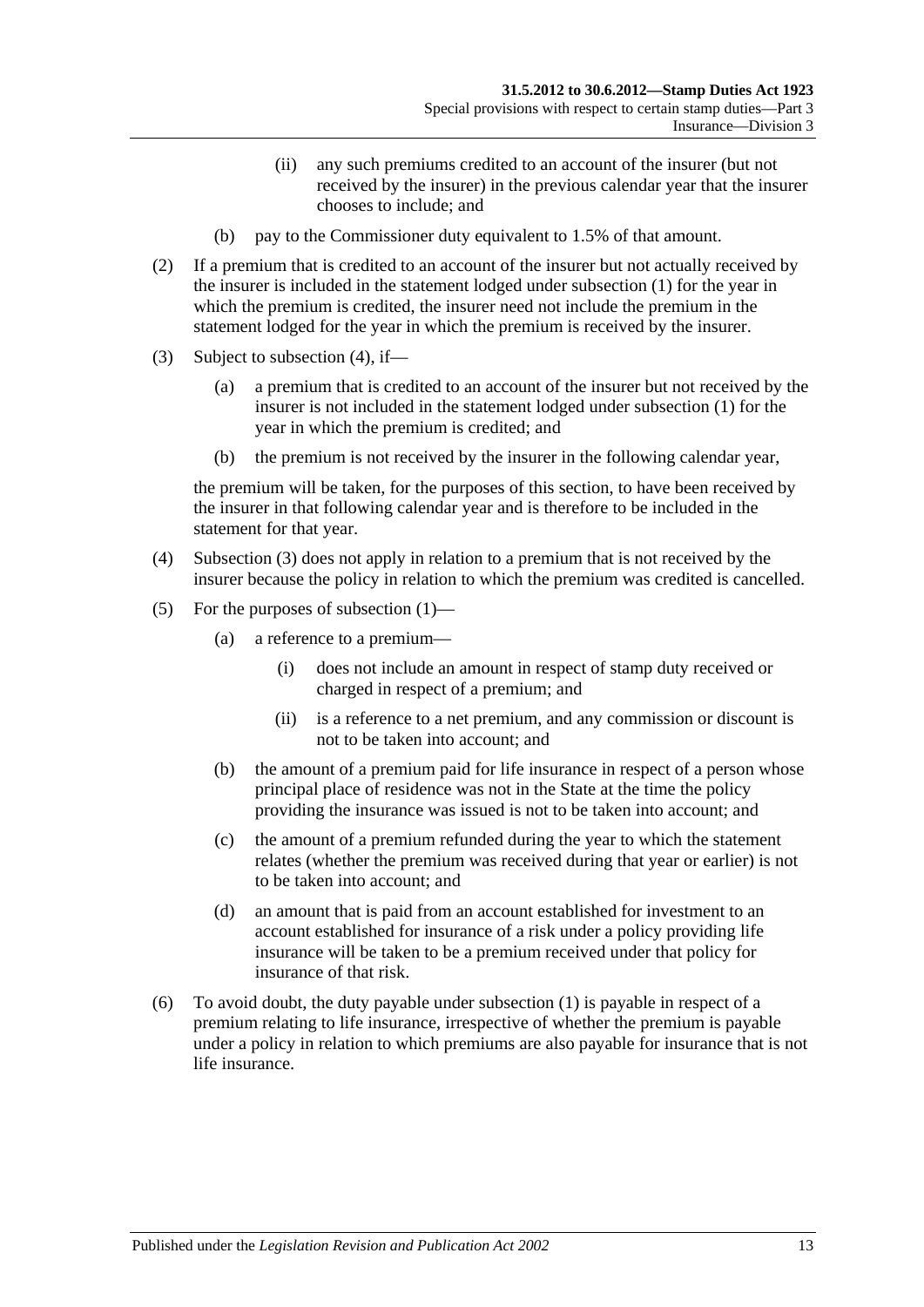(ii) any such premiums credited to an account of the insurer (but not received by the insurer) in the previous calendar year that the insurer chooses to include; and

(b) pay to the Commissioner duty equivalent to 1.5% of that amount.

(2) If a premium that is credited to an account of the insurer but not actually received by the insurer is included in the statement lodged under subsection (1) for the year in which the premium is credited, the insurer need not include the premium in the statement lodged for the year in which the premium is received by the insurer.

(3) Subject to subsection (4), if—

(a) a premium that is credited to an account of the insurer but not received by the insurer is not included in the statement lodged under subsection (1) for the year in which the premium is credited; and

(b) the premium is not received by the insurer in the following calendar year,

the premium will be taken, for the purposes of this section, to have been received by the insurer in that following calendar year and is therefore to be included in the statement for that year.

(4) Subsection (3) does not apply in relation to a premium that is not received by the insurer because the policy in relation to which the premium was credited is cancelled.

(5) For the purposes of subsection (1)—

(a) a reference to a premium—

(i) does not include an amount in respect of stamp duty received or charged in respect of a premium; and

(ii) is a reference to a net premium, and any commission or discount is not to be taken into account; and

(b) the amount of a premium paid for life insurance in respect of a person whose principal place of residence was not in the State at the time the policy providing the insurance was issued is not to be taken into account; and

(c) the amount of a premium refunded during the year to which the statement relates (whether the premium was received during that year or earlier) is not to be taken into account; and

(d) an amount that is paid from an account established for investment to an account established for insurance of a risk under a policy providing life insurance will be taken to be a premium received under that policy for insurance of that risk.

(6) To avoid doubt, the duty payable under subsection (1) is payable in respect of a premium relating to life insurance, irrespective of whether the premium is payable under a policy in relation to which premiums are also payable for insurance that is not life insurance.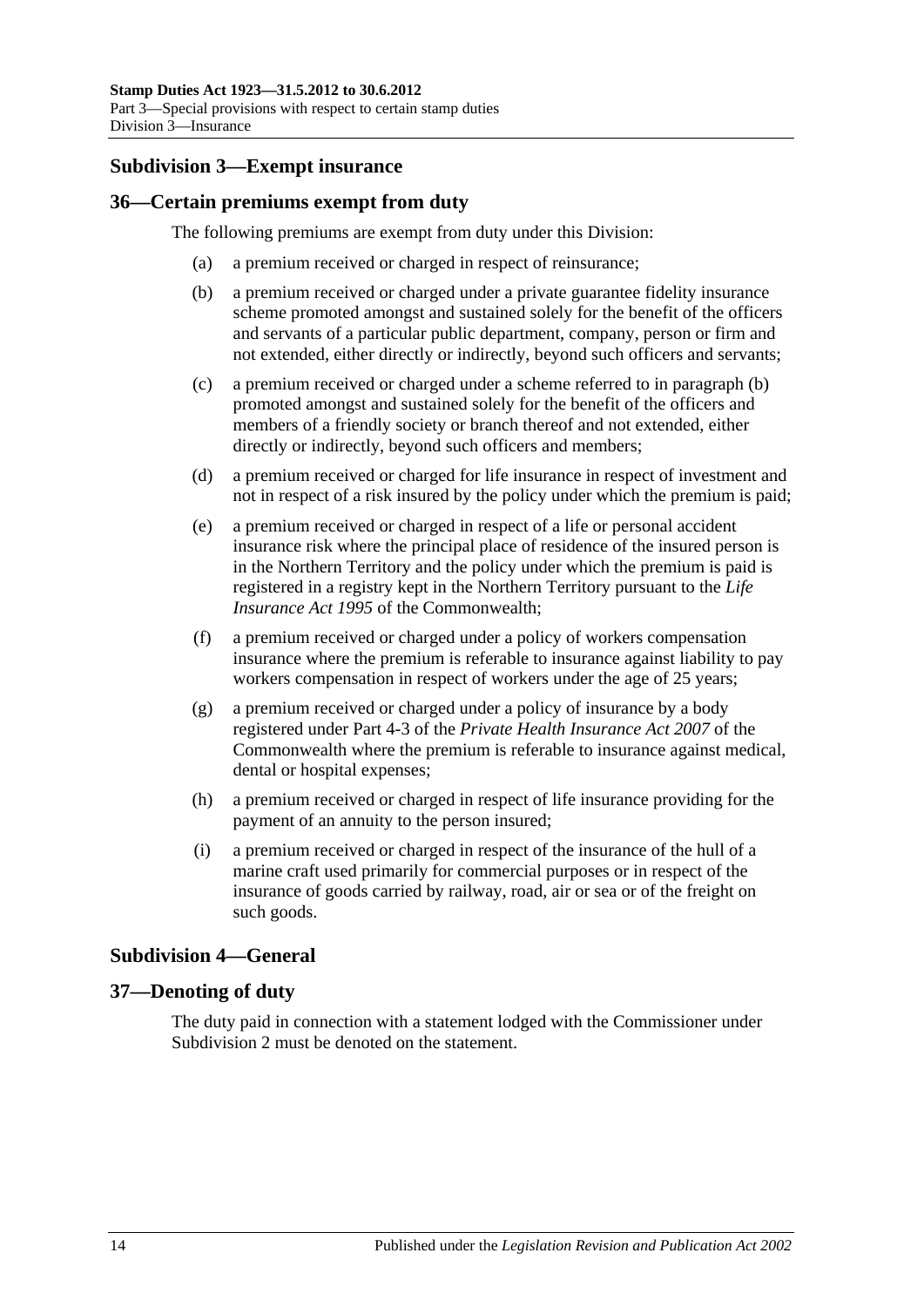### Subdivision 3—Exempt insurance

#### 36—Certain premiums exempt from duty

The following premiums are exempt from duty under this Division:

(a) a premium received or charged in respect of reinsurance;

(b) a premium received or charged under a private guarantee fidelity insurance scheme promoted amongst and sustained solely for the benefit of the officers and servants of a particular public department, company, person or firm and not extended, either directly or indirectly, beyond such officers and servants;

(c) a premium received or charged under a scheme referred to in paragraph (b) promoted amongst and sustained solely for the benefit of the officers and members of a friendly society or branch thereof and not extended, either directly or indirectly, beyond such officers and members;

(d) a premium received or charged for life insurance in respect of investment and not in respect of a risk insured by the policy under which the premium is paid;

(e) a premium received or charged in respect of a life or personal accident insurance risk where the principal place of residence of the insured person is in the Northern Territory and the policy under which the premium is paid is registered in a registry kept in the Northern Territory pursuant to the *Life Insurance Act 1995* of the Commonwealth;

(f) a premium received or charged under a policy of workers compensation insurance where the premium is referable to insurance against liability to pay workers compensation in respect of workers under the age of 25 years;

(g) a premium received or charged under a policy of insurance by a body registered under Part 4-3 of the *Private Health Insurance Act 2007* of the Commonwealth where the premium is referable to insurance against medical, dental or hospital expenses;

(h) a premium received or charged in respect of life insurance providing for the payment of an annuity to the person insured;

(i) a premium received or charged in respect of the insurance of the hull of a marine craft used primarily for commercial purposes or in respect of the insurance of goods carried by railway, road, air or sea or of the freight on such goods.

### Subdivision 4—General

#### 37—Denoting of duty

The duty paid in connection with a statement lodged with the Commissioner under Subdivision 2 must be denoted on the statement.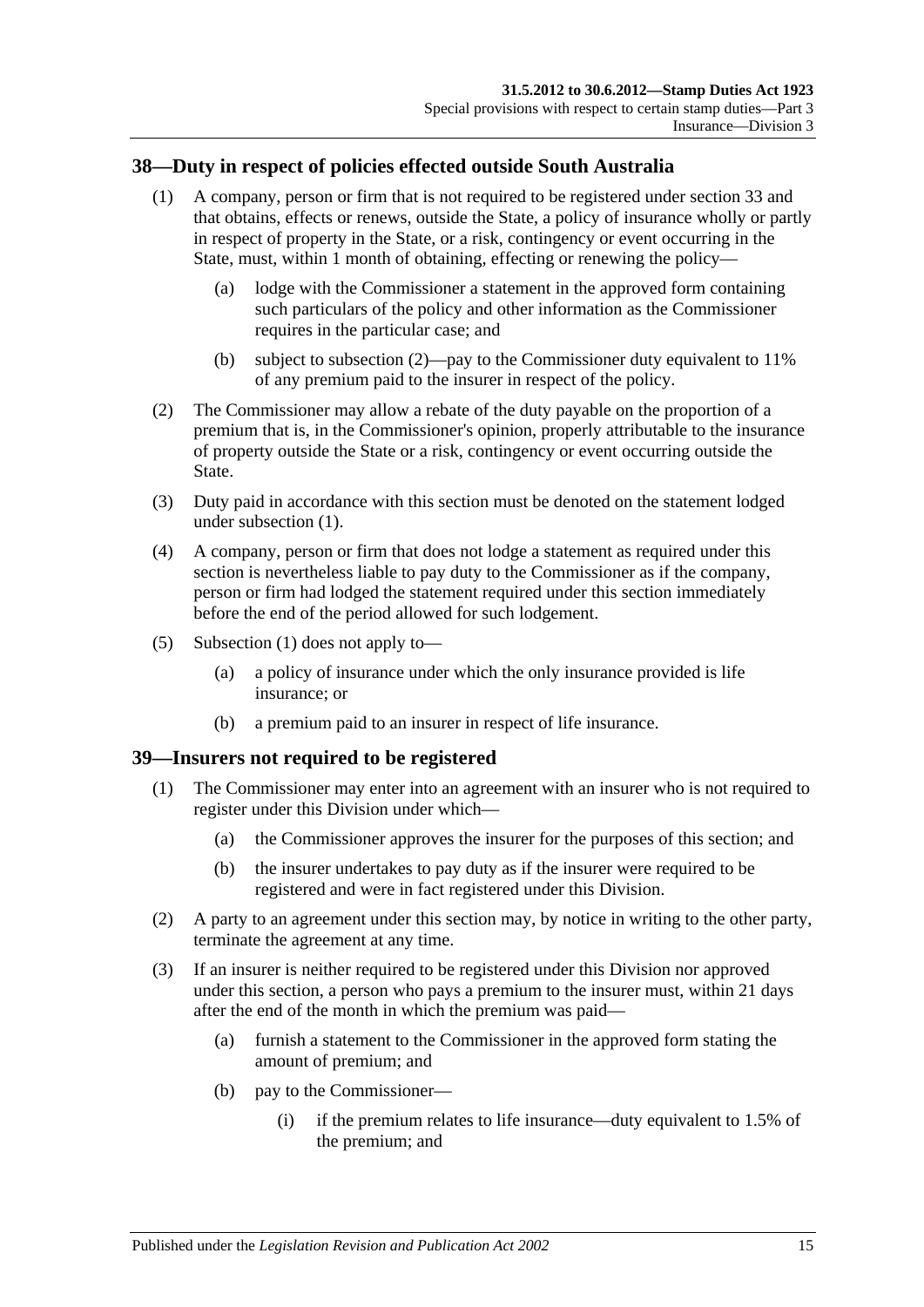## 38—Duty in respect of policies effected outside South Australia

(1) A company, person or firm that is not required to be registered under section 33 and that obtains, effects or renews, outside the State, a policy of insurance wholly or partly in respect of property in the State, or a risk, contingency or event occurring in the State, must, within 1 month of obtaining, effecting or renewing the policy—

(a) lodge with the Commissioner a statement in the approved form containing such particulars of the policy and other information as the Commissioner requires in the particular case; and

(b) subject to subsection (2)—pay to the Commissioner duty equivalent to 11% of any premium paid to the insurer in respect of the policy.

(2) The Commissioner may allow a rebate of the duty payable on the proportion of a premium that is, in the Commissioner's opinion, properly attributable to the insurance of property outside the State or a risk, contingency or event occurring outside the State.

(3) Duty paid in accordance with this section must be denoted on the statement lodged under subsection (1).

(4) A company, person or firm that does not lodge a statement as required under this section is nevertheless liable to pay duty to the Commissioner as if the company, person or firm had lodged the statement required under this section immediately before the end of the period allowed for such lodgement.

(5) Subsection (1) does not apply to—

(a) a policy of insurance under which the only insurance provided is life insurance; or

(b) a premium paid to an insurer in respect of life insurance.

## 39—Insurers not required to be registered

(1) The Commissioner may enter into an agreement with an insurer who is not required to register under this Division under which—

(a) the Commissioner approves the insurer for the purposes of this section; and

(b) the insurer undertakes to pay duty as if the insurer were required to be registered and were in fact registered under this Division.

(2) A party to an agreement under this section may, by notice in writing to the other party, terminate the agreement at any time.

(3) If an insurer is neither required to be registered under this Division nor approved under this section, a person who pays a premium to the insurer must, within 21 days after the end of the month in which the premium was paid—

(a) furnish a statement to the Commissioner in the approved form stating the amount of premium; and

(b) pay to the Commissioner—

(i) if the premium relates to life insurance—duty equivalent to 1.5% of the premium; and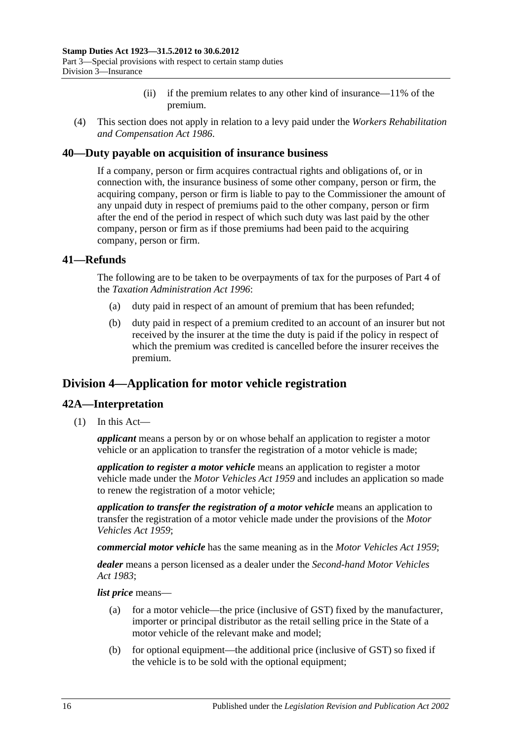(ii) if the premium relates to any other kind of insurance—11% of the premium.

(4) This section does not apply in relation to a levy paid under the *Workers Rehabilitation and Compensation Act 1986*.

## 40—Duty payable on acquisition of insurance business

If a company, person or firm acquires contractual rights and obligations of, or in connection with, the insurance business of some other company, person or firm, the acquiring company, person or firm is liable to pay to the Commissioner the amount of any unpaid duty in respect of premiums paid to the other company, person or firm after the end of the period in respect of which such duty was last paid by the other company, person or firm as if those premiums had been paid to the acquiring company, person or firm.

## 41—Refunds

The following are to be taken to be overpayments of tax for the purposes of Part 4 of the *Taxation Administration Act 1996*:

(a) duty paid in respect of an amount of premium that has been refunded;

(b) duty paid in respect of a premium credited to an account of an insurer but not received by the insurer at the time the duty is paid if the policy in respect of which the premium was credited is cancelled before the insurer receives the premium.

# Division 4—Application for motor vehicle registration

## 42A—Interpretation

(1) In this Act—

***applicant*** means a person by or on whose behalf an application to register a motor vehicle or an application to transfer the registration of a motor vehicle is made;

***application to register a motor vehicle*** means an application to register a motor vehicle made under the *Motor Vehicles Act 1959* and includes an application so made to renew the registration of a motor vehicle;

***application to transfer the registration of a motor vehicle*** means an application to transfer the registration of a motor vehicle made under the provisions of the *Motor Vehicles Act 1959*;

***commercial motor vehicle*** has the same meaning as in the *Motor Vehicles Act 1959*;

***dealer*** means a person licensed as a dealer under the *Second-hand Motor Vehicles Act 1983*;

***list price*** means—

(a) for a motor vehicle—the price (inclusive of GST) fixed by the manufacturer, importer or principal distributor as the retail selling price in the State of a motor vehicle of the relevant make and model;

(b) for optional equipment—the additional price (inclusive of GST) so fixed if the vehicle is to be sold with the optional equipment;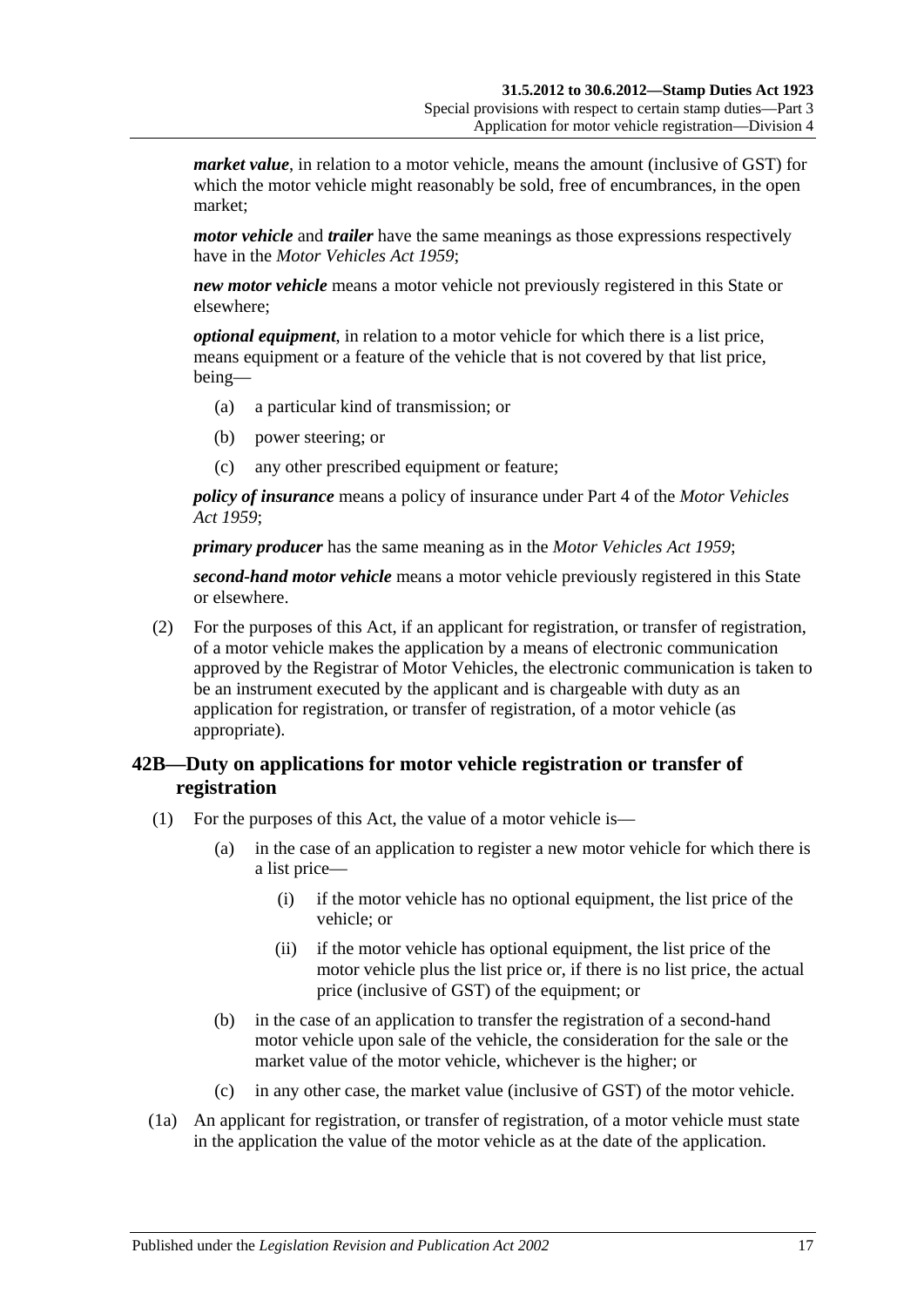***market value***, in relation to a motor vehicle, means the amount (inclusive of GST) for which the motor vehicle might reasonably be sold, free of encumbrances, in the open market;

***motor vehicle*** and ***trailer*** have the same meanings as those expressions respectively have in the *Motor Vehicles Act 1959*;

***new motor vehicle*** means a motor vehicle not previously registered in this State or elsewhere;

***optional equipment***, in relation to a motor vehicle for which there is a list price, means equipment or a feature of the vehicle that is not covered by that list price, being—

- (a) a particular kind of transmission; or
- (b) power steering; or
- (c) any other prescribed equipment or feature;

***policy of insurance*** means a policy of insurance under Part 4 of the *Motor Vehicles Act 1959*;

***primary producer*** has the same meaning as in the *Motor Vehicles Act 1959*;

***second-hand motor vehicle*** means a motor vehicle previously registered in this State or elsewhere.

(2) For the purposes of this Act, if an applicant for registration, or transfer of registration, of a motor vehicle makes the application by a means of electronic communication approved by the Registrar of Motor Vehicles, the electronic communication is taken to be an instrument executed by the applicant and is chargeable with duty as an application for registration, or transfer of registration, of a motor vehicle (as appropriate).

## 42B—Duty on applications for motor vehicle registration or transfer of registration

(1) For the purposes of this Act, the value of a motor vehicle is—

- (a) in the case of an application to register a new motor vehicle for which there is a list price—
  - (i) if the motor vehicle has no optional equipment, the list price of the vehicle; or
  - (ii) if the motor vehicle has optional equipment, the list price of the motor vehicle plus the list price or, if there is no list price, the actual price (inclusive of GST) of the equipment; or
- (b) in the case of an application to transfer the registration of a second-hand motor vehicle upon sale of the vehicle, the consideration for the sale or the market value of the motor vehicle, whichever is the higher; or
- (c) in any other case, the market value (inclusive of GST) of the motor vehicle.

(1a) An applicant for registration, or transfer of registration, of a motor vehicle must state in the application the value of the motor vehicle as at the date of the application.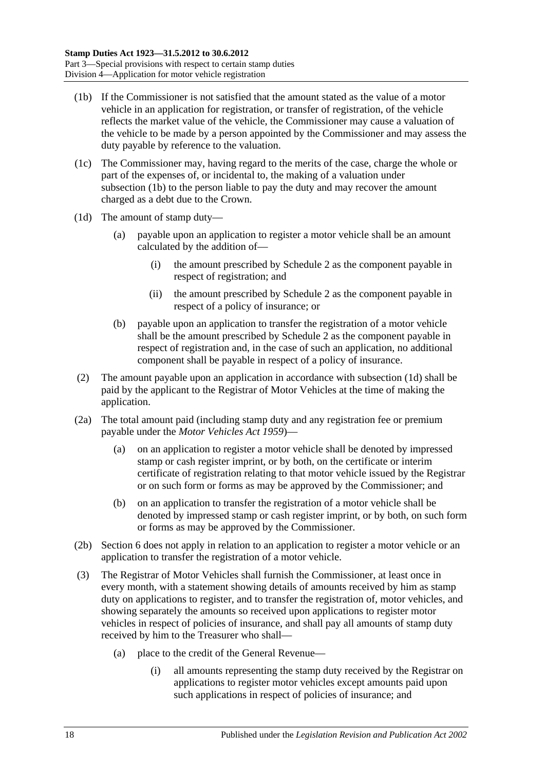(1b) If the Commissioner is not satisfied that the amount stated as the value of a motor vehicle in an application for registration, or transfer of registration, of the vehicle reflects the market value of the vehicle, the Commissioner may cause a valuation of the vehicle to be made by a person appointed by the Commissioner and may assess the duty payable by reference to the valuation.

(1c) The Commissioner may, having regard to the merits of the case, charge the whole or part of the expenses of, or incidental to, the making of a valuation under subsection (1b) to the person liable to pay the duty and may recover the amount charged as a debt due to the Crown.

(1d) The amount of stamp duty—

(a) payable upon an application to register a motor vehicle shall be an amount calculated by the addition of—

(i) the amount prescribed by Schedule 2 as the component payable in respect of registration; and

(ii) the amount prescribed by Schedule 2 as the component payable in respect of a policy of insurance; or

(b) payable upon an application to transfer the registration of a motor vehicle shall be the amount prescribed by Schedule 2 as the component payable in respect of registration and, in the case of such an application, no additional component shall be payable in respect of a policy of insurance.

(2) The amount payable upon an application in accordance with subsection (1d) shall be paid by the applicant to the Registrar of Motor Vehicles at the time of making the application.

(2a) The total amount paid (including stamp duty and any registration fee or premium payable under the *Motor Vehicles Act 1959*)—

(a) on an application to register a motor vehicle shall be denoted by impressed stamp or cash register imprint, or by both, on the certificate or interim certificate of registration relating to that motor vehicle issued by the Registrar or on such form or forms as may be approved by the Commissioner; and

(b) on an application to transfer the registration of a motor vehicle shall be denoted by impressed stamp or cash register imprint, or by both, on such form or forms as may be approved by the Commissioner.

(2b) Section 6 does not apply in relation to an application to register a motor vehicle or an application to transfer the registration of a motor vehicle.

(3) The Registrar of Motor Vehicles shall furnish the Commissioner, at least once in every month, with a statement showing details of amounts received by him as stamp duty on applications to register, and to transfer the registration of, motor vehicles, and showing separately the amounts so received upon applications to register motor vehicles in respect of policies of insurance, and shall pay all amounts of stamp duty received by him to the Treasurer who shall—

(a) place to the credit of the General Revenue—

(i) all amounts representing the stamp duty received by the Registrar on applications to register motor vehicles except amounts paid upon such applications in respect of policies of insurance; and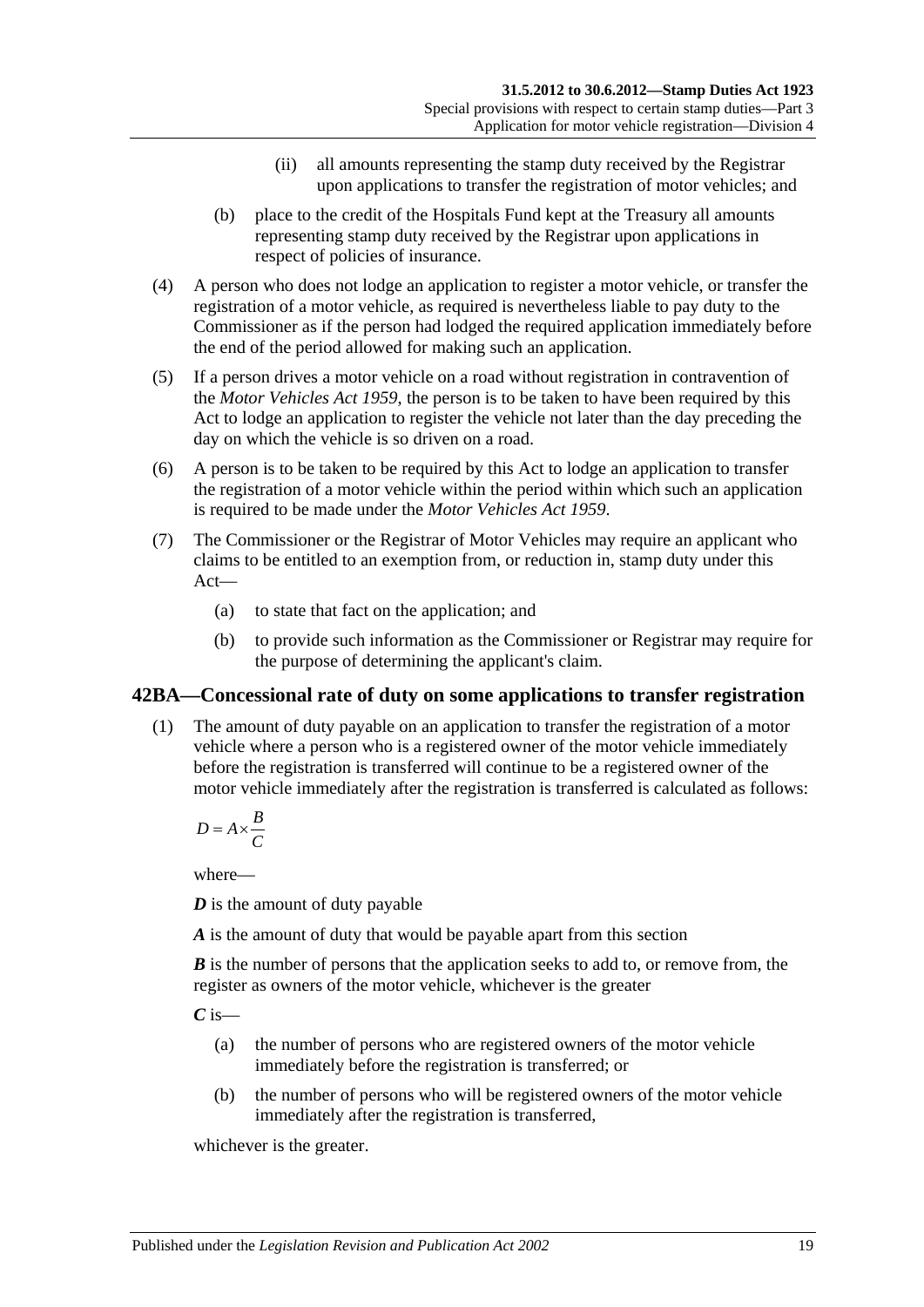(ii) all amounts representing the stamp duty received by the Registrar upon applications to transfer the registration of motor vehicles; and

(b) place to the credit of the Hospitals Fund kept at the Treasury all amounts representing stamp duty received by the Registrar upon applications in respect of policies of insurance.

(4) A person who does not lodge an application to register a motor vehicle, or transfer the registration of a motor vehicle, as required is nevertheless liable to pay duty to the Commissioner as if the person had lodged the required application immediately before the end of the period allowed for making such an application.

(5) If a person drives a motor vehicle on a road without registration in contravention of the *Motor Vehicles Act 1959*, the person is to be taken to have been required by this Act to lodge an application to register the vehicle not later than the day preceding the day on which the vehicle is so driven on a road.

(6) A person is to be taken to be required by this Act to lodge an application to transfer the registration of a motor vehicle within the period within which such an application is required to be made under the *Motor Vehicles Act 1959*.

(7) The Commissioner or the Registrar of Motor Vehicles may require an applicant who claims to be entitled to an exemption from, or reduction in, stamp duty under this Act—

(a) to state that fact on the application; and

(b) to provide such information as the Commissioner or Registrar may require for the purpose of determining the applicant's claim.

## 42BA—Concessional rate of duty on some applications to transfer registration

(1) The amount of duty payable on an application to transfer the registration of a motor vehicle where a person who is a registered owner of the motor vehicle immediately before the registration is transferred will continue to be a registered owner of the motor vehicle immediately after the registration is transferred is calculated as follows:

$$D = A \times \frac{B}{C}$$

where—

***D*** is the amount of duty payable

***A*** is the amount of duty that would be payable apart from this section

***B*** is the number of persons that the application seeks to add to, or remove from, the register as owners of the motor vehicle, whichever is the greater

***C*** is—

(a) the number of persons who are registered owners of the motor vehicle immediately before the registration is transferred; or

(b) the number of persons who will be registered owners of the motor vehicle immediately after the registration is transferred,

whichever is the greater.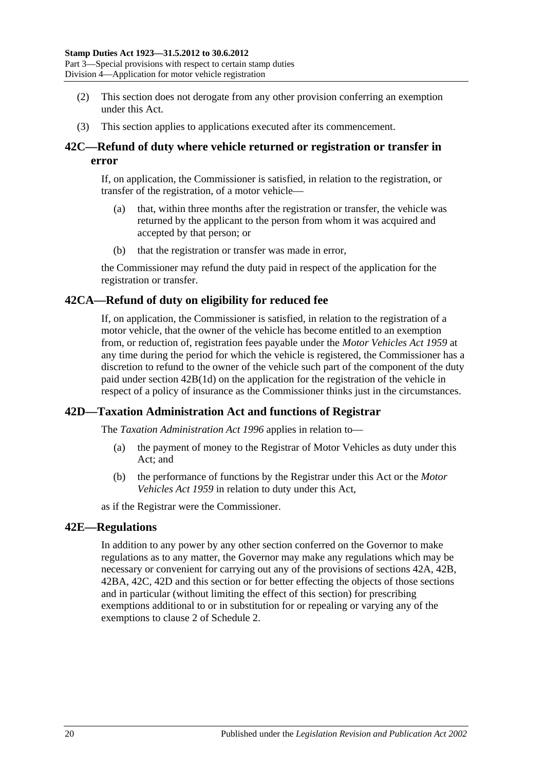(2) This section does not derogate from any other provision conferring an exemption under this Act.

(3) This section applies to applications executed after its commencement.

## 42C—Refund of duty where vehicle returned or registration or transfer in error

If, on application, the Commissioner is satisfied, in relation to the registration, or transfer of the registration, of a motor vehicle—

(a) that, within three months after the registration or transfer, the vehicle was returned by the applicant to the person from whom it was acquired and accepted by that person; or

(b) that the registration or transfer was made in error,

the Commissioner may refund the duty paid in respect of the application for the registration or transfer.

## 42CA—Refund of duty on eligibility for reduced fee

If, on application, the Commissioner is satisfied, in relation to the registration of a motor vehicle, that the owner of the vehicle has become entitled to an exemption from, or reduction of, registration fees payable under the *Motor Vehicles Act 1959* at any time during the period for which the vehicle is registered, the Commissioner has a discretion to refund to the owner of the vehicle such part of the component of the duty paid under section 42B(1d) on the application for the registration of the vehicle in respect of a policy of insurance as the Commissioner thinks just in the circumstances.

## 42D—Taxation Administration Act and functions of Registrar

The *Taxation Administration Act 1996* applies in relation to—

(a) the payment of money to the Registrar of Motor Vehicles as duty under this Act; and

(b) the performance of functions by the Registrar under this Act or the *Motor Vehicles Act 1959* in relation to duty under this Act,

as if the Registrar were the Commissioner.

## 42E—Regulations

In addition to any power by any other section conferred on the Governor to make regulations as to any matter, the Governor may make any regulations which may be necessary or convenient for carrying out any of the provisions of sections 42A, 42B, 42BA, 42C, 42D and this section or for better effecting the objects of those sections and in particular (without limiting the effect of this section) for prescribing exemptions additional to or in substitution for or repealing or varying any of the exemptions to clause 2 of Schedule 2.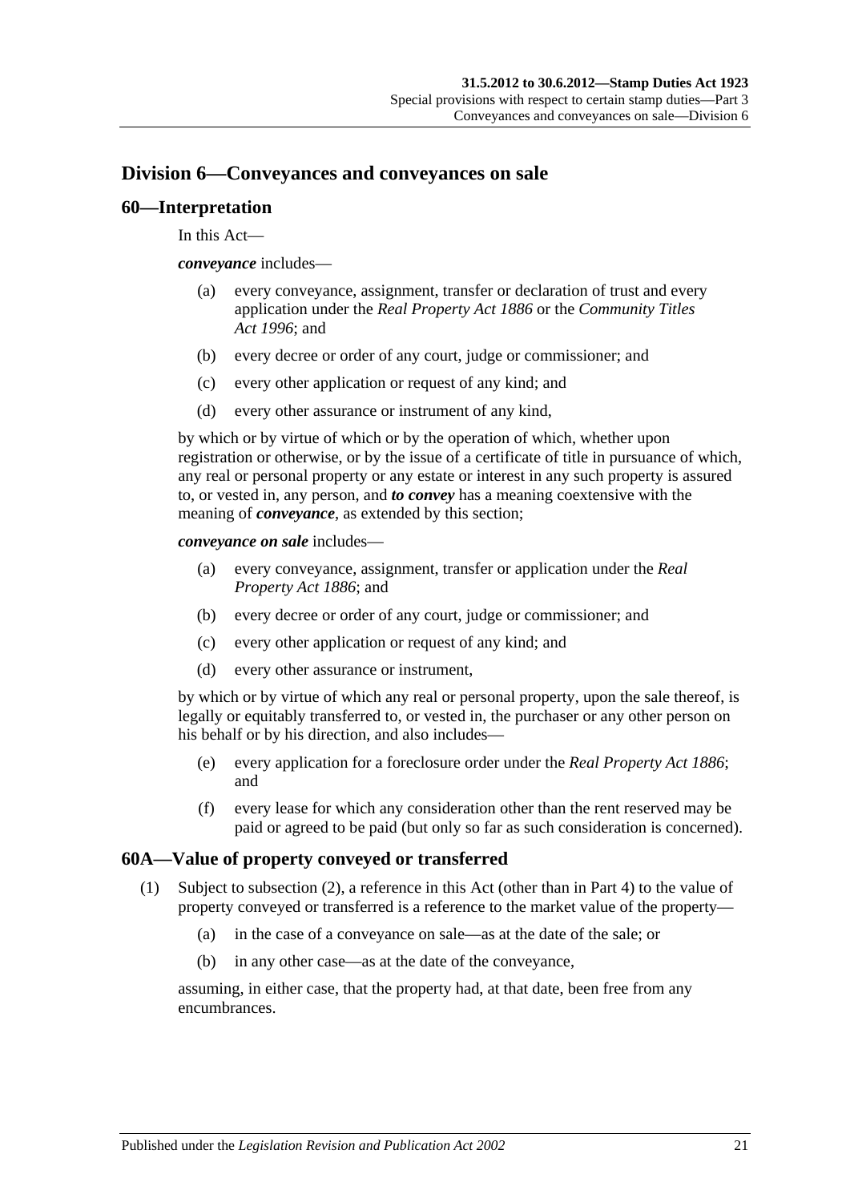## Division 6—Conveyances and conveyances on sale

### 60—Interpretation

In this Act—

***conveyance*** includes—

(a) every conveyance, assignment, transfer or declaration of trust and every application under the *Real Property Act 1886* or the *Community Titles Act 1996*; and

(b) every decree or order of any court, judge or commissioner; and

(c) every other application or request of any kind; and

(d) every other assurance or instrument of any kind,

by which or by virtue of which or by the operation of which, whether upon registration or otherwise, or by the issue of a certificate of title in pursuance of which, any real or personal property or any estate or interest in any such property is assured to, or vested in, any person, and ***to convey*** has a meaning coextensive with the meaning of ***conveyance***, as extended by this section;

***conveyance on sale*** includes—

(a) every conveyance, assignment, transfer or application under the *Real Property Act 1886*; and

(b) every decree or order of any court, judge or commissioner; and

(c) every other application or request of any kind; and

(d) every other assurance or instrument,

by which or by virtue of which any real or personal property, upon the sale thereof, is legally or equitably transferred to, or vested in, the purchaser or any other person on his behalf or by his direction, and also includes—

(e) every application for a foreclosure order under the *Real Property Act 1886*; and

(f) every lease for which any consideration other than the rent reserved may be paid or agreed to be paid (but only so far as such consideration is concerned).

### 60A—Value of property conveyed or transferred

(1) Subject to subsection (2), a reference in this Act (other than in Part 4) to the value of property conveyed or transferred is a reference to the market value of the property—

(a) in the case of a conveyance on sale—as at the date of the sale; or

(b) in any other case—as at the date of the conveyance,

assuming, in either case, that the property had, at that date, been free from any encumbrances.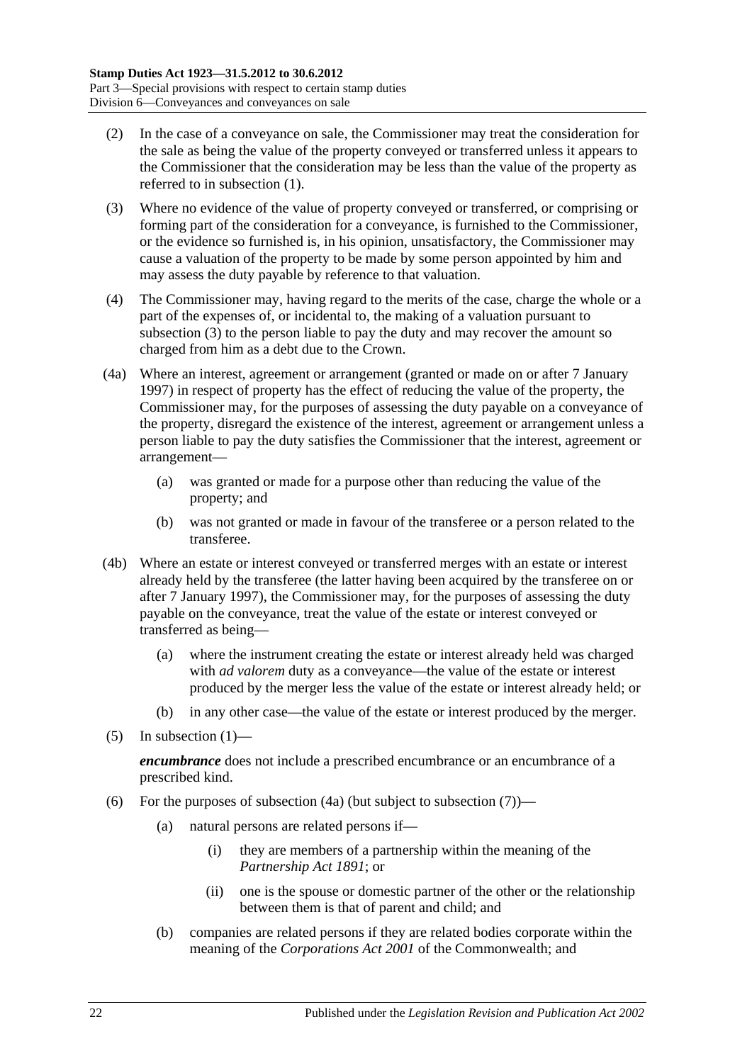(2) In the case of a conveyance on sale, the Commissioner may treat the consideration for the sale as being the value of the property conveyed or transferred unless it appears to the Commissioner that the consideration may be less than the value of the property as referred to in subsection (1).

(3) Where no evidence of the value of property conveyed or transferred, or comprising or forming part of the consideration for a conveyance, is furnished to the Commissioner, or the evidence so furnished is, in his opinion, unsatisfactory, the Commissioner may cause a valuation of the property to be made by some person appointed by him and may assess the duty payable by reference to that valuation.

(4) The Commissioner may, having regard to the merits of the case, charge the whole or a part of the expenses of, or incidental to, the making of a valuation pursuant to subsection (3) to the person liable to pay the duty and may recover the amount so charged from him as a debt due to the Crown.

(4a) Where an interest, agreement or arrangement (granted or made on or after 7 January 1997) in respect of property has the effect of reducing the value of the property, the Commissioner may, for the purposes of assessing the duty payable on a conveyance of the property, disregard the existence of the interest, agreement or arrangement unless a person liable to pay the duty satisfies the Commissioner that the interest, agreement or arrangement—

(a) was granted or made for a purpose other than reducing the value of the property; and

(b) was not granted or made in favour of the transferee or a person related to the transferee.

(4b) Where an estate or interest conveyed or transferred merges with an estate or interest already held by the transferee (the latter having been acquired by the transferee on or after 7 January 1997), the Commissioner may, for the purposes of assessing the duty payable on the conveyance, treat the value of the estate or interest conveyed or transferred as being—

(a) where the instrument creating the estate or interest already held was charged with *ad valorem* duty as a conveyance—the value of the estate or interest produced by the merger less the value of the estate or interest already held; or

(b) in any other case—the value of the estate or interest produced by the merger.

(5) In subsection (1)—

***encumbrance*** does not include a prescribed encumbrance or an encumbrance of a prescribed kind.

(6) For the purposes of subsection (4a) (but subject to subsection (7))—

(a) natural persons are related persons if—

(i) they are members of a partnership within the meaning of the *Partnership Act 1891*; or

(ii) one is the spouse or domestic partner of the other or the relationship between them is that of parent and child; and

(b) companies are related persons if they are related bodies corporate within the meaning of the *Corporations Act 2001* of the Commonwealth; and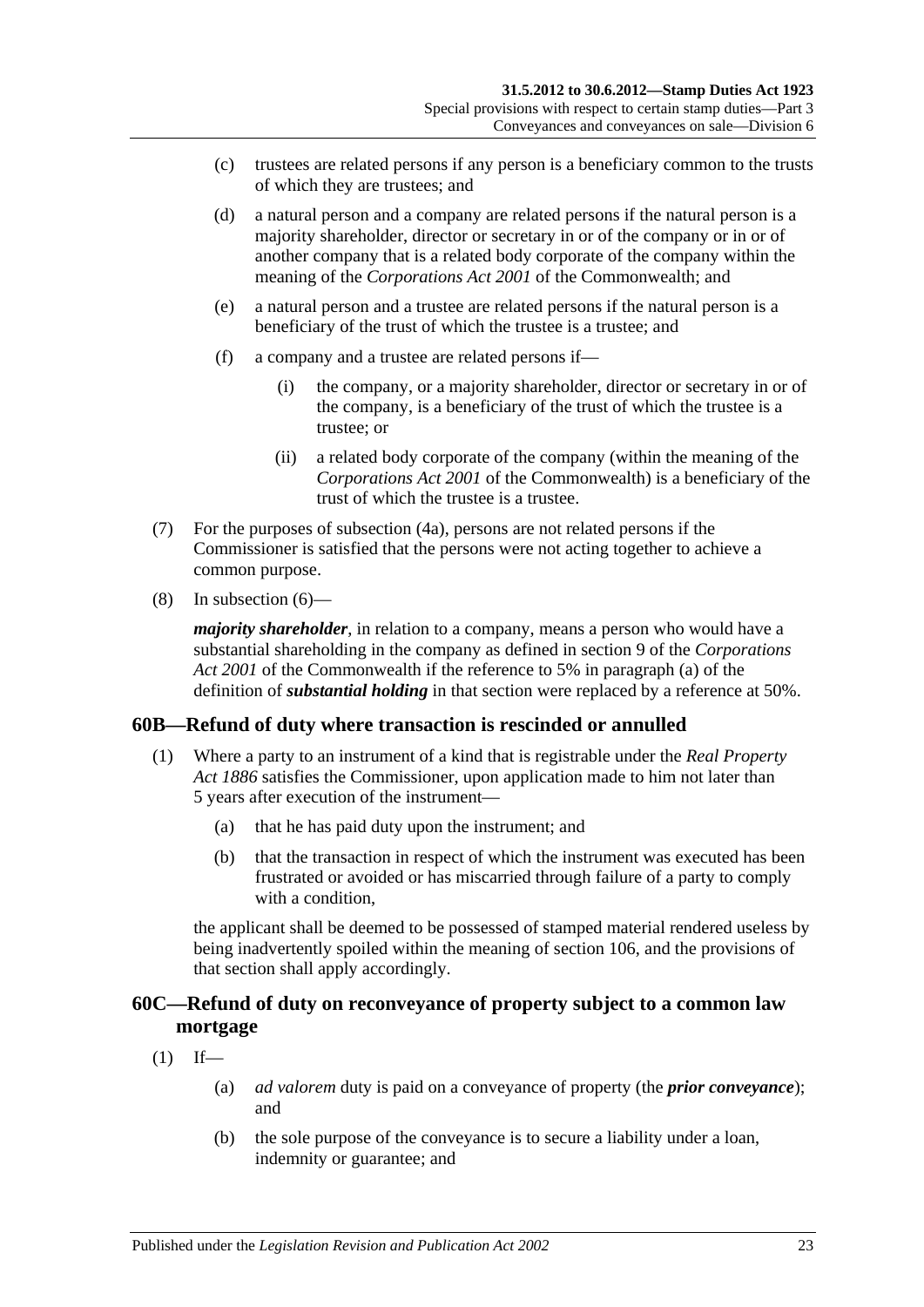(c) trustees are related persons if any person is a beneficiary common to the trusts of which they are trustees; and

(d) a natural person and a company are related persons if the natural person is a majority shareholder, director or secretary in or of the company or in or of another company that is a related body corporate of the company within the meaning of the *Corporations Act 2001* of the Commonwealth; and

(e) a natural person and a trustee are related persons if the natural person is a beneficiary of the trust of which the trustee is a trustee; and

(f) a company and a trustee are related persons if—

(i) the company, or a majority shareholder, director or secretary in or of the company, is a beneficiary of the trust of which the trustee is a trustee; or

(ii) a related body corporate of the company (within the meaning of the *Corporations Act 2001* of the Commonwealth) is a beneficiary of the trust of which the trustee is a trustee.

(7) For the purposes of subsection (4a), persons are not related persons if the Commissioner is satisfied that the persons were not acting together to achieve a common purpose.

(8) In subsection (6)—

***majority shareholder***, in relation to a company, means a person who would have a substantial shareholding in the company as defined in section 9 of the *Corporations Act 2001* of the Commonwealth if the reference to 5% in paragraph (a) of the definition of ***substantial holding*** in that section were replaced by a reference at 50%.

## 60B—Refund of duty where transaction is rescinded or annulled

(1) Where a party to an instrument of a kind that is registrable under the *Real Property Act 1886* satisfies the Commissioner, upon application made to him not later than 5 years after execution of the instrument—

(a) that he has paid duty upon the instrument; and

(b) that the transaction in respect of which the instrument was executed has been frustrated or avoided or has miscarried through failure of a party to comply with a condition,

the applicant shall be deemed to be possessed of stamped material rendered useless by being inadvertently spoiled within the meaning of section 106, and the provisions of that section shall apply accordingly.

## 60C—Refund of duty on reconveyance of property subject to a common law mortgage

(1) If—

(a) *ad valorem* duty is paid on a conveyance of property (the ***prior conveyance***); and

(b) the sole purpose of the conveyance is to secure a liability under a loan, indemnity or guarantee; and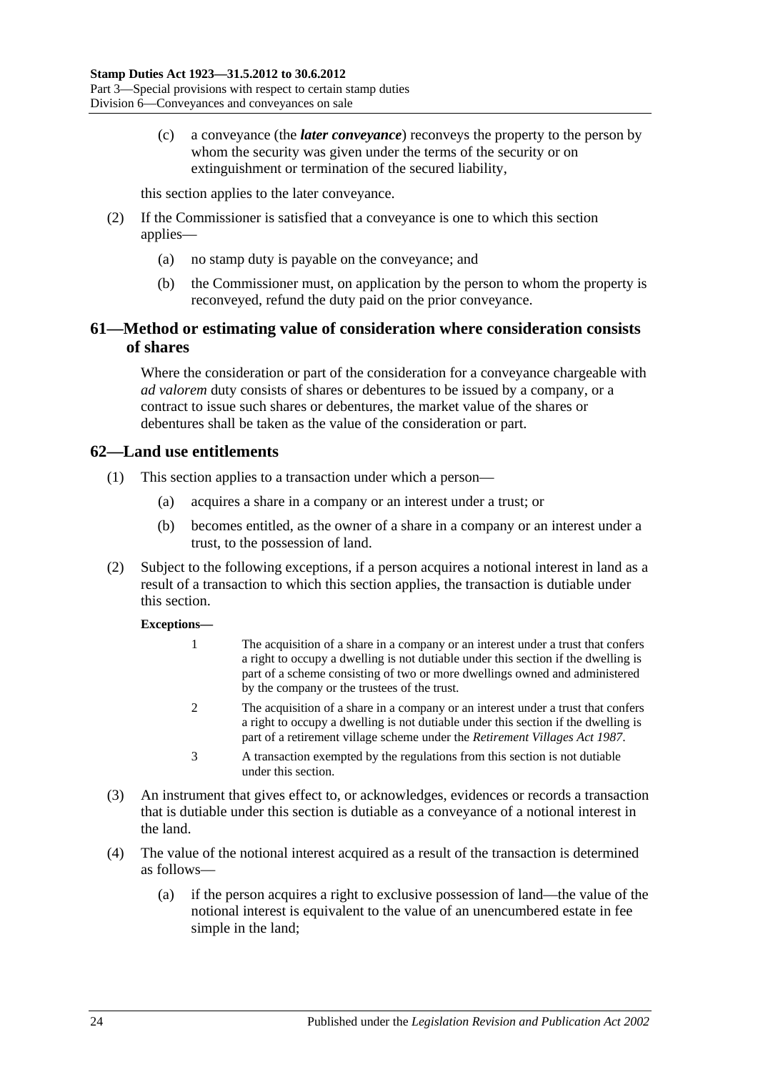(c) a conveyance (the ***later conveyance***) reconveys the property to the person by whom the security was given under the terms of the security or on extinguishment or termination of the secured liability,

this section applies to the later conveyance.

(2) If the Commissioner is satisfied that a conveyance is one to which this section applies—

(a) no stamp duty is payable on the conveyance; and

(b) the Commissioner must, on application by the person to whom the property is reconveyed, refund the duty paid on the prior conveyance.

## 61—Method or estimating value of consideration where consideration consists of shares

Where the consideration or part of the consideration for a conveyance chargeable with *ad valorem* duty consists of shares or debentures to be issued by a company, or a contract to issue such shares or debentures, the market value of the shares or debentures shall be taken as the value of the consideration or part.

## 62—Land use entitlements

(1) This section applies to a transaction under which a person—

(a) acquires a share in a company or an interest under a trust; or

(b) becomes entitled, as the owner of a share in a company or an interest under a trust, to the possession of land.

(2) Subject to the following exceptions, if a person acquires a notional interest in land as a result of a transaction to which this section applies, the transaction is dutiable under this section.

**Exceptions—**

1 The acquisition of a share in a company or an interest under a trust that confers a right to occupy a dwelling is not dutiable under this section if the dwelling is part of a scheme consisting of two or more dwellings owned and administered by the company or the trustees of the trust.

2 The acquisition of a share in a company or an interest under a trust that confers a right to occupy a dwelling is not dutiable under this section if the dwelling is part of a retirement village scheme under the *Retirement Villages Act 1987*.

3 A transaction exempted by the regulations from this section is not dutiable under this section.

(3) An instrument that gives effect to, or acknowledges, evidences or records a transaction that is dutiable under this section is dutiable as a conveyance of a notional interest in the land.

(4) The value of the notional interest acquired as a result of the transaction is determined as follows—

(a) if the person acquires a right to exclusive possession of land—the value of the notional interest is equivalent to the value of an unencumbered estate in fee simple in the land;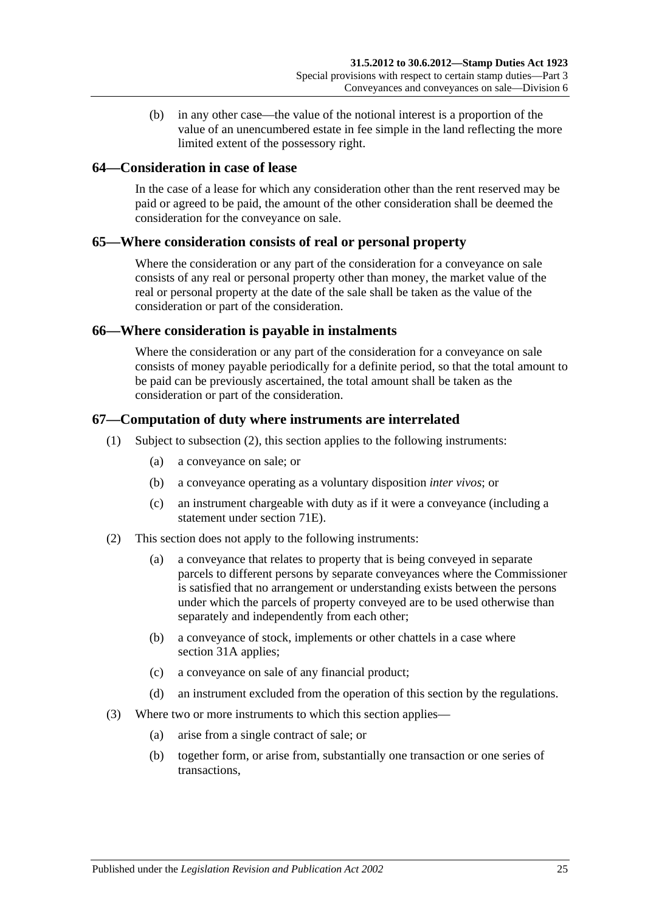(b) in any other case—the value of the notional interest is a proportion of the value of an unencumbered estate in fee simple in the land reflecting the more limited extent of the possessory right.

## 64—Consideration in case of lease

In the case of a lease for which any consideration other than the rent reserved may be paid or agreed to be paid, the amount of the other consideration shall be deemed the consideration for the conveyance on sale.

## 65—Where consideration consists of real or personal property

Where the consideration or any part of the consideration for a conveyance on sale consists of any real or personal property other than money, the market value of the real or personal property at the date of the sale shall be taken as the value of the consideration or part of the consideration.

## 66—Where consideration is payable in instalments

Where the consideration or any part of the consideration for a conveyance on sale consists of money payable periodically for a definite period, so that the total amount to be paid can be previously ascertained, the total amount shall be taken as the consideration or part of the consideration.

## 67—Computation of duty where instruments are interrelated

(1) Subject to subsection (2), this section applies to the following instruments:

(a) a conveyance on sale; or

(b) a conveyance operating as a voluntary disposition *inter vivos*; or

(c) an instrument chargeable with duty as if it were a conveyance (including a statement under section 71E).

(2) This section does not apply to the following instruments:

(a) a conveyance that relates to property that is being conveyed in separate parcels to different persons by separate conveyances where the Commissioner is satisfied that no arrangement or understanding exists between the persons under which the parcels of property conveyed are to be used otherwise than separately and independently from each other;

(b) a conveyance of stock, implements or other chattels in a case where section 31A applies;

(c) a conveyance on sale of any financial product;

(d) an instrument excluded from the operation of this section by the regulations.

(3) Where two or more instruments to which this section applies—

(a) arise from a single contract of sale; or

(b) together form, or arise from, substantially one transaction or one series of transactions,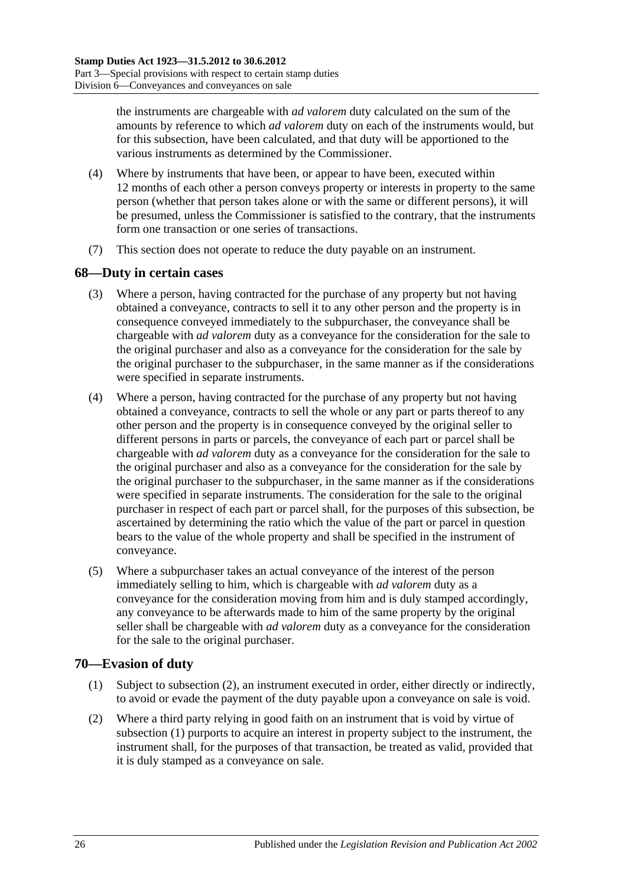the instruments are chargeable with *ad valorem* duty calculated on the sum of the amounts by reference to which *ad valorem* duty on each of the instruments would, but for this subsection, have been calculated, and that duty will be apportioned to the various instruments as determined by the Commissioner.

(4) Where by instruments that have been, or appear to have been, executed within 12 months of each other a person conveys property or interests in property to the same person (whether that person takes alone or with the same or different persons), it will be presumed, unless the Commissioner is satisfied to the contrary, that the instruments form one transaction or one series of transactions.

(7) This section does not operate to reduce the duty payable on an instrument.

## 68—Duty in certain cases

(3) Where a person, having contracted for the purchase of any property but not having obtained a conveyance, contracts to sell it to any other person and the property is in consequence conveyed immediately to the subpurchaser, the conveyance shall be chargeable with *ad valorem* duty as a conveyance for the consideration for the sale to the original purchaser and also as a conveyance for the consideration for the sale by the original purchaser to the subpurchaser, in the same manner as if the considerations were specified in separate instruments.

(4) Where a person, having contracted for the purchase of any property but not having obtained a conveyance, contracts to sell the whole or any part or parts thereof to any other person and the property is in consequence conveyed by the original seller to different persons in parts or parcels, the conveyance of each part or parcel shall be chargeable with *ad valorem* duty as a conveyance for the consideration for the sale to the original purchaser and also as a conveyance for the consideration for the sale by the original purchaser to the subpurchaser, in the same manner as if the considerations were specified in separate instruments. The consideration for the sale to the original purchaser in respect of each part or parcel shall, for the purposes of this subsection, be ascertained by determining the ratio which the value of the part or parcel in question bears to the value of the whole property and shall be specified in the instrument of conveyance.

(5) Where a subpurchaser takes an actual conveyance of the interest of the person immediately selling to him, which is chargeable with *ad valorem* duty as a conveyance for the consideration moving from him and is duly stamped accordingly, any conveyance to be afterwards made to him of the same property by the original seller shall be chargeable with *ad valorem* duty as a conveyance for the consideration for the sale to the original purchaser.

## 70—Evasion of duty

(1) Subject to subsection (2), an instrument executed in order, either directly or indirectly, to avoid or evade the payment of the duty payable upon a conveyance on sale is void.

(2) Where a third party relying in good faith on an instrument that is void by virtue of subsection (1) purports to acquire an interest in property subject to the instrument, the instrument shall, for the purposes of that transaction, be treated as valid, provided that it is duly stamped as a conveyance on sale.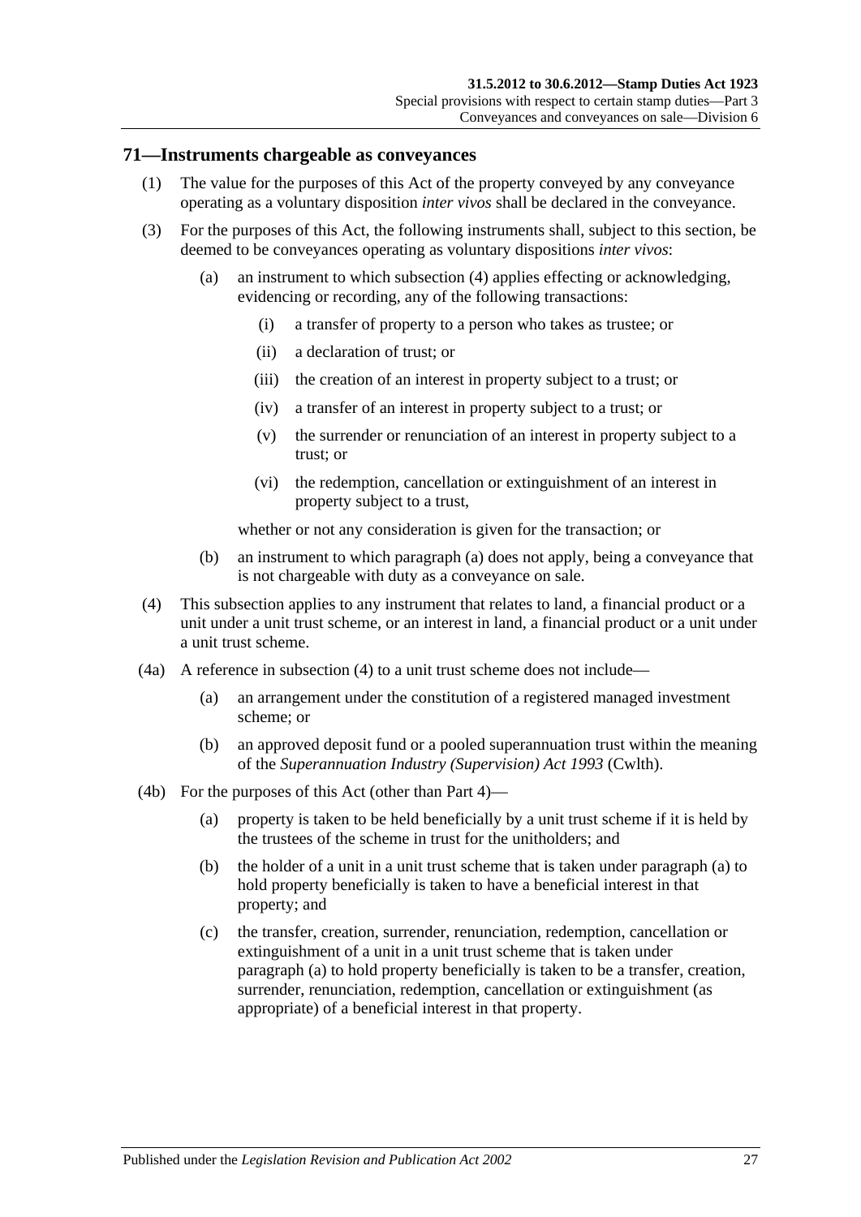## 71—Instruments chargeable as conveyances

(1) The value for the purposes of this Act of the property conveyed by any conveyance operating as a voluntary disposition *inter vivos* shall be declared in the conveyance.

(3) For the purposes of this Act, the following instruments shall, subject to this section, be deemed to be conveyances operating as voluntary dispositions *inter vivos*:

- (a) an instrument to which subsection (4) applies effecting or acknowledging, evidencing or recording, any of the following transactions:
  - (i) a transfer of property to a person who takes as trustee; or
  - (ii) a declaration of trust; or
  - (iii) the creation of an interest in property subject to a trust; or
  - (iv) a transfer of an interest in property subject to a trust; or
  - (v) the surrender or renunciation of an interest in property subject to a trust; or
  - (vi) the redemption, cancellation or extinguishment of an interest in property subject to a trust,

  whether or not any consideration is given for the transaction; or

- (b) an instrument to which paragraph (a) does not apply, being a conveyance that is not chargeable with duty as a conveyance on sale.

(4) This subsection applies to any instrument that relates to land, a financial product or a unit under a unit trust scheme, or an interest in land, a financial product or a unit under a unit trust scheme.

(4a) A reference in subsection (4) to a unit trust scheme does not include—

- (a) an arrangement under the constitution of a registered managed investment scheme; or
- (b) an approved deposit fund or a pooled superannuation trust within the meaning of the *Superannuation Industry (Supervision) Act 1993* (Cwlth).

(4b) For the purposes of this Act (other than Part 4)—

- (a) property is taken to be held beneficially by a unit trust scheme if it is held by the trustees of the scheme in trust for the unitholders; and
- (b) the holder of a unit in a unit trust scheme that is taken under paragraph (a) to hold property beneficially is taken to have a beneficial interest in that property; and
- (c) the transfer, creation, surrender, renunciation, redemption, cancellation or extinguishment of a unit in a unit trust scheme that is taken under paragraph (a) to hold property beneficially is taken to be a transfer, creation, surrender, renunciation, redemption, cancellation or extinguishment (as appropriate) of a beneficial interest in that property.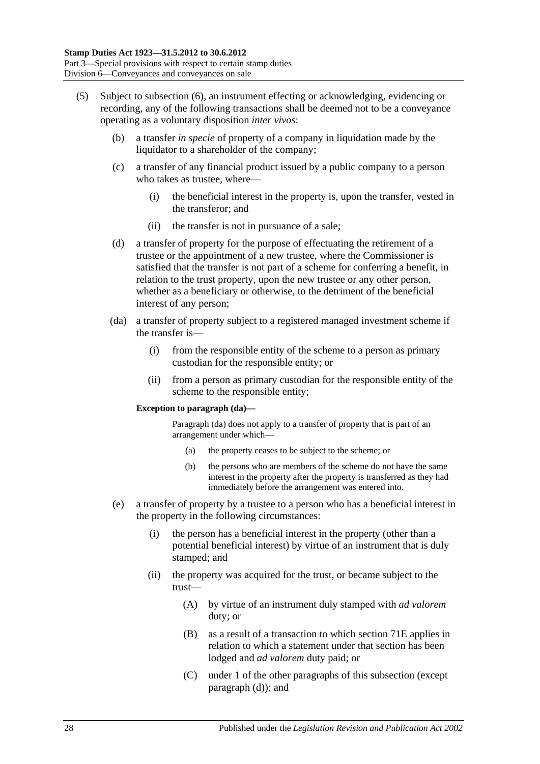(5) Subject to subsection (6), an instrument effecting or acknowledging, evidencing or recording, any of the following transactions shall be deemed not to be a conveyance operating as a voluntary disposition *inter vivos*:

(b) a transfer *in specie* of property of a company in liquidation made by the liquidator to a shareholder of the company;

(c) a transfer of any financial product issued by a public company to a person who takes as trustee, where—

(i) the beneficial interest in the property is, upon the transfer, vested in the transferor; and

(ii) the transfer is not in pursuance of a sale;

(d) a transfer of property for the purpose of effectuating the retirement of a trustee or the appointment of a new trustee, where the Commissioner is satisfied that the transfer is not part of a scheme for conferring a benefit, in relation to the trust property, upon the new trustee or any other person, whether as a beneficiary or otherwise, to the detriment of the beneficial interest of any person;

(da) a transfer of property subject to a registered managed investment scheme if the transfer is—

(i) from the responsible entity of the scheme to a person as primary custodian for the responsible entity; or

(ii) from a person as primary custodian for the responsible entity of the scheme to the responsible entity;

**Exception to paragraph (da)—**

Paragraph (da) does not apply to a transfer of property that is part of an arrangement under which—

(a) the property ceases to be subject to the scheme; or

(b) the persons who are members of the scheme do not have the same interest in the property after the property is transferred as they had immediately before the arrangement was entered into.

(e) a transfer of property by a trustee to a person who has a beneficial interest in the property in the following circumstances:

(i) the person has a beneficial interest in the property (other than a potential beneficial interest) by virtue of an instrument that is duly stamped; and

(ii) the property was acquired for the trust, or became subject to the trust—

(A) by virtue of an instrument duly stamped with *ad valorem* duty; or

(B) as a result of a transaction to which section 71E applies in relation to which a statement under that section has been lodged and *ad valorem* duty paid; or

(C) under 1 of the other paragraphs of this subsection (except paragraph (d)); and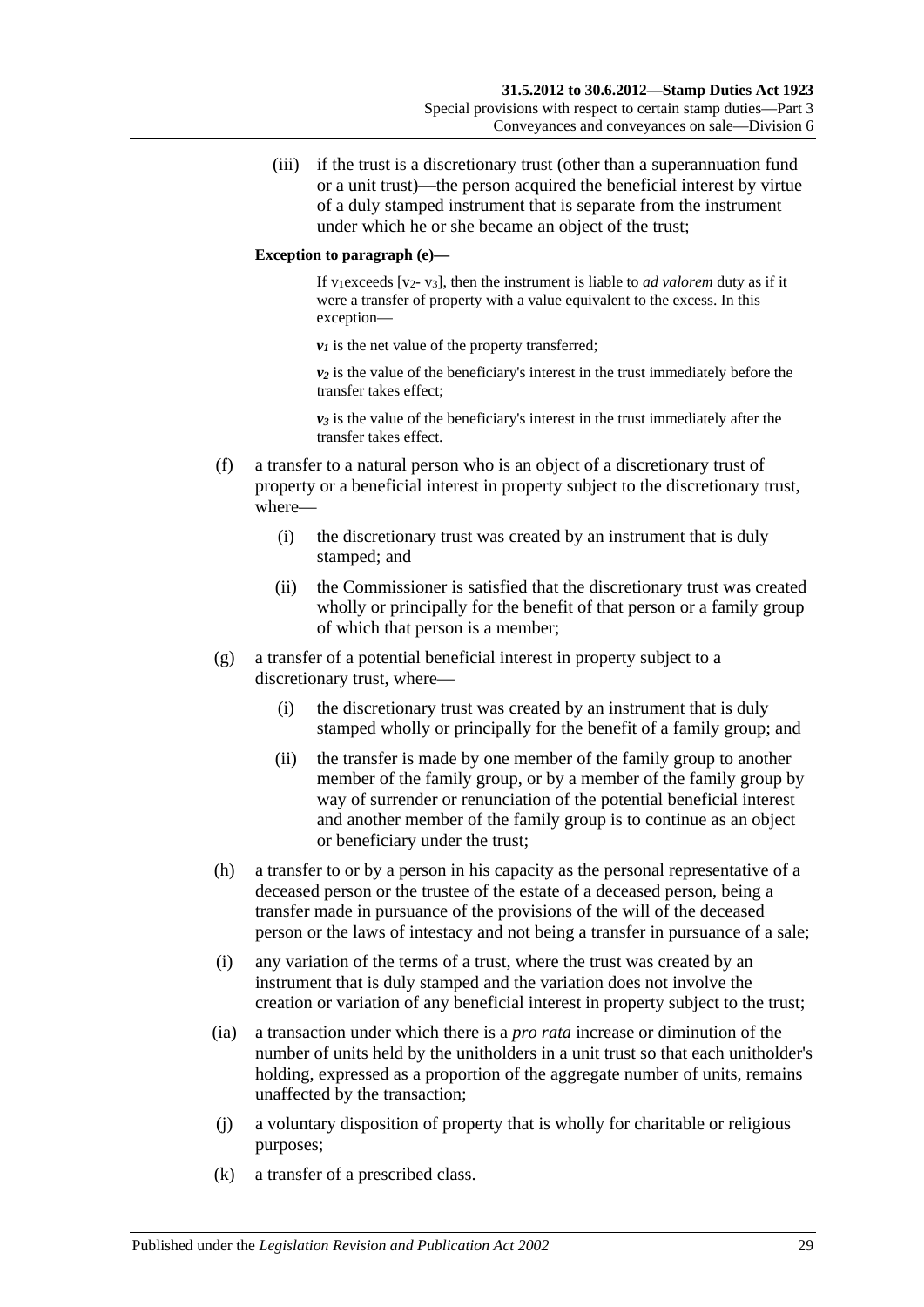(iii) if the trust is a discretionary trust (other than a superannuation fund or a unit trust)—the person acquired the beneficial interest by virtue of a duly stamped instrument that is separate from the instrument under which he or she became an object of the trust;

**Exception to paragraph (e)—**

If $v_1$ exceeds [$v_2$ - $v_3$], then the instrument is liable to *ad valorem* duty as if it were a transfer of property with a value equivalent to the excess. In this exception—

$v_1$ is the net value of the property transferred;

$v_2$ is the value of the beneficiary's interest in the trust immediately before the transfer takes effect;

$v_3$ is the value of the beneficiary's interest in the trust immediately after the transfer takes effect.

(f) a transfer to a natural person who is an object of a discretionary trust of property or a beneficial interest in property subject to the discretionary trust, where—

(i) the discretionary trust was created by an instrument that is duly stamped; and

(ii) the Commissioner is satisfied that the discretionary trust was created wholly or principally for the benefit of that person or a family group of which that person is a member;

(g) a transfer of a potential beneficial interest in property subject to a discretionary trust, where—

(i) the discretionary trust was created by an instrument that is duly stamped wholly or principally for the benefit of a family group; and

(ii) the transfer is made by one member of the family group to another member of the family group, or by a member of the family group by way of surrender or renunciation of the potential beneficial interest and another member of the family group is to continue as an object or beneficiary under the trust;

(h) a transfer to or by a person in his capacity as the personal representative of a deceased person or the trustee of the estate of a deceased person, being a transfer made in pursuance of the provisions of the will of the deceased person or the laws of intestacy and not being a transfer in pursuance of a sale;

(i) any variation of the terms of a trust, where the trust was created by an instrument that is duly stamped and the variation does not involve the creation or variation of any beneficial interest in property subject to the trust;

(ia) a transaction under which there is a *pro rata* increase or diminution of the number of units held by the unitholders in a unit trust so that each unitholder's holding, expressed as a proportion of the aggregate number of units, remains unaffected by the transaction;

(j) a voluntary disposition of property that is wholly for charitable or religious purposes;

(k) a transfer of a prescribed class.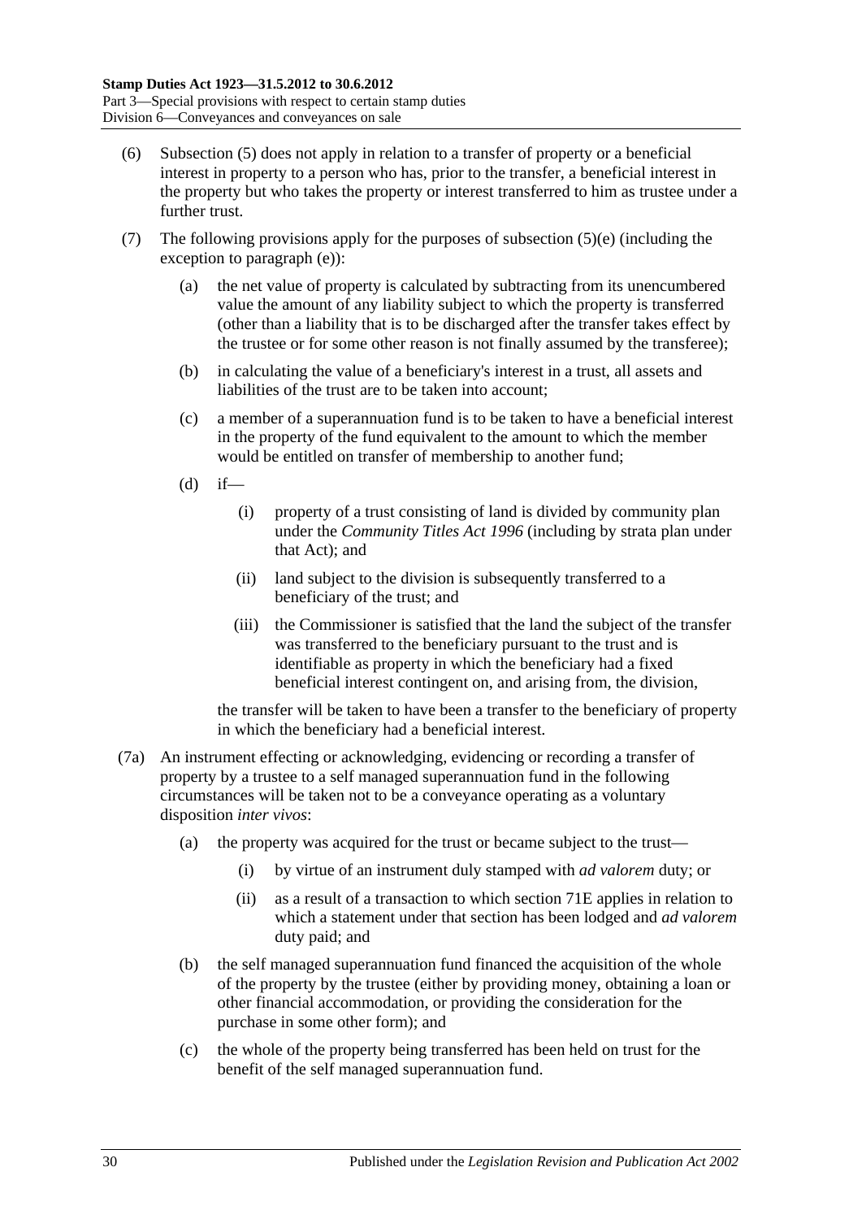(6) Subsection (5) does not apply in relation to a transfer of property or a beneficial interest in property to a person who has, prior to the transfer, a beneficial interest in the property but who takes the property or interest transferred to him as trustee under a further trust.

(7) The following provisions apply for the purposes of subsection (5)(e) (including the exception to paragraph (e)):

(a) the net value of property is calculated by subtracting from its unencumbered value the amount of any liability subject to which the property is transferred (other than a liability that is to be discharged after the transfer takes effect by the trustee or for some other reason is not finally assumed by the transferee);

(b) in calculating the value of a beneficiary's interest in a trust, all assets and liabilities of the trust are to be taken into account;

(c) a member of a superannuation fund is to be taken to have a beneficial interest in the property of the fund equivalent to the amount to which the member would be entitled on transfer of membership to another fund;

(d) if—

(i) property of a trust consisting of land is divided by community plan under the *Community Titles Act 1996* (including by strata plan under that Act); and

(ii) land subject to the division is subsequently transferred to a beneficiary of the trust; and

(iii) the Commissioner is satisfied that the land the subject of the transfer was transferred to the beneficiary pursuant to the trust and is identifiable as property in which the beneficiary had a fixed beneficial interest contingent on, and arising from, the division,

the transfer will be taken to have been a transfer to the beneficiary of property in which the beneficiary had a beneficial interest.

(7a) An instrument effecting or acknowledging, evidencing or recording a transfer of property by a trustee to a self managed superannuation fund in the following circumstances will be taken not to be a conveyance operating as a voluntary disposition *inter vivos*:

(a) the property was acquired for the trust or became subject to the trust—

(i) by virtue of an instrument duly stamped with *ad valorem* duty; or

(ii) as a result of a transaction to which section 71E applies in relation to which a statement under that section has been lodged and *ad valorem* duty paid; and

(b) the self managed superannuation fund financed the acquisition of the whole of the property by the trustee (either by providing money, obtaining a loan or other financial accommodation, or providing the consideration for the purchase in some other form); and

(c) the whole of the property being transferred has been held on trust for the benefit of the self managed superannuation fund.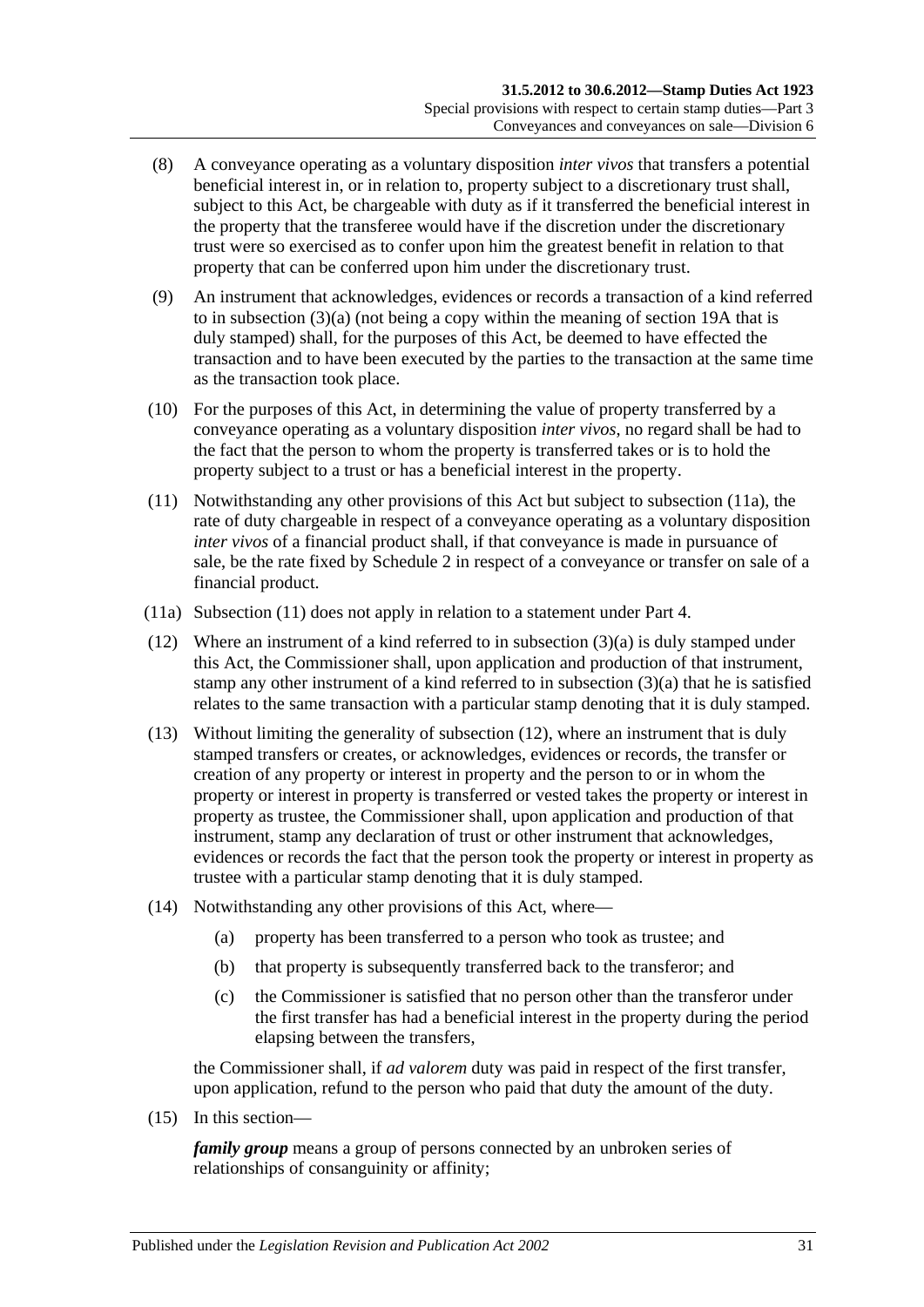(8) A conveyance operating as a voluntary disposition *inter vivos* that transfers a potential beneficial interest in, or in relation to, property subject to a discretionary trust shall, subject to this Act, be chargeable with duty as if it transferred the beneficial interest in the property that the transferee would have if the discretion under the discretionary trust were so exercised as to confer upon him the greatest benefit in relation to that property that can be conferred upon him under the discretionary trust.

(9) An instrument that acknowledges, evidences or records a transaction of a kind referred to in subsection (3)(a) (not being a copy within the meaning of section 19A that is duly stamped) shall, for the purposes of this Act, be deemed to have effected the transaction and to have been executed by the parties to the transaction at the same time as the transaction took place.

(10) For the purposes of this Act, in determining the value of property transferred by a conveyance operating as a voluntary disposition *inter vivos*, no regard shall be had to the fact that the person to whom the property is transferred takes or is to hold the property subject to a trust or has a beneficial interest in the property.

(11) Notwithstanding any other provisions of this Act but subject to subsection (11a), the rate of duty chargeable in respect of a conveyance operating as a voluntary disposition *inter vivos* of a financial product shall, if that conveyance is made in pursuance of sale, be the rate fixed by Schedule 2 in respect of a conveyance or transfer on sale of a financial product.

(11a) Subsection (11) does not apply in relation to a statement under Part 4.

(12) Where an instrument of a kind referred to in subsection (3)(a) is duly stamped under this Act, the Commissioner shall, upon application and production of that instrument, stamp any other instrument of a kind referred to in subsection (3)(a) that he is satisfied relates to the same transaction with a particular stamp denoting that it is duly stamped.

(13) Without limiting the generality of subsection (12), where an instrument that is duly stamped transfers or creates, or acknowledges, evidences or records, the transfer or creation of any property or interest in property and the person to or in whom the property or interest in property is transferred or vested takes the property or interest in property as trustee, the Commissioner shall, upon application and production of that instrument, stamp any declaration of trust or other instrument that acknowledges, evidences or records the fact that the person took the property or interest in property as trustee with a particular stamp denoting that it is duly stamped.

(14) Notwithstanding any other provisions of this Act, where—

(a) property has been transferred to a person who took as trustee; and

(b) that property is subsequently transferred back to the transferor; and

(c) the Commissioner is satisfied that no person other than the transferor under the first transfer has had a beneficial interest in the property during the period elapsing between the transfers,

the Commissioner shall, if *ad valorem* duty was paid in respect of the first transfer, upon application, refund to the person who paid that duty the amount of the duty.

(15) In this section—

***family group*** means a group of persons connected by an unbroken series of relationships of consanguinity or affinity;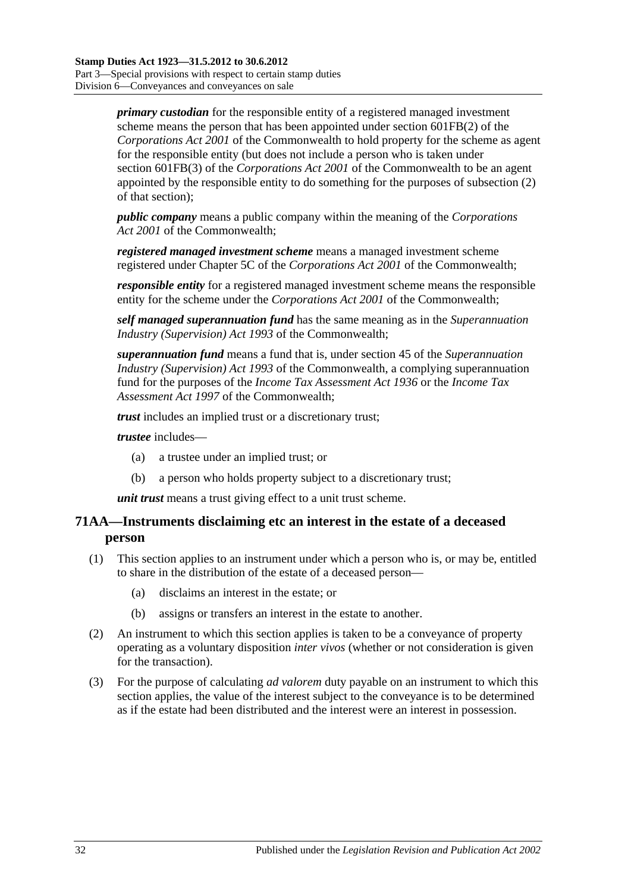***primary custodian*** for the responsible entity of a registered managed investment scheme means the person that has been appointed under section 601FB(2) of the *Corporations Act 2001* of the Commonwealth to hold property for the scheme as agent for the responsible entity (but does not include a person who is taken under section 601FB(3) of the *Corporations Act 2001* of the Commonwealth to be an agent appointed by the responsible entity to do something for the purposes of subsection (2) of that section);

***public company*** means a public company within the meaning of the *Corporations Act 2001* of the Commonwealth;

***registered managed investment scheme*** means a managed investment scheme registered under Chapter 5C of the *Corporations Act 2001* of the Commonwealth;

***responsible entity*** for a registered managed investment scheme means the responsible entity for the scheme under the *Corporations Act 2001* of the Commonwealth;

***self managed superannuation fund*** has the same meaning as in the *Superannuation Industry (Supervision) Act 1993* of the Commonwealth;

***superannuation fund*** means a fund that is, under section 45 of the *Superannuation Industry (Supervision) Act 1993* of the Commonwealth, a complying superannuation fund for the purposes of the *Income Tax Assessment Act 1936* or the *Income Tax Assessment Act 1997* of the Commonwealth;

***trust*** includes an implied trust or a discretionary trust;

***trustee*** includes—

(a) a trustee under an implied trust; or

(b) a person who holds property subject to a discretionary trust;

***unit trust*** means a trust giving effect to a unit trust scheme.

## 71AA—Instruments disclaiming etc an interest in the estate of a deceased person

(1) This section applies to an instrument under which a person who is, or may be, entitled to share in the distribution of the estate of a deceased person—

(a) disclaims an interest in the estate; or

(b) assigns or transfers an interest in the estate to another.

(2) An instrument to which this section applies is taken to be a conveyance of property operating as a voluntary disposition *inter vivos* (whether or not consideration is given for the transaction).

(3) For the purpose of calculating *ad valorem* duty payable on an instrument to which this section applies, the value of the interest subject to the conveyance is to be determined as if the estate had been distributed and the interest were an interest in possession.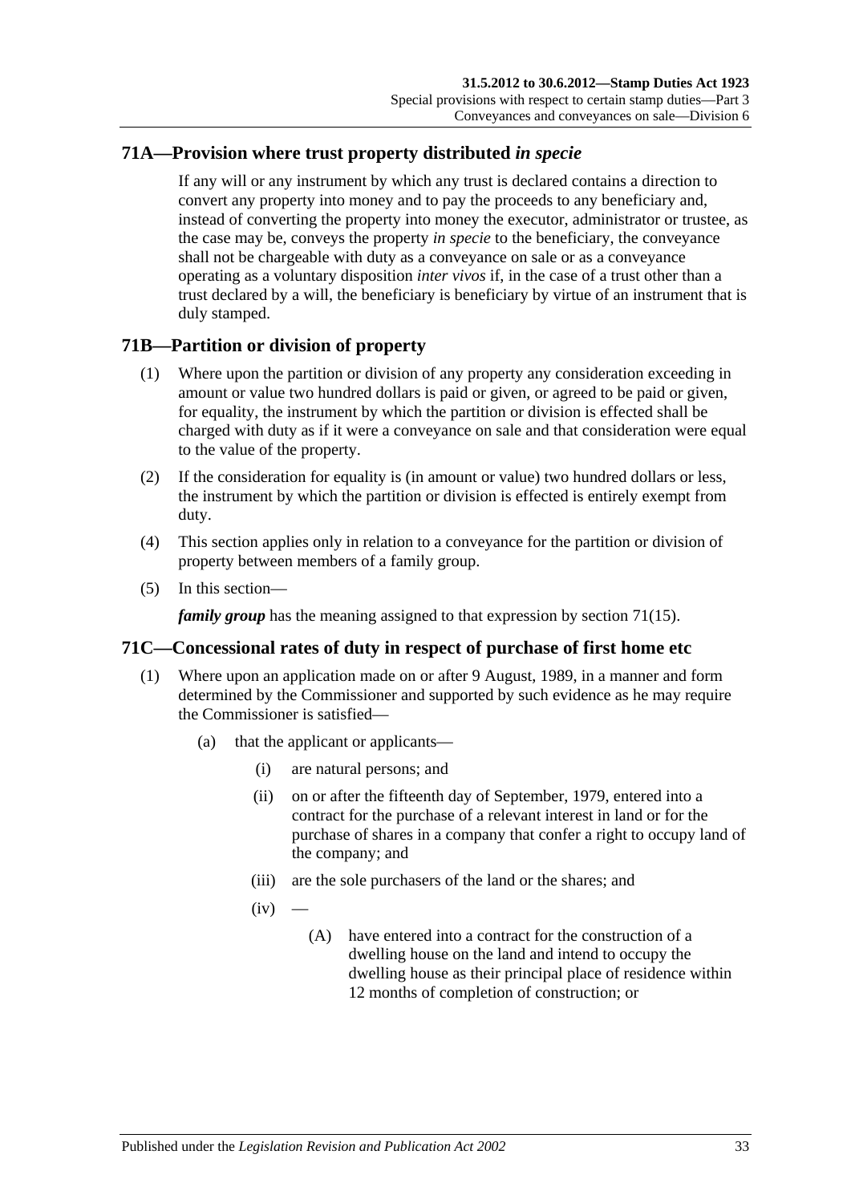## 71A—Provision where trust property distributed *in specie*

If any will or any instrument by which any trust is declared contains a direction to convert any property into money and to pay the proceeds to any beneficiary and, instead of converting the property into money the executor, administrator or trustee, as the case may be, conveys the property *in specie* to the beneficiary, the conveyance shall not be chargeable with duty as a conveyance on sale or as a conveyance operating as a voluntary disposition *inter vivos* if, in the case of a trust other than a trust declared by a will, the beneficiary is beneficiary by virtue of an instrument that is duly stamped.

## 71B—Partition or division of property

(1) Where upon the partition or division of any property any consideration exceeding in amount or value two hundred dollars is paid or given, or agreed to be paid or given, for equality, the instrument by which the partition or division is effected shall be charged with duty as if it were a conveyance on sale and that consideration were equal to the value of the property.

(2) If the consideration for equality is (in amount or value) two hundred dollars or less, the instrument by which the partition or division is effected is entirely exempt from duty.

(4) This section applies only in relation to a conveyance for the partition or division of property between members of a family group.

(5) In this section—

***family group*** has the meaning assigned to that expression by section 71(15).

## 71C—Concessional rates of duty in respect of purchase of first home etc

(1) Where upon an application made on or after 9 August, 1989, in a manner and form determined by the Commissioner and supported by such evidence as he may require the Commissioner is satisfied—

(a) that the applicant or applicants—

(i) are natural persons; and

(ii) on or after the fifteenth day of September, 1979, entered into a contract for the purchase of a relevant interest in land or for the purchase of shares in a company that confer a right to occupy land of the company; and

(iii) are the sole purchasers of the land or the shares; and

(iv) —

(A) have entered into a contract for the construction of a dwelling house on the land and intend to occupy the dwelling house as their principal place of residence within 12 months of completion of construction; or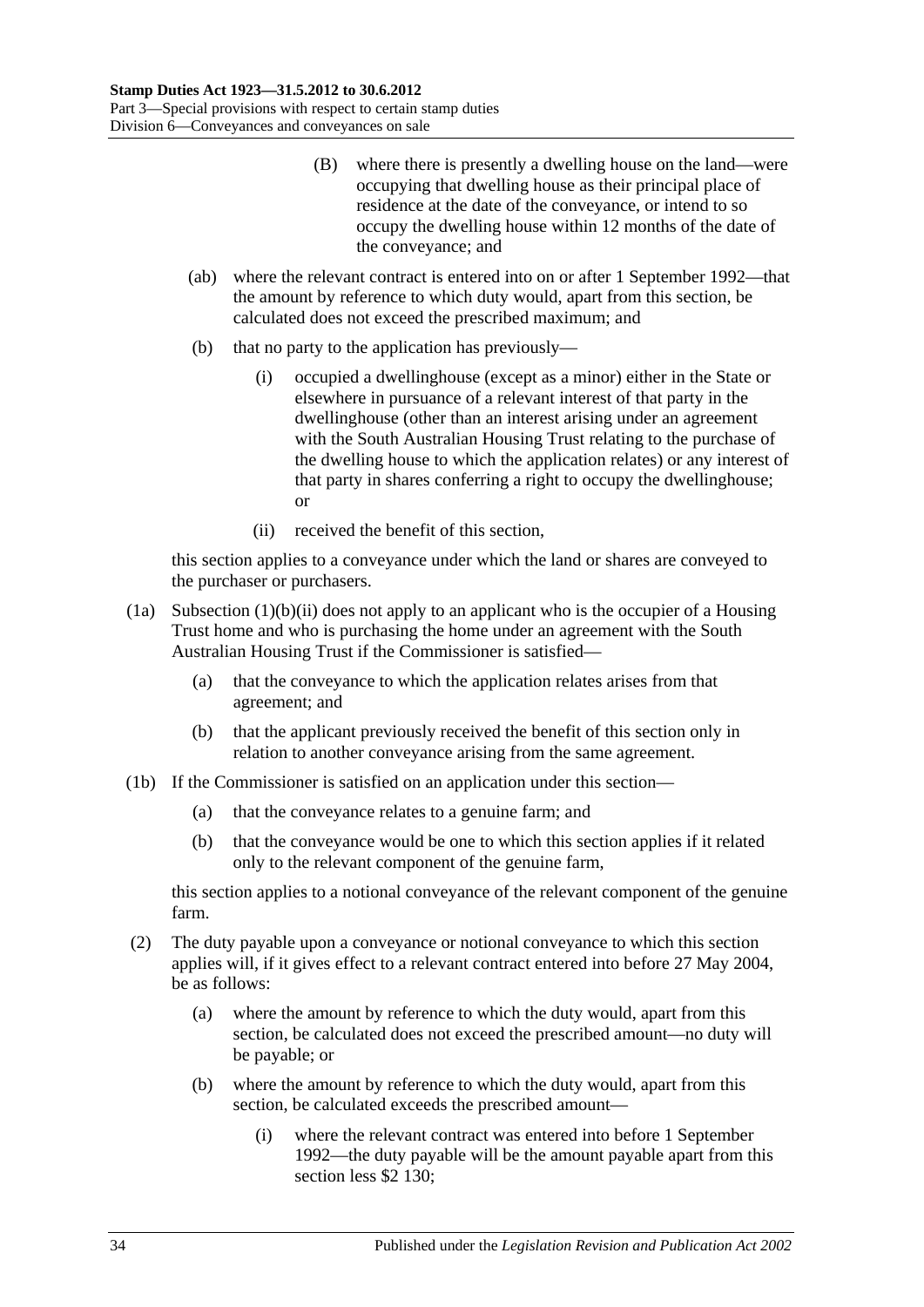(B) where there is presently a dwelling house on the land—were occupying that dwelling house as their principal place of residence at the date of the conveyance, or intend to so occupy the dwelling house within 12 months of the date of the conveyance; and

(ab) where the relevant contract is entered into on or after 1 September 1992—that the amount by reference to which duty would, apart from this section, be calculated does not exceed the prescribed maximum; and

(b) that no party to the application has previously—

(i) occupied a dwellinghouse (except as a minor) either in the State or elsewhere in pursuance of a relevant interest of that party in the dwellinghouse (other than an interest arising under an agreement with the South Australian Housing Trust relating to the purchase of the dwelling house to which the application relates) or any interest of that party in shares conferring a right to occupy the dwellinghouse; or

(ii) received the benefit of this section,

this section applies to a conveyance under which the land or shares are conveyed to the purchaser or purchasers.

(1a) Subsection (1)(b)(ii) does not apply to an applicant who is the occupier of a Housing Trust home and who is purchasing the home under an agreement with the South Australian Housing Trust if the Commissioner is satisfied—

(a) that the conveyance to which the application relates arises from that agreement; and

(b) that the applicant previously received the benefit of this section only in relation to another conveyance arising from the same agreement.

(1b) If the Commissioner is satisfied on an application under this section—

(a) that the conveyance relates to a genuine farm; and

(b) that the conveyance would be one to which this section applies if it related only to the relevant component of the genuine farm,

this section applies to a notional conveyance of the relevant component of the genuine farm.

(2) The duty payable upon a conveyance or notional conveyance to which this section applies will, if it gives effect to a relevant contract entered into before 27 May 2004, be as follows:

(a) where the amount by reference to which the duty would, apart from this section, be calculated does not exceed the prescribed amount—no duty will be payable; or

(b) where the amount by reference to which the duty would, apart from this section, be calculated exceeds the prescribed amount—

(i) where the relevant contract was entered into before 1 September 1992—the duty payable will be the amount payable apart from this section less $2 130;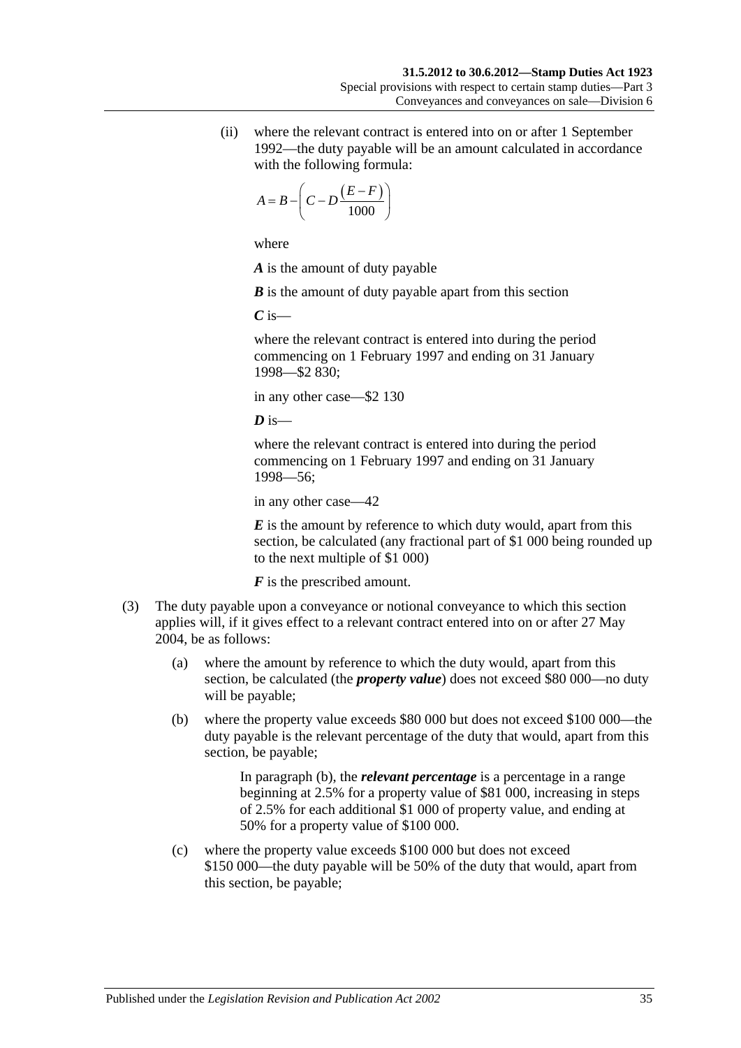(ii) where the relevant contract is entered into on or after 1 September 1992—the duty payable will be an amount calculated in accordance with the following formula:

$$A = B - \left( C - D\frac{\left( E - F \right)}{1000} \right)$$

where

***A*** is the amount of duty payable

***B*** is the amount of duty payable apart from this section

***C*** is—

where the relevant contract is entered into during the period commencing on 1 February 1997 and ending on 31 January 1998—$2 830;

in any other case—$2 130

***D*** is—

where the relevant contract is entered into during the period commencing on 1 February 1997 and ending on 31 January 1998—56;

in any other case—42

***E*** is the amount by reference to which duty would, apart from this section, be calculated (any fractional part of $1 000 being rounded up to the next multiple of $1 000)

***F*** is the prescribed amount.

(3) The duty payable upon a conveyance or notional conveyance to which this section applies will, if it gives effect to a relevant contract entered into on or after 27 May 2004, be as follows:

(a) where the amount by reference to which the duty would, apart from this section, be calculated (the ***property value***) does not exceed $80 000—no duty will be payable;

(b) where the property value exceeds $80 000 but does not exceed $100 000—the duty payable is the relevant percentage of the duty that would, apart from this section, be payable;

In paragraph (b), the ***relevant percentage*** is a percentage in a range beginning at 2.5% for a property value of $81 000, increasing in steps of 2.5% for each additional $1 000 of property value, and ending at 50% for a property value of $100 000.

(c) where the property value exceeds $100 000 but does not exceed $150 000—the duty payable will be 50% of the duty that would, apart from this section, be payable;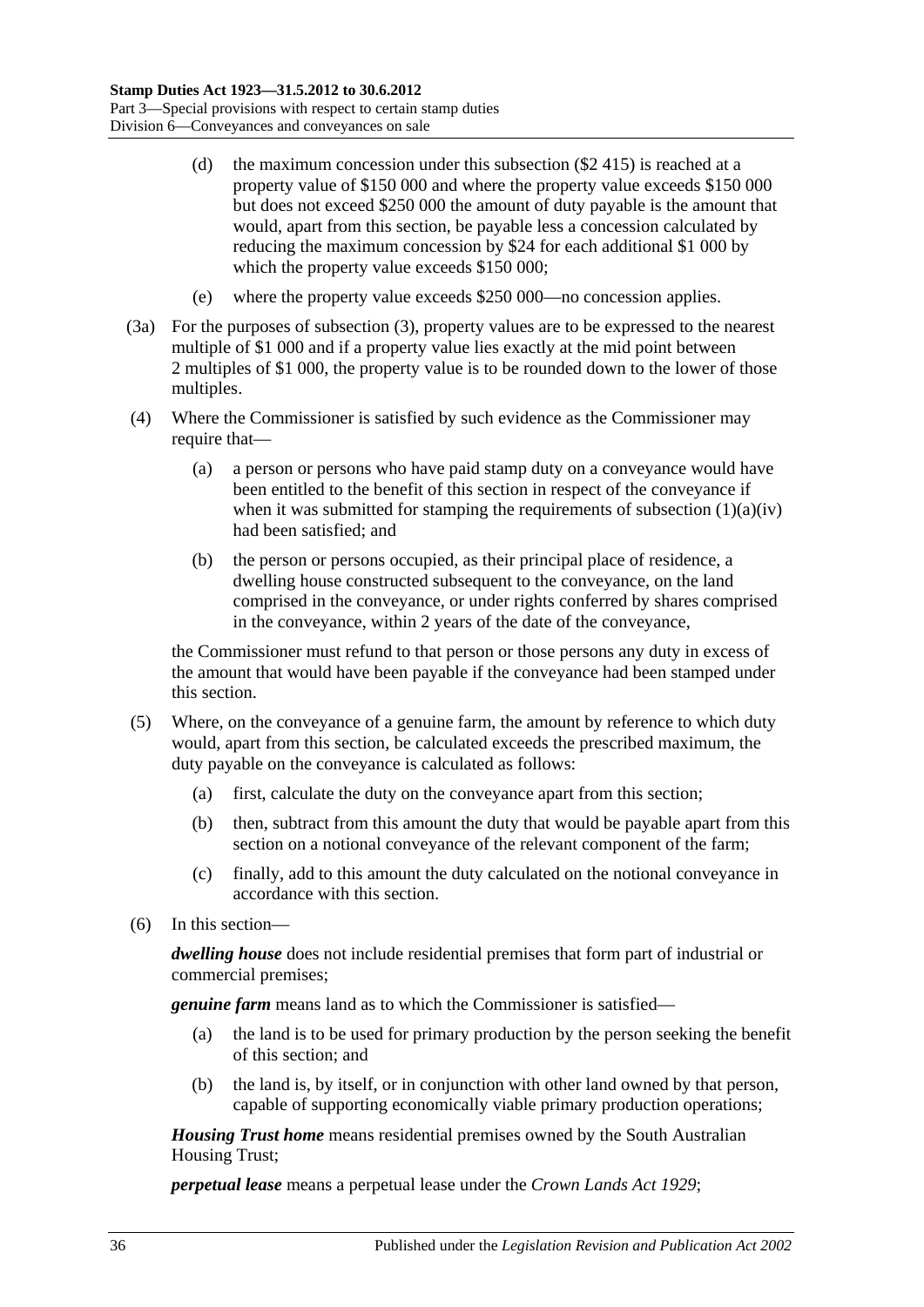(d) the maximum concession under this subsection ($2 415) is reached at a property value of $150 000 and where the property value exceeds $150 000 but does not exceed $250 000 the amount of duty payable is the amount that would, apart from this section, be payable less a concession calculated by reducing the maximum concession by $24 for each additional $1 000 by which the property value exceeds $150 000;

(e) where the property value exceeds $250 000—no concession applies.

(3a) For the purposes of subsection (3), property values are to be expressed to the nearest multiple of $1 000 and if a property value lies exactly at the mid point between 2 multiples of $1 000, the property value is to be rounded down to the lower of those multiples.

(4) Where the Commissioner is satisfied by such evidence as the Commissioner may require that—

(a) a person or persons who have paid stamp duty on a conveyance would have been entitled to the benefit of this section in respect of the conveyance if when it was submitted for stamping the requirements of subsection (1)(a)(iv) had been satisfied; and

(b) the person or persons occupied, as their principal place of residence, a dwelling house constructed subsequent to the conveyance, on the land comprised in the conveyance, or under rights conferred by shares comprised in the conveyance, within 2 years of the date of the conveyance,

the Commissioner must refund to that person or those persons any duty in excess of the amount that would have been payable if the conveyance had been stamped under this section.

(5) Where, on the conveyance of a genuine farm, the amount by reference to which duty would, apart from this section, be calculated exceeds the prescribed maximum, the duty payable on the conveyance is calculated as follows:

(a) first, calculate the duty on the conveyance apart from this section;

(b) then, subtract from this amount the duty that would be payable apart from this section on a notional conveyance of the relevant component of the farm;

(c) finally, add to this amount the duty calculated on the notional conveyance in accordance with this section.

(6) In this section—

***dwelling house*** does not include residential premises that form part of industrial or commercial premises;

***genuine farm*** means land as to which the Commissioner is satisfied—

(a) the land is to be used for primary production by the person seeking the benefit of this section; and

(b) the land is, by itself, or in conjunction with other land owned by that person, capable of supporting economically viable primary production operations;

***Housing Trust home*** means residential premises owned by the South Australian Housing Trust;

***perpetual lease*** means a perpetual lease under the *Crown Lands Act 1929*;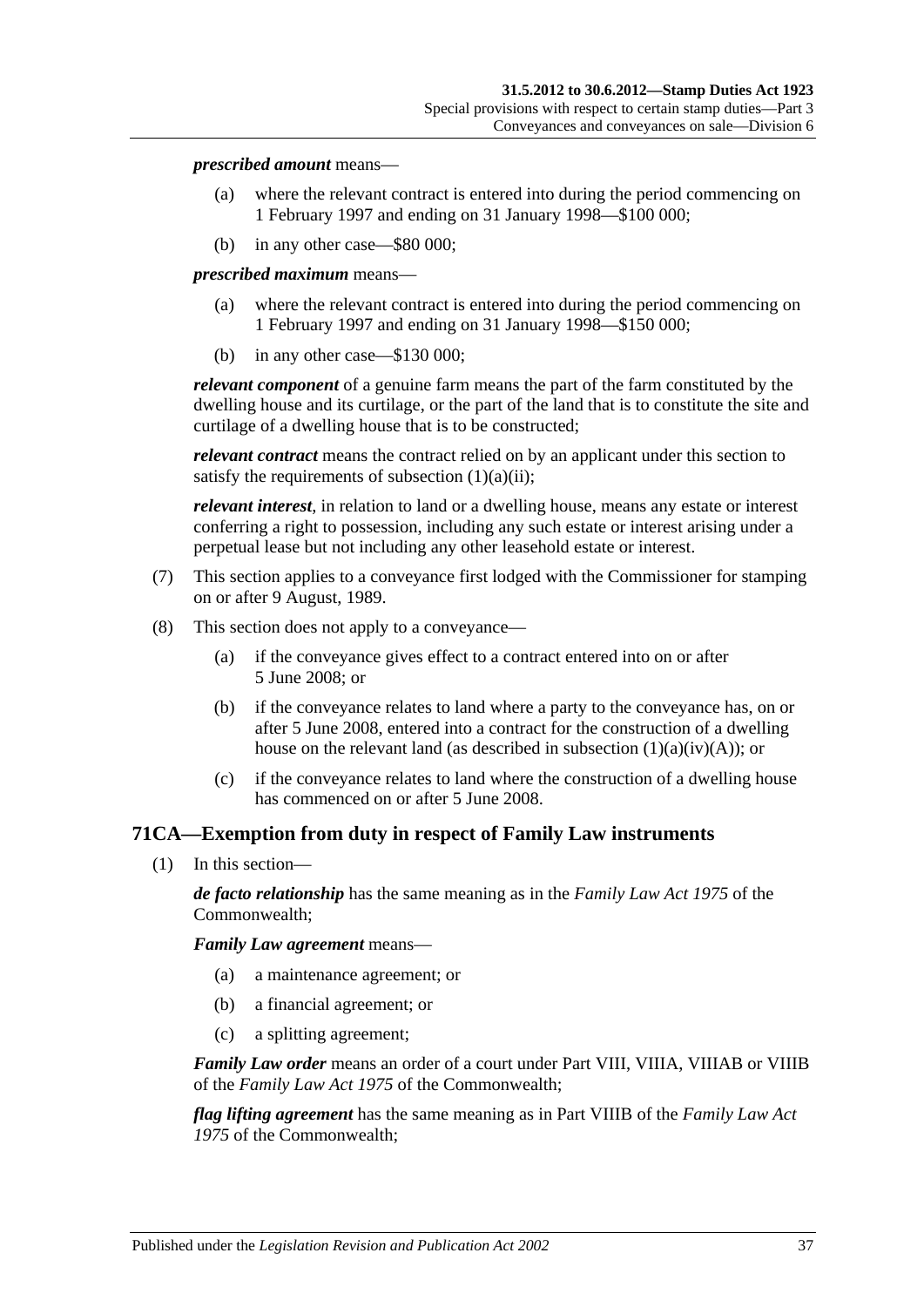***prescribed amount*** means—

- (a) where the relevant contract is entered into during the period commencing on 1 February 1997 and ending on 31 January 1998—$100 000;
- (b) in any other case—$80 000;

***prescribed maximum*** means—

- (a) where the relevant contract is entered into during the period commencing on 1 February 1997 and ending on 31 January 1998—$150 000;
- (b) in any other case—$130 000;

***relevant component*** of a genuine farm means the part of the farm constituted by the dwelling house and its curtilage, or the part of the land that is to constitute the site and curtilage of a dwelling house that is to be constructed;

***relevant contract*** means the contract relied on by an applicant under this section to satisfy the requirements of subsection (1)(a)(ii);

***relevant interest***, in relation to land or a dwelling house, means any estate or interest conferring a right to possession, including any such estate or interest arising under a perpetual lease but not including any other leasehold estate or interest.

(7) This section applies to a conveyance first lodged with the Commissioner for stamping on or after 9 August, 1989.

(8) This section does not apply to a conveyance—

- (a) if the conveyance gives effect to a contract entered into on or after 5 June 2008; or
- (b) if the conveyance relates to land where a party to the conveyance has, on or after 5 June 2008, entered into a contract for the construction of a dwelling house on the relevant land (as described in subsection (1)(a)(iv)(A)); or
- (c) if the conveyance relates to land where the construction of a dwelling house has commenced on or after 5 June 2008.

## 71CA—Exemption from duty in respect of Family Law instruments

(1) In this section—

***de facto relationship*** has the same meaning as in the *Family Law Act 1975* of the Commonwealth;

***Family Law agreement*** means—

- (a) a maintenance agreement; or
- (b) a financial agreement; or
- (c) a splitting agreement;

***Family Law order*** means an order of a court under Part VIII, VIIIA, VIIIAB or VIIIB of the *Family Law Act 1975* of the Commonwealth;

***flag lifting agreement*** has the same meaning as in Part VIIIB of the *Family Law Act 1975* of the Commonwealth;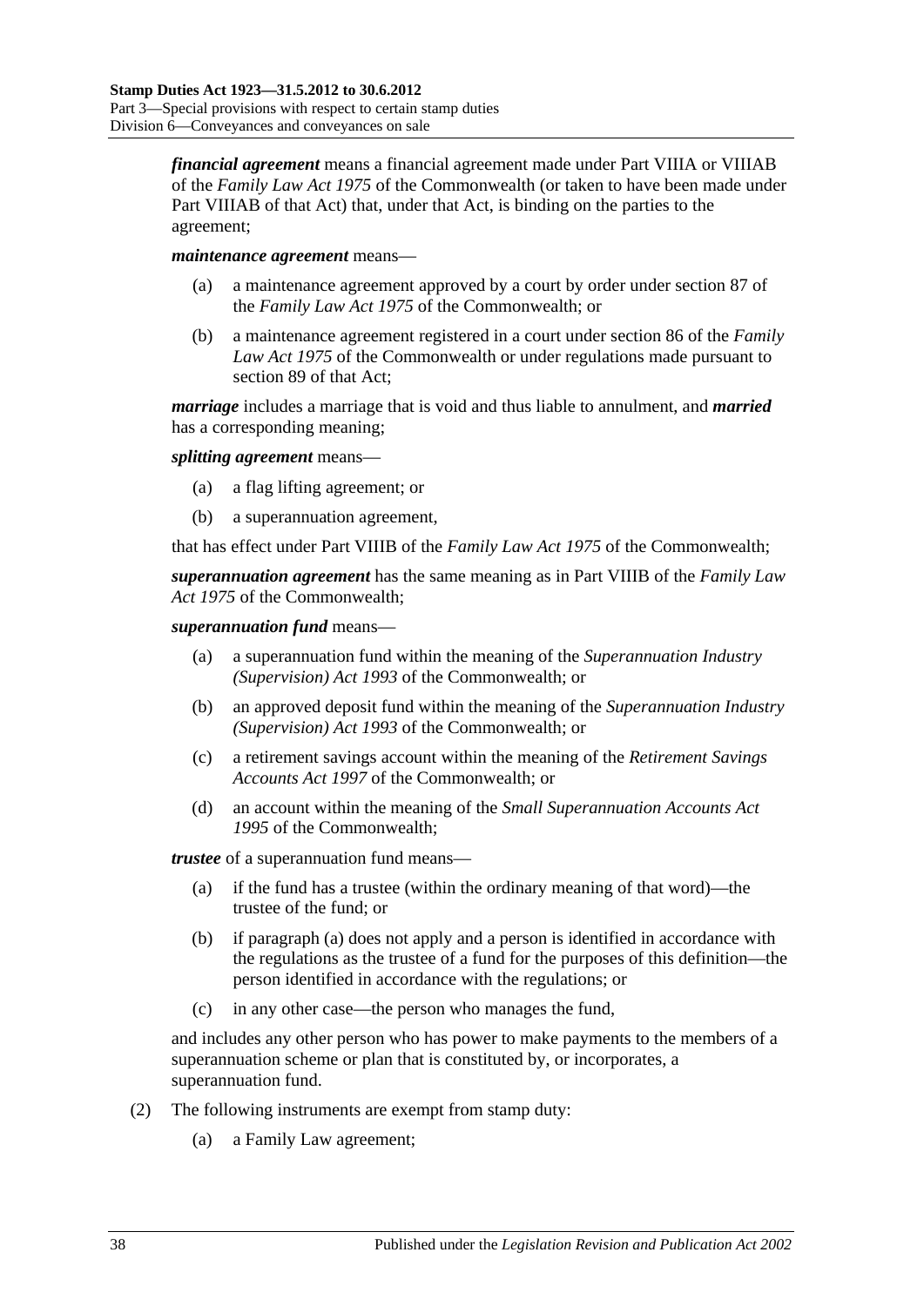***financial agreement*** means a financial agreement made under Part VIIIA or VIIIAB of the *Family Law Act 1975* of the Commonwealth (or taken to have been made under Part VIIIAB of that Act) that, under that Act, is binding on the parties to the agreement;

***maintenance agreement*** means—

- (a) a maintenance agreement approved by a court by order under section 87 of the *Family Law Act 1975* of the Commonwealth; or
- (b) a maintenance agreement registered in a court under section 86 of the *Family Law Act 1975* of the Commonwealth or under regulations made pursuant to section 89 of that Act;

***marriage*** includes a marriage that is void and thus liable to annulment, and ***married*** has a corresponding meaning;

***splitting agreement*** means—

- (a) a flag lifting agreement; or
- (b) a superannuation agreement,

that has effect under Part VIIIB of the *Family Law Act 1975* of the Commonwealth;

***superannuation agreement*** has the same meaning as in Part VIIIB of the *Family Law Act 1975* of the Commonwealth;

***superannuation fund*** means—

- (a) a superannuation fund within the meaning of the *Superannuation Industry (Supervision) Act 1993* of the Commonwealth; or
- (b) an approved deposit fund within the meaning of the *Superannuation Industry (Supervision) Act 1993* of the Commonwealth; or
- (c) a retirement savings account within the meaning of the *Retirement Savings Accounts Act 1997* of the Commonwealth; or
- (d) an account within the meaning of the *Small Superannuation Accounts Act 1995* of the Commonwealth;

***trustee*** of a superannuation fund means—

- (a) if the fund has a trustee (within the ordinary meaning of that word)—the trustee of the fund; or
- (b) if paragraph (a) does not apply and a person is identified in accordance with the regulations as the trustee of a fund for the purposes of this definition—the person identified in accordance with the regulations; or
- (c) in any other case—the person who manages the fund,

and includes any other person who has power to make payments to the members of a superannuation scheme or plan that is constituted by, or incorporates, a superannuation fund.

(2) The following instruments are exempt from stamp duty:

- (a) a Family Law agreement;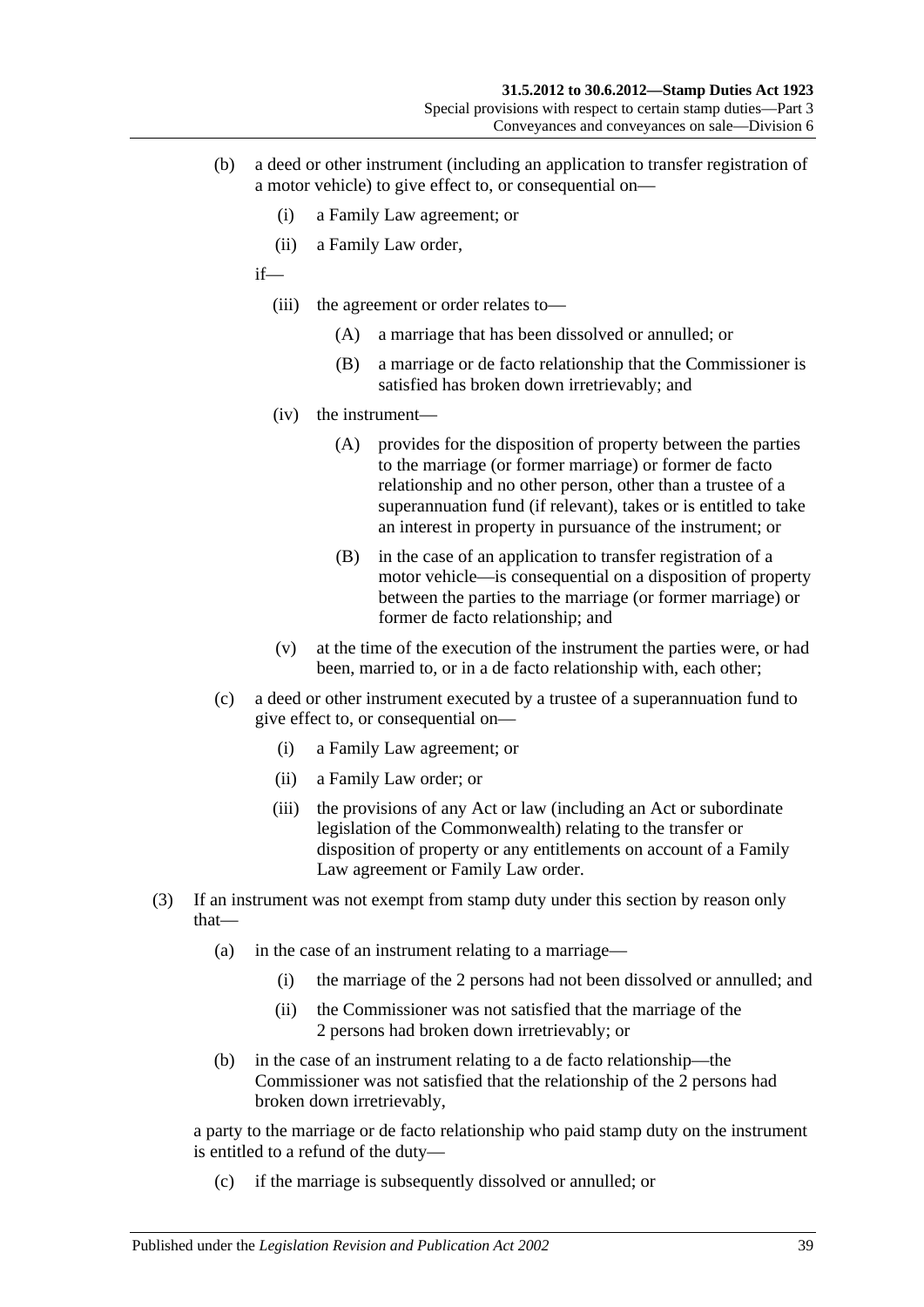- (b) a deed or other instrument (including an application to transfer registration of a motor vehicle) to give effect to, or consequential on—
  - (i) a Family Law agreement; or
  - (ii) a Family Law order,

  if—
  - (iii) the agreement or order relates to—
    - (A) a marriage that has been dissolved or annulled; or
    - (B) a marriage or de facto relationship that the Commissioner is satisfied has broken down irretrievably; and
  - (iv) the instrument—
    - (A) provides for the disposition of property between the parties to the marriage (or former marriage) or former de facto relationship and no other person, other than a trustee of a superannuation fund (if relevant), takes or is entitled to take an interest in property in pursuance of the instrument; or
    - (B) in the case of an application to transfer registration of a motor vehicle—is consequential on a disposition of property between the parties to the marriage (or former marriage) or former de facto relationship; and
  - (v) at the time of the execution of the instrument the parties were, or had been, married to, or in a de facto relationship with, each other;
- (c) a deed or other instrument executed by a trustee of a superannuation fund to give effect to, or consequential on—
  - (i) a Family Law agreement; or
  - (ii) a Family Law order; or
  - (iii) the provisions of any Act or law (including an Act or subordinate legislation of the Commonwealth) relating to the transfer or disposition of property or any entitlements on account of a Family Law agreement or Family Law order.

(3) If an instrument was not exempt from stamp duty under this section by reason only that—

- (a) in the case of an instrument relating to a marriage—
  - (i) the marriage of the 2 persons had not been dissolved or annulled; and
  - (ii) the Commissioner was not satisfied that the marriage of the 2 persons had broken down irretrievably; or
- (b) in the case of an instrument relating to a de facto relationship—the Commissioner was not satisfied that the relationship of the 2 persons had broken down irretrievably,

a party to the marriage or de facto relationship who paid stamp duty on the instrument is entitled to a refund of the duty—

- (c) if the marriage is subsequently dissolved or annulled; or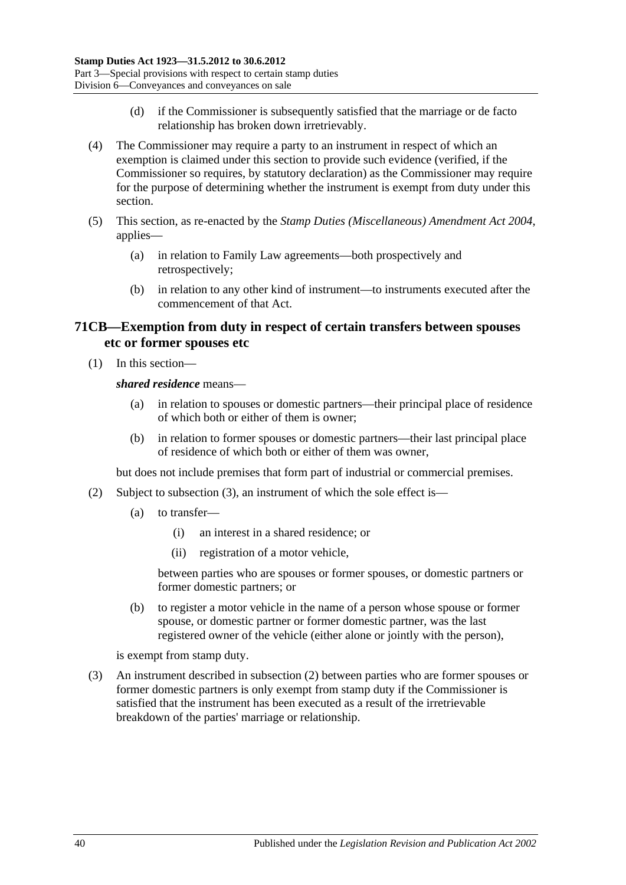(d) if the Commissioner is subsequently satisfied that the marriage or de facto relationship has broken down irretrievably.

(4) The Commissioner may require a party to an instrument in respect of which an exemption is claimed under this section to provide such evidence (verified, if the Commissioner so requires, by statutory declaration) as the Commissioner may require for the purpose of determining whether the instrument is exempt from duty under this section.

(5) This section, as re-enacted by the *Stamp Duties (Miscellaneous) Amendment Act 2004*, applies—

(a) in relation to Family Law agreements—both prospectively and retrospectively;

(b) in relation to any other kind of instrument—to instruments executed after the commencement of that Act.

## 71CB—Exemption from duty in respect of certain transfers between spouses etc or former spouses etc

(1) In this section—

***shared residence*** means—

(a) in relation to spouses or domestic partners—their principal place of residence of which both or either of them is owner;

(b) in relation to former spouses or domestic partners—their last principal place of residence of which both or either of them was owner,

but does not include premises that form part of industrial or commercial premises.

(2) Subject to subsection (3), an instrument of which the sole effect is—

(a) to transfer—

(i) an interest in a shared residence; or

(ii) registration of a motor vehicle,

between parties who are spouses or former spouses, or domestic partners or former domestic partners; or

(b) to register a motor vehicle in the name of a person whose spouse or former spouse, or domestic partner or former domestic partner, was the last registered owner of the vehicle (either alone or jointly with the person),

is exempt from stamp duty.

(3) An instrument described in subsection (2) between parties who are former spouses or former domestic partners is only exempt from stamp duty if the Commissioner is satisfied that the instrument has been executed as a result of the irretrievable breakdown of the parties' marriage or relationship.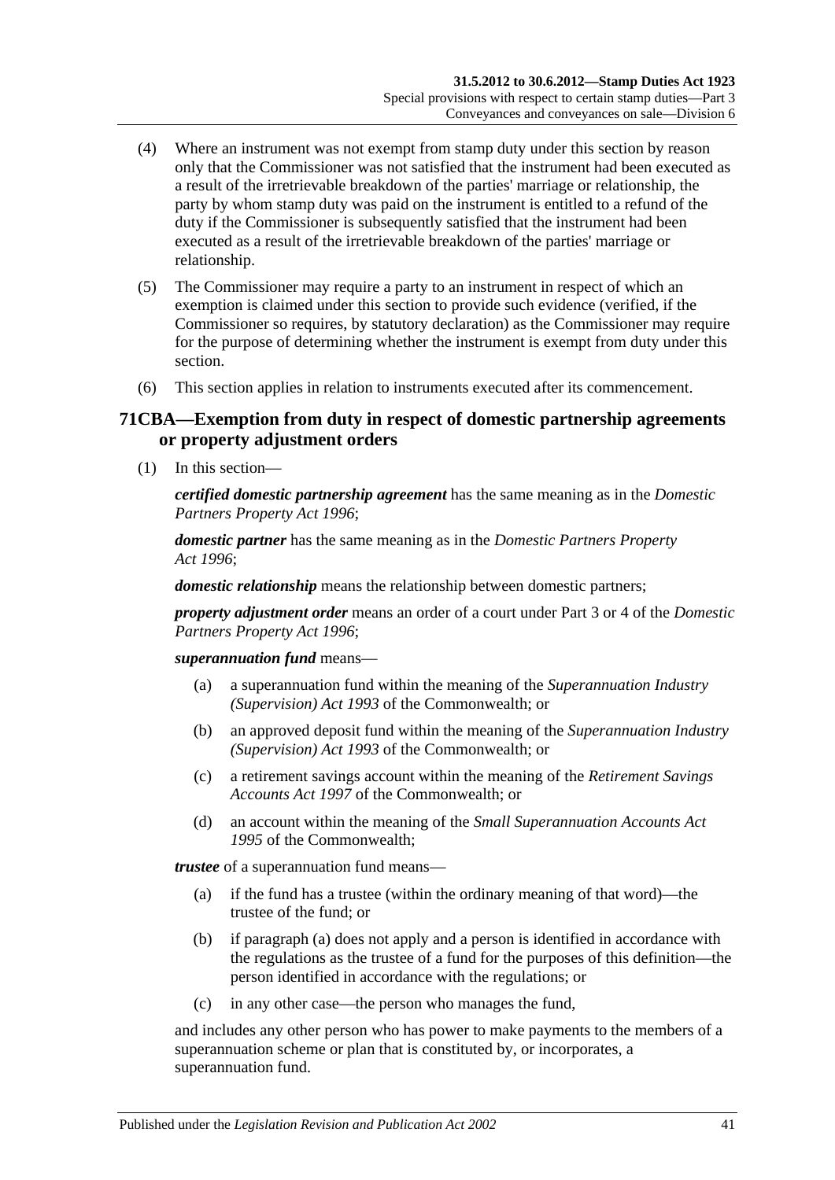(4) Where an instrument was not exempt from stamp duty under this section by reason only that the Commissioner was not satisfied that the instrument had been executed as a result of the irretrievable breakdown of the parties' marriage or relationship, the party by whom stamp duty was paid on the instrument is entitled to a refund of the duty if the Commissioner is subsequently satisfied that the instrument had been executed as a result of the irretrievable breakdown of the parties' marriage or relationship.

(5) The Commissioner may require a party to an instrument in respect of which an exemption is claimed under this section to provide such evidence (verified, if the Commissioner so requires, by statutory declaration) as the Commissioner may require for the purpose of determining whether the instrument is exempt from duty under this section.

(6) This section applies in relation to instruments executed after its commencement.

## 71CBA—Exemption from duty in respect of domestic partnership agreements or property adjustment orders

(1) In this section—

***certified domestic partnership agreement*** has the same meaning as in the *Domestic Partners Property Act 1996*;

***domestic partner*** has the same meaning as in the *Domestic Partners Property Act 1996*;

***domestic relationship*** means the relationship between domestic partners;

***property adjustment order*** means an order of a court under Part 3 or 4 of the *Domestic Partners Property Act 1996*;

***superannuation fund*** means—

(a) a superannuation fund within the meaning of the *Superannuation Industry (Supervision) Act 1993* of the Commonwealth; or

(b) an approved deposit fund within the meaning of the *Superannuation Industry (Supervision) Act 1993* of the Commonwealth; or

(c) a retirement savings account within the meaning of the *Retirement Savings Accounts Act 1997* of the Commonwealth; or

(d) an account within the meaning of the *Small Superannuation Accounts Act 1995* of the Commonwealth;

***trustee*** of a superannuation fund means—

(a) if the fund has a trustee (within the ordinary meaning of that word)—the trustee of the fund; or

(b) if paragraph (a) does not apply and a person is identified in accordance with the regulations as the trustee of a fund for the purposes of this definition—the person identified in accordance with the regulations; or

(c) in any other case—the person who manages the fund,

and includes any other person who has power to make payments to the members of a superannuation scheme or plan that is constituted by, or incorporates, a superannuation fund.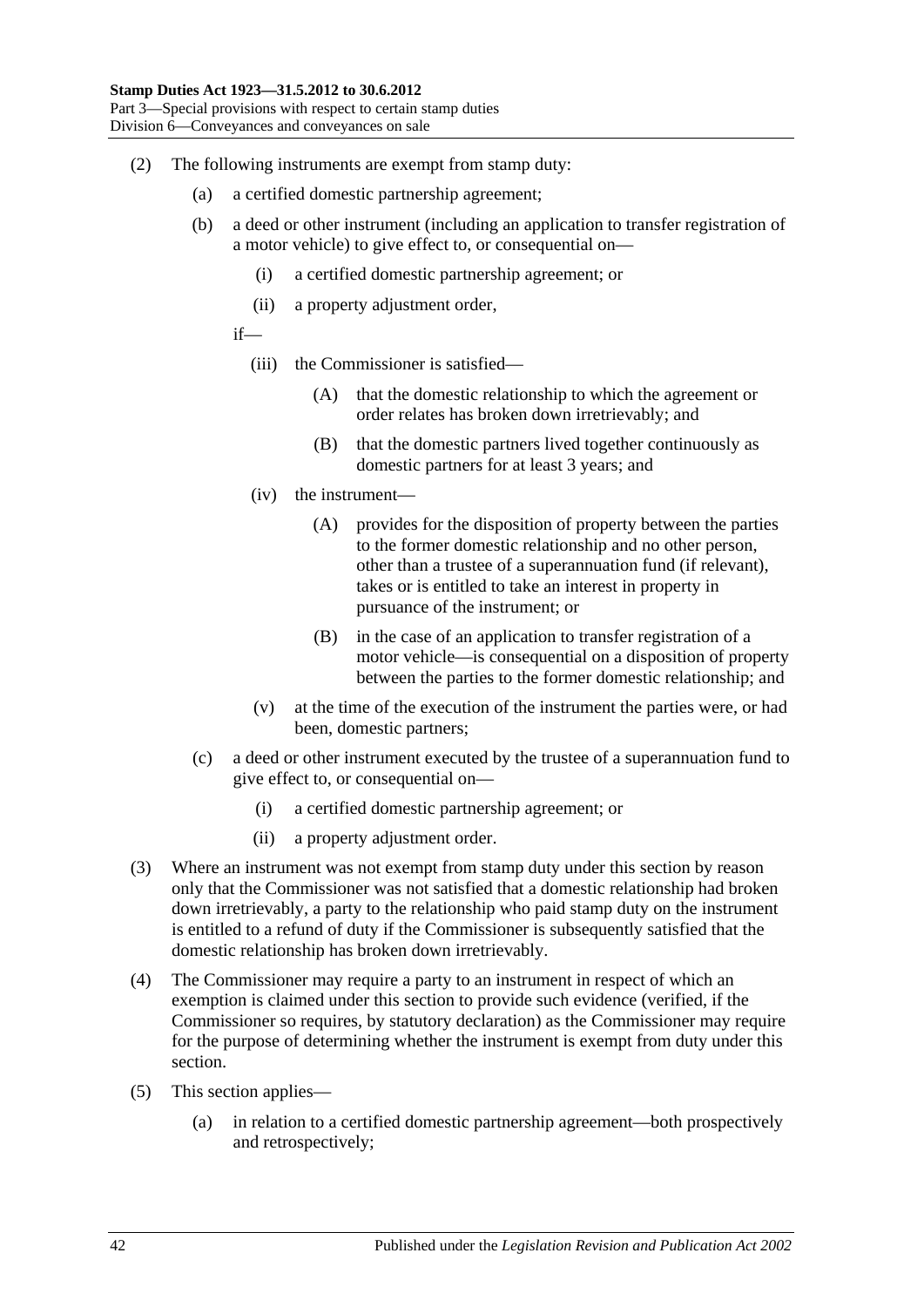(2) The following instruments are exempt from stamp duty:

(a) a certified domestic partnership agreement;

(b) a deed or other instrument (including an application to transfer registration of a motor vehicle) to give effect to, or consequential on—

(i) a certified domestic partnership agreement; or

(ii) a property adjustment order,

if—

(iii) the Commissioner is satisfied—

(A) that the domestic relationship to which the agreement or order relates has broken down irretrievably; and

(B) that the domestic partners lived together continuously as domestic partners for at least 3 years; and

(iv) the instrument—

(A) provides for the disposition of property between the parties to the former domestic relationship and no other person, other than a trustee of a superannuation fund (if relevant), takes or is entitled to take an interest in property in pursuance of the instrument; or

(B) in the case of an application to transfer registration of a motor vehicle—is consequential on a disposition of property between the parties to the former domestic relationship; and

(v) at the time of the execution of the instrument the parties were, or had been, domestic partners;

(c) a deed or other instrument executed by the trustee of a superannuation fund to give effect to, or consequential on—

(i) a certified domestic partnership agreement; or

(ii) a property adjustment order.

(3) Where an instrument was not exempt from stamp duty under this section by reason only that the Commissioner was not satisfied that a domestic relationship had broken down irretrievably, a party to the relationship who paid stamp duty on the instrument is entitled to a refund of duty if the Commissioner is subsequently satisfied that the domestic relationship has broken down irretrievably.

(4) The Commissioner may require a party to an instrument in respect of which an exemption is claimed under this section to provide such evidence (verified, if the Commissioner so requires, by statutory declaration) as the Commissioner may require for the purpose of determining whether the instrument is exempt from duty under this section.

(5) This section applies—

(a) in relation to a certified domestic partnership agreement—both prospectively and retrospectively;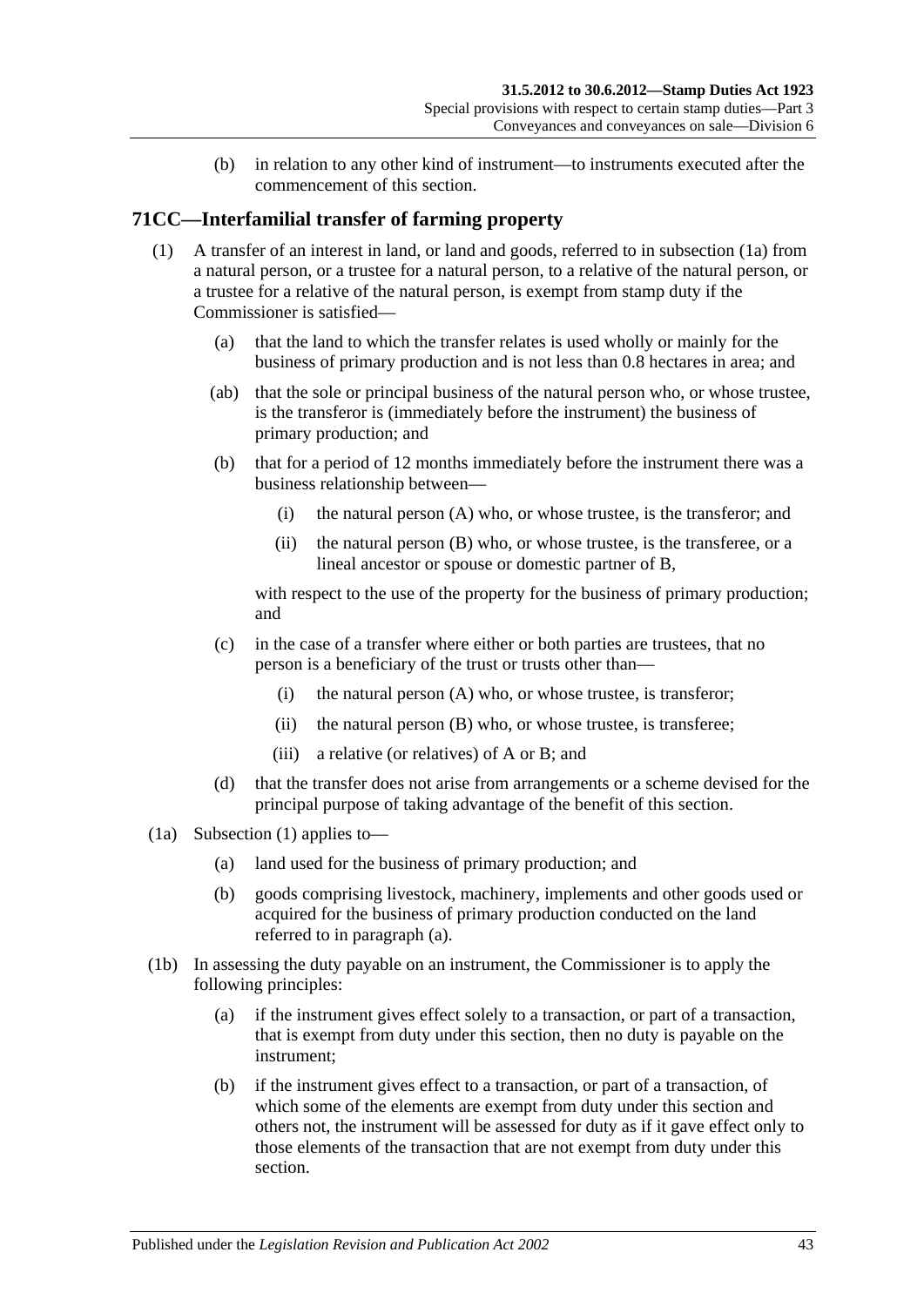(b) in relation to any other kind of instrument—to instruments executed after the commencement of this section.

## 71CC—Interfamilial transfer of farming property

(1) A transfer of an interest in land, or land and goods, referred to in subsection (1a) from a natural person, or a trustee for a natural person, to a relative of the natural person, or a trustee for a relative of the natural person, is exempt from stamp duty if the Commissioner is satisfied—

(a) that the land to which the transfer relates is used wholly or mainly for the business of primary production and is not less than 0.8 hectares in area; and

(ab) that the sole or principal business of the natural person who, or whose trustee, is the transferor is (immediately before the instrument) the business of primary production; and

(b) that for a period of 12 months immediately before the instrument there was a business relationship between—

(i) the natural person (A) who, or whose trustee, is the transferor; and

(ii) the natural person (B) who, or whose trustee, is the transferee, or a lineal ancestor or spouse or domestic partner of B,

with respect to the use of the property for the business of primary production; and

(c) in the case of a transfer where either or both parties are trustees, that no person is a beneficiary of the trust or trusts other than—

(i) the natural person (A) who, or whose trustee, is transferor;

(ii) the natural person (B) who, or whose trustee, is transferee;

(iii) a relative (or relatives) of A or B; and

(d) that the transfer does not arise from arrangements or a scheme devised for the principal purpose of taking advantage of the benefit of this section.

(1a) Subsection (1) applies to—

(a) land used for the business of primary production; and

(b) goods comprising livestock, machinery, implements and other goods used or acquired for the business of primary production conducted on the land referred to in paragraph (a).

(1b) In assessing the duty payable on an instrument, the Commissioner is to apply the following principles:

(a) if the instrument gives effect solely to a transaction, or part of a transaction, that is exempt from duty under this section, then no duty is payable on the instrument;

(b) if the instrument gives effect to a transaction, or part of a transaction, of which some of the elements are exempt from duty under this section and others not, the instrument will be assessed for duty as if it gave effect only to those elements of the transaction that are not exempt from duty under this section.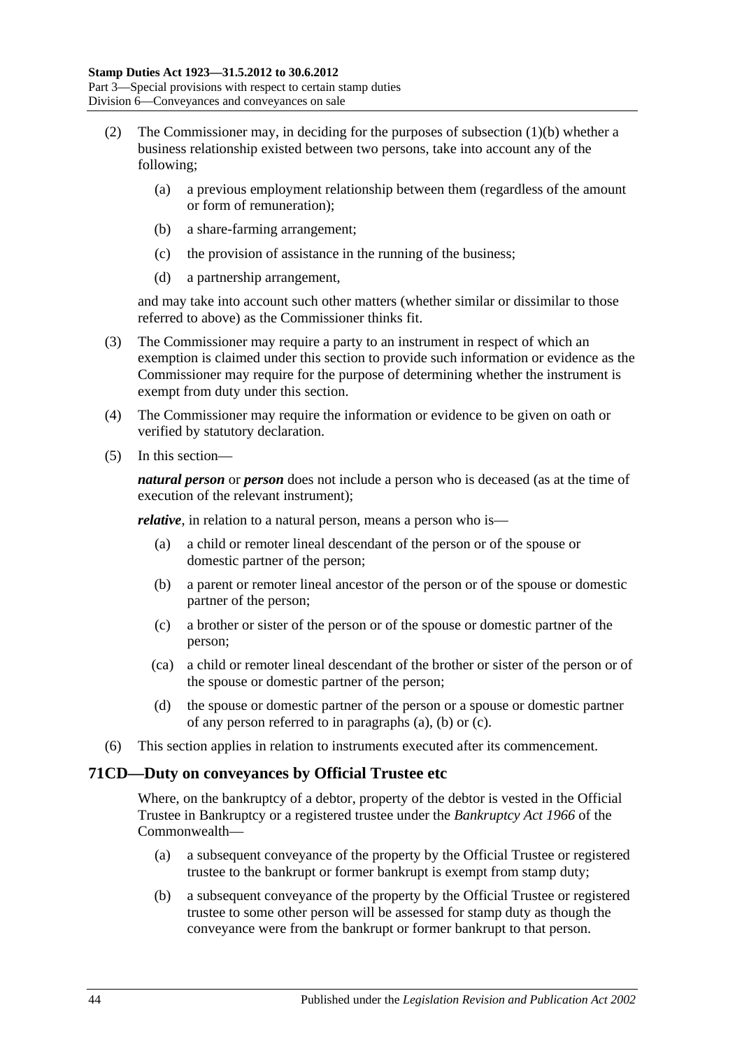(2) The Commissioner may, in deciding for the purposes of subsection (1)(b) whether a business relationship existed between two persons, take into account any of the following;

(a) a previous employment relationship between them (regardless of the amount or form of remuneration);

(b) a share-farming arrangement;

(c) the provision of assistance in the running of the business;

(d) a partnership arrangement,

and may take into account such other matters (whether similar or dissimilar to those referred to above) as the Commissioner thinks fit.

(3) The Commissioner may require a party to an instrument in respect of which an exemption is claimed under this section to provide such information or evidence as the Commissioner may require for the purpose of determining whether the instrument is exempt from duty under this section.

(4) The Commissioner may require the information or evidence to be given on oath or verified by statutory declaration.

(5) In this section—

***natural person*** or ***person*** does not include a person who is deceased (as at the time of execution of the relevant instrument);

***relative***, in relation to a natural person, means a person who is—

(a) a child or remoter lineal descendant of the person or of the spouse or domestic partner of the person;

(b) a parent or remoter lineal ancestor of the person or of the spouse or domestic partner of the person;

(c) a brother or sister of the person or of the spouse or domestic partner of the person;

(ca) a child or remoter lineal descendant of the brother or sister of the person or of the spouse or domestic partner of the person;

(d) the spouse or domestic partner of the person or a spouse or domestic partner of any person referred to in paragraphs (a), (b) or (c).

(6) This section applies in relation to instruments executed after its commencement.

## 71CD—Duty on conveyances by Official Trustee etc

Where, on the bankruptcy of a debtor, property of the debtor is vested in the Official Trustee in Bankruptcy or a registered trustee under the *Bankruptcy Act 1966* of the Commonwealth—

(a) a subsequent conveyance of the property by the Official Trustee or registered trustee to the bankrupt or former bankrupt is exempt from stamp duty;

(b) a subsequent conveyance of the property by the Official Trustee or registered trustee to some other person will be assessed for stamp duty as though the conveyance were from the bankrupt or former bankrupt to that person.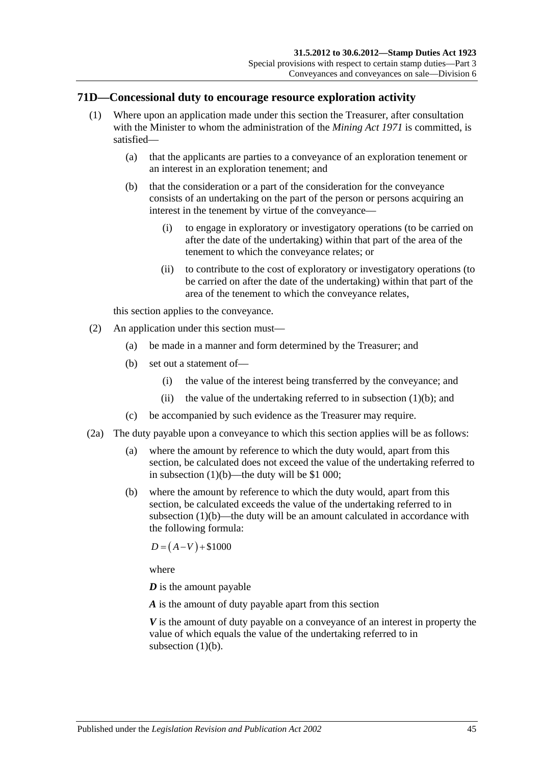## 71D—Concessional duty to encourage resource exploration activity

(1) Where upon an application made under this section the Treasurer, after consultation with the Minister to whom the administration of the *Mining Act 1971* is committed, is satisfied—

   (a) that the applicants are parties to a conveyance of an exploration tenement or an interest in an exploration tenement; and

   (b) that the consideration or a part of the consideration for the conveyance consists of an undertaking on the part of the person or persons acquiring an interest in the tenement by virtue of the conveyance—

      (i) to engage in exploratory or investigatory operations (to be carried on after the date of the undertaking) within that part of the area of the tenement to which the conveyance relates; or

      (ii) to contribute to the cost of exploratory or investigatory operations (to be carried on after the date of the undertaking) within that part of the area of the tenement to which the conveyance relates,

   this section applies to the conveyance.

(2) An application under this section must—

   (a) be made in a manner and form determined by the Treasurer; and

   (b) set out a statement of—

      (i) the value of the interest being transferred by the conveyance; and

      (ii) the value of the undertaking referred to in subsection (1)(b); and

   (c) be accompanied by such evidence as the Treasurer may require.

(2a) The duty payable upon a conveyance to which this section applies will be as follows:

   (a) where the amount by reference to which the duty would, apart from this section, be calculated does not exceed the value of the undertaking referred to in subsection (1)(b)—the duty will be $1 000;

   (b) where the amount by reference to which the duty would, apart from this section, be calculated exceeds the value of the undertaking referred to in subsection (1)(b)—the duty will be an amount calculated in accordance with the following formula:

   $$D = (A - V) + \$1000$$

   where

   ***D*** is the amount payable

   ***A*** is the amount of duty payable apart from this section

   ***V*** is the amount of duty payable on a conveyance of an interest in property the value of which equals the value of the undertaking referred to in subsection (1)(b).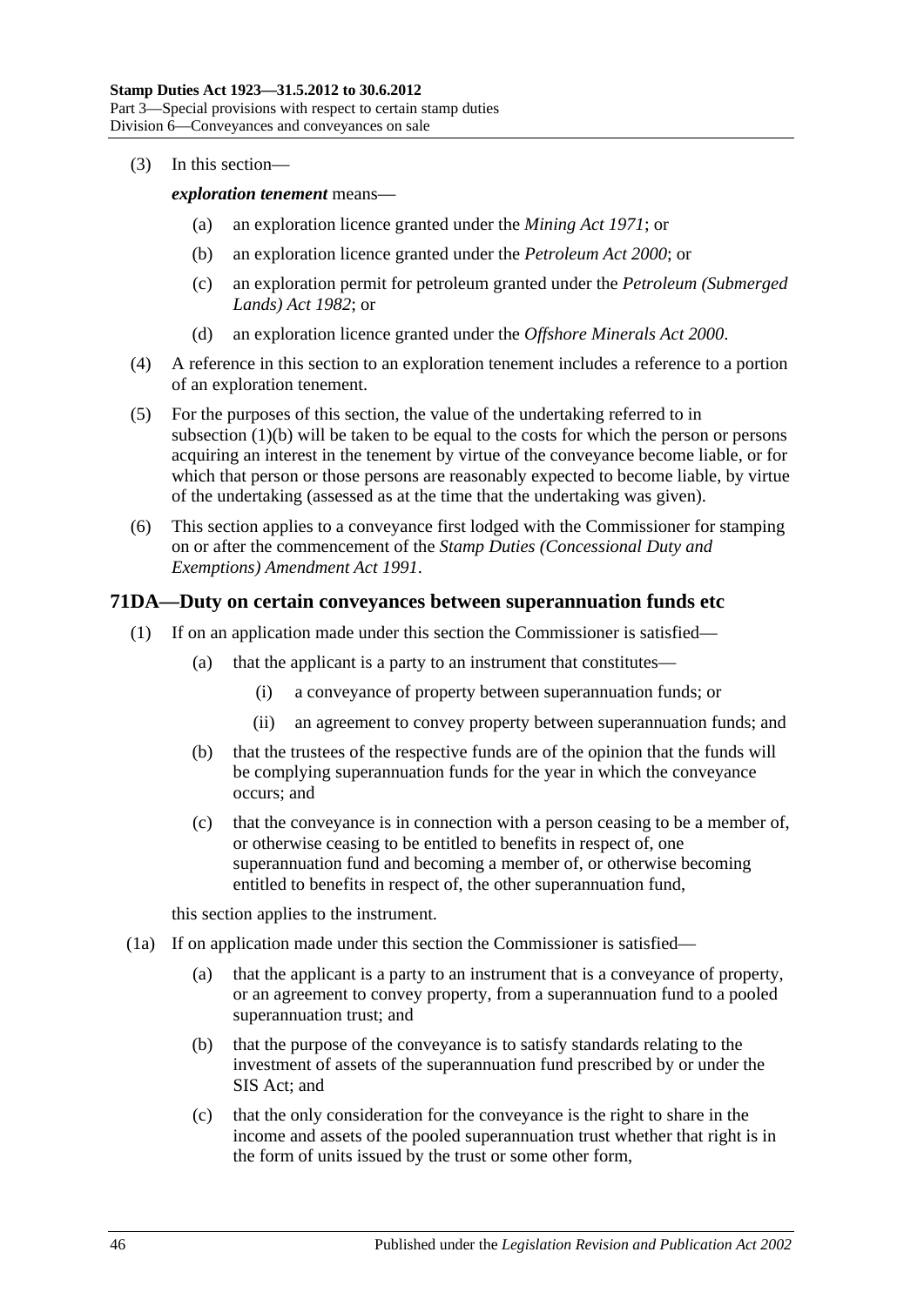(3) In this section—

***exploration tenement*** means—

(a) an exploration licence granted under the *Mining Act 1971*; or

(b) an exploration licence granted under the *Petroleum Act 2000*; or

(c) an exploration permit for petroleum granted under the *Petroleum (Submerged Lands) Act 1982*; or

(d) an exploration licence granted under the *Offshore Minerals Act 2000*.

(4) A reference in this section to an exploration tenement includes a reference to a portion of an exploration tenement.

(5) For the purposes of this section, the value of the undertaking referred to in subsection (1)(b) will be taken to be equal to the costs for which the person or persons acquiring an interest in the tenement by virtue of the conveyance become liable, or for which that person or those persons are reasonably expected to become liable, by virtue of the undertaking (assessed as at the time that the undertaking was given).

(6) This section applies to a conveyance first lodged with the Commissioner for stamping on or after the commencement of the *Stamp Duties (Concessional Duty and Exemptions) Amendment Act 1991*.

## 71DA—Duty on certain conveyances between superannuation funds etc

(1) If on an application made under this section the Commissioner is satisfied—

(a) that the applicant is a party to an instrument that constitutes—

(i) a conveyance of property between superannuation funds; or

(ii) an agreement to convey property between superannuation funds; and

(b) that the trustees of the respective funds are of the opinion that the funds will be complying superannuation funds for the year in which the conveyance occurs; and

(c) that the conveyance is in connection with a person ceasing to be a member of, or otherwise ceasing to be entitled to benefits in respect of, one superannuation fund and becoming a member of, or otherwise becoming entitled to benefits in respect of, the other superannuation fund,

this section applies to the instrument.

(1a) If on application made under this section the Commissioner is satisfied—

(a) that the applicant is a party to an instrument that is a conveyance of property, or an agreement to convey property, from a superannuation fund to a pooled superannuation trust; and

(b) that the purpose of the conveyance is to satisfy standards relating to the investment of assets of the superannuation fund prescribed by or under the SIS Act; and

(c) that the only consideration for the conveyance is the right to share in the income and assets of the pooled superannuation trust whether that right is in the form of units issued by the trust or some other form,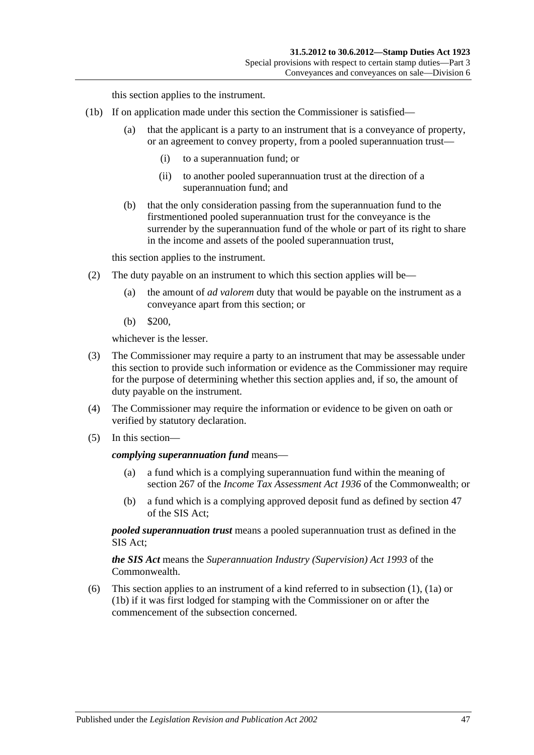this section applies to the instrument.

(1b) If on application made under this section the Commissioner is satisfied—

(a) that the applicant is a party to an instrument that is a conveyance of property, or an agreement to convey property, from a pooled superannuation trust—

(i) to a superannuation fund; or

(ii) to another pooled superannuation trust at the direction of a superannuation fund; and

(b) that the only consideration passing from the superannuation fund to the firstmentioned pooled superannuation trust for the conveyance is the surrender by the superannuation fund of the whole or part of its right to share in the income and assets of the pooled superannuation trust,

this section applies to the instrument.

(2) The duty payable on an instrument to which this section applies will be—

(a) the amount of *ad valorem* duty that would be payable on the instrument as a conveyance apart from this section; or

(b) $200,

whichever is the lesser.

(3) The Commissioner may require a party to an instrument that may be assessable under this section to provide such information or evidence as the Commissioner may require for the purpose of determining whether this section applies and, if so, the amount of duty payable on the instrument.

(4) The Commissioner may require the information or evidence to be given on oath or verified by statutory declaration.

(5) In this section—

***complying superannuation fund*** means—

(a) a fund which is a complying superannuation fund within the meaning of section 267 of the *Income Tax Assessment Act 1936* of the Commonwealth; or

(b) a fund which is a complying approved deposit fund as defined by section 47 of the SIS Act;

***pooled superannuation trust*** means a pooled superannuation trust as defined in the SIS Act;

***the SIS Act*** means the *Superannuation Industry (Supervision) Act 1993* of the Commonwealth.

(6) This section applies to an instrument of a kind referred to in subsection (1), (1a) or (1b) if it was first lodged for stamping with the Commissioner on or after the commencement of the subsection concerned.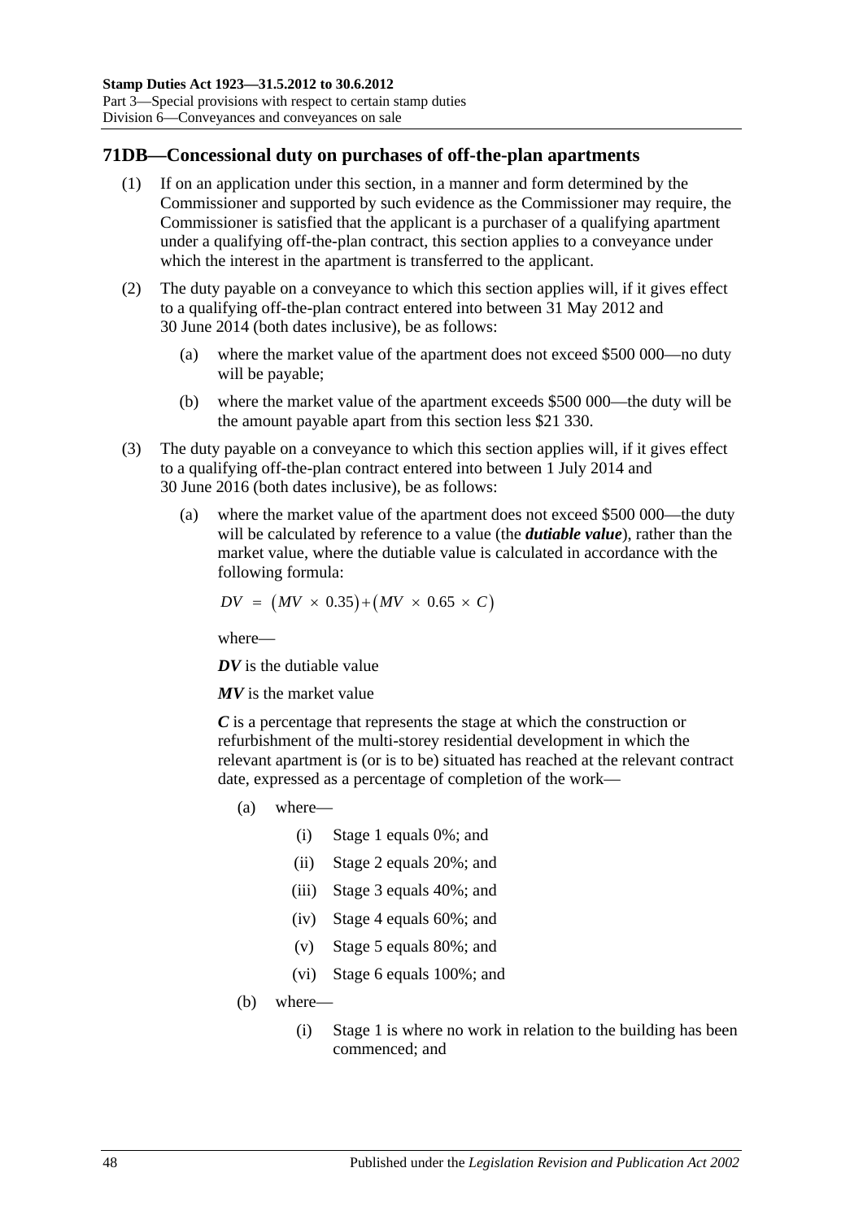## 71DB—Concessional duty on purchases of off-the-plan apartments

(1) If on an application under this section, in a manner and form determined by the Commissioner and supported by such evidence as the Commissioner may require, the Commissioner is satisfied that the applicant is a purchaser of a qualifying apartment under a qualifying off-the-plan contract, this section applies to a conveyance under which the interest in the apartment is transferred to the applicant.

(2) The duty payable on a conveyance to which this section applies will, if it gives effect to a qualifying off-the-plan contract entered into between 31 May 2012 and 30 June 2014 (both dates inclusive), be as follows:

(a) where the market value of the apartment does not exceed \$500 000—no duty will be payable;

(b) where the market value of the apartment exceeds \$500 000—the duty will be the amount payable apart from this section less \$21 330.

(3) The duty payable on a conveyance to which this section applies will, if it gives effect to a qualifying off-the-plan contract entered into between 1 July 2014 and 30 June 2016 (both dates inclusive), be as follows:

(a) where the market value of the apartment does not exceed \$500 000—the duty will be calculated by reference to a value (the ***dutiable value***), rather than the market value, where the dutiable value is calculated in accordance with the following formula:

$$DV = (MV \times 0.35) + (MV \times 0.65 \times C)$$

where—

***DV*** is the dutiable value

***MV*** is the market value

***C*** is a percentage that represents the stage at which the construction or refurbishment of the multi-storey residential development in which the relevant apartment is (or is to be) situated has reached at the relevant contract date, expressed as a percentage of completion of the work—

(a) where—

(i) Stage 1 equals 0%; and

(ii) Stage 2 equals 20%; and

(iii) Stage 3 equals 40%; and

(iv) Stage 4 equals 60%; and

(v) Stage 5 equals 80%; and

(vi) Stage 6 equals 100%; and

(b) where—

(i) Stage 1 is where no work in relation to the building has been commenced; and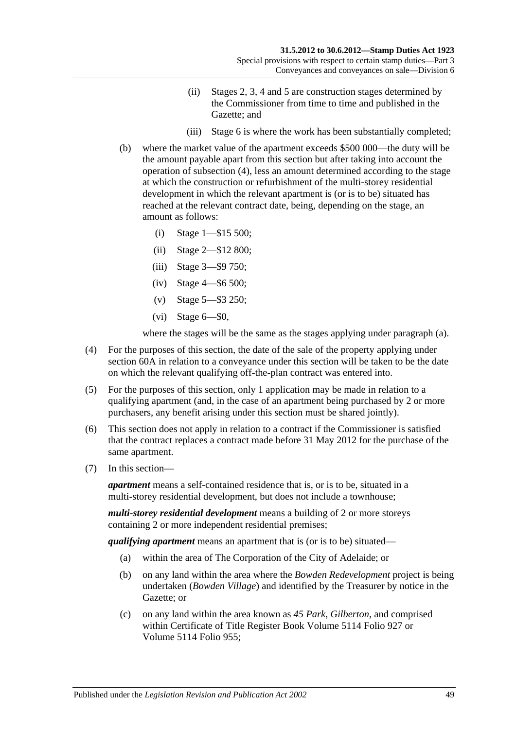(ii) Stages 2, 3, 4 and 5 are construction stages determined by the Commissioner from time to time and published in the Gazette; and

(iii) Stage 6 is where the work has been substantially completed;

(b) where the market value of the apartment exceeds $500 000—the duty will be the amount payable apart from this section but after taking into account the operation of subsection (4), less an amount determined according to the stage at which the construction or refurbishment of the multi-storey residential development in which the relevant apartment is (or is to be) situated has reached at the relevant contract date, being, depending on the stage, an amount as follows:

(i) Stage 1—$15 500;

(ii) Stage 2—$12 800;

(iii) Stage 3—$9 750;

(iv) Stage 4—$6 500;

(v) Stage 5—$3 250;

(vi) Stage 6—$0,

where the stages will be the same as the stages applying under paragraph (a).

(4) For the purposes of this section, the date of the sale of the property applying under section 60A in relation to a conveyance under this section will be taken to be the date on which the relevant qualifying off-the-plan contract was entered into.

(5) For the purposes of this section, only 1 application may be made in relation to a qualifying apartment (and, in the case of an apartment being purchased by 2 or more purchasers, any benefit arising under this section must be shared jointly).

(6) This section does not apply in relation to a contract if the Commissioner is satisfied that the contract replaces a contract made before 31 May 2012 for the purchase of the same apartment.

(7) In this section—

***apartment*** means a self-contained residence that is, or is to be, situated in a multi-storey residential development, but does not include a townhouse;

***multi-storey residential development*** means a building of 2 or more storeys containing 2 or more independent residential premises;

***qualifying apartment*** means an apartment that is (or is to be) situated—

(a) within the area of The Corporation of the City of Adelaide; or

(b) on any land within the area where the *Bowden Redevelopment* project is being undertaken (*Bowden Village*) and identified by the Treasurer by notice in the Gazette; or

(c) on any land within the area known as *45 Park, Gilberton*, and comprised within Certificate of Title Register Book Volume 5114 Folio 927 or Volume 5114 Folio 955;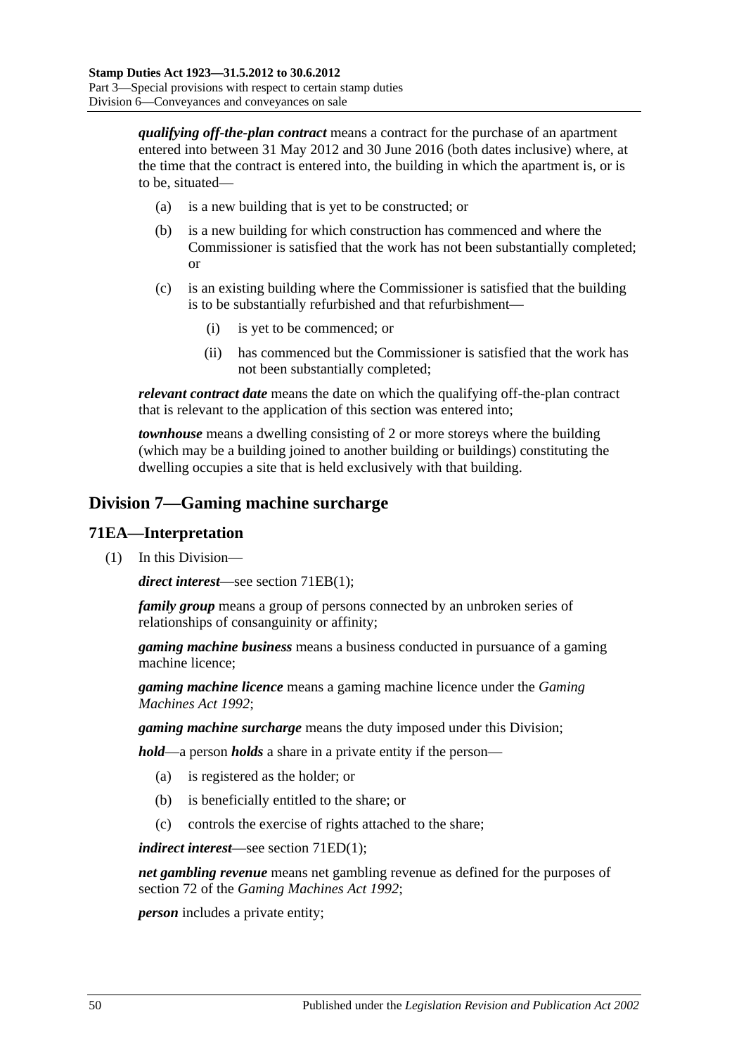***qualifying off-the-plan contract*** means a contract for the purchase of an apartment entered into between 31 May 2012 and 30 June 2016 (both dates inclusive) where, at the time that the contract is entered into, the building in which the apartment is, or is to be, situated—

- (a) is a new building that is yet to be constructed; or
- (b) is a new building for which construction has commenced and where the Commissioner is satisfied that the work has not been substantially completed; or
- (c) is an existing building where the Commissioner is satisfied that the building is to be substantially refurbished and that refurbishment—
  - (i) is yet to be commenced; or
  - (ii) has commenced but the Commissioner is satisfied that the work has not been substantially completed;

***relevant contract date*** means the date on which the qualifying off-the-plan contract that is relevant to the application of this section was entered into;

***townhouse*** means a dwelling consisting of 2 or more storeys where the building (which may be a building joined to another building or buildings) constituting the dwelling occupies a site that is held exclusively with that building.

## Division 7—Gaming machine surcharge

### 71EA—Interpretation

(1) In this Division—

***direct interest***—see section 71EB(1);

***family group*** means a group of persons connected by an unbroken series of relationships of consanguinity or affinity;

***gaming machine business*** means a business conducted in pursuance of a gaming machine licence;

***gaming machine licence*** means a gaming machine licence under the *Gaming Machines Act 1992*;

***gaming machine surcharge*** means the duty imposed under this Division;

***hold***—a person ***holds*** a share in a private entity if the person—

- (a) is registered as the holder; or
- (b) is beneficially entitled to the share; or
- (c) controls the exercise of rights attached to the share;

***indirect interest***—see section 71ED(1);

***net gambling revenue*** means net gambling revenue as defined for the purposes of section 72 of the *Gaming Machines Act 1992*;

***person*** includes a private entity;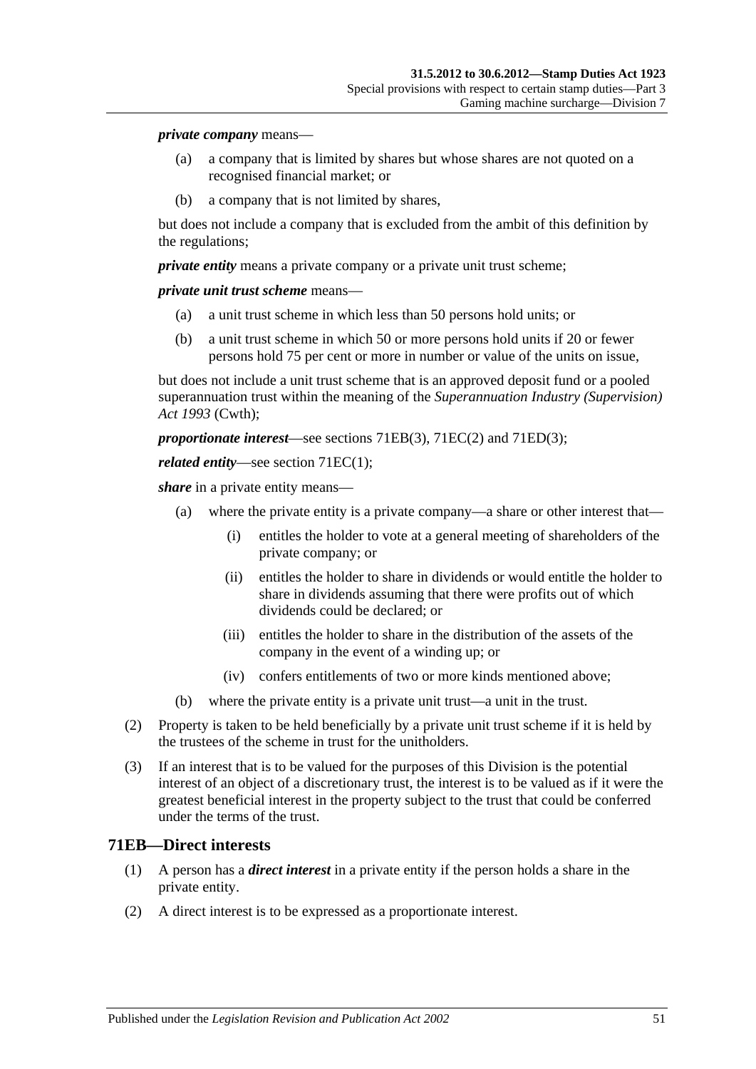***private company*** means—

(a) a company that is limited by shares but whose shares are not quoted on a recognised financial market; or

(b) a company that is not limited by shares,

but does not include a company that is excluded from the ambit of this definition by the regulations;

***private entity*** means a private company or a private unit trust scheme;

***private unit trust scheme*** means—

(a) a unit trust scheme in which less than 50 persons hold units; or

(b) a unit trust scheme in which 50 or more persons hold units if 20 or fewer persons hold 75 per cent or more in number or value of the units on issue,

but does not include a unit trust scheme that is an approved deposit fund or a pooled superannuation trust within the meaning of the *Superannuation Industry (Supervision) Act 1993* (Cwth);

***proportionate interest***—see sections 71EB(3), 71EC(2) and 71ED(3);

***related entity***—see section 71EC(1);

***share*** in a private entity means—

(a) where the private entity is a private company—a share or other interest that—

(i) entitles the holder to vote at a general meeting of shareholders of the private company; or

(ii) entitles the holder to share in dividends or would entitle the holder to share in dividends assuming that there were profits out of which dividends could be declared; or

(iii) entitles the holder to share in the distribution of the assets of the company in the event of a winding up; or

(iv) confers entitlements of two or more kinds mentioned above;

(b) where the private entity is a private unit trust—a unit in the trust.

(2) Property is taken to be held beneficially by a private unit trust scheme if it is held by the trustees of the scheme in trust for the unitholders.

(3) If an interest that is to be valued for the purposes of this Division is the potential interest of an object of a discretionary trust, the interest is to be valued as if it were the greatest beneficial interest in the property subject to the trust that could be conferred under the terms of the trust.

## 71EB—Direct interests

(1) A person has a ***direct interest*** in a private entity if the person holds a share in the private entity.

(2) A direct interest is to be expressed as a proportionate interest.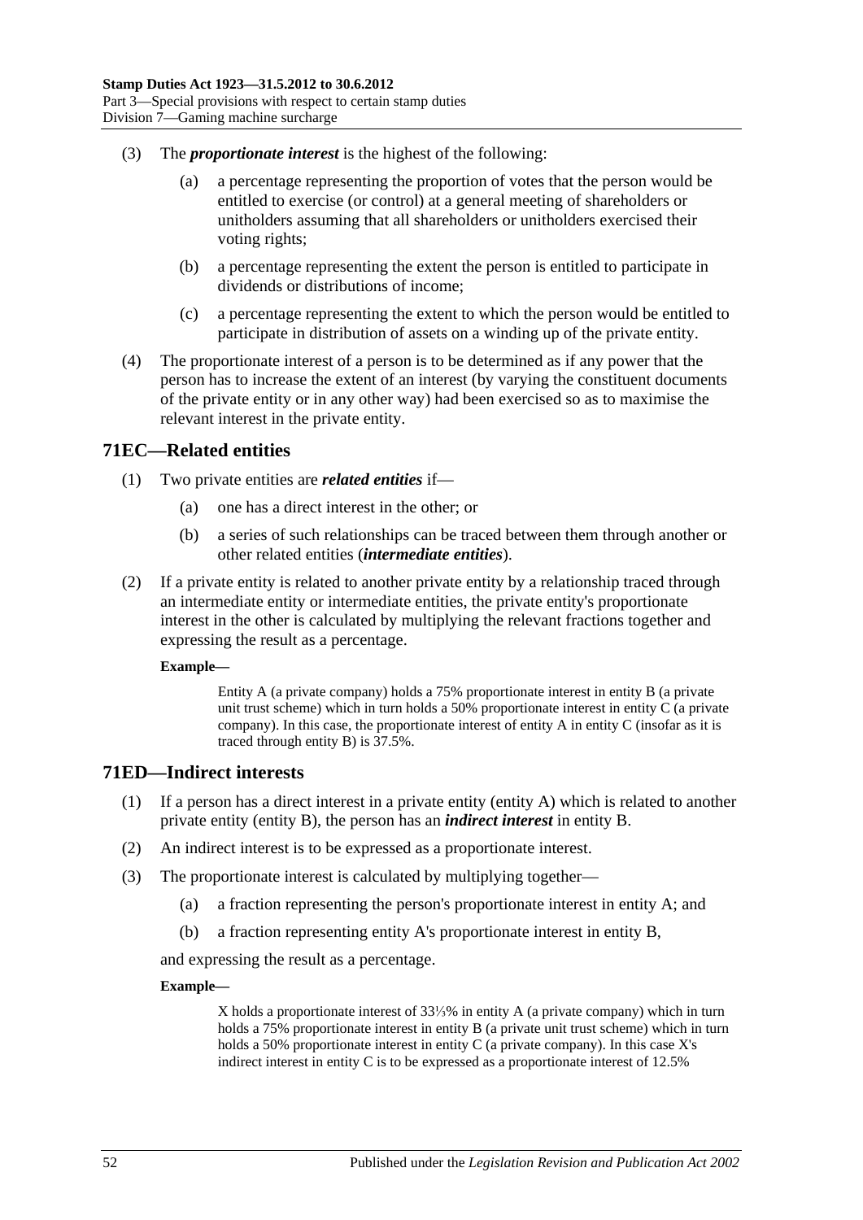(3) The ***proportionate interest*** is the highest of the following:

(a) a percentage representing the proportion of votes that the person would be entitled to exercise (or control) at a general meeting of shareholders or unitholders assuming that all shareholders or unitholders exercised their voting rights;

(b) a percentage representing the extent the person is entitled to participate in dividends or distributions of income;

(c) a percentage representing the extent to which the person would be entitled to participate in distribution of assets on a winding up of the private entity.

(4) The proportionate interest of a person is to be determined as if any power that the person has to increase the extent of an interest (by varying the constituent documents of the private entity or in any other way) had been exercised so as to maximise the relevant interest in the private entity.

## 71EC—Related entities

(1) Two private entities are ***related entities*** if—

(a) one has a direct interest in the other; or

(b) a series of such relationships can be traced between them through another or other related entities (***intermediate entities***).

(2) If a private entity is related to another private entity by a relationship traced through an intermediate entity or intermediate entities, the private entity's proportionate interest in the other is calculated by multiplying the relevant fractions together and expressing the result as a percentage.

**Example—**

Entity A (a private company) holds a 75% proportionate interest in entity B (a private unit trust scheme) which in turn holds a 50% proportionate interest in entity C (a private company). In this case, the proportionate interest of entity A in entity C (insofar as it is traced through entity B) is 37.5%.

## 71ED—Indirect interests

(1) If a person has a direct interest in a private entity (entity A) which is related to another private entity (entity B), the person has an ***indirect interest*** in entity B.

(2) An indirect interest is to be expressed as a proportionate interest.

(3) The proportionate interest is calculated by multiplying together—

(a) a fraction representing the person's proportionate interest in entity A; and

(b) a fraction representing entity A's proportionate interest in entity B,

and expressing the result as a percentage.

**Example—**

X holds a proportionate interest of 33⅓% in entity A (a private company) which in turn holds a 75% proportionate interest in entity B (a private unit trust scheme) which in turn holds a 50% proportionate interest in entity C (a private company). In this case X's indirect interest in entity C is to be expressed as a proportionate interest of 12.5%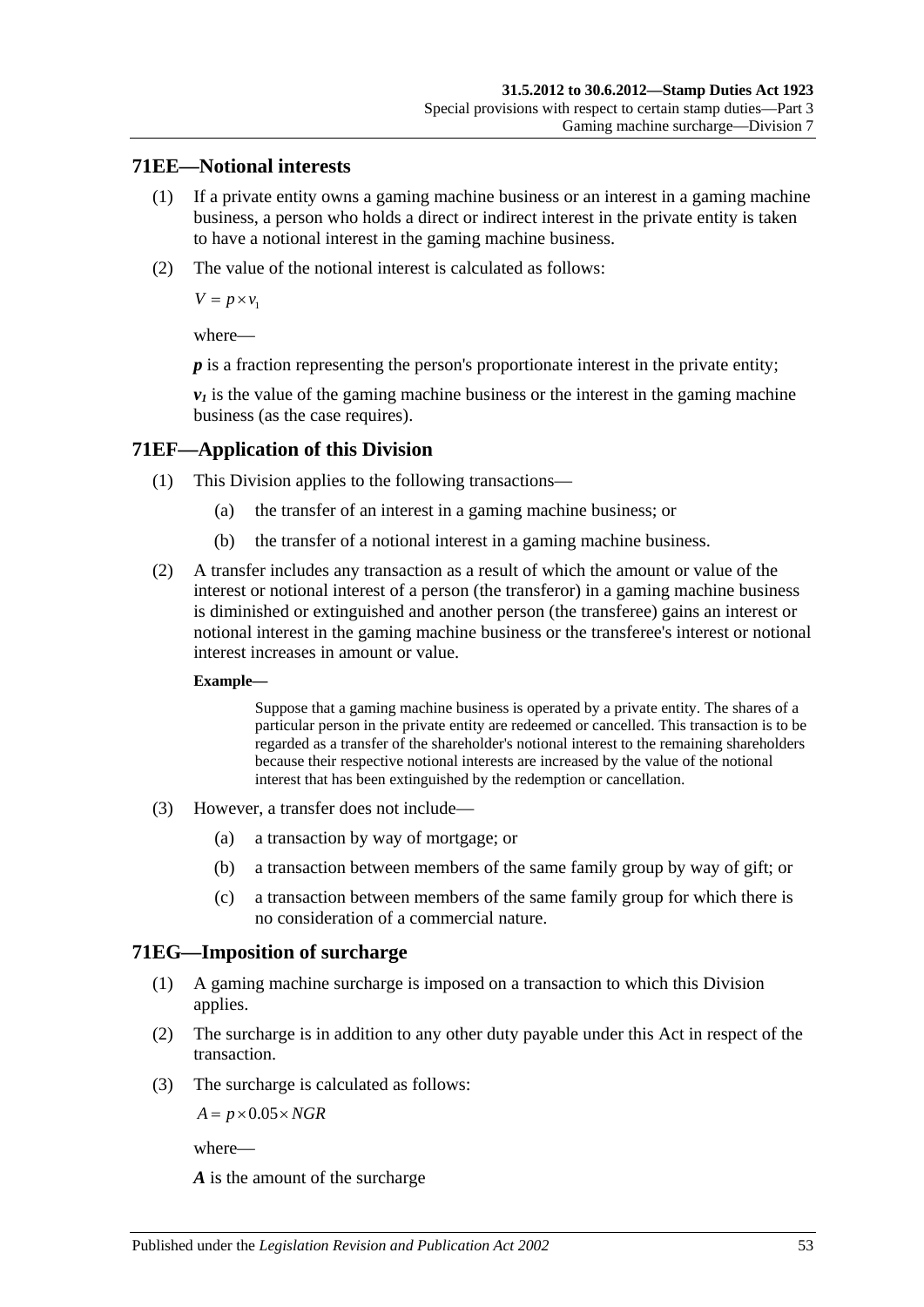## 71EE—Notional interests

(1) If a private entity owns a gaming machine business or an interest in a gaming machine business, a person who holds a direct or indirect interest in the private entity is taken to have a notional interest in the gaming machine business.

(2) The value of the notional interest is calculated as follows:

$$V = p \times v_1$$

where—

***p*** is a fraction representing the person's proportionate interest in the private entity;

$\boldsymbol{v_1}$ is the value of the gaming machine business or the interest in the gaming machine business (as the case requires).

## 71EF—Application of this Division

(1) This Division applies to the following transactions—

(a) the transfer of an interest in a gaming machine business; or

(b) the transfer of a notional interest in a gaming machine business.

(2) A transfer includes any transaction as a result of which the amount or value of the interest or notional interest of a person (the transferor) in a gaming machine business is diminished or extinguished and another person (the transferee) gains an interest or notional interest in the gaming machine business or the transferee's interest or notional interest increases in amount or value.

**Example—**

Suppose that a gaming machine business is operated by a private entity. The shares of a particular person in the private entity are redeemed or cancelled. This transaction is to be regarded as a transfer of the shareholder's notional interest to the remaining shareholders because their respective notional interests are increased by the value of the notional interest that has been extinguished by the redemption or cancellation.

(3) However, a transfer does not include—

(a) a transaction by way of mortgage; or

(b) a transaction between members of the same family group by way of gift; or

(c) a transaction between members of the same family group for which there is no consideration of a commercial nature.

## 71EG—Imposition of surcharge

(1) A gaming machine surcharge is imposed on a transaction to which this Division applies.

(2) The surcharge is in addition to any other duty payable under this Act in respect of the transaction.

(3) The surcharge is calculated as follows:

$$A = p \times 0.05 \times NGR$$

where—

***A*** is the amount of the surcharge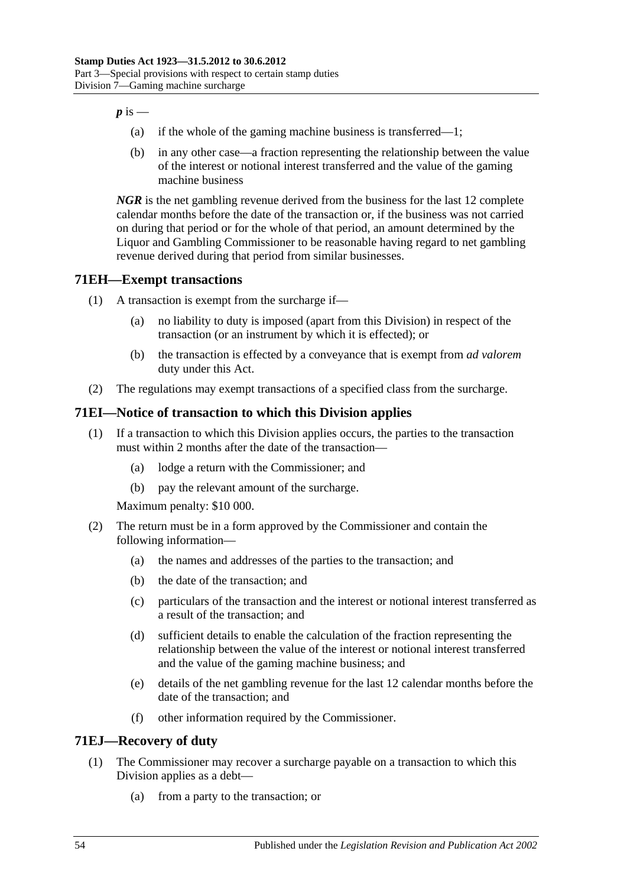*p* is —

(a) if the whole of the gaming machine business is transferred—1;

(b) in any other case—a fraction representing the relationship between the value of the interest or notional interest transferred and the value of the gaming machine business

***NGR*** is the net gambling revenue derived from the business for the last 12 complete calendar months before the date of the transaction or, if the business was not carried on during that period or for the whole of that period, an amount determined by the Liquor and Gambling Commissioner to be reasonable having regard to net gambling revenue derived during that period from similar businesses.

## 71EH—Exempt transactions

(1) A transaction is exempt from the surcharge if—

(a) no liability to duty is imposed (apart from this Division) in respect of the transaction (or an instrument by which it is effected); or

(b) the transaction is effected by a conveyance that is exempt from *ad valorem* duty under this Act.

(2) The regulations may exempt transactions of a specified class from the surcharge.

## 71EI—Notice of transaction to which this Division applies

(1) If a transaction to which this Division applies occurs, the parties to the transaction must within 2 months after the date of the transaction—

(a) lodge a return with the Commissioner; and

(b) pay the relevant amount of the surcharge.

Maximum penalty: $10 000.

(2) The return must be in a form approved by the Commissioner and contain the following information—

(a) the names and addresses of the parties to the transaction; and

(b) the date of the transaction; and

(c) particulars of the transaction and the interest or notional interest transferred as a result of the transaction; and

(d) sufficient details to enable the calculation of the fraction representing the relationship between the value of the interest or notional interest transferred and the value of the gaming machine business; and

(e) details of the net gambling revenue for the last 12 calendar months before the date of the transaction; and

(f) other information required by the Commissioner.

## 71EJ—Recovery of duty

(1) The Commissioner may recover a surcharge payable on a transaction to which this Division applies as a debt—

(a) from a party to the transaction; or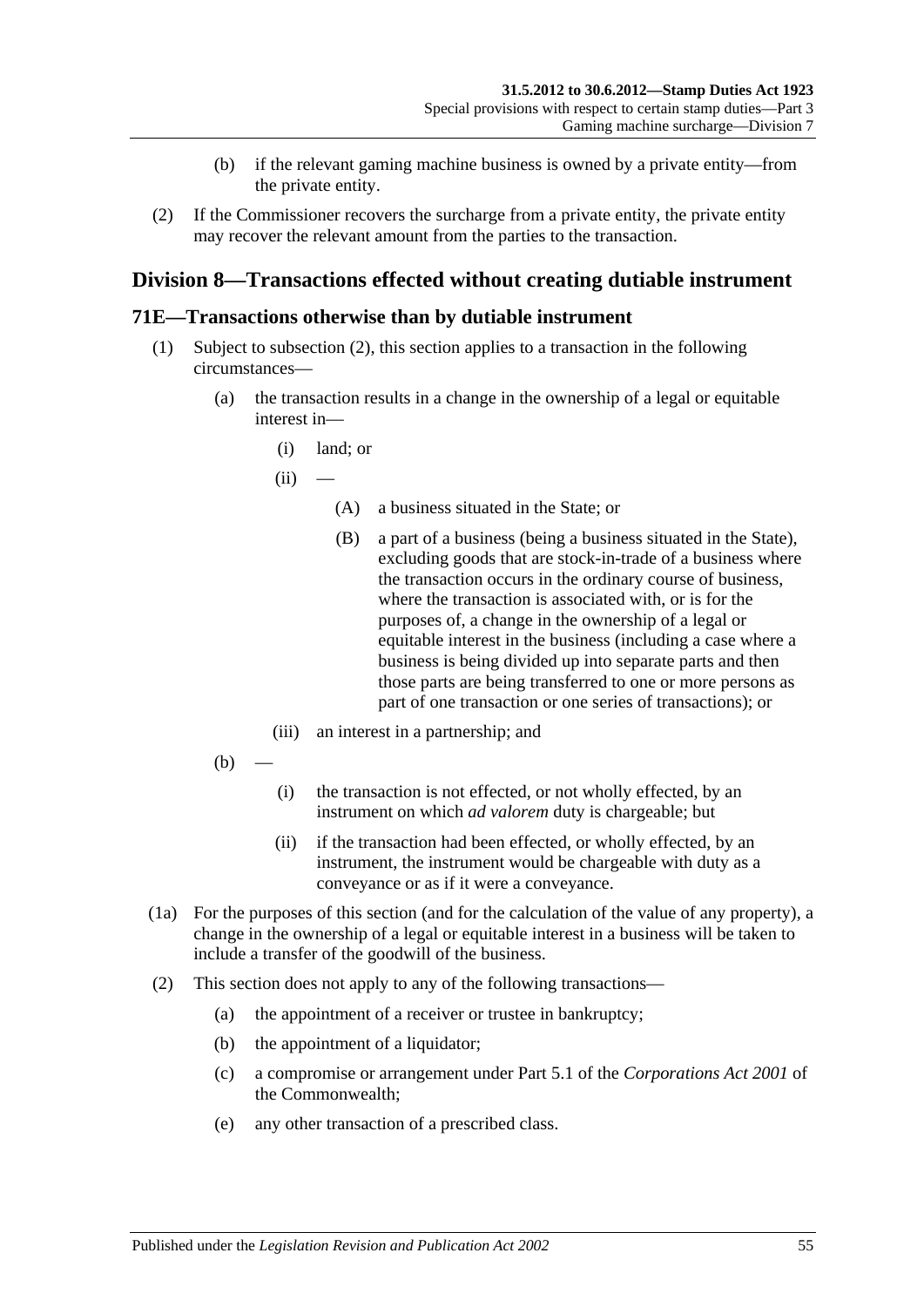(b) if the relevant gaming machine business is owned by a private entity—from the private entity.

(2) If the Commissioner recovers the surcharge from a private entity, the private entity may recover the relevant amount from the parties to the transaction.

## Division 8—Transactions effected without creating dutiable instrument

### 71E—Transactions otherwise than by dutiable instrument

(1) Subject to subsection (2), this section applies to a transaction in the following circumstances—

(a) the transaction results in a change in the ownership of a legal or equitable interest in—

(i) land; or

(ii) —

(A) a business situated in the State; or

(B) a part of a business (being a business situated in the State), excluding goods that are stock-in-trade of a business where the transaction occurs in the ordinary course of business, where the transaction is associated with, or is for the purposes of, a change in the ownership of a legal or equitable interest in the business (including a case where a business is being divided up into separate parts and then those parts are being transferred to one or more persons as part of one transaction or one series of transactions); or

(iii) an interest in a partnership; and

(b) —

(i) the transaction is not effected, or not wholly effected, by an instrument on which *ad valorem* duty is chargeable; but

(ii) if the transaction had been effected, or wholly effected, by an instrument, the instrument would be chargeable with duty as a conveyance or as if it were a conveyance.

(1a) For the purposes of this section (and for the calculation of the value of any property), a change in the ownership of a legal or equitable interest in a business will be taken to include a transfer of the goodwill of the business.

(2) This section does not apply to any of the following transactions—

(a) the appointment of a receiver or trustee in bankruptcy;

(b) the appointment of a liquidator;

(c) a compromise or arrangement under Part 5.1 of the *Corporations Act 2001* of the Commonwealth;

(e) any other transaction of a prescribed class.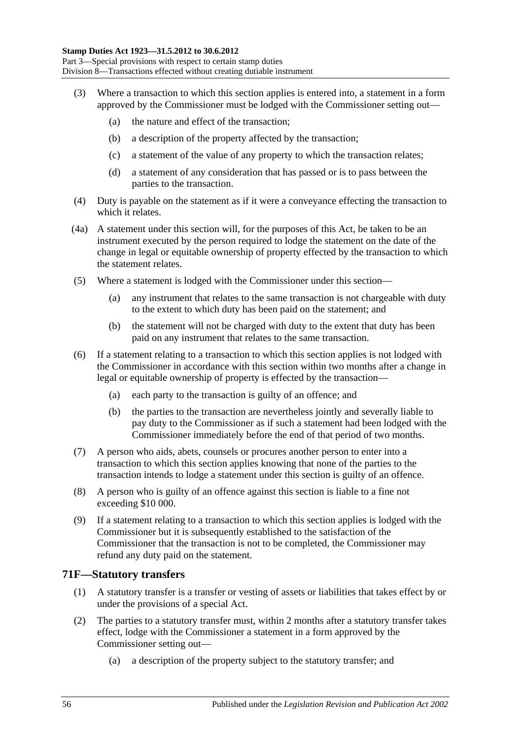(3) Where a transaction to which this section applies is entered into, a statement in a form approved by the Commissioner must be lodged with the Commissioner setting out—

(a) the nature and effect of the transaction;

(b) a description of the property affected by the transaction;

(c) a statement of the value of any property to which the transaction relates;

(d) a statement of any consideration that has passed or is to pass between the parties to the transaction.

(4) Duty is payable on the statement as if it were a conveyance effecting the transaction to which it relates.

(4a) A statement under this section will, for the purposes of this Act, be taken to be an instrument executed by the person required to lodge the statement on the date of the change in legal or equitable ownership of property effected by the transaction to which the statement relates.

(5) Where a statement is lodged with the Commissioner under this section—

(a) any instrument that relates to the same transaction is not chargeable with duty to the extent to which duty has been paid on the statement; and

(b) the statement will not be charged with duty to the extent that duty has been paid on any instrument that relates to the same transaction.

(6) If a statement relating to a transaction to which this section applies is not lodged with the Commissioner in accordance with this section within two months after a change in legal or equitable ownership of property is effected by the transaction—

(a) each party to the transaction is guilty of an offence; and

(b) the parties to the transaction are nevertheless jointly and severally liable to pay duty to the Commissioner as if such a statement had been lodged with the Commissioner immediately before the end of that period of two months.

(7) A person who aids, abets, counsels or procures another person to enter into a transaction to which this section applies knowing that none of the parties to the transaction intends to lodge a statement under this section is guilty of an offence.

(8) A person who is guilty of an offence against this section is liable to a fine not exceeding $10 000.

(9) If a statement relating to a transaction to which this section applies is lodged with the Commissioner but it is subsequently established to the satisfaction of the Commissioner that the transaction is not to be completed, the Commissioner may refund any duty paid on the statement.

## 71F—Statutory transfers

(1) A statutory transfer is a transfer or vesting of assets or liabilities that takes effect by or under the provisions of a special Act.

(2) The parties to a statutory transfer must, within 2 months after a statutory transfer takes effect, lodge with the Commissioner a statement in a form approved by the Commissioner setting out—

(a) a description of the property subject to the statutory transfer; and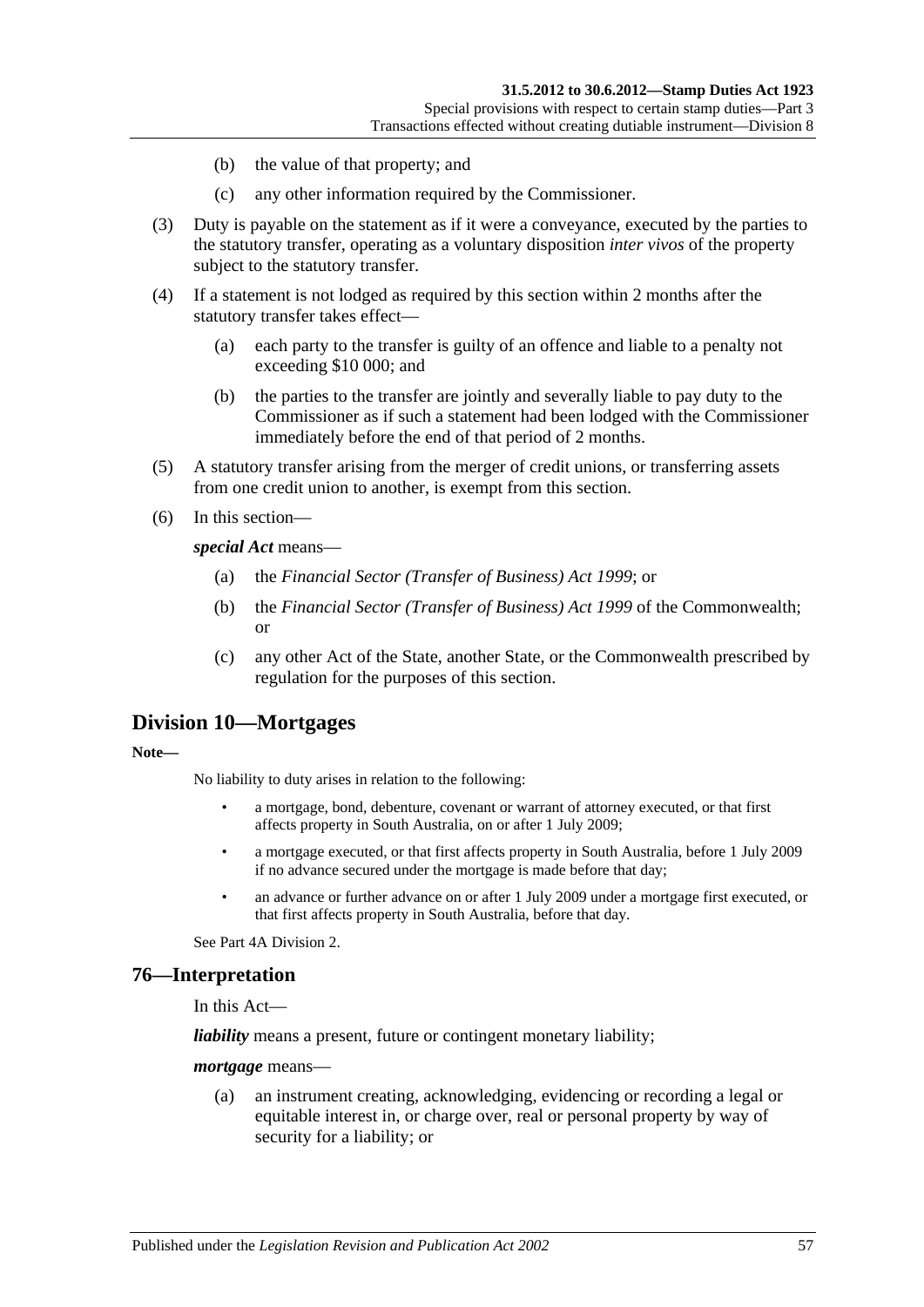(b) the value of that property; and

(c) any other information required by the Commissioner.

(3) Duty is payable on the statement as if it were a conveyance, executed by the parties to the statutory transfer, operating as a voluntary disposition *inter vivos* of the property subject to the statutory transfer.

(4) If a statement is not lodged as required by this section within 2 months after the statutory transfer takes effect—

(a) each party to the transfer is guilty of an offence and liable to a penalty not exceeding $10 000; and

(b) the parties to the transfer are jointly and severally liable to pay duty to the Commissioner as if such a statement had been lodged with the Commissioner immediately before the end of that period of 2 months.

(5) A statutory transfer arising from the merger of credit unions, or transferring assets from one credit union to another, is exempt from this section.

(6) In this section—

***special Act*** means—

(a) the *Financial Sector (Transfer of Business) Act 1999*; or

(b) the *Financial Sector (Transfer of Business) Act 1999* of the Commonwealth; or

(c) any other Act of the State, another State, or the Commonwealth prescribed by regulation for the purposes of this section.

## Division 10—Mortgages

**Note—**

No liability to duty arises in relation to the following:

- a mortgage, bond, debenture, covenant or warrant of attorney executed, or that first affects property in South Australia, on or after 1 July 2009;
- a mortgage executed, or that first affects property in South Australia, before 1 July 2009 if no advance secured under the mortgage is made before that day;
- an advance or further advance on or after 1 July 2009 under a mortgage first executed, or that first affects property in South Australia, before that day.

See Part 4A Division 2.

## 76—Interpretation

In this Act—

***liability*** means a present, future or contingent monetary liability;

***mortgage*** means—

(a) an instrument creating, acknowledging, evidencing or recording a legal or equitable interest in, or charge over, real or personal property by way of security for a liability; or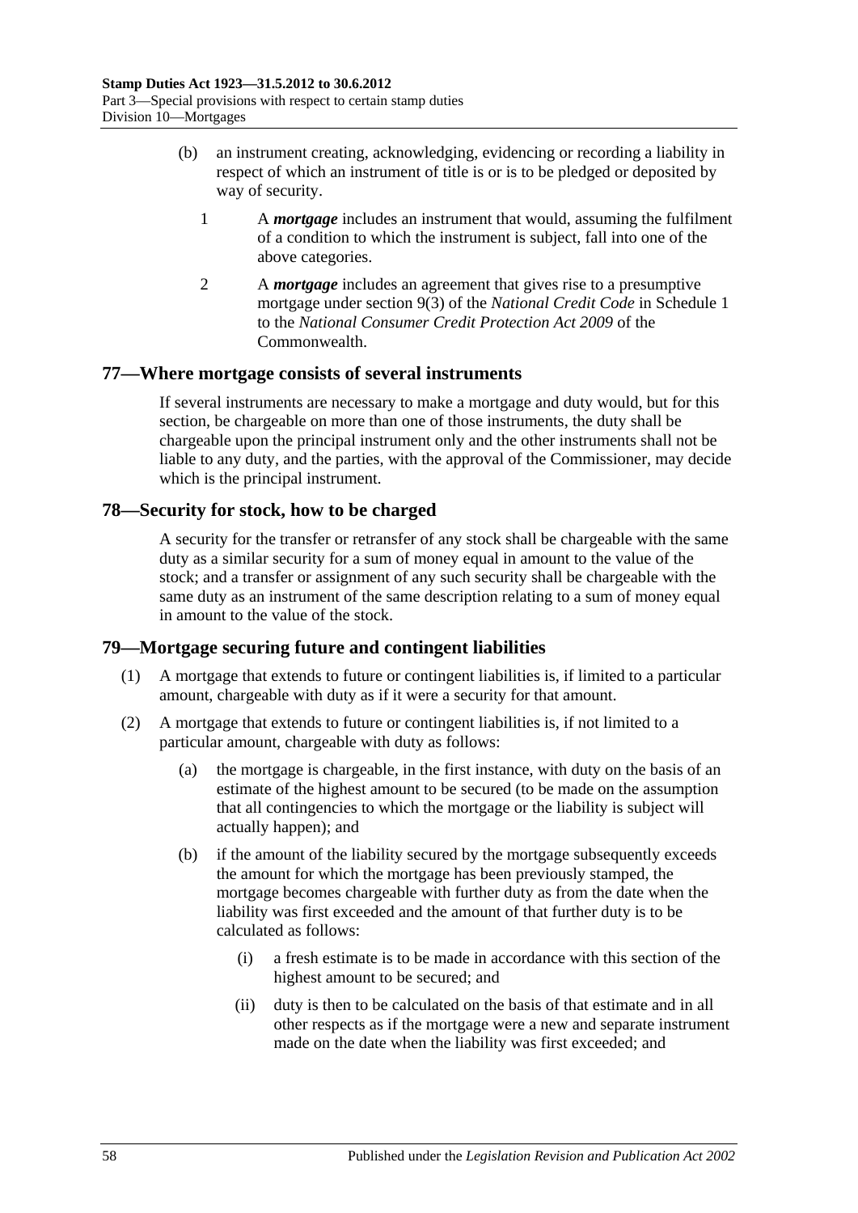(b) an instrument creating, acknowledging, evidencing or recording a liability in respect of which an instrument of title is or is to be pledged or deposited by way of security.

1 A ***mortgage*** includes an instrument that would, assuming the fulfilment of a condition to which the instrument is subject, fall into one of the above categories.

2 A ***mortgage*** includes an agreement that gives rise to a presumptive mortgage under section 9(3) of the *National Credit Code* in Schedule 1 to the *National Consumer Credit Protection Act 2009* of the Commonwealth.

## 77—Where mortgage consists of several instruments

If several instruments are necessary to make a mortgage and duty would, but for this section, be chargeable on more than one of those instruments, the duty shall be chargeable upon the principal instrument only and the other instruments shall not be liable to any duty, and the parties, with the approval of the Commissioner, may decide which is the principal instrument.

## 78—Security for stock, how to be charged

A security for the transfer or retransfer of any stock shall be chargeable with the same duty as a similar security for a sum of money equal in amount to the value of the stock; and a transfer or assignment of any such security shall be chargeable with the same duty as an instrument of the same description relating to a sum of money equal in amount to the value of the stock.

## 79—Mortgage securing future and contingent liabilities

(1) A mortgage that extends to future or contingent liabilities is, if limited to a particular amount, chargeable with duty as if it were a security for that amount.

(2) A mortgage that extends to future or contingent liabilities is, if not limited to a particular amount, chargeable with duty as follows:

(a) the mortgage is chargeable, in the first instance, with duty on the basis of an estimate of the highest amount to be secured (to be made on the assumption that all contingencies to which the mortgage or the liability is subject will actually happen); and

(b) if the amount of the liability secured by the mortgage subsequently exceeds the amount for which the mortgage has been previously stamped, the mortgage becomes chargeable with further duty as from the date when the liability was first exceeded and the amount of that further duty is to be calculated as follows:

(i) a fresh estimate is to be made in accordance with this section of the highest amount to be secured; and

(ii) duty is then to be calculated on the basis of that estimate and in all other respects as if the mortgage were a new and separate instrument made on the date when the liability was first exceeded; and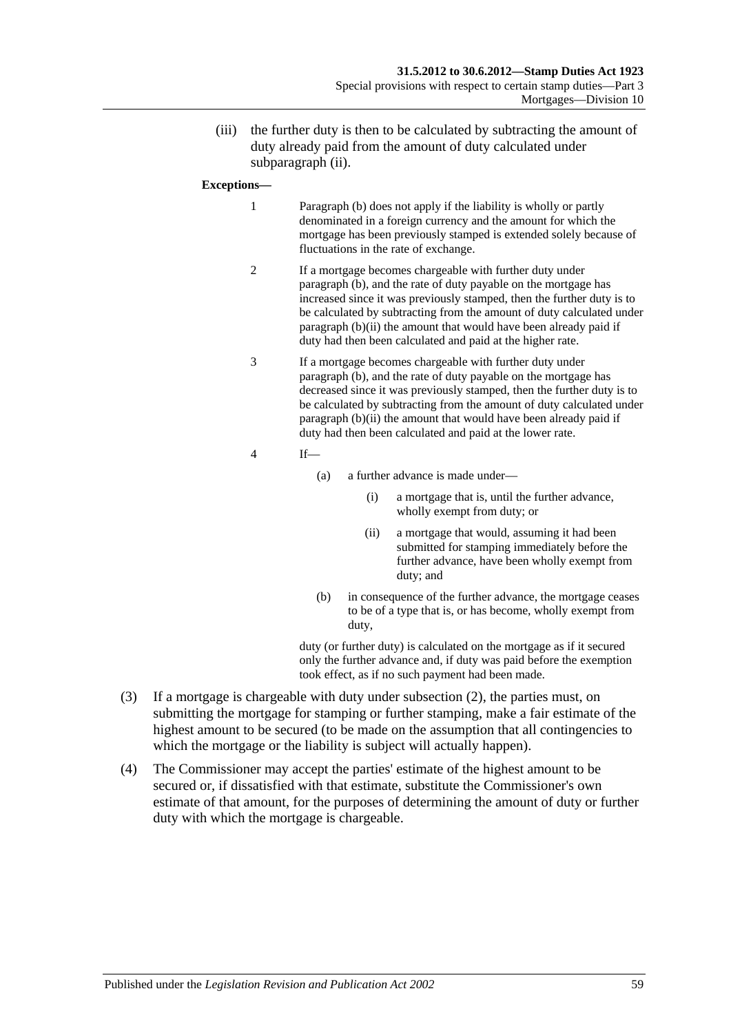(iii) the further duty is then to be calculated by subtracting the amount of duty already paid from the amount of duty calculated under subparagraph (ii).

**Exceptions—**

1 Paragraph (b) does not apply if the liability is wholly or partly denominated in a foreign currency and the amount for which the mortgage has been previously stamped is extended solely because of fluctuations in the rate of exchange.

2 If a mortgage becomes chargeable with further duty under paragraph (b), and the rate of duty payable on the mortgage has increased since it was previously stamped, then the further duty is to be calculated by subtracting from the amount of duty calculated under paragraph (b)(ii) the amount that would have been already paid if duty had then been calculated and paid at the higher rate.

3 If a mortgage becomes chargeable with further duty under paragraph (b), and the rate of duty payable on the mortgage has decreased since it was previously stamped, then the further duty is to be calculated by subtracting from the amount of duty calculated under paragraph (b)(ii) the amount that would have been already paid if duty had then been calculated and paid at the lower rate.

4 If—

(a) a further advance is made under—

(i) a mortgage that is, until the further advance, wholly exempt from duty; or

(ii) a mortgage that would, assuming it had been submitted for stamping immediately before the further advance, have been wholly exempt from duty; and

(b) in consequence of the further advance, the mortgage ceases to be of a type that is, or has become, wholly exempt from duty,

duty (or further duty) is calculated on the mortgage as if it secured only the further advance and, if duty was paid before the exemption took effect, as if no such payment had been made.

(3) If a mortgage is chargeable with duty under subsection (2), the parties must, on submitting the mortgage for stamping or further stamping, make a fair estimate of the highest amount to be secured (to be made on the assumption that all contingencies to which the mortgage or the liability is subject will actually happen).

(4) The Commissioner may accept the parties' estimate of the highest amount to be secured or, if dissatisfied with that estimate, substitute the Commissioner's own estimate of that amount, for the purposes of determining the amount of duty or further duty with which the mortgage is chargeable.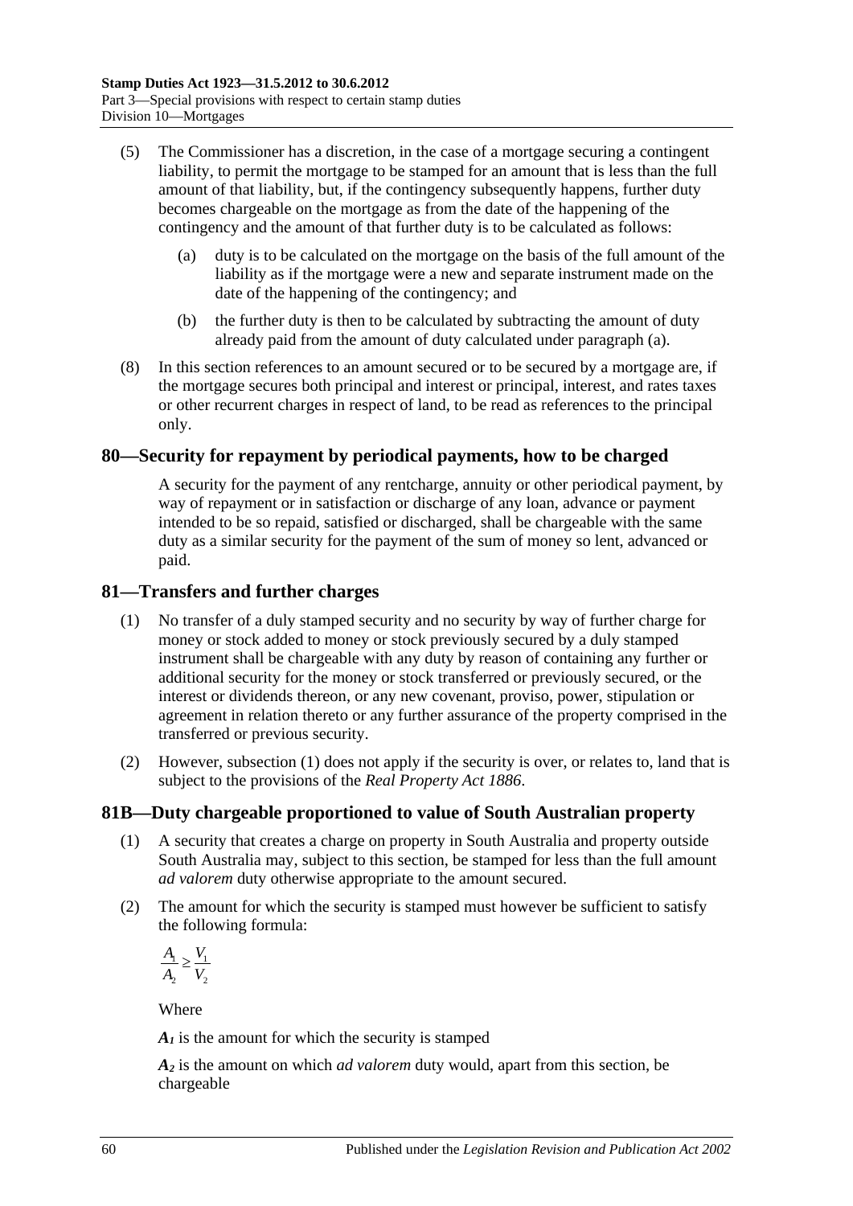(5) The Commissioner has a discretion, in the case of a mortgage securing a contingent liability, to permit the mortgage to be stamped for an amount that is less than the full amount of that liability, but, if the contingency subsequently happens, further duty becomes chargeable on the mortgage as from the date of the happening of the contingency and the amount of that further duty is to be calculated as follows:

   (a) duty is to be calculated on the mortgage on the basis of the full amount of the liability as if the mortgage were a new and separate instrument made on the date of the happening of the contingency; and

   (b) the further duty is then to be calculated by subtracting the amount of duty already paid from the amount of duty calculated under paragraph (a).

(8) In this section references to an amount secured or to be secured by a mortgage are, if the mortgage secures both principal and interest or principal, interest, and rates taxes or other recurrent charges in respect of land, to be read as references to the principal only.

## 80—Security for repayment by periodical payments, how to be charged

A security for the payment of any rentcharge, annuity or other periodical payment, by way of repayment or in satisfaction or discharge of any loan, advance or payment intended to be so repaid, satisfied or discharged, shall be chargeable with the same duty as a similar security for the payment of the sum of money so lent, advanced or paid.

## 81—Transfers and further charges

(1) No transfer of a duly stamped security and no security by way of further charge for money or stock added to money or stock previously secured by a duly stamped instrument shall be chargeable with any duty by reason of containing any further or additional security for the money or stock transferred or previously secured, or the interest or dividends thereon, or any new covenant, proviso, power, stipulation or agreement in relation thereto or any further assurance of the property comprised in the transferred or previous security.

(2) However, subsection (1) does not apply if the security is over, or relates to, land that is subject to the provisions of the *Real Property Act 1886*.

## 81B—Duty chargeable proportioned to value of South Australian property

(1) A security that creates a charge on property in South Australia and property outside South Australia may, subject to this section, be stamped for less than the full amount *ad valorem* duty otherwise appropriate to the amount secured.

(2) The amount for which the security is stamped must however be sufficient to satisfy the following formula:

$$\frac{A_1}{A_2} \geq \frac{V_1}{V_2}$$

Where

$A_1$ is the amount for which the security is stamped

$A_2$ is the amount on which *ad valorem* duty would, apart from this section, be chargeable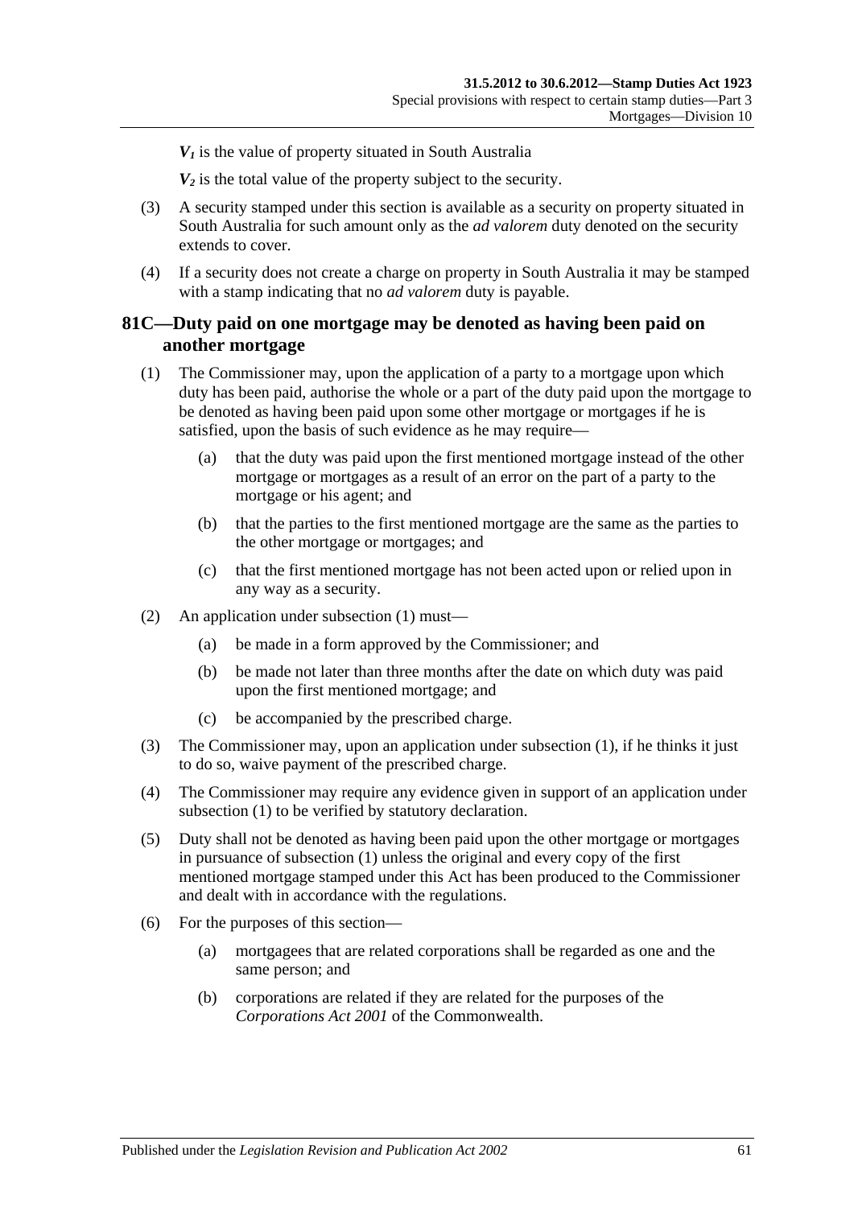$V_1$ is the value of property situated in South Australia

$V_2$ is the total value of the property subject to the security.

(3) A security stamped under this section is available as a security on property situated in South Australia for such amount only as the *ad valorem* duty denoted on the security extends to cover.

(4) If a security does not create a charge on property in South Australia it may be stamped with a stamp indicating that no *ad valorem* duty is payable.

## 81C—Duty paid on one mortgage may be denoted as having been paid on another mortgage

(1) The Commissioner may, upon the application of a party to a mortgage upon which duty has been paid, authorise the whole or a part of the duty paid upon the mortgage to be denoted as having been paid upon some other mortgage or mortgages if he is satisfied, upon the basis of such evidence as he may require—

(a) that the duty was paid upon the first mentioned mortgage instead of the other mortgage or mortgages as a result of an error on the part of a party to the mortgage or his agent; and

(b) that the parties to the first mentioned mortgage are the same as the parties to the other mortgage or mortgages; and

(c) that the first mentioned mortgage has not been acted upon or relied upon in any way as a security.

(2) An application under subsection (1) must—

(a) be made in a form approved by the Commissioner; and

(b) be made not later than three months after the date on which duty was paid upon the first mentioned mortgage; and

(c) be accompanied by the prescribed charge.

(3) The Commissioner may, upon an application under subsection (1), if he thinks it just to do so, waive payment of the prescribed charge.

(4) The Commissioner may require any evidence given in support of an application under subsection (1) to be verified by statutory declaration.

(5) Duty shall not be denoted as having been paid upon the other mortgage or mortgages in pursuance of subsection (1) unless the original and every copy of the first mentioned mortgage stamped under this Act has been produced to the Commissioner and dealt with in accordance with the regulations.

(6) For the purposes of this section—

(a) mortgagees that are related corporations shall be regarded as one and the same person; and

(b) corporations are related if they are related for the purposes of the *Corporations Act 2001* of the Commonwealth.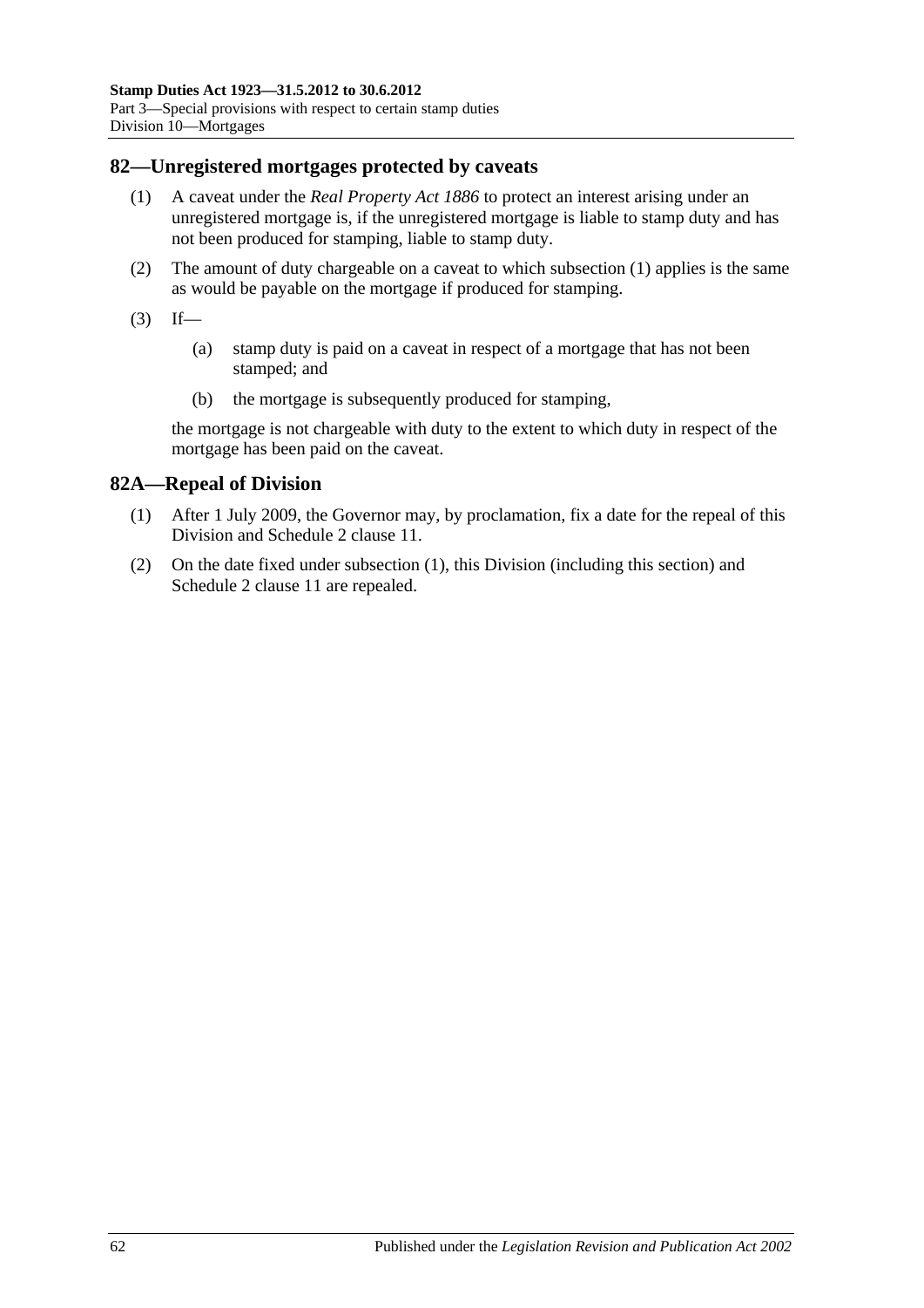## 82—Unregistered mortgages protected by caveats

(1) A caveat under the *Real Property Act 1886* to protect an interest arising under an unregistered mortgage is, if the unregistered mortgage is liable to stamp duty and has not been produced for stamping, liable to stamp duty.

(2) The amount of duty chargeable on a caveat to which subsection (1) applies is the same as would be payable on the mortgage if produced for stamping.

(3) If—

(a) stamp duty is paid on a caveat in respect of a mortgage that has not been stamped; and

(b) the mortgage is subsequently produced for stamping,

the mortgage is not chargeable with duty to the extent to which duty in respect of the mortgage has been paid on the caveat.

## 82A—Repeal of Division

(1) After 1 July 2009, the Governor may, by proclamation, fix a date for the repeal of this Division and Schedule 2 clause 11.

(2) On the date fixed under subsection (1), this Division (including this section) and Schedule 2 clause 11 are repealed.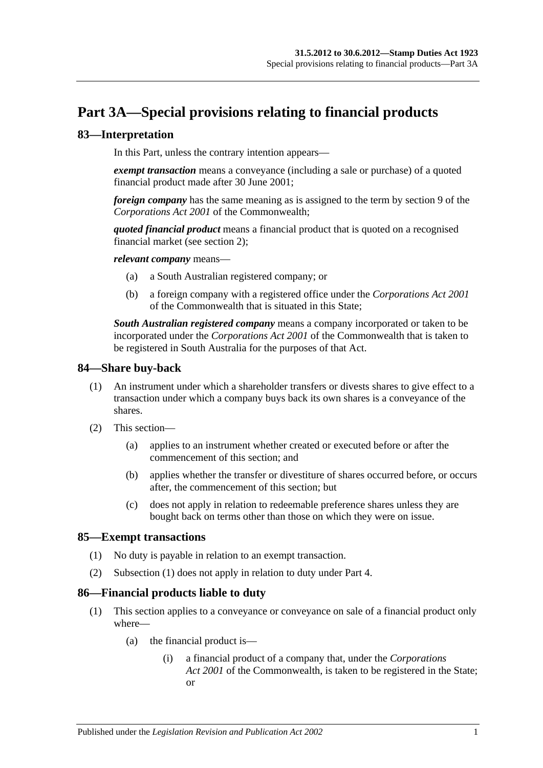# Part 3A—Special provisions relating to financial products

## 83—Interpretation

In this Part, unless the contrary intention appears—

***exempt transaction*** means a conveyance (including a sale or purchase) of a quoted financial product made after 30 June 2001;

***foreign company*** has the same meaning as is assigned to the term by section 9 of the *Corporations Act 2001* of the Commonwealth;

***quoted financial product*** means a financial product that is quoted on a recognised financial market (see section 2);

***relevant company*** means—

- (a) a South Australian registered company; or
- (b) a foreign company with a registered office under the *Corporations Act 2001* of the Commonwealth that is situated in this State;

***South Australian registered company*** means a company incorporated or taken to be incorporated under the *Corporations Act 2001* of the Commonwealth that is taken to be registered in South Australia for the purposes of that Act.

## 84—Share buy-back

(1) An instrument under which a shareholder transfers or divests shares to give effect to a transaction under which a company buys back its own shares is a conveyance of the shares.

(2) This section—

- (a) applies to an instrument whether created or executed before or after the commencement of this section; and
- (b) applies whether the transfer or divestiture of shares occurred before, or occurs after, the commencement of this section; but
- (c) does not apply in relation to redeemable preference shares unless they are bought back on terms other than those on which they were on issue.

## 85—Exempt transactions

(1) No duty is payable in relation to an exempt transaction.

(2) Subsection (1) does not apply in relation to duty under Part 4.

## 86—Financial products liable to duty

(1) This section applies to a conveyance or conveyance on sale of a financial product only where—

- (a) the financial product is—
  - (i) a financial product of a company that, under the *Corporations Act 2001* of the Commonwealth, is taken to be registered in the State; or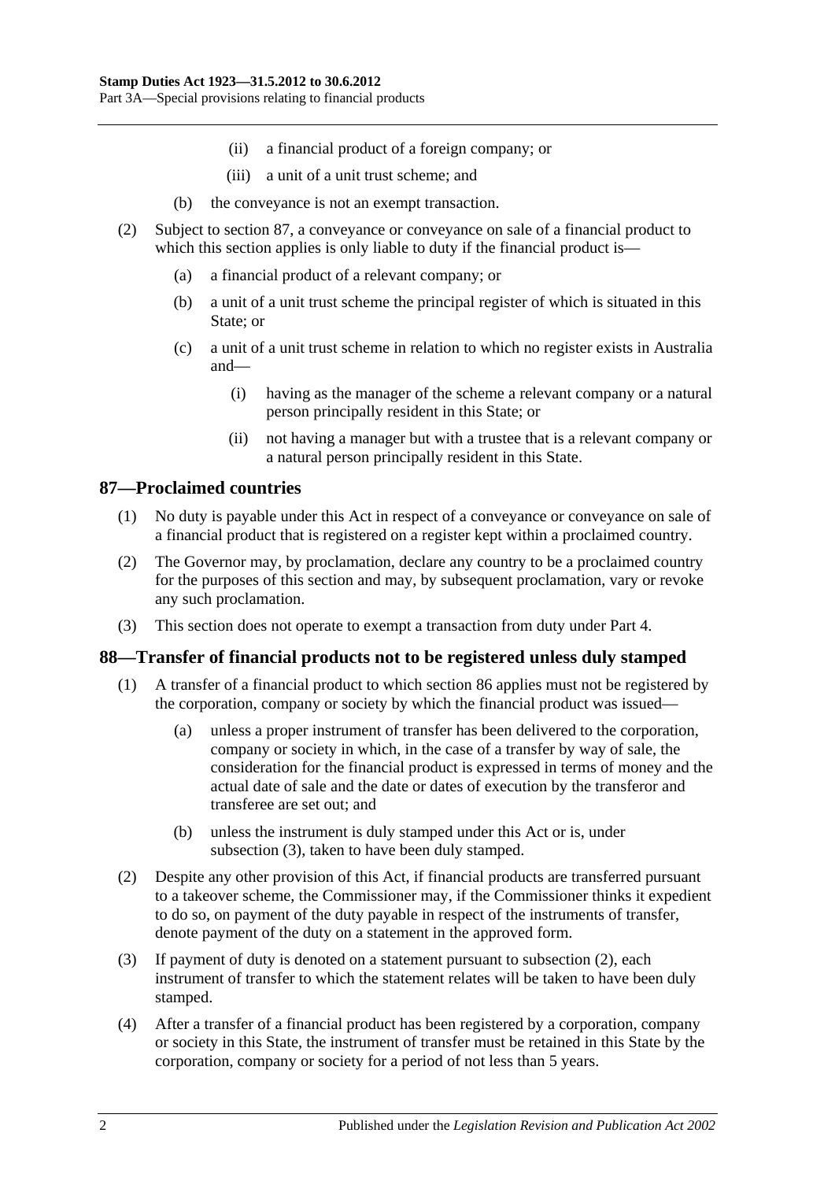(ii) a financial product of a foreign company; or

(iii) a unit of a unit trust scheme; and

(b) the conveyance is not an exempt transaction.

(2) Subject to section 87, a conveyance or conveyance on sale of a financial product to which this section applies is only liable to duty if the financial product is—

(a) a financial product of a relevant company; or

(b) a unit of a unit trust scheme the principal register of which is situated in this State; or

(c) a unit of a unit trust scheme in relation to which no register exists in Australia and—

(i) having as the manager of the scheme a relevant company or a natural person principally resident in this State; or

(ii) not having a manager but with a trustee that is a relevant company or a natural person principally resident in this State.

## 87—Proclaimed countries

(1) No duty is payable under this Act in respect of a conveyance or conveyance on sale of a financial product that is registered on a register kept within a proclaimed country.

(2) The Governor may, by proclamation, declare any country to be a proclaimed country for the purposes of this section and may, by subsequent proclamation, vary or revoke any such proclamation.

(3) This section does not operate to exempt a transaction from duty under Part 4.

## 88—Transfer of financial products not to be registered unless duly stamped

(1) A transfer of a financial product to which section 86 applies must not be registered by the corporation, company or society by which the financial product was issued—

(a) unless a proper instrument of transfer has been delivered to the corporation, company or society in which, in the case of a transfer by way of sale, the consideration for the financial product is expressed in terms of money and the actual date of sale and the date or dates of execution by the transferor and transferee are set out; and

(b) unless the instrument is duly stamped under this Act or is, under subsection (3), taken to have been duly stamped.

(2) Despite any other provision of this Act, if financial products are transferred pursuant to a takeover scheme, the Commissioner may, if the Commissioner thinks it expedient to do so, on payment of the duty payable in respect of the instruments of transfer, denote payment of the duty on a statement in the approved form.

(3) If payment of duty is denoted on a statement pursuant to subsection (2), each instrument of transfer to which the statement relates will be taken to have been duly stamped.

(4) After a transfer of a financial product has been registered by a corporation, company or society in this State, the instrument of transfer must be retained in this State by the corporation, company or society for a period of not less than 5 years.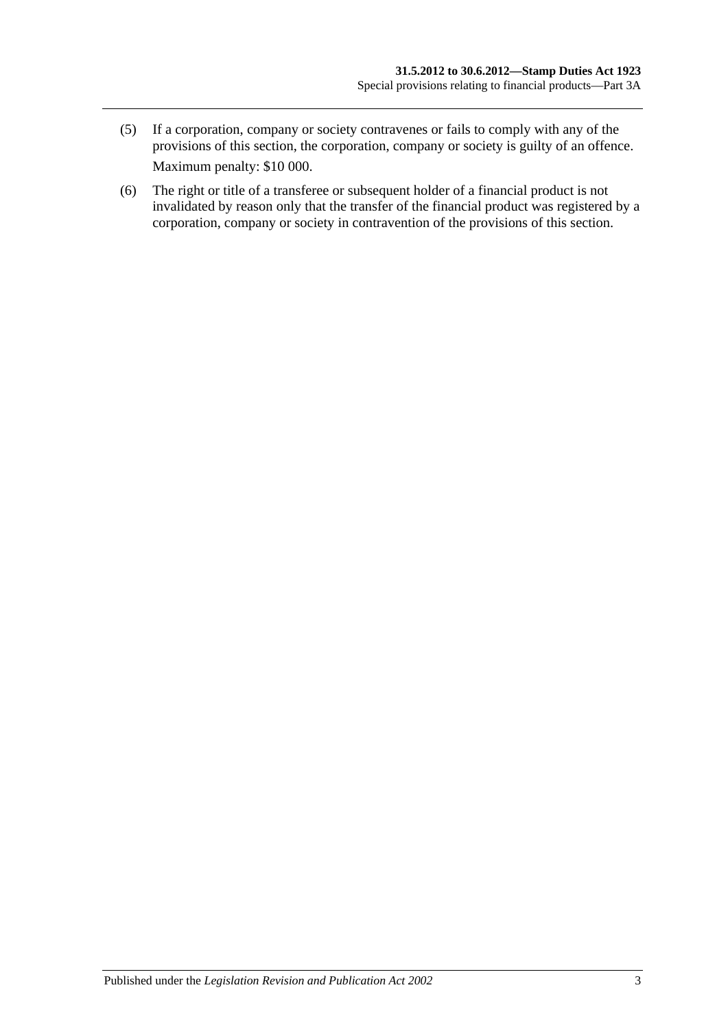(5) If a corporation, company or society contravenes or fails to comply with any of the provisions of this section, the corporation, company or society is guilty of an offence.

Maximum penalty: $10 000.

(6) The right or title of a transferee or subsequent holder of a financial product is not invalidated by reason only that the transfer of the financial product was registered by a corporation, company or society in contravention of the provisions of this section.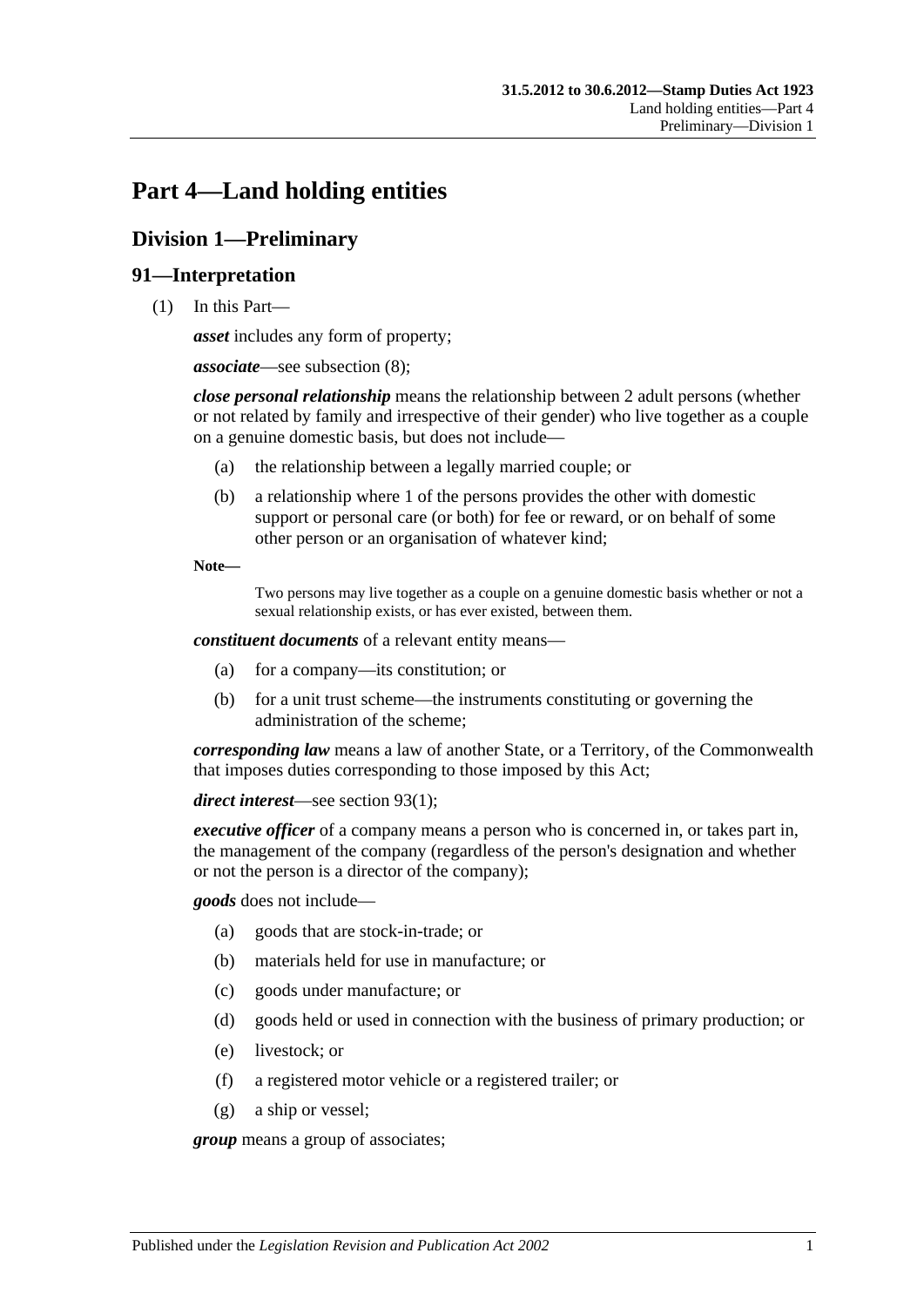# Part 4—Land holding entities

## Division 1—Preliminary

### 91—Interpretation

(1) In this Part—

***asset*** includes any form of property;

***associate***—see subsection (8);

***close personal relationship*** means the relationship between 2 adult persons (whether or not related by family and irrespective of their gender) who live together as a couple on a genuine domestic basis, but does not include—

- (a) the relationship between a legally married couple; or
- (b) a relationship where 1 of the persons provides the other with domestic support or personal care (or both) for fee or reward, or on behalf of some other person or an organisation of whatever kind;

**Note—**

Two persons may live together as a couple on a genuine domestic basis whether or not a sexual relationship exists, or has ever existed, between them.

***constituent documents*** of a relevant entity means—

- (a) for a company—its constitution; or
- (b) for a unit trust scheme—the instruments constituting or governing the administration of the scheme;

***corresponding law*** means a law of another State, or a Territory, of the Commonwealth that imposes duties corresponding to those imposed by this Act;

***direct interest***—see section 93(1);

***executive officer*** of a company means a person who is concerned in, or takes part in, the management of the company (regardless of the person's designation and whether or not the person is a director of the company);

***goods*** does not include—

- (a) goods that are stock-in-trade; or
- (b) materials held for use in manufacture; or
- (c) goods under manufacture; or
- (d) goods held or used in connection with the business of primary production; or
- (e) livestock; or
- (f) a registered motor vehicle or a registered trailer; or
- (g) a ship or vessel;

***group*** means a group of associates;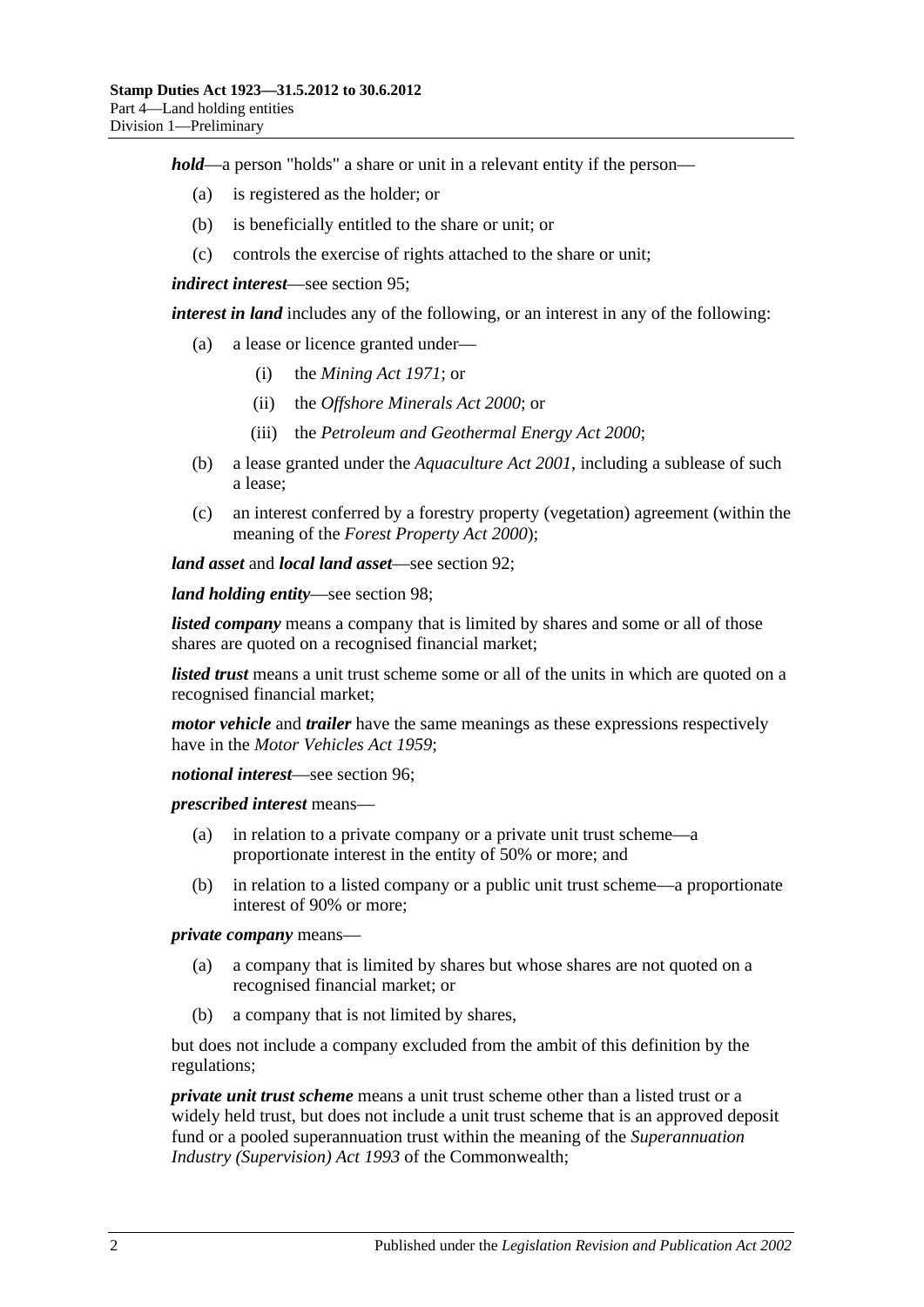***hold***—a person "holds" a share or unit in a relevant entity if the person—

- (a) is registered as the holder; or
- (b) is beneficially entitled to the share or unit; or
- (c) controls the exercise of rights attached to the share or unit;

***indirect interest***—see section 95;

***interest in land*** includes any of the following, or an interest in any of the following:

- (a) a lease or licence granted under—
  - (i) the *Mining Act 1971*; or
  - (ii) the *Offshore Minerals Act 2000*; or
  - (iii) the *Petroleum and Geothermal Energy Act 2000*;
- (b) a lease granted under the *Aquaculture Act 2001*, including a sublease of such a lease;
- (c) an interest conferred by a forestry property (vegetation) agreement (within the meaning of the *Forest Property Act 2000*);

***land asset*** and ***local land asset***—see section 92;

***land holding entity***—see section 98;

***listed company*** means a company that is limited by shares and some or all of those shares are quoted on a recognised financial market;

***listed trust*** means a unit trust scheme some or all of the units in which are quoted on a recognised financial market;

***motor vehicle*** and ***trailer*** have the same meanings as these expressions respectively have in the *Motor Vehicles Act 1959*;

***notional interest***—see section 96;

***prescribed interest*** means—

- (a) in relation to a private company or a private unit trust scheme—a proportionate interest in the entity of 50% or more; and
- (b) in relation to a listed company or a public unit trust scheme—a proportionate interest of 90% or more;

***private company*** means—

- (a) a company that is limited by shares but whose shares are not quoted on a recognised financial market; or
- (b) a company that is not limited by shares,

but does not include a company excluded from the ambit of this definition by the regulations;

***private unit trust scheme*** means a unit trust scheme other than a listed trust or a widely held trust, but does not include a unit trust scheme that is an approved deposit fund or a pooled superannuation trust within the meaning of the *Superannuation Industry (Supervision) Act 1993* of the Commonwealth;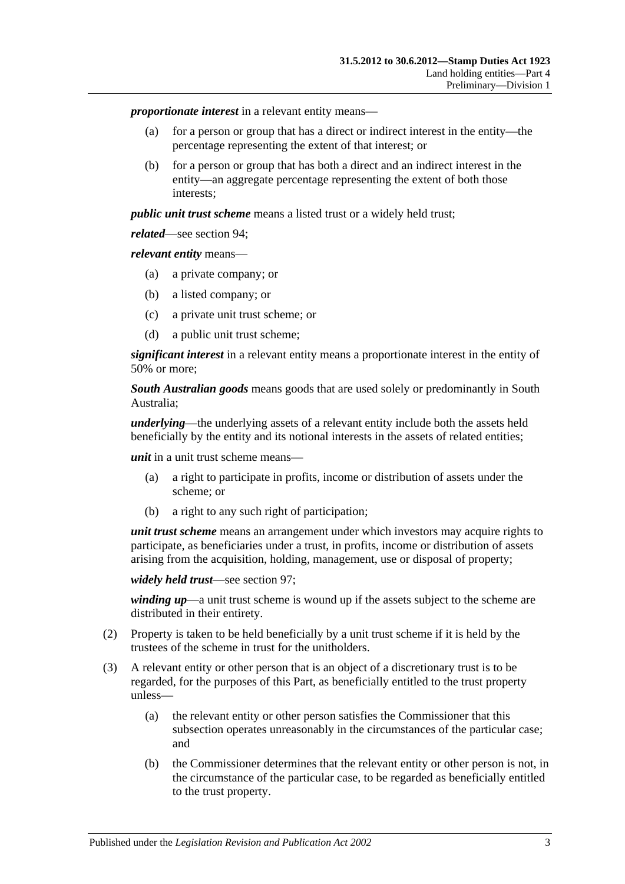***proportionate interest*** in a relevant entity means—

- (a) for a person or group that has a direct or indirect interest in the entity—the percentage representing the extent of that interest; or
- (b) for a person or group that has both a direct and an indirect interest in the entity—an aggregate percentage representing the extent of both those interests;

***public unit trust scheme*** means a listed trust or a widely held trust;

***related***—see section 94;

***relevant entity*** means—

- (a) a private company; or
- (b) a listed company; or
- (c) a private unit trust scheme; or
- (d) a public unit trust scheme;

***significant interest*** in a relevant entity means a proportionate interest in the entity of 50% or more;

***South Australian goods*** means goods that are used solely or predominantly in South Australia;

***underlying***—the underlying assets of a relevant entity include both the assets held beneficially by the entity and its notional interests in the assets of related entities;

***unit*** in a unit trust scheme means—

- (a) a right to participate in profits, income or distribution of assets under the scheme; or
- (b) a right to any such right of participation;

***unit trust scheme*** means an arrangement under which investors may acquire rights to participate, as beneficiaries under a trust, in profits, income or distribution of assets arising from the acquisition, holding, management, use or disposal of property;

***widely held trust***—see section 97;

***winding up***—a unit trust scheme is wound up if the assets subject to the scheme are distributed in their entirety.

(2) Property is taken to be held beneficially by a unit trust scheme if it is held by the trustees of the scheme in trust for the unitholders.

(3) A relevant entity or other person that is an object of a discretionary trust is to be regarded, for the purposes of this Part, as beneficially entitled to the trust property unless—

- (a) the relevant entity or other person satisfies the Commissioner that this subsection operates unreasonably in the circumstances of the particular case; and
- (b) the Commissioner determines that the relevant entity or other person is not, in the circumstance of the particular case, to be regarded as beneficially entitled to the trust property.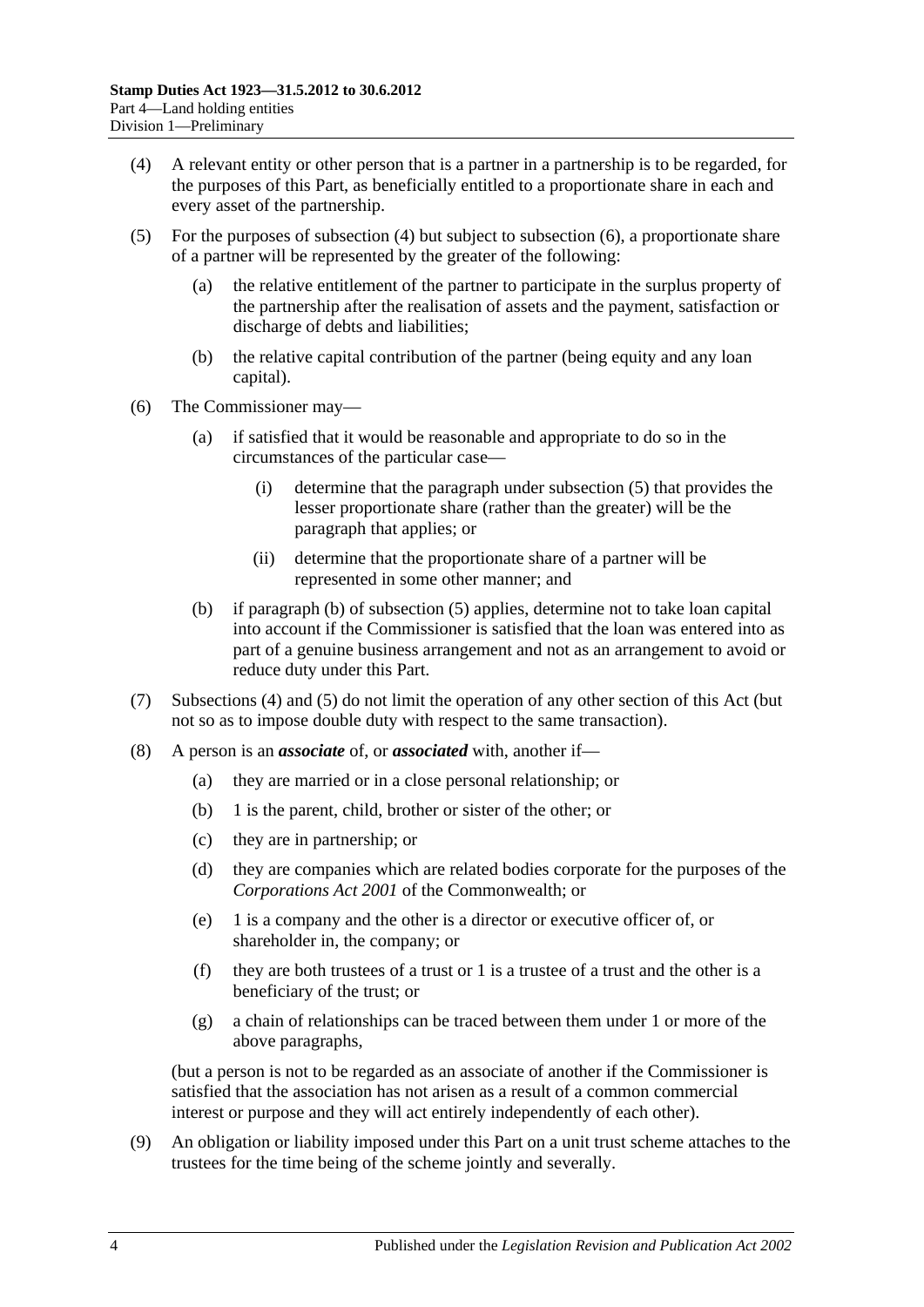(4) A relevant entity or other person that is a partner in a partnership is to be regarded, for the purposes of this Part, as beneficially entitled to a proportionate share in each and every asset of the partnership.

(5) For the purposes of subsection (4) but subject to subsection (6), a proportionate share of a partner will be represented by the greater of the following:

  (a) the relative entitlement of the partner to participate in the surplus property of the partnership after the realisation of assets and the payment, satisfaction or discharge of debts and liabilities;

  (b) the relative capital contribution of the partner (being equity and any loan capital).

(6) The Commissioner may—

  (a) if satisfied that it would be reasonable and appropriate to do so in the circumstances of the particular case—

    (i) determine that the paragraph under subsection (5) that provides the lesser proportionate share (rather than the greater) will be the paragraph that applies; or

    (ii) determine that the proportionate share of a partner will be represented in some other manner; and

  (b) if paragraph (b) of subsection (5) applies, determine not to take loan capital into account if the Commissioner is satisfied that the loan was entered into as part of a genuine business arrangement and not as an arrangement to avoid or reduce duty under this Part.

(7) Subsections (4) and (5) do not limit the operation of any other section of this Act (but not so as to impose double duty with respect to the same transaction).

(8) A person is an ***associate*** of, or ***associated*** with, another if—

  (a) they are married or in a close personal relationship; or

  (b) 1 is the parent, child, brother or sister of the other; or

  (c) they are in partnership; or

  (d) they are companies which are related bodies corporate for the purposes of the *Corporations Act 2001* of the Commonwealth; or

  (e) 1 is a company and the other is a director or executive officer of, or shareholder in, the company; or

  (f) they are both trustees of a trust or 1 is a trustee of a trust and the other is a beneficiary of the trust; or

  (g) a chain of relationships can be traced between them under 1 or more of the above paragraphs,

(but a person is not to be regarded as an associate of another if the Commissioner is satisfied that the association has not arisen as a result of a common commercial interest or purpose and they will act entirely independently of each other).

(9) An obligation or liability imposed under this Part on a unit trust scheme attaches to the trustees for the time being of the scheme jointly and severally.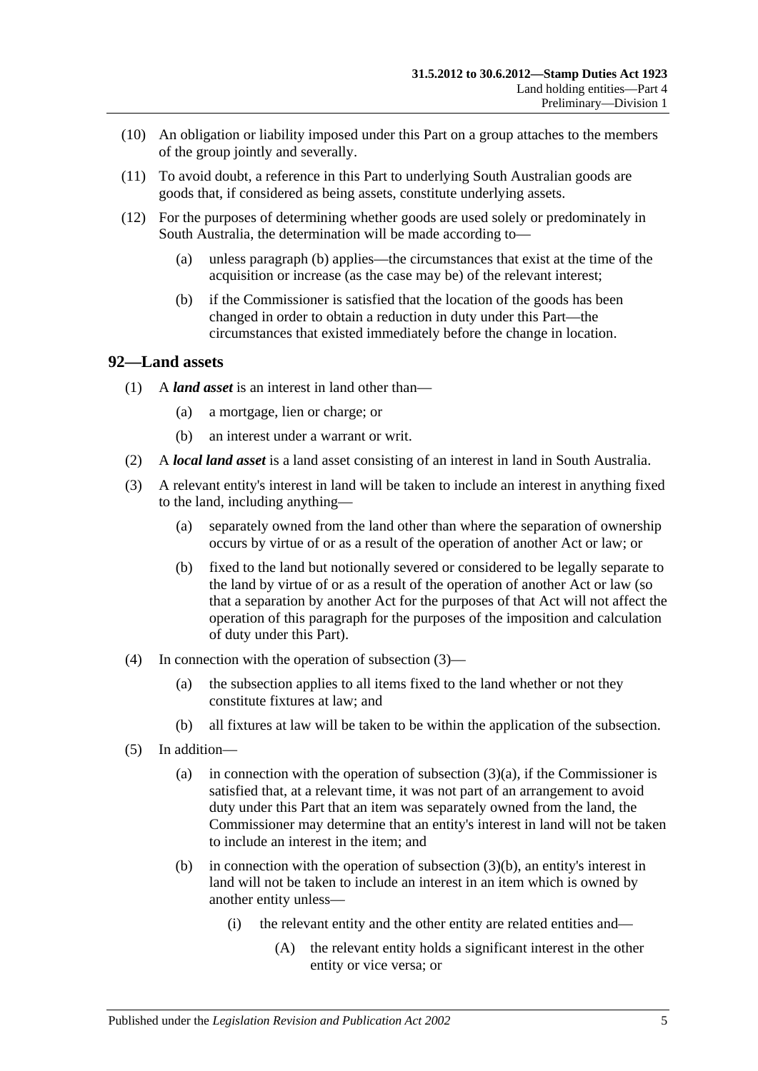(10) An obligation or liability imposed under this Part on a group attaches to the members of the group jointly and severally.

(11) To avoid doubt, a reference in this Part to underlying South Australian goods are goods that, if considered as being assets, constitute underlying assets.

(12) For the purposes of determining whether goods are used solely or predominately in South Australia, the determination will be made according to—

(a) unless paragraph (b) applies—the circumstances that exist at the time of the acquisition or increase (as the case may be) of the relevant interest;

(b) if the Commissioner is satisfied that the location of the goods has been changed in order to obtain a reduction in duty under this Part—the circumstances that existed immediately before the change in location.

## 92—Land assets

(1) A ***land asset*** is an interest in land other than—

(a) a mortgage, lien or charge; or

(b) an interest under a warrant or writ.

(2) A ***local land asset*** is a land asset consisting of an interest in land in South Australia.

(3) A relevant entity's interest in land will be taken to include an interest in anything fixed to the land, including anything—

(a) separately owned from the land other than where the separation of ownership occurs by virtue of or as a result of the operation of another Act or law; or

(b) fixed to the land but notionally severed or considered to be legally separate to the land by virtue of or as a result of the operation of another Act or law (so that a separation by another Act for the purposes of that Act will not affect the operation of this paragraph for the purposes of the imposition and calculation of duty under this Part).

(4) In connection with the operation of subsection (3)—

(a) the subsection applies to all items fixed to the land whether or not they constitute fixtures at law; and

(b) all fixtures at law will be taken to be within the application of the subsection.

(5) In addition—

(a) in connection with the operation of subsection (3)(a), if the Commissioner is satisfied that, at a relevant time, it was not part of an arrangement to avoid duty under this Part that an item was separately owned from the land, the Commissioner may determine that an entity's interest in land will not be taken to include an interest in the item; and

(b) in connection with the operation of subsection (3)(b), an entity's interest in land will not be taken to include an interest in an item which is owned by another entity unless—

(i) the relevant entity and the other entity are related entities and—

(A) the relevant entity holds a significant interest in the other entity or vice versa; or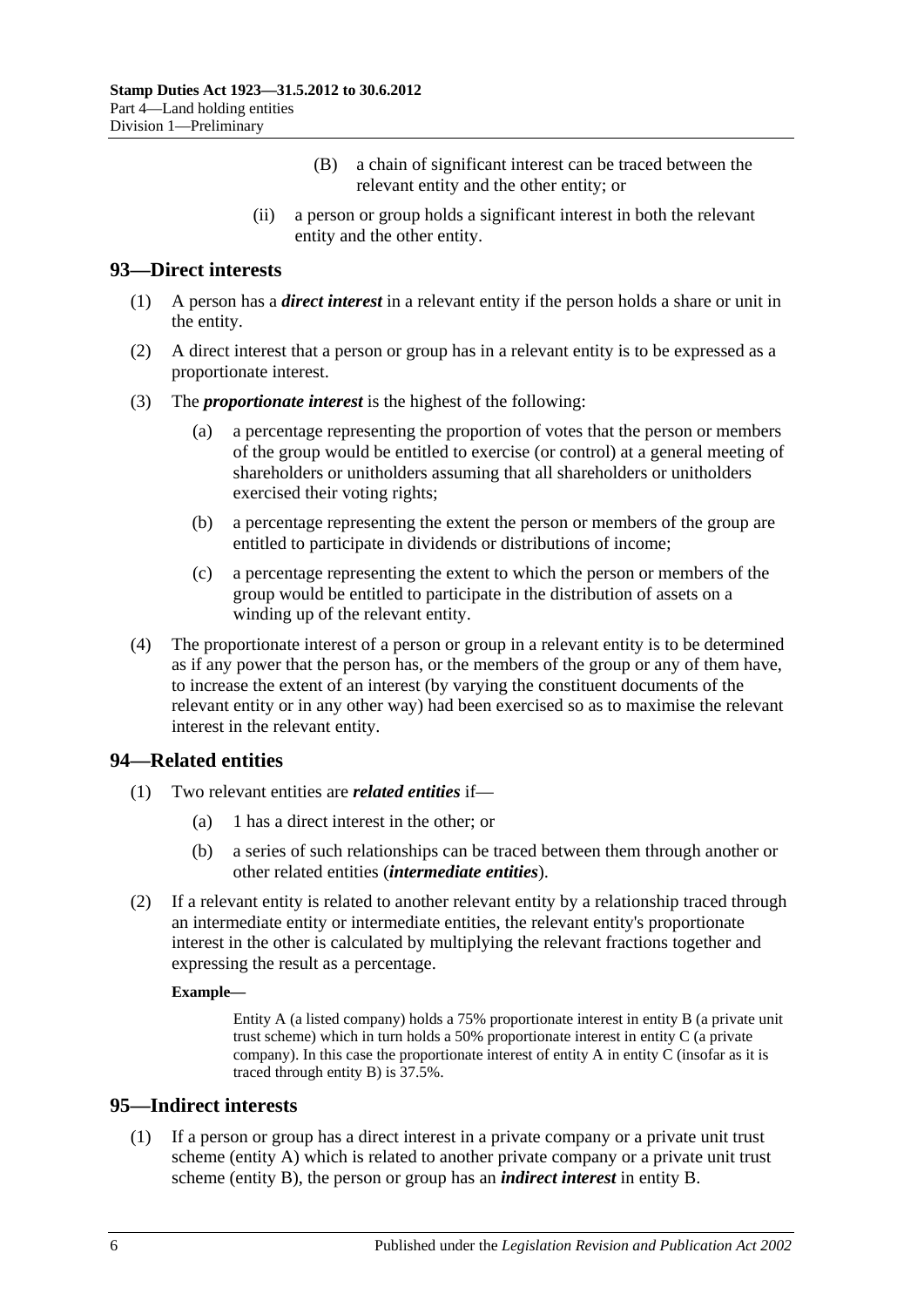(B) a chain of significant interest can be traced between the relevant entity and the other entity; or

(ii) a person or group holds a significant interest in both the relevant entity and the other entity.

## 93—Direct interests

(1) A person has a ***direct interest*** in a relevant entity if the person holds a share or unit in the entity.

(2) A direct interest that a person or group has in a relevant entity is to be expressed as a proportionate interest.

(3) The ***proportionate interest*** is the highest of the following:

(a) a percentage representing the proportion of votes that the person or members of the group would be entitled to exercise (or control) at a general meeting of shareholders or unitholders assuming that all shareholders or unitholders exercised their voting rights;

(b) a percentage representing the extent the person or members of the group are entitled to participate in dividends or distributions of income;

(c) a percentage representing the extent to which the person or members of the group would be entitled to participate in the distribution of assets on a winding up of the relevant entity.

(4) The proportionate interest of a person or group in a relevant entity is to be determined as if any power that the person has, or the members of the group or any of them have, to increase the extent of an interest (by varying the constituent documents of the relevant entity or in any other way) had been exercised so as to maximise the relevant interest in the relevant entity.

## 94—Related entities

(1) Two relevant entities are ***related entities*** if—

(a) 1 has a direct interest in the other; or

(b) a series of such relationships can be traced between them through another or other related entities (***intermediate entities***).

(2) If a relevant entity is related to another relevant entity by a relationship traced through an intermediate entity or intermediate entities, the relevant entity's proportionate interest in the other is calculated by multiplying the relevant fractions together and expressing the result as a percentage.

**Example—**

Entity A (a listed company) holds a 75% proportionate interest in entity B (a private unit trust scheme) which in turn holds a 50% proportionate interest in entity C (a private company). In this case the proportionate interest of entity A in entity C (insofar as it is traced through entity B) is 37.5%.

## 95—Indirect interests

(1) If a person or group has a direct interest in a private company or a private unit trust scheme (entity A) which is related to another private company or a private unit trust scheme (entity B), the person or group has an ***indirect interest*** in entity B.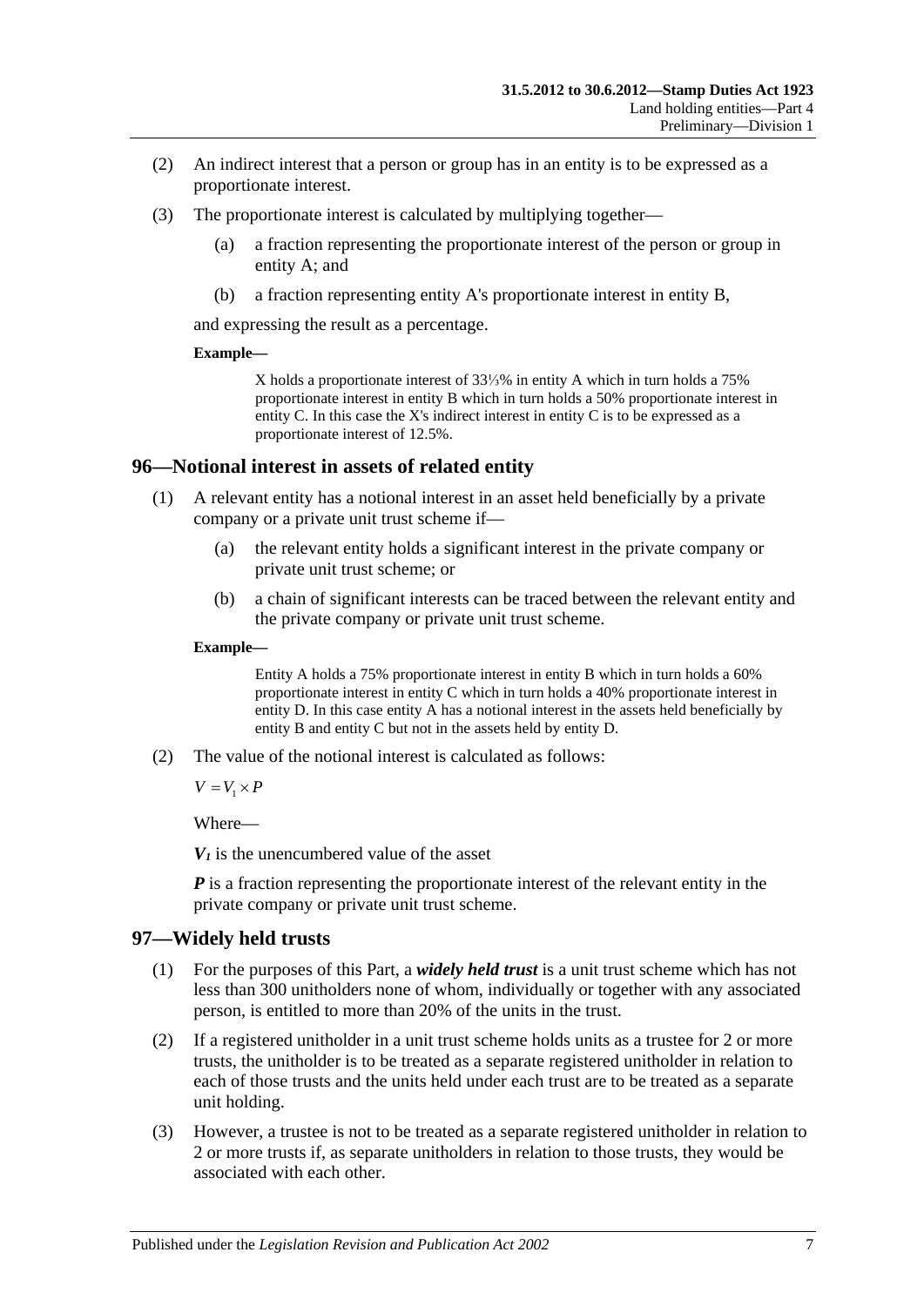(2) An indirect interest that a person or group has in an entity is to be expressed as a proportionate interest.

(3) The proportionate interest is calculated by multiplying together—

(a) a fraction representing the proportionate interest of the person or group in entity A; and

(b) a fraction representing entity A's proportionate interest in entity B,

and expressing the result as a percentage.

**Example—**

X holds a proportionate interest of 33⅓% in entity A which in turn holds a 75% proportionate interest in entity B which in turn holds a 50% proportionate interest in entity C. In this case the X's indirect interest in entity C is to be expressed as a proportionate interest of 12.5%.

## 96—Notional interest in assets of related entity

(1) A relevant entity has a notional interest in an asset held beneficially by a private company or a private unit trust scheme if—

(a) the relevant entity holds a significant interest in the private company or private unit trust scheme; or

(b) a chain of significant interests can be traced between the relevant entity and the private company or private unit trust scheme.

**Example—**

Entity A holds a 75% proportionate interest in entity B which in turn holds a 60% proportionate interest in entity C which in turn holds a 40% proportionate interest in entity D. In this case entity A has a notional interest in the assets held beneficially by entity B and entity C but not in the assets held by entity D.

(2) The value of the notional interest is calculated as follows:

$$V = V_1 \times P$$

Where—

$V_1$ is the unencumbered value of the asset

$P$ is a fraction representing the proportionate interest of the relevant entity in the private company or private unit trust scheme.

## 97—Widely held trusts

(1) For the purposes of this Part, a ***widely held trust*** is a unit trust scheme which has not less than 300 unitholders none of whom, individually or together with any associated person, is entitled to more than 20% of the units in the trust.

(2) If a registered unitholder in a unit trust scheme holds units as a trustee for 2 or more trusts, the unitholder is to be treated as a separate registered unitholder in relation to each of those trusts and the units held under each trust are to be treated as a separate unit holding.

(3) However, a trustee is not to be treated as a separate registered unitholder in relation to 2 or more trusts if, as separate unitholders in relation to those trusts, they would be associated with each other.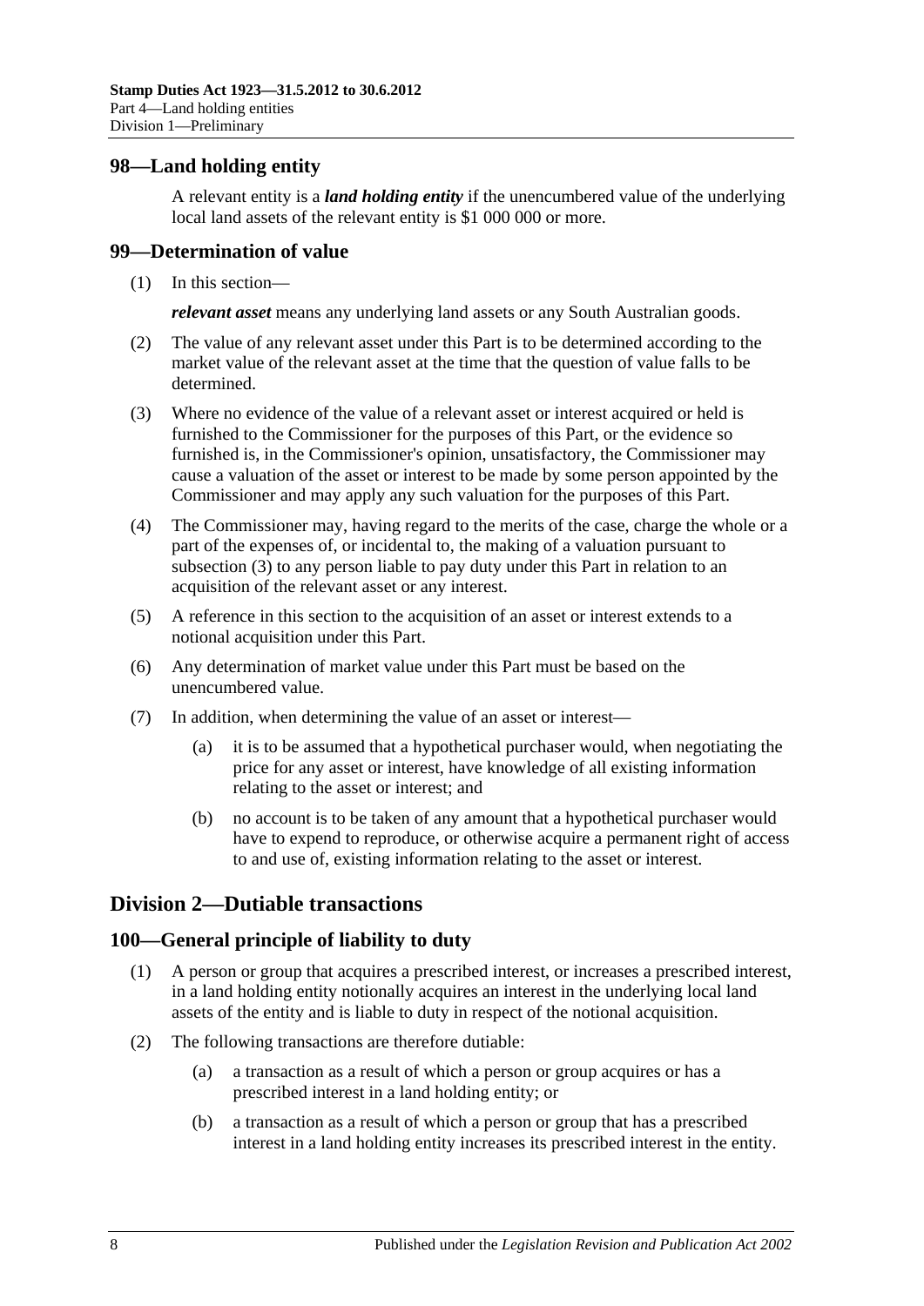## 98—Land holding entity

A relevant entity is a ***land holding entity*** if the unencumbered value of the underlying local land assets of the relevant entity is $1 000 000 or more.

## 99—Determination of value

(1) In this section—

***relevant asset*** means any underlying land assets or any South Australian goods.

(2) The value of any relevant asset under this Part is to be determined according to the market value of the relevant asset at the time that the question of value falls to be determined.

(3) Where no evidence of the value of a relevant asset or interest acquired or held is furnished to the Commissioner for the purposes of this Part, or the evidence so furnished is, in the Commissioner's opinion, unsatisfactory, the Commissioner may cause a valuation of the asset or interest to be made by some person appointed by the Commissioner and may apply any such valuation for the purposes of this Part.

(4) The Commissioner may, having regard to the merits of the case, charge the whole or a part of the expenses of, or incidental to, the making of a valuation pursuant to subsection (3) to any person liable to pay duty under this Part in relation to an acquisition of the relevant asset or any interest.

(5) A reference in this section to the acquisition of an asset or interest extends to a notional acquisition under this Part.

(6) Any determination of market value under this Part must be based on the unencumbered value.

(7) In addition, when determining the value of an asset or interest—

(a) it is to be assumed that a hypothetical purchaser would, when negotiating the price for any asset or interest, have knowledge of all existing information relating to the asset or interest; and

(b) no account is to be taken of any amount that a hypothetical purchaser would have to expend to reproduce, or otherwise acquire a permanent right of access to and use of, existing information relating to the asset or interest.

# Division 2—Dutiable transactions

## 100—General principle of liability to duty

(1) A person or group that acquires a prescribed interest, or increases a prescribed interest, in a land holding entity notionally acquires an interest in the underlying local land assets of the entity and is liable to duty in respect of the notional acquisition.

(2) The following transactions are therefore dutiable:

(a) a transaction as a result of which a person or group acquires or has a prescribed interest in a land holding entity; or

(b) a transaction as a result of which a person or group that has a prescribed interest in a land holding entity increases its prescribed interest in the entity.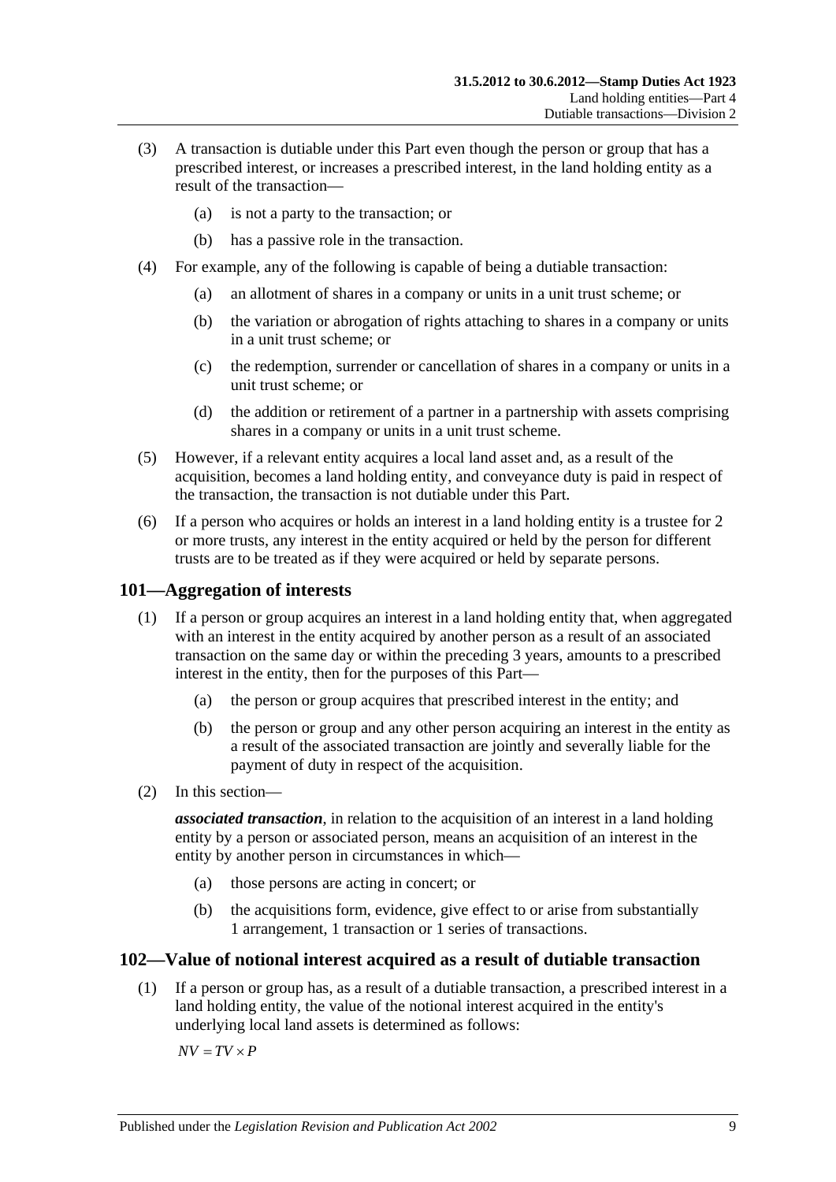(3) A transaction is dutiable under this Part even though the person or group that has a prescribed interest, or increases a prescribed interest, in the land holding entity as a result of the transaction—

(a) is not a party to the transaction; or

(b) has a passive role in the transaction.

(4) For example, any of the following is capable of being a dutiable transaction:

(a) an allotment of shares in a company or units in a unit trust scheme; or

(b) the variation or abrogation of rights attaching to shares in a company or units in a unit trust scheme; or

(c) the redemption, surrender or cancellation of shares in a company or units in a unit trust scheme; or

(d) the addition or retirement of a partner in a partnership with assets comprising shares in a company or units in a unit trust scheme.

(5) However, if a relevant entity acquires a local land asset and, as a result of the acquisition, becomes a land holding entity, and conveyance duty is paid in respect of the transaction, the transaction is not dutiable under this Part.

(6) If a person who acquires or holds an interest in a land holding entity is a trustee for 2 or more trusts, any interest in the entity acquired or held by the person for different trusts are to be treated as if they were acquired or held by separate persons.

## 101—Aggregation of interests

(1) If a person or group acquires an interest in a land holding entity that, when aggregated with an interest in the entity acquired by another person as a result of an associated transaction on the same day or within the preceding 3 years, amounts to a prescribed interest in the entity, then for the purposes of this Part—

(a) the person or group acquires that prescribed interest in the entity; and

(b) the person or group and any other person acquiring an interest in the entity as a result of the associated transaction are jointly and severally liable for the payment of duty in respect of the acquisition.

(2) In this section—

***associated transaction***, in relation to the acquisition of an interest in a land holding entity by a person or associated person, means an acquisition of an interest in the entity by another person in circumstances in which—

(a) those persons are acting in concert; or

(b) the acquisitions form, evidence, give effect to or arise from substantially 1 arrangement, 1 transaction or 1 series of transactions.

## 102—Value of notional interest acquired as a result of dutiable transaction

(1) If a person or group has, as a result of a dutiable transaction, a prescribed interest in a land holding entity, the value of the notional interest acquired in the entity's underlying local land assets is determined as follows:

$$NV = TV \times P$$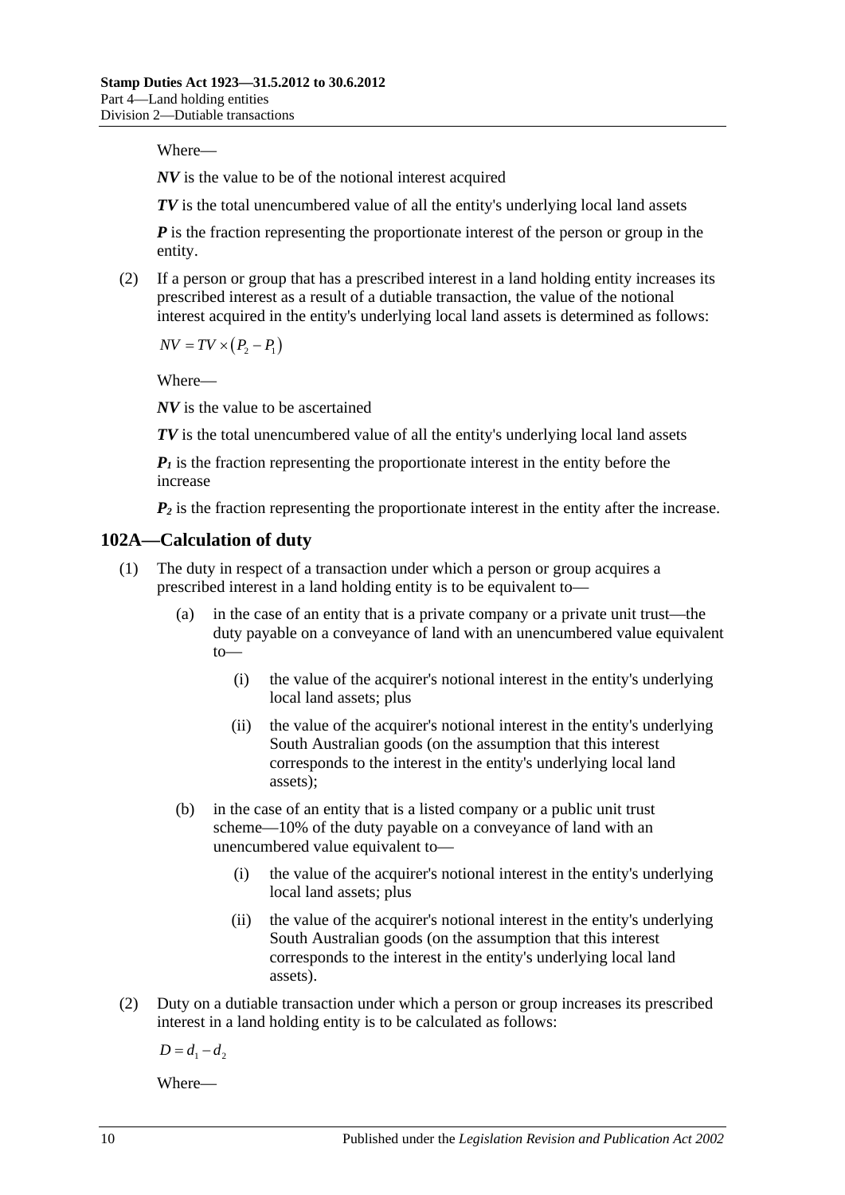Where—

***NV*** is the value to be of the notional interest acquired

***TV*** is the total unencumbered value of all the entity's underlying local land assets

***P*** is the fraction representing the proportionate interest of the person or group in the entity.

(2) If a person or group that has a prescribed interest in a land holding entity increases its prescribed interest as a result of a dutiable transaction, the value of the notional interest acquired in the entity's underlying local land assets is determined as follows:

$$NV = TV \times (P_2 - P_1)$$

Where—

***NV*** is the value to be ascertained

***TV*** is the total unencumbered value of all the entity's underlying local land assets

$P_1$ is the fraction representing the proportionate interest in the entity before the increase

$P_2$ is the fraction representing the proportionate interest in the entity after the increase.

## 102A—Calculation of duty

(1) The duty in respect of a transaction under which a person or group acquires a prescribed interest in a land holding entity is to be equivalent to—

(a) in the case of an entity that is a private company or a private unit trust—the duty payable on a conveyance of land with an unencumbered value equivalent to—

(i) the value of the acquirer's notional interest in the entity's underlying local land assets; plus

(ii) the value of the acquirer's notional interest in the entity's underlying South Australian goods (on the assumption that this interest corresponds to the interest in the entity's underlying local land assets);

(b) in the case of an entity that is a listed company or a public unit trust scheme—10% of the duty payable on a conveyance of land with an unencumbered value equivalent to—

(i) the value of the acquirer's notional interest in the entity's underlying local land assets; plus

(ii) the value of the acquirer's notional interest in the entity's underlying South Australian goods (on the assumption that this interest corresponds to the interest in the entity's underlying local land assets).

(2) Duty on a dutiable transaction under which a person or group increases its prescribed interest in a land holding entity is to be calculated as follows:

$$D = d_1 - d_2$$

Where—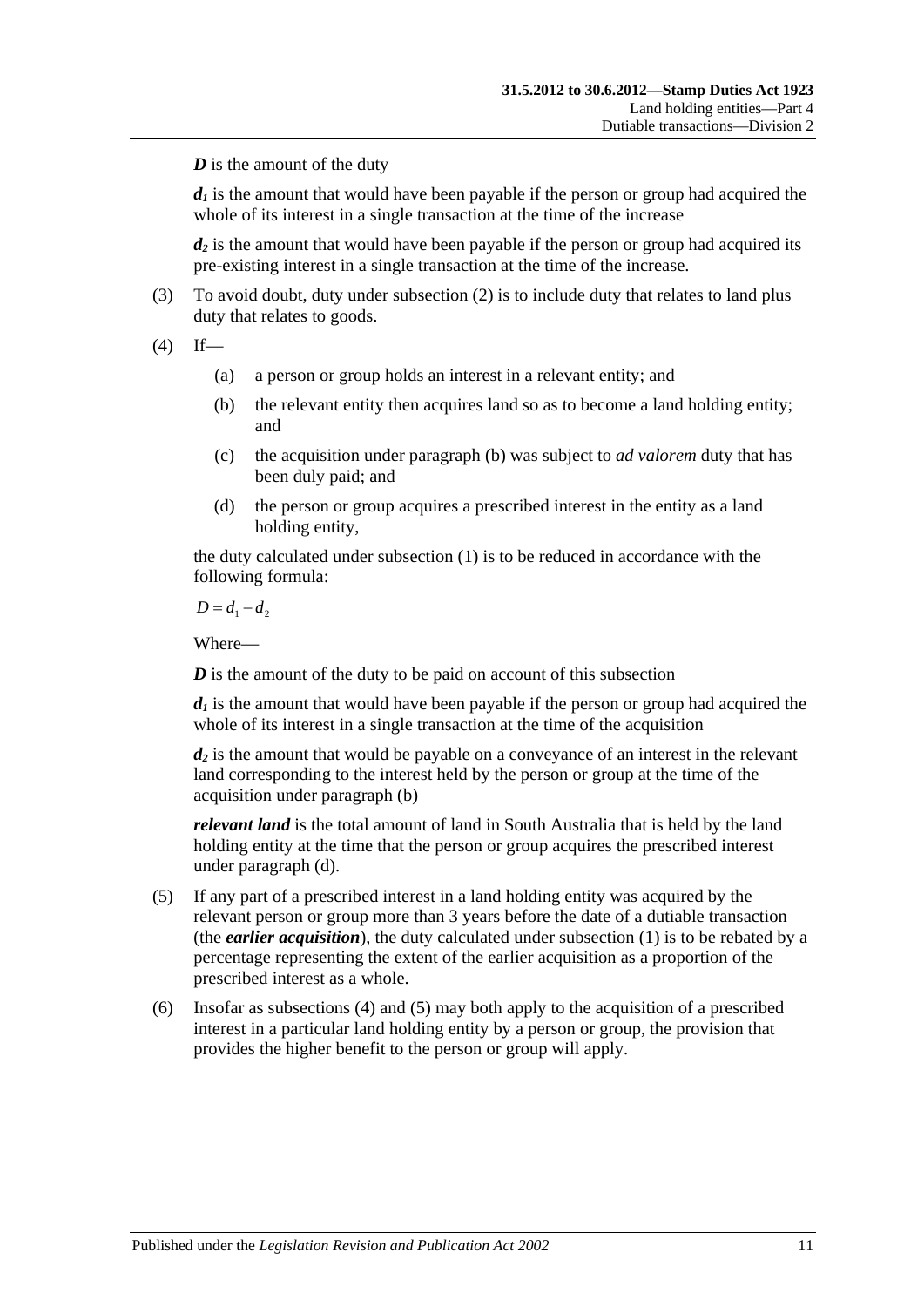***D*** is the amount of the duty

***$d_1$*** is the amount that would have been payable if the person or group had acquired the whole of its interest in a single transaction at the time of the increase

***$d_2$*** is the amount that would have been payable if the person or group had acquired its pre-existing interest in a single transaction at the time of the increase.

(3) To avoid doubt, duty under subsection (2) is to include duty that relates to land plus duty that relates to goods.

(4) If—

(a) a person or group holds an interest in a relevant entity; and

(b) the relevant entity then acquires land so as to become a land holding entity; and

(c) the acquisition under paragraph (b) was subject to *ad valorem* duty that has been duly paid; and

(d) the person or group acquires a prescribed interest in the entity as a land holding entity,

the duty calculated under subsection (1) is to be reduced in accordance with the following formula:

$$D = d_1 - d_2$$

Where—

***D*** is the amount of the duty to be paid on account of this subsection

***$d_1$*** is the amount that would have been payable if the person or group had acquired the whole of its interest in a single transaction at the time of the acquisition

***$d_2$*** is the amount that would be payable on a conveyance of an interest in the relevant land corresponding to the interest held by the person or group at the time of the acquisition under paragraph (b)

***relevant land*** is the total amount of land in South Australia that is held by the land holding entity at the time that the person or group acquires the prescribed interest under paragraph (d).

(5) If any part of a prescribed interest in a land holding entity was acquired by the relevant person or group more than 3 years before the date of a dutiable transaction (the ***earlier acquisition***), the duty calculated under subsection (1) is to be rebated by a percentage representing the extent of the earlier acquisition as a proportion of the prescribed interest as a whole.

(6) Insofar as subsections (4) and (5) may both apply to the acquisition of a prescribed interest in a particular land holding entity by a person or group, the provision that provides the higher benefit to the person or group will apply.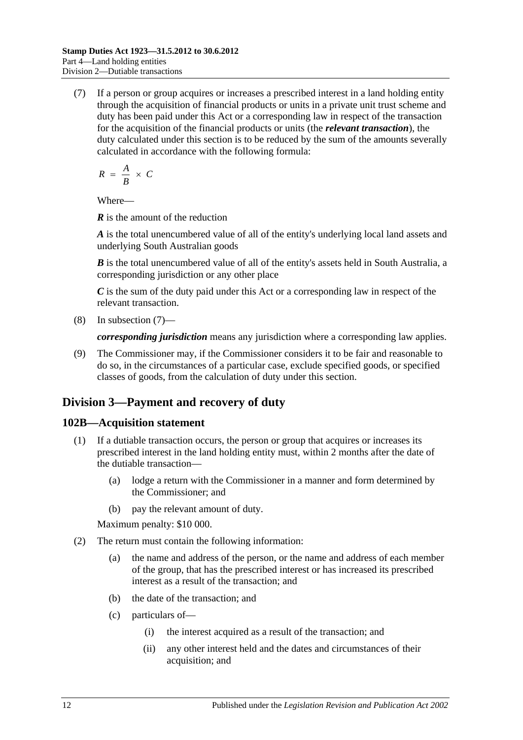(7) If a person or group acquires or increases a prescribed interest in a land holding entity through the acquisition of financial products or units in a private unit trust scheme and duty has been paid under this Act or a corresponding law in respect of the transaction for the acquisition of the financial products or units (the ***relevant transaction***), the duty calculated under this section is to be reduced by the sum of the amounts severally calculated in accordance with the following formula:

$$R = \frac{A}{B} \times C$$

Where—

***R*** is the amount of the reduction

***A*** is the total unencumbered value of all of the entity's underlying local land assets and underlying South Australian goods

***B*** is the total unencumbered value of all of the entity's assets held in South Australia, a corresponding jurisdiction or any other place

***C*** is the sum of the duty paid under this Act or a corresponding law in respect of the relevant transaction.

(8) In subsection (7)—

***corresponding jurisdiction*** means any jurisdiction where a corresponding law applies.

(9) The Commissioner may, if the Commissioner considers it to be fair and reasonable to do so, in the circumstances of a particular case, exclude specified goods, or specified classes of goods, from the calculation of duty under this section.

## Division 3—Payment and recovery of duty

### 102B—Acquisition statement

(1) If a dutiable transaction occurs, the person or group that acquires or increases its prescribed interest in the land holding entity must, within 2 months after the date of the dutiable transaction—

- (a) lodge a return with the Commissioner in a manner and form determined by the Commissioner; and
- (b) pay the relevant amount of duty.

Maximum penalty: $10 000.

(2) The return must contain the following information:

- (a) the name and address of the person, or the name and address of each member of the group, that has the prescribed interest or has increased its prescribed interest as a result of the transaction; and
- (b) the date of the transaction; and
- (c) particulars of—
  - (i) the interest acquired as a result of the transaction; and
  - (ii) any other interest held and the dates and circumstances of their acquisition; and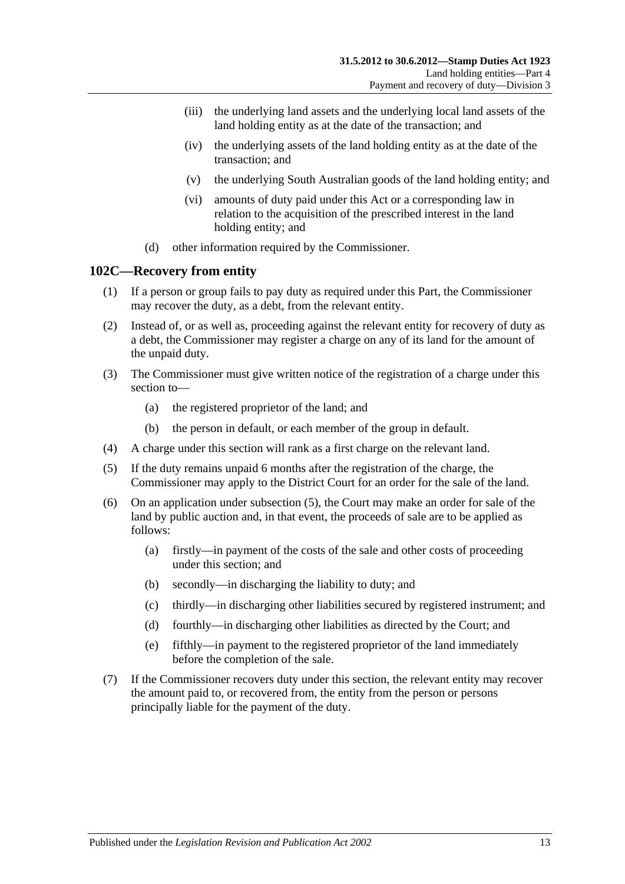- (iii) the underlying land assets and the underlying local land assets of the land holding entity as at the date of the transaction; and
- (iv) the underlying assets of the land holding entity as at the date of the transaction; and
- (v) the underlying South Australian goods of the land holding entity; and
- (vi) amounts of duty paid under this Act or a corresponding law in relation to the acquisition of the prescribed interest in the land holding entity; and
- (d) other information required by the Commissioner.

## 102C—Recovery from entity

(1) If a person or group fails to pay duty as required under this Part, the Commissioner may recover the duty, as a debt, from the relevant entity.

(2) Instead of, or as well as, proceeding against the relevant entity for recovery of duty as a debt, the Commissioner may register a charge on any of its land for the amount of the unpaid duty.

(3) The Commissioner must give written notice of the registration of a charge under this section to—

- (a) the registered proprietor of the land; and
- (b) the person in default, or each member of the group in default.

(4) A charge under this section will rank as a first charge on the relevant land.

(5) If the duty remains unpaid 6 months after the registration of the charge, the Commissioner may apply to the District Court for an order for the sale of the land.

(6) On an application under subsection (5), the Court may make an order for sale of the land by public auction and, in that event, the proceeds of sale are to be applied as follows:

- (a) firstly—in payment of the costs of the sale and other costs of proceeding under this section; and
- (b) secondly—in discharging the liability to duty; and
- (c) thirdly—in discharging other liabilities secured by registered instrument; and
- (d) fourthly—in discharging other liabilities as directed by the Court; and
- (e) fifthly—in payment to the registered proprietor of the land immediately before the completion of the sale.

(7) If the Commissioner recovers duty under this section, the relevant entity may recover the amount paid to, or recovered from, the entity from the person or persons principally liable for the payment of the duty.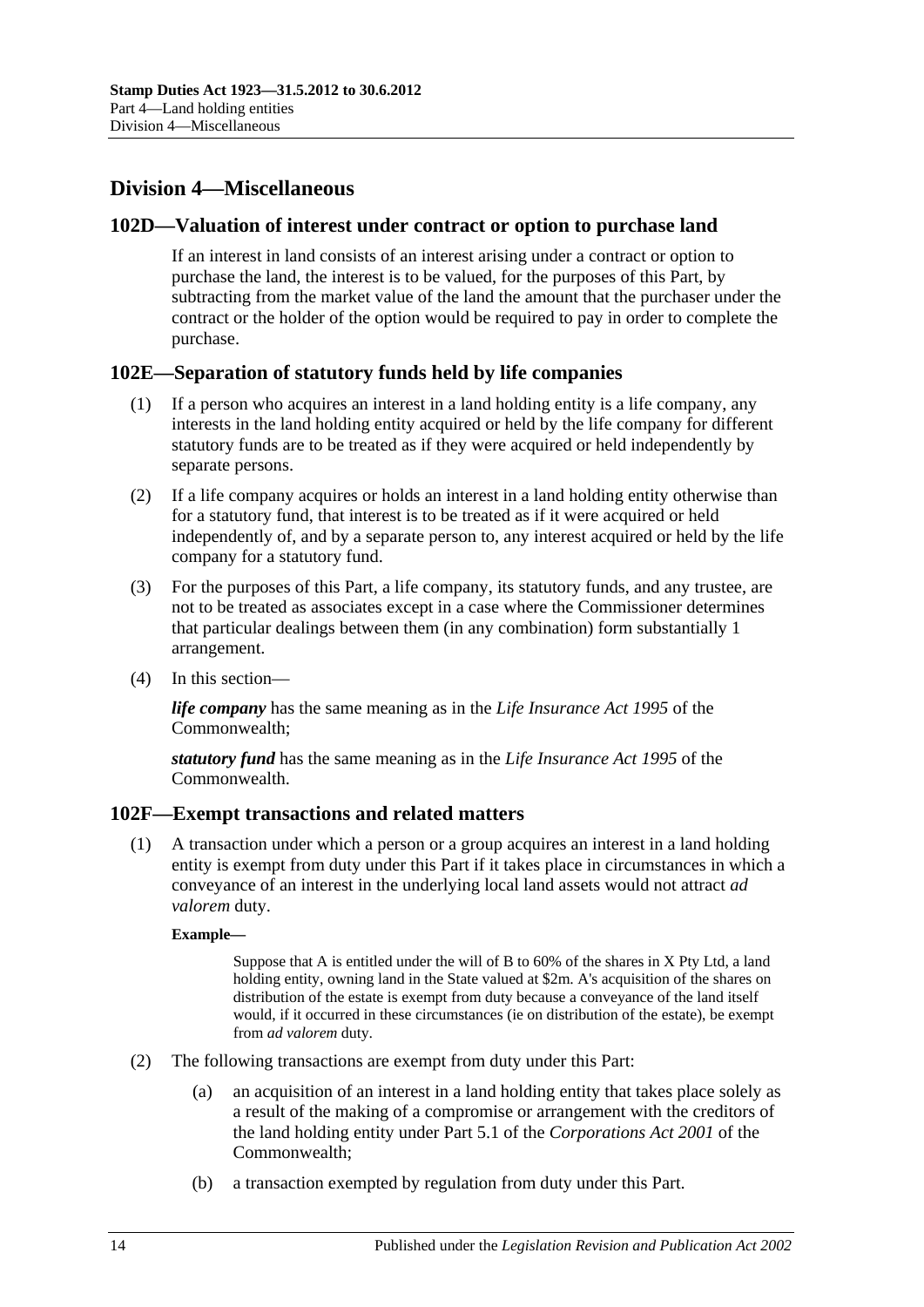## Division 4—Miscellaneous

### 102D—Valuation of interest under contract or option to purchase land

If an interest in land consists of an interest arising under a contract or option to purchase the land, the interest is to be valued, for the purposes of this Part, by subtracting from the market value of the land the amount that the purchaser under the contract or the holder of the option would be required to pay in order to complete the purchase.

### 102E—Separation of statutory funds held by life companies

(1) If a person who acquires an interest in a land holding entity is a life company, any interests in the land holding entity acquired or held by the life company for different statutory funds are to be treated as if they were acquired or held independently by separate persons.

(2) If a life company acquires or holds an interest in a land holding entity otherwise than for a statutory fund, that interest is to be treated as if it were acquired or held independently of, and by a separate person to, any interest acquired or held by the life company for a statutory fund.

(3) For the purposes of this Part, a life company, its statutory funds, and any trustee, are not to be treated as associates except in a case where the Commissioner determines that particular dealings between them (in any combination) form substantially 1 arrangement.

(4) In this section—

***life company*** has the same meaning as in the *Life Insurance Act 1995* of the Commonwealth;

***statutory fund*** has the same meaning as in the *Life Insurance Act 1995* of the Commonwealth.

### 102F—Exempt transactions and related matters

(1) A transaction under which a person or a group acquires an interest in a land holding entity is exempt from duty under this Part if it takes place in circumstances in which a conveyance of an interest in the underlying local land assets would not attract *ad valorem* duty.

**Example—**

> Suppose that A is entitled under the will of B to 60% of the shares in X Pty Ltd, a land holding entity, owning land in the State valued at $2m. A's acquisition of the shares on distribution of the estate is exempt from duty because a conveyance of the land itself would, if it occurred in these circumstances (ie on distribution of the estate), be exempt from *ad valorem* duty.

(2) The following transactions are exempt from duty under this Part:

(a) an acquisition of an interest in a land holding entity that takes place solely as a result of the making of a compromise or arrangement with the creditors of the land holding entity under Part 5.1 of the *Corporations Act 2001* of the Commonwealth;

(b) a transaction exempted by regulation from duty under this Part.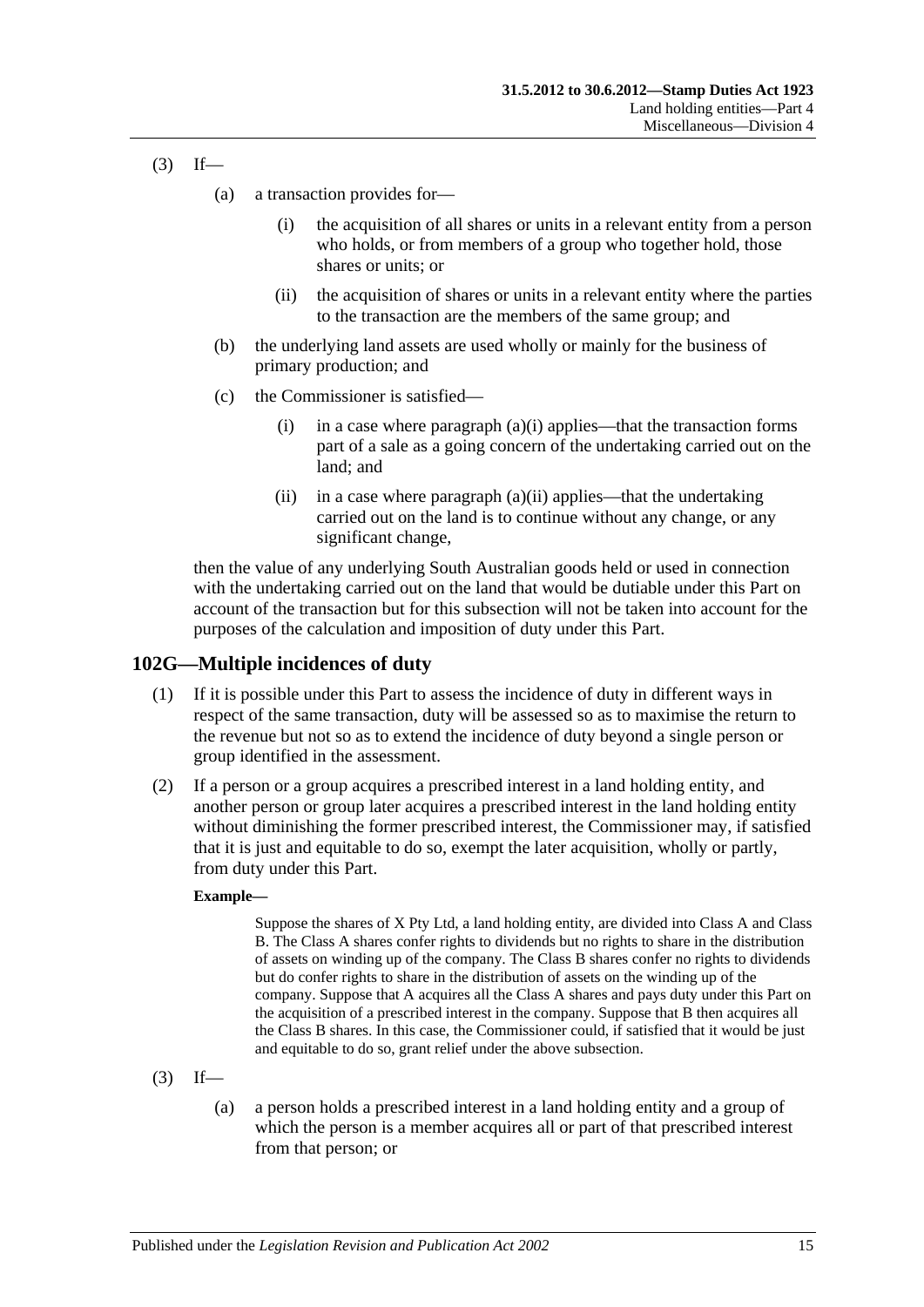(3) If—

(a) a transaction provides for—

(i) the acquisition of all shares or units in a relevant entity from a person who holds, or from members of a group who together hold, those shares or units; or

(ii) the acquisition of shares or units in a relevant entity where the parties to the transaction are the members of the same group; and

(b) the underlying land assets are used wholly or mainly for the business of primary production; and

(c) the Commissioner is satisfied—

(i) in a case where paragraph (a)(i) applies—that the transaction forms part of a sale as a going concern of the undertaking carried out on the land; and

(ii) in a case where paragraph (a)(ii) applies—that the undertaking carried out on the land is to continue without any change, or any significant change,

then the value of any underlying South Australian goods held or used in connection with the undertaking carried out on the land that would be dutiable under this Part on account of the transaction but for this subsection will not be taken into account for the purposes of the calculation and imposition of duty under this Part.

## 102G—Multiple incidences of duty

(1) If it is possible under this Part to assess the incidence of duty in different ways in respect of the same transaction, duty will be assessed so as to maximise the return to the revenue but not so as to extend the incidence of duty beyond a single person or group identified in the assessment.

(2) If a person or a group acquires a prescribed interest in a land holding entity, and another person or group later acquires a prescribed interest in the land holding entity without diminishing the former prescribed interest, the Commissioner may, if satisfied that it is just and equitable to do so, exempt the later acquisition, wholly or partly, from duty under this Part.

**Example—**

Suppose the shares of X Pty Ltd, a land holding entity, are divided into Class A and Class B. The Class A shares confer rights to dividends but no rights to share in the distribution of assets on winding up of the company. The Class B shares confer no rights to dividends but do confer rights to share in the distribution of assets on the winding up of the company. Suppose that A acquires all the Class A shares and pays duty under this Part on the acquisition of a prescribed interest in the company. Suppose that B then acquires all the Class B shares. In this case, the Commissioner could, if satisfied that it would be just and equitable to do so, grant relief under the above subsection.

(3) If—

(a) a person holds a prescribed interest in a land holding entity and a group of which the person is a member acquires all or part of that prescribed interest from that person; or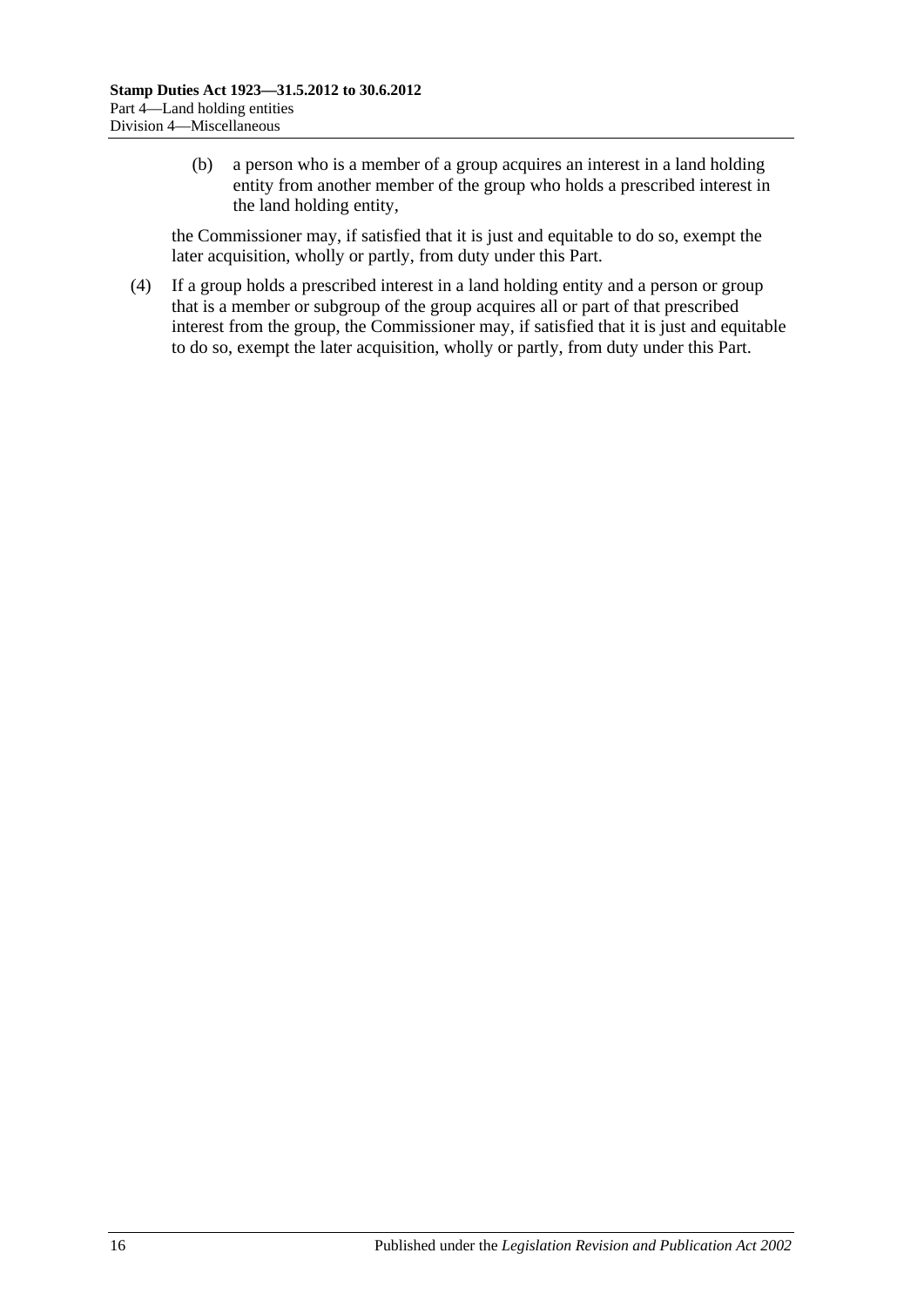(b) a person who is a member of a group acquires an interest in a land holding entity from another member of the group who holds a prescribed interest in the land holding entity,

the Commissioner may, if satisfied that it is just and equitable to do so, exempt the later acquisition, wholly or partly, from duty under this Part.

(4) If a group holds a prescribed interest in a land holding entity and a person or group that is a member or subgroup of the group acquires all or part of that prescribed interest from the group, the Commissioner may, if satisfied that it is just and equitable to do so, exempt the later acquisition, wholly or partly, from duty under this Part.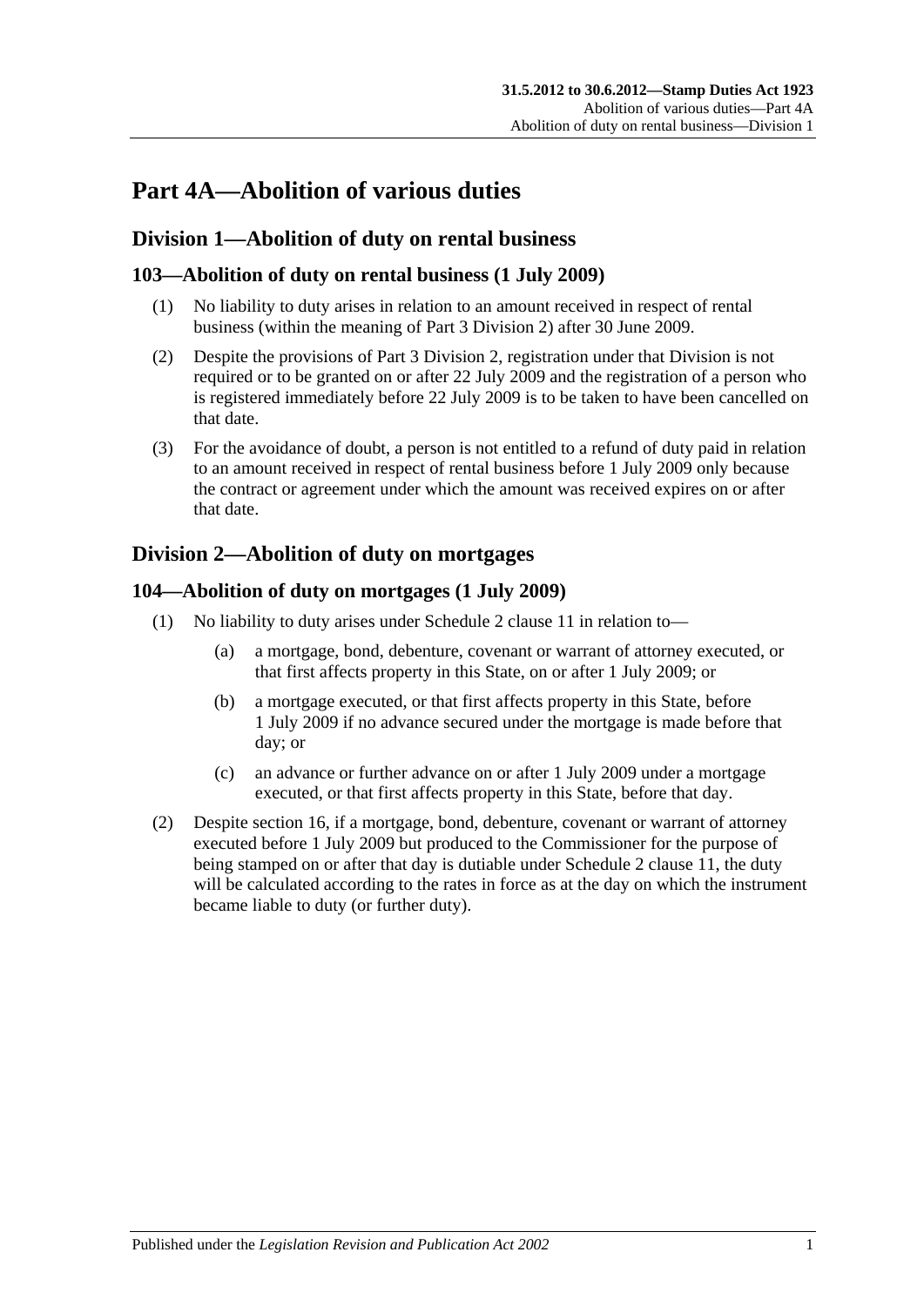# Part 4A—Abolition of various duties

## Division 1—Abolition of duty on rental business

### 103—Abolition of duty on rental business (1 July 2009)

(1) No liability to duty arises in relation to an amount received in respect of rental business (within the meaning of Part 3 Division 2) after 30 June 2009.

(2) Despite the provisions of Part 3 Division 2, registration under that Division is not required or to be granted on or after 22 July 2009 and the registration of a person who is registered immediately before 22 July 2009 is to be taken to have been cancelled on that date.

(3) For the avoidance of doubt, a person is not entitled to a refund of duty paid in relation to an amount received in respect of rental business before 1 July 2009 only because the contract or agreement under which the amount was received expires on or after that date.

## Division 2—Abolition of duty on mortgages

### 104—Abolition of duty on mortgages (1 July 2009)

(1) No liability to duty arises under Schedule 2 clause 11 in relation to—

- (a) a mortgage, bond, debenture, covenant or warrant of attorney executed, or that first affects property in this State, on or after 1 July 2009; or
- (b) a mortgage executed, or that first affects property in this State, before 1 July 2009 if no advance secured under the mortgage is made before that day; or
- (c) an advance or further advance on or after 1 July 2009 under a mortgage executed, or that first affects property in this State, before that day.

(2) Despite section 16, if a mortgage, bond, debenture, covenant or warrant of attorney executed before 1 July 2009 but produced to the Commissioner for the purpose of being stamped on or after that day is dutiable under Schedule 2 clause 11, the duty will be calculated according to the rates in force as at the day on which the instrument became liable to duty (or further duty).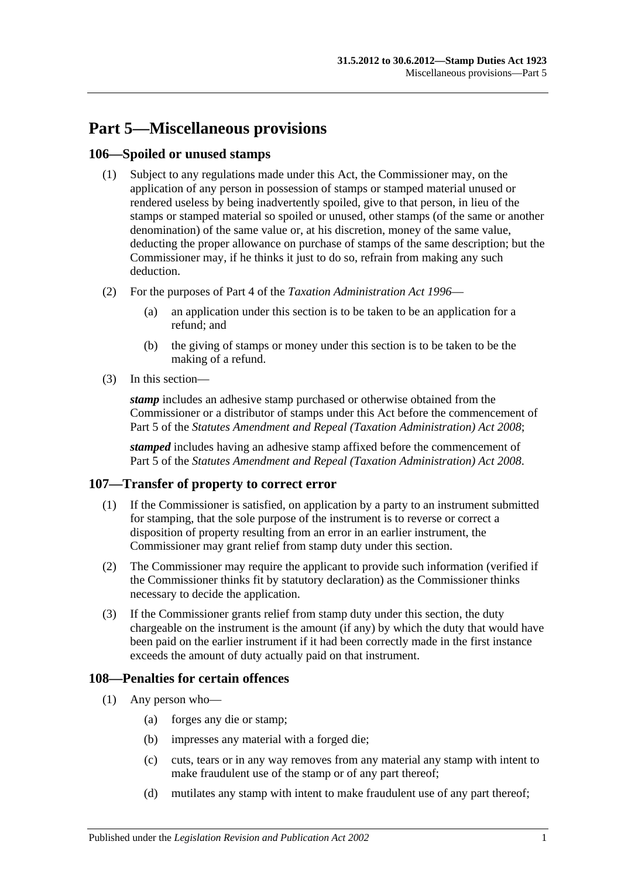# Part 5—Miscellaneous provisions

## 106—Spoiled or unused stamps

(1) Subject to any regulations made under this Act, the Commissioner may, on the application of any person in possession of stamps or stamped material unused or rendered useless by being inadvertently spoiled, give to that person, in lieu of the stamps or stamped material so spoiled or unused, other stamps (of the same or another denomination) of the same value or, at his discretion, money of the same value, deducting the proper allowance on purchase of stamps of the same description; but the Commissioner may, if he thinks it just to do so, refrain from making any such deduction.

(2) For the purposes of Part 4 of the *Taxation Administration Act 1996*—

   (a) an application under this section is to be taken to be an application for a refund; and

   (b) the giving of stamps or money under this section is to be taken to be the making of a refund.

(3) In this section—

***stamp*** includes an adhesive stamp purchased or otherwise obtained from the Commissioner or a distributor of stamps under this Act before the commencement of Part 5 of the *Statutes Amendment and Repeal (Taxation Administration) Act 2008*;

***stamped*** includes having an adhesive stamp affixed before the commencement of Part 5 of the *Statutes Amendment and Repeal (Taxation Administration) Act 2008*.

## 107—Transfer of property to correct error

(1) If the Commissioner is satisfied, on application by a party to an instrument submitted for stamping, that the sole purpose of the instrument is to reverse or correct a disposition of property resulting from an error in an earlier instrument, the Commissioner may grant relief from stamp duty under this section.

(2) The Commissioner may require the applicant to provide such information (verified if the Commissioner thinks fit by statutory declaration) as the Commissioner thinks necessary to decide the application.

(3) If the Commissioner grants relief from stamp duty under this section, the duty chargeable on the instrument is the amount (if any) by which the duty that would have been paid on the earlier instrument if it had been correctly made in the first instance exceeds the amount of duty actually paid on that instrument.

## 108—Penalties for certain offences

(1) Any person who—

   (a) forges any die or stamp;

   (b) impresses any material with a forged die;

   (c) cuts, tears or in any way removes from any material any stamp with intent to make fraudulent use of the stamp or of any part thereof;

   (d) mutilates any stamp with intent to make fraudulent use of any part thereof;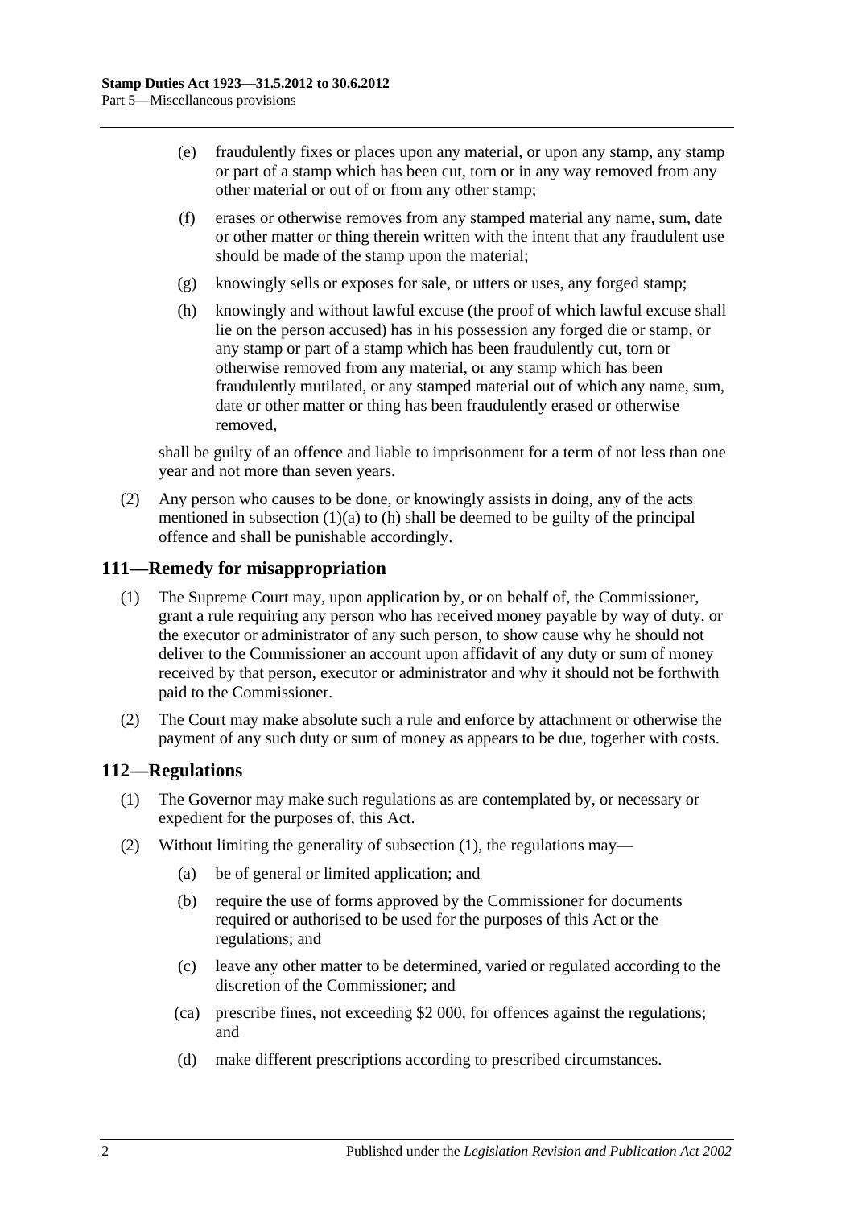(e) fraudulently fixes or places upon any material, or upon any stamp, any stamp or part of a stamp which has been cut, torn or in any way removed from any other material or out of or from any other stamp;

(f) erases or otherwise removes from any stamped material any name, sum, date or other matter or thing therein written with the intent that any fraudulent use should be made of the stamp upon the material;

(g) knowingly sells or exposes for sale, or utters or uses, any forged stamp;

(h) knowingly and without lawful excuse (the proof of which lawful excuse shall lie on the person accused) has in his possession any forged die or stamp, or any stamp or part of a stamp which has been fraudulently cut, torn or otherwise removed from any material, or any stamp which has been fraudulently mutilated, or any stamped material out of which any name, sum, date or other matter or thing has been fraudulently erased or otherwise removed,

shall be guilty of an offence and liable to imprisonment for a term of not less than one year and not more than seven years.

(2) Any person who causes to be done, or knowingly assists in doing, any of the acts mentioned in subsection (1)(a) to (h) shall be deemed to be guilty of the principal offence and shall be punishable accordingly.

## 111—Remedy for misappropriation

(1) The Supreme Court may, upon application by, or on behalf of, the Commissioner, grant a rule requiring any person who has received money payable by way of duty, or the executor or administrator of any such person, to show cause why he should not deliver to the Commissioner an account upon affidavit of any duty or sum of money received by that person, executor or administrator and why it should not be forthwith paid to the Commissioner.

(2) The Court may make absolute such a rule and enforce by attachment or otherwise the payment of any such duty or sum of money as appears to be due, together with costs.

## 112—Regulations

(1) The Governor may make such regulations as are contemplated by, or necessary or expedient for the purposes of, this Act.

(2) Without limiting the generality of subsection (1), the regulations may—

(a) be of general or limited application; and

(b) require the use of forms approved by the Commissioner for documents required or authorised to be used for the purposes of this Act or the regulations; and

(c) leave any other matter to be determined, varied or regulated according to the discretion of the Commissioner; and

(ca) prescribe fines, not exceeding $2 000, for offences against the regulations; and

(d) make different prescriptions according to prescribed circumstances.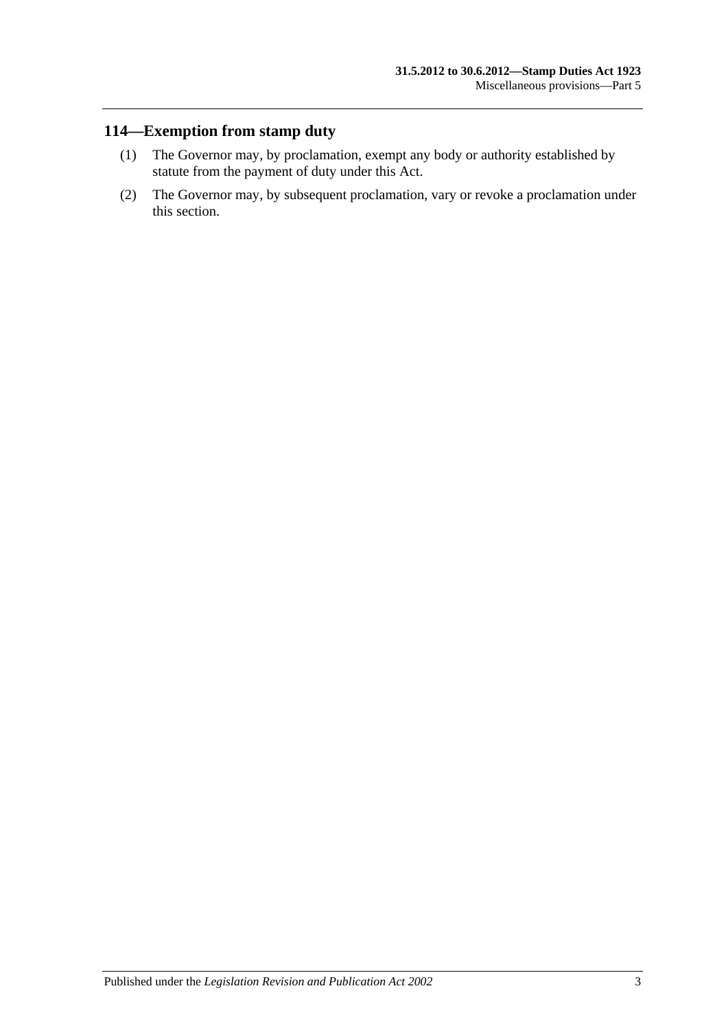## 114—Exemption from stamp duty

(1) The Governor may, by proclamation, exempt any body or authority established by statute from the payment of duty under this Act.

(2) The Governor may, by subsequent proclamation, vary or revoke a proclamation under this section.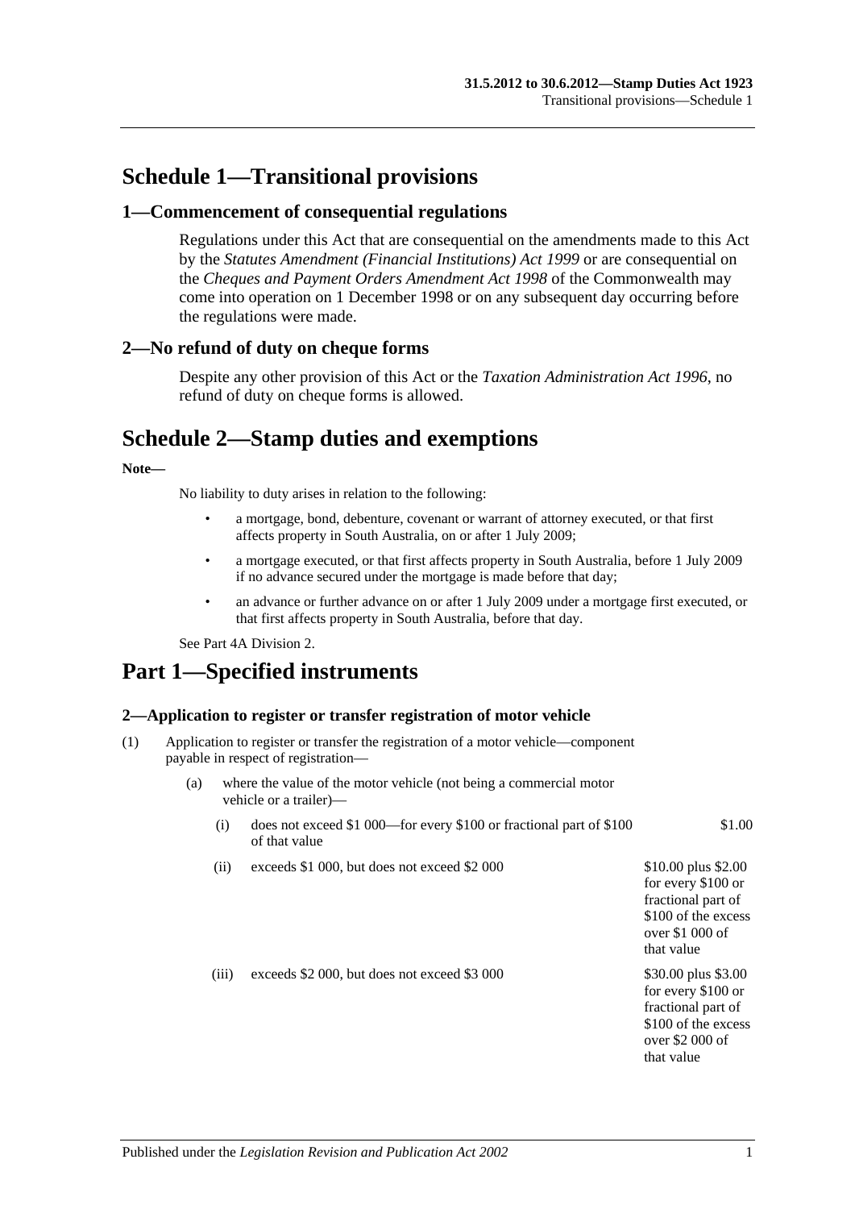# Schedule 1—Transitional provisions

## 1—Commencement of consequential regulations

Regulations under this Act that are consequential on the amendments made to this Act by the *Statutes Amendment (Financial Institutions) Act 1999* or are consequential on the *Cheques and Payment Orders Amendment Act 1998* of the Commonwealth may come into operation on 1 December 1998 or on any subsequent day occurring before the regulations were made.

## 2—No refund of duty on cheque forms

Despite any other provision of this Act or the *Taxation Administration Act 1996*, no refund of duty on cheque forms is allowed.

# Schedule 2—Stamp duties and exemptions

**Note—**

No liability to duty arises in relation to the following:

- a mortgage, bond, debenture, covenant or warrant of attorney executed, or that first affects property in South Australia, on or after 1 July 2009;
- a mortgage executed, or that first affects property in South Australia, before 1 July 2009 if no advance secured under the mortgage is made before that day;
- an advance or further advance on or after 1 July 2009 under a mortgage first executed, or that first affects property in South Australia, before that day.

See Part 4A Division 2.

# Part 1—Specified instruments

### 2—Application to register or transfer registration of motor vehicle

(1) Application to register or transfer the registration of a motor vehicle—component payable in respect of registration—

(a) where the value of the motor vehicle (not being a commercial motor vehicle or a trailer)—

| | | |
|---|---|---|
| (i) | does not exceed \$1 000—for every \$100 or fractional part of \$100 of that value | \$1.00 |
| (ii) | exceeds \$1 000, but does not exceed \$2 000 | \$10.00 plus \$2.00 for every \$100 or fractional part of \$100 of the excess over \$1 000 of that value |
| (iii) | exceeds \$2 000, but does not exceed \$3 000 | \$30.00 plus \$3.00 for every \$100 or fractional part of \$100 of the excess over \$2 000 of that value |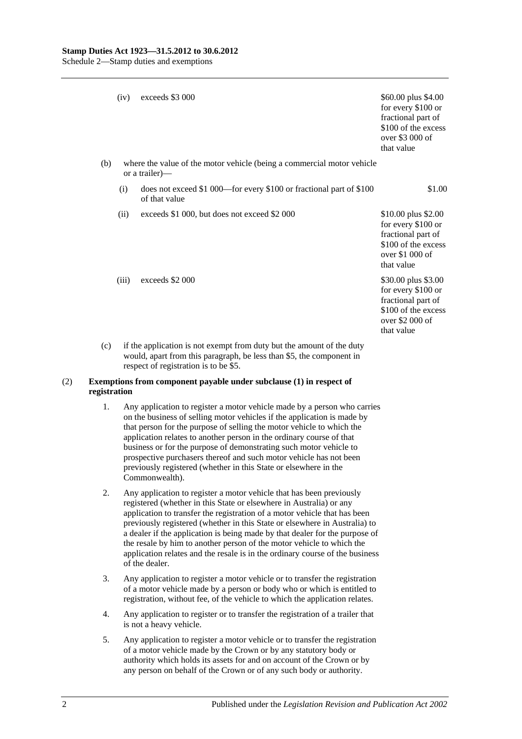| | | |
|---|---|---|
| (iv) | exceeds $3 000 | $60.00 plus $4.00 for every $100 or fractional part of $100 of the excess over $3 000 of that value |

(b) where the value of the motor vehicle (being a commercial motor vehicle or a trailer)—

| | | |
|---|---|---|
| (i) | does not exceed $1 000—for every $100 or fractional part of $100 of that value | $1.00 |
| (ii) | exceeds $1 000, but does not exceed $2 000 | $10.00 plus $2.00 for every $100 or fractional part of $100 of the excess over $1 000 of that value |
| (iii) | exceeds $2 000 | $30.00 plus $3.00 for every $100 or fractional part of $100 of the excess over $2 000 of that value |

(c) if the application is not exempt from duty but the amount of the duty would, apart from this paragraph, be less than $5, the component in respect of registration is to be $5.

(2) **Exemptions from component payable under subclause (1) in respect of registration**

1. Any application to register a motor vehicle made by a person who carries on the business of selling motor vehicles if the application is made by that person for the purpose of selling the motor vehicle to which the application relates to another person in the ordinary course of that business or for the purpose of demonstrating such motor vehicle to prospective purchasers thereof and such motor vehicle has not been previously registered (whether in this State or elsewhere in the Commonwealth).

2. Any application to register a motor vehicle that has been previously registered (whether in this State or elsewhere in Australia) or any application to transfer the registration of a motor vehicle that has been previously registered (whether in this State or elsewhere in Australia) to a dealer if the application is being made by that dealer for the purpose of the resale by him to another person of the motor vehicle to which the application relates and the resale is in the ordinary course of the business of the dealer.

3. Any application to register a motor vehicle or to transfer the registration of a motor vehicle made by a person or body who or which is entitled to registration, without fee, of the vehicle to which the application relates.

4. Any application to register or to transfer the registration of a trailer that is not a heavy vehicle.

5. Any application to register a motor vehicle or to transfer the registration of a motor vehicle made by the Crown or by any statutory body or authority which holds its assets for and on account of the Crown or by any person on behalf of the Crown or of any such body or authority.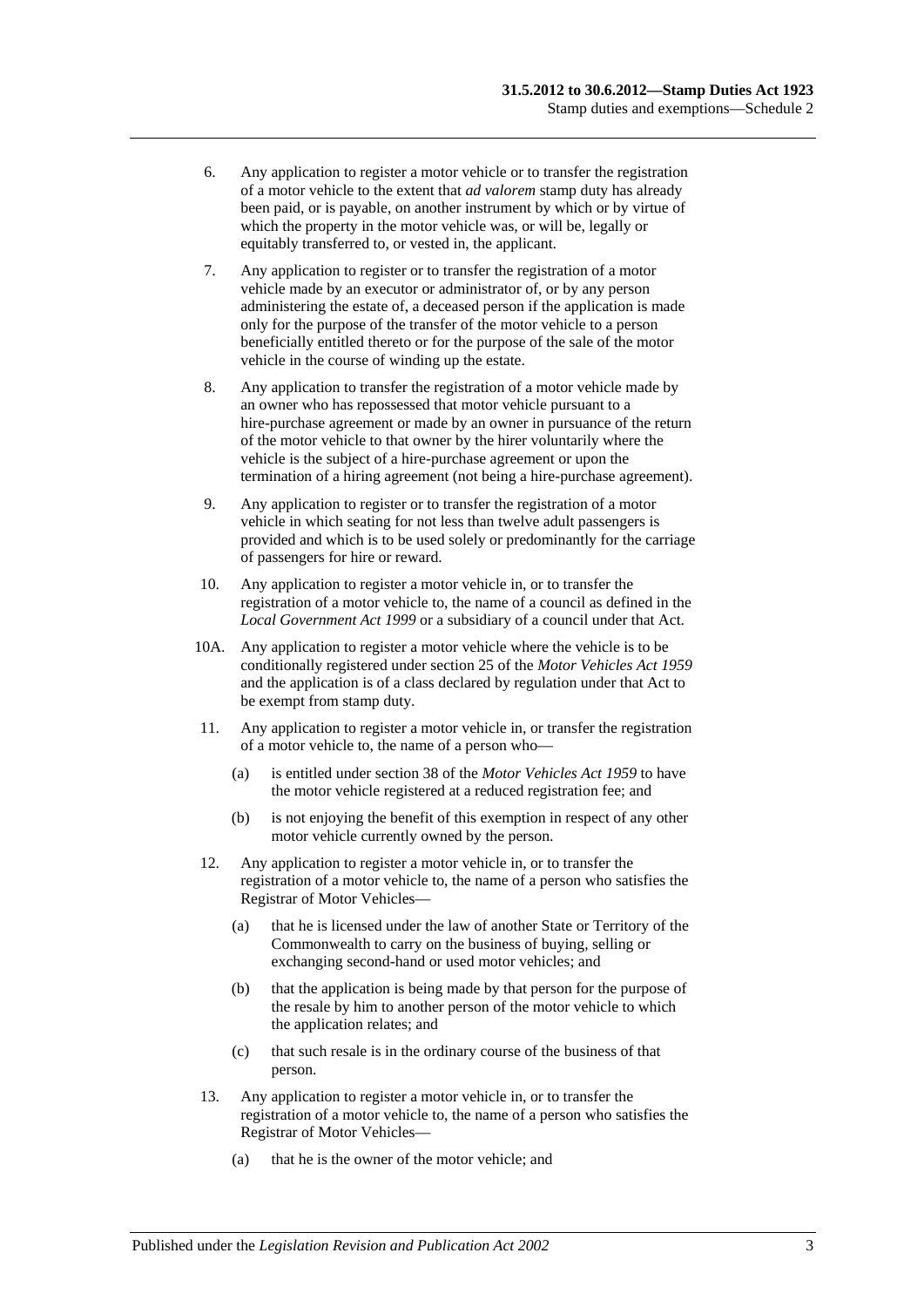6. Any application to register a motor vehicle or to transfer the registration of a motor vehicle to the extent that *ad valorem* stamp duty has already been paid, or is payable, on another instrument by which or by virtue of which the property in the motor vehicle was, or will be, legally or equitably transferred to, or vested in, the applicant.

7. Any application to register or to transfer the registration of a motor vehicle made by an executor or administrator of, or by any person administering the estate of, a deceased person if the application is made only for the purpose of the transfer of the motor vehicle to a person beneficially entitled thereto or for the purpose of the sale of the motor vehicle in the course of winding up the estate.

8. Any application to transfer the registration of a motor vehicle made by an owner who has repossessed that motor vehicle pursuant to a hire-purchase agreement or made by an owner in pursuance of the return of the motor vehicle to that owner by the hirer voluntarily where the vehicle is the subject of a hire-purchase agreement or upon the termination of a hiring agreement (not being a hire-purchase agreement).

9. Any application to register or to transfer the registration of a motor vehicle in which seating for not less than twelve adult passengers is provided and which is to be used solely or predominantly for the carriage of passengers for hire or reward.

10. Any application to register a motor vehicle in, or to transfer the registration of a motor vehicle to, the name of a council as defined in the *Local Government Act 1999* or a subsidiary of a council under that Act.

10A. Any application to register a motor vehicle where the vehicle is to be conditionally registered under section 25 of the *Motor Vehicles Act 1959* and the application is of a class declared by regulation under that Act to be exempt from stamp duty.

11. Any application to register a motor vehicle in, or transfer the registration of a motor vehicle to, the name of a person who—

    (a) is entitled under section 38 of the *Motor Vehicles Act 1959* to have the motor vehicle registered at a reduced registration fee; and

    (b) is not enjoying the benefit of this exemption in respect of any other motor vehicle currently owned by the person.

12. Any application to register a motor vehicle in, or to transfer the registration of a motor vehicle to, the name of a person who satisfies the Registrar of Motor Vehicles—

    (a) that he is licensed under the law of another State or Territory of the Commonwealth to carry on the business of buying, selling or exchanging second-hand or used motor vehicles; and

    (b) that the application is being made by that person for the purpose of the resale by him to another person of the motor vehicle to which the application relates; and

    (c) that such resale is in the ordinary course of the business of that person.

13. Any application to register a motor vehicle in, or to transfer the registration of a motor vehicle to, the name of a person who satisfies the Registrar of Motor Vehicles—

    (a) that he is the owner of the motor vehicle; and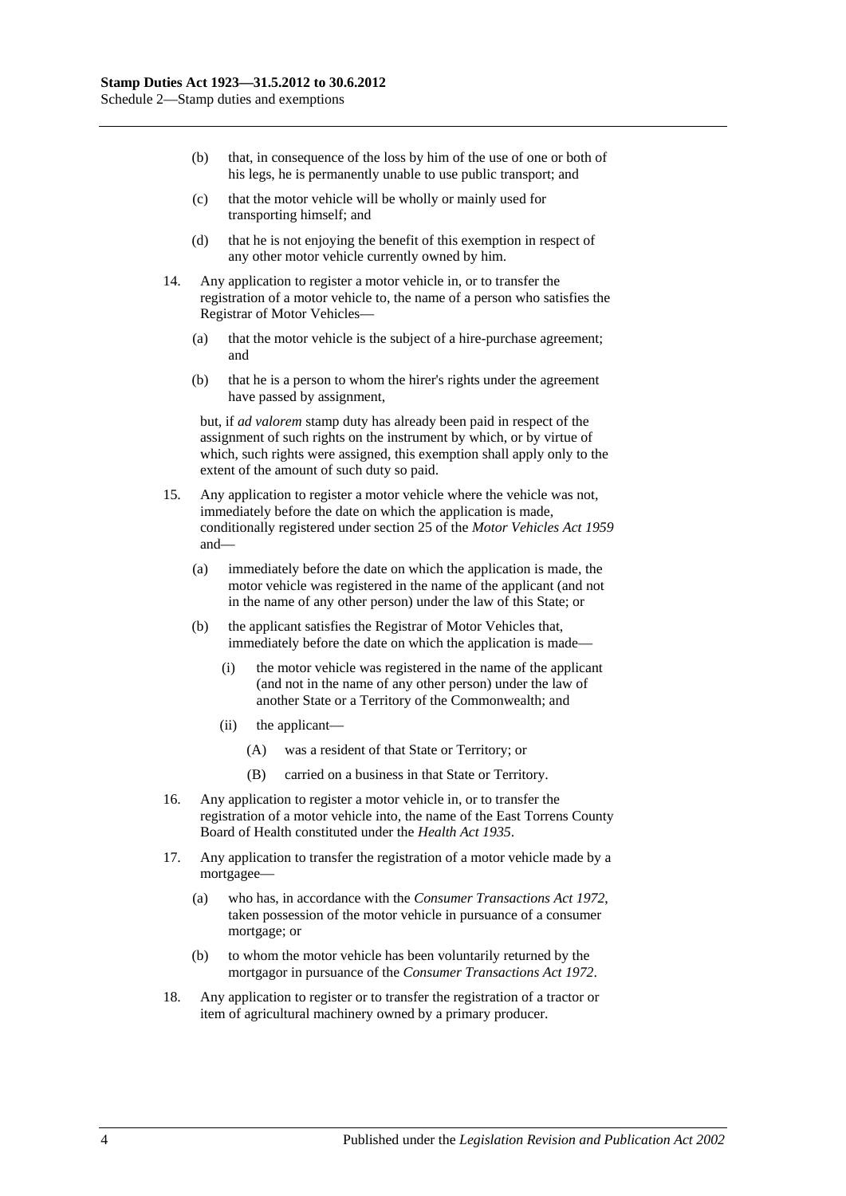(b) that, in consequence of the loss by him of the use of one or both of his legs, he is permanently unable to use public transport; and

(c) that the motor vehicle will be wholly or mainly used for transporting himself; and

(d) that he is not enjoying the benefit of this exemption in respect of any other motor vehicle currently owned by him.

14. Any application to register a motor vehicle in, or to transfer the registration of a motor vehicle to, the name of a person who satisfies the Registrar of Motor Vehicles—

(a) that the motor vehicle is the subject of a hire-purchase agreement; and

(b) that he is a person to whom the hirer's rights under the agreement have passed by assignment,

but, if *ad valorem* stamp duty has already been paid in respect of the assignment of such rights on the instrument by which, or by virtue of which, such rights were assigned, this exemption shall apply only to the extent of the amount of such duty so paid.

15. Any application to register a motor vehicle where the vehicle was not, immediately before the date on which the application is made, conditionally registered under section 25 of the *Motor Vehicles Act 1959* and—

(a) immediately before the date on which the application is made, the motor vehicle was registered in the name of the applicant (and not in the name of any other person) under the law of this State; or

(b) the applicant satisfies the Registrar of Motor Vehicles that, immediately before the date on which the application is made—

(i) the motor vehicle was registered in the name of the applicant (and not in the name of any other person) under the law of another State or a Territory of the Commonwealth; and

(ii) the applicant—

(A) was a resident of that State or Territory; or

(B) carried on a business in that State or Territory.

16. Any application to register a motor vehicle in, or to transfer the registration of a motor vehicle into, the name of the East Torrens County Board of Health constituted under the *Health Act 1935*.

17. Any application to transfer the registration of a motor vehicle made by a mortgagee—

(a) who has, in accordance with the *Consumer Transactions Act 1972*, taken possession of the motor vehicle in pursuance of a consumer mortgage; or

(b) to whom the motor vehicle has been voluntarily returned by the mortgagor in pursuance of the *Consumer Transactions Act 1972*.

18. Any application to register or to transfer the registration of a tractor or item of agricultural machinery owned by a primary producer.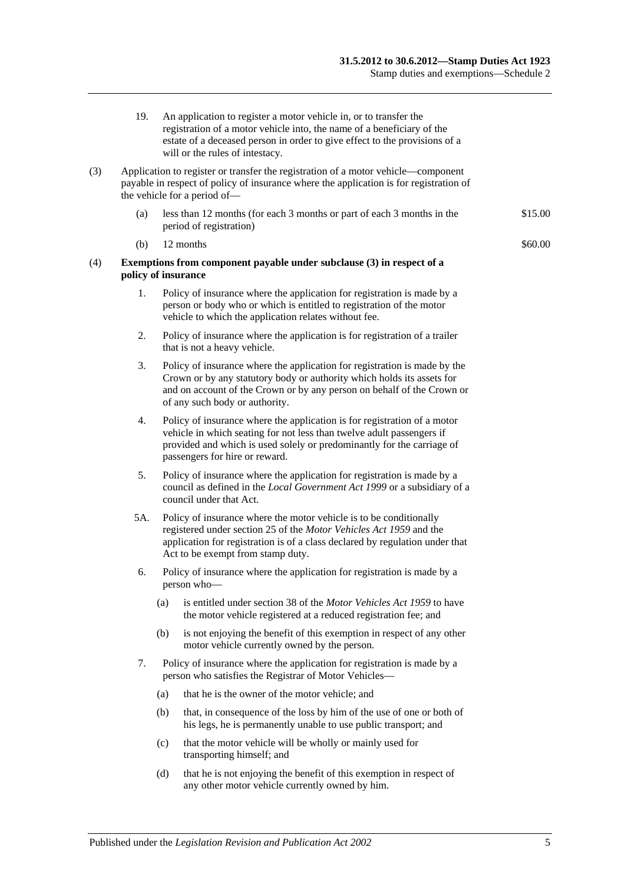19. An application to register a motor vehicle in, or to transfer the registration of a motor vehicle into, the name of a beneficiary of the estate of a deceased person in order to give effect to the provisions of a will or the rules of intestacy.

(3) Application to register or transfer the registration of a motor vehicle—component payable in respect of policy of insurance where the application is for registration of the vehicle for a period of—

(a) less than 12 months (for each 3 months or part of each 3 months in the period of registration) — $15.00

(b) 12 months — $60.00

(4) **Exemptions from component payable under subclause (3) in respect of a policy of insurance**

1. Policy of insurance where the application for registration is made by a person or body who or which is entitled to registration of the motor vehicle to which the application relates without fee.

2. Policy of insurance where the application is for registration of a trailer that is not a heavy vehicle.

3. Policy of insurance where the application for registration is made by the Crown or by any statutory body or authority which holds its assets for and on account of the Crown or by any person on behalf of the Crown or of any such body or authority.

4. Policy of insurance where the application is for registration of a motor vehicle in which seating for not less than twelve adult passengers if provided and which is used solely or predominantly for the carriage of passengers for hire or reward.

5. Policy of insurance where the application for registration is made by a council as defined in the *Local Government Act 1999* or a subsidiary of a council under that Act.

5A. Policy of insurance where the motor vehicle is to be conditionally registered under section 25 of the *Motor Vehicles Act 1959* and the application for registration is of a class declared by regulation under that Act to be exempt from stamp duty.

6. Policy of insurance where the application for registration is made by a person who—

   (a) is entitled under section 38 of the *Motor Vehicles Act 1959* to have the motor vehicle registered at a reduced registration fee; and

   (b) is not enjoying the benefit of this exemption in respect of any other motor vehicle currently owned by the person.

7. Policy of insurance where the application for registration is made by a person who satisfies the Registrar of Motor Vehicles—

   (a) that he is the owner of the motor vehicle; and

   (b) that, in consequence of the loss by him of the use of one or both of his legs, he is permanently unable to use public transport; and

   (c) that the motor vehicle will be wholly or mainly used for transporting himself; and

   (d) that he is not enjoying the benefit of this exemption in respect of any other motor vehicle currently owned by him.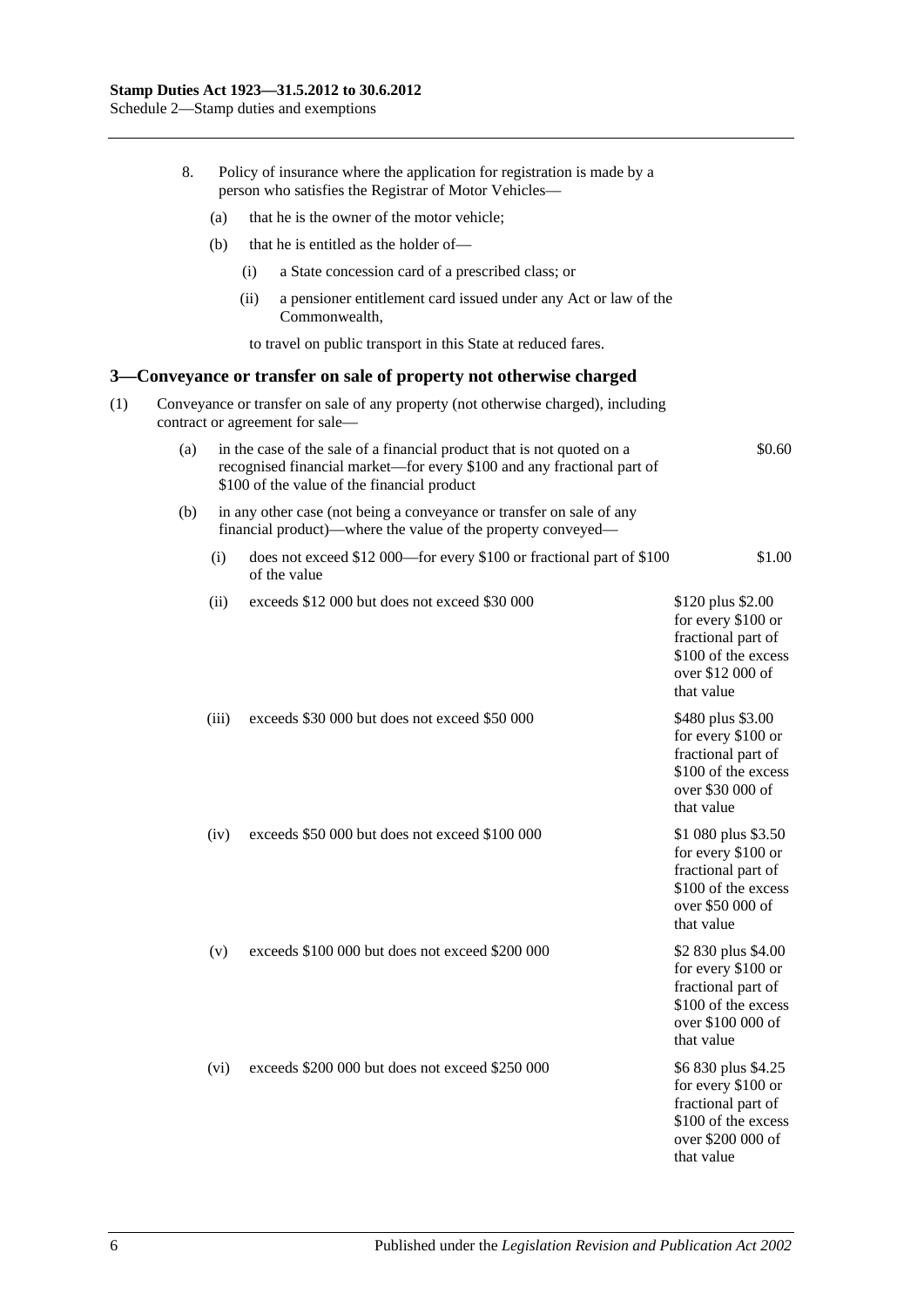8. Policy of insurance where the application for registration is made by a person who satisfies the Registrar of Motor Vehicles—

   (a) that he is the owner of the motor vehicle;

   (b) that he is entitled as the holder of—

      (i) a State concession card of a prescribed class; or

      (ii) a pensioner entitlement card issued under any Act or law of the Commonwealth,

   to travel on public transport in this State at reduced fares.

## 3—Conveyance or transfer on sale of property not otherwise charged

(1) Conveyance or transfer on sale of any property (not otherwise charged), including contract or agreement for sale—

| | |
|---|---|
| (a) in the case of the sale of a financial product that is not quoted on a recognised financial market—for every \$100 and any fractional part of \$100 of the value of the financial product | \$0.60 |
| (b) in any other case (not being a conveyance or transfer on sale of any financial product)—where the value of the property conveyed— | |
| (i) does not exceed \$12 000—for every \$100 or fractional part of \$100 of the value | \$1.00 |
| (ii) exceeds \$12 000 but does not exceed \$30 000 | \$120 plus \$2.00 for every \$100 or fractional part of \$100 of the excess over \$12 000 of that value |
| (iii) exceeds \$30 000 but does not exceed \$50 000 | \$480 plus \$3.00 for every \$100 or fractional part of \$100 of the excess over \$30 000 of that value |
| (iv) exceeds \$50 000 but does not exceed \$100 000 | \$1 080 plus \$3.50 for every \$100 or fractional part of \$100 of the excess over \$50 000 of that value |
| (v) exceeds \$100 000 but does not exceed \$200 000 | \$2 830 plus \$4.00 for every \$100 or fractional part of \$100 of the excess over \$100 000 of that value |
| (vi) exceeds \$200 000 but does not exceed \$250 000 | \$6 830 plus \$4.25 for every \$100 or fractional part of \$100 of the excess over \$200 000 of that value |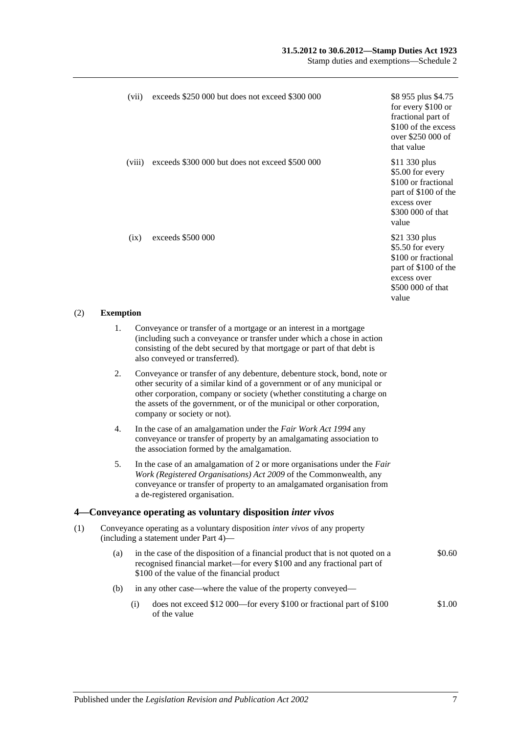| | | |
|---|---|---|
| (vii) | exceeds \$250 000 but does not exceed \$300 000 | \$8 955 plus \$4.75 for every \$100 or fractional part of \$100 of the excess over \$250 000 of that value |
| (viii) | exceeds \$300 000 but does not exceed \$500 000 | \$11 330 plus \$5.00 for every \$100 or fractional part of \$100 of the excess over \$300 000 of that value |
| (ix) | exceeds \$500 000 | \$21 330 plus \$5.50 for every \$100 or fractional part of \$100 of the excess over \$500 000 of that value |

(2) **Exemption**

1. Conveyance or transfer of a mortgage or an interest in a mortgage (including such a conveyance or transfer under which a chose in action consisting of the debt secured by that mortgage or part of that debt is also conveyed or transferred).

2. Conveyance or transfer of any debenture, debenture stock, bond, note or other security of a similar kind of a government or of any municipal or other corporation, company or society (whether constituting a charge on the assets of the government, or of the municipal or other corporation, company or society or not).

4. In the case of an amalgamation under the *Fair Work Act 1994* any conveyance or transfer of property by an amalgamating association to the association formed by the amalgamation.

5. In the case of an amalgamation of 2 or more organisations under the *Fair Work (Registered Organisations) Act 2009* of the Commonwealth, any conveyance or transfer of property to an amalgamated organisation from a de-registered organisation.

## 4—Conveyance operating as voluntary disposition *inter vivos*

(1) Conveyance operating as a voluntary disposition *inter vivos* of any property (including a statement under Part 4)—

(a) in the case of the disposition of a financial product that is not quoted on a recognised financial market—for every \$100 and any fractional part of \$100 of the value of the financial product — \$0.60

(b) in any other case—where the value of the property conveyed—

(i) does not exceed \$12 000—for every \$100 or fractional part of \$100 of the value — \$1.00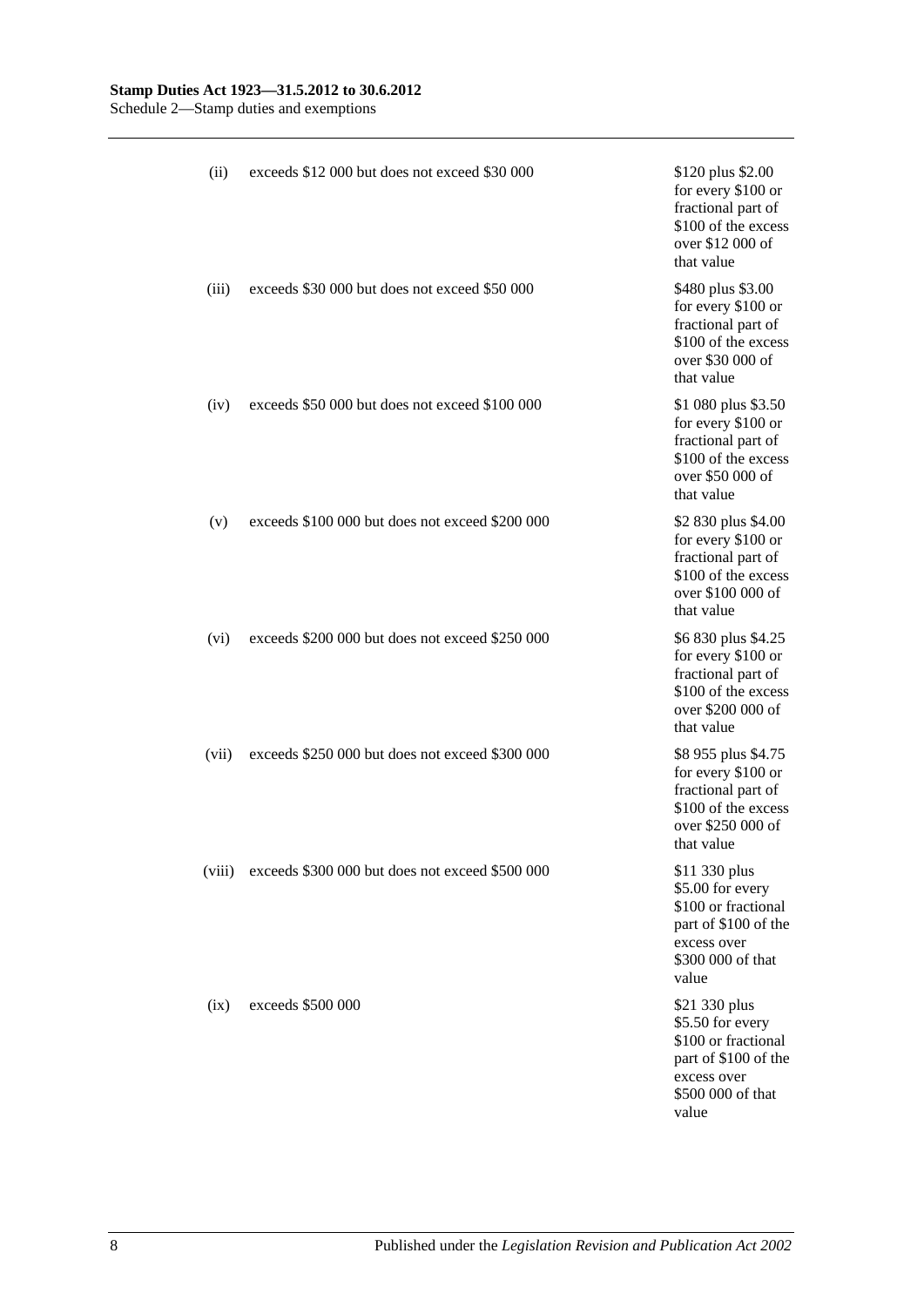| | | |
|---|---|---|
| (ii) | exceeds \$12 000 but does not exceed \$30 000 | \$120 plus \$2.00 for every \$100 or fractional part of \$100 of the excess over \$12 000 of that value |
| (iii) | exceeds \$30 000 but does not exceed \$50 000 | \$480 plus \$3.00 for every \$100 or fractional part of \$100 of the excess over \$30 000 of that value |
| (iv) | exceeds \$50 000 but does not exceed \$100 000 | \$1 080 plus \$3.50 for every \$100 or fractional part of \$100 of the excess over \$50 000 of that value |
| (v) | exceeds \$100 000 but does not exceed \$200 000 | \$2 830 plus \$4.00 for every \$100 or fractional part of \$100 of the excess over \$100 000 of that value |
| (vi) | exceeds \$200 000 but does not exceed \$250 000 | \$6 830 plus \$4.25 for every \$100 or fractional part of \$100 of the excess over \$200 000 of that value |
| (vii) | exceeds \$250 000 but does not exceed \$300 000 | \$8 955 plus \$4.75 for every \$100 or fractional part of \$100 of the excess over \$250 000 of that value |
| (viii) | exceeds \$300 000 but does not exceed \$500 000 | \$11 330 plus \$5.00 for every \$100 or fractional part of \$100 of the excess over \$300 000 of that value |
| (ix) | exceeds \$500 000 | \$21 330 plus \$5.50 for every \$100 or fractional part of \$100 of the excess over \$500 000 of that value |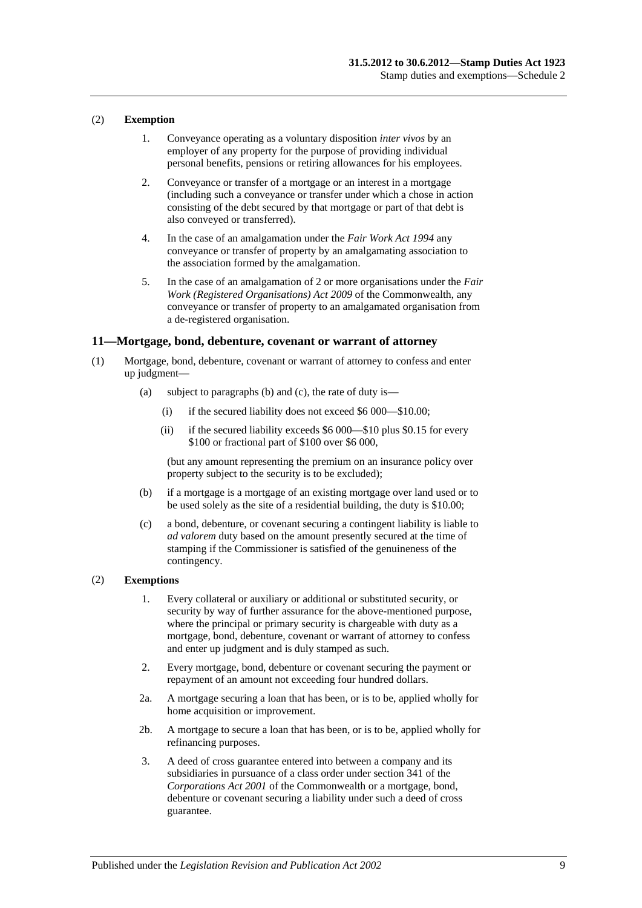(2) **Exemption**

1. Conveyance operating as a voluntary disposition *inter vivos* by an employer of any property for the purpose of providing individual personal benefits, pensions or retiring allowances for his employees.

2. Conveyance or transfer of a mortgage or an interest in a mortgage (including such a conveyance or transfer under which a chose in action consisting of the debt secured by that mortgage or part of that debt is also conveyed or transferred).

4. In the case of an amalgamation under the *Fair Work Act 1994* any conveyance or transfer of property by an amalgamating association to the association formed by the amalgamation.

5. In the case of an amalgamation of 2 or more organisations under the *Fair Work (Registered Organisations) Act 2009* of the Commonwealth, any conveyance or transfer of property to an amalgamated organisation from a de-registered organisation.

## 11—Mortgage, bond, debenture, covenant or warrant of attorney

(1) Mortgage, bond, debenture, covenant or warrant of attorney to confess and enter up judgment—

(a) subject to paragraphs (b) and (c), the rate of duty is—

(i) if the secured liability does not exceed $6 000—$10.00;

(ii) if the secured liability exceeds $6 000—$10 plus $0.15 for every $100 or fractional part of $100 over $6 000,

(but any amount representing the premium on an insurance policy over property subject to the security is to be excluded);

(b) if a mortgage is a mortgage of an existing mortgage over land used or to be used solely as the site of a residential building, the duty is $10.00;

(c) a bond, debenture, or covenant securing a contingent liability is liable to *ad valorem* duty based on the amount presently secured at the time of stamping if the Commissioner is satisfied of the genuineness of the contingency.

(2) **Exemptions**

1. Every collateral or auxiliary or additional or substituted security, or security by way of further assurance for the above-mentioned purpose, where the principal or primary security is chargeable with duty as a mortgage, bond, debenture, covenant or warrant of attorney to confess and enter up judgment and is duly stamped as such.

2. Every mortgage, bond, debenture or covenant securing the payment or repayment of an amount not exceeding four hundred dollars.

2a. A mortgage securing a loan that has been, or is to be, applied wholly for home acquisition or improvement.

2b. A mortgage to secure a loan that has been, or is to be, applied wholly for refinancing purposes.

3. A deed of cross guarantee entered into between a company and its subsidiaries in pursuance of a class order under section 341 of the *Corporations Act 2001* of the Commonwealth or a mortgage, bond, debenture or covenant securing a liability under such a deed of cross guarantee.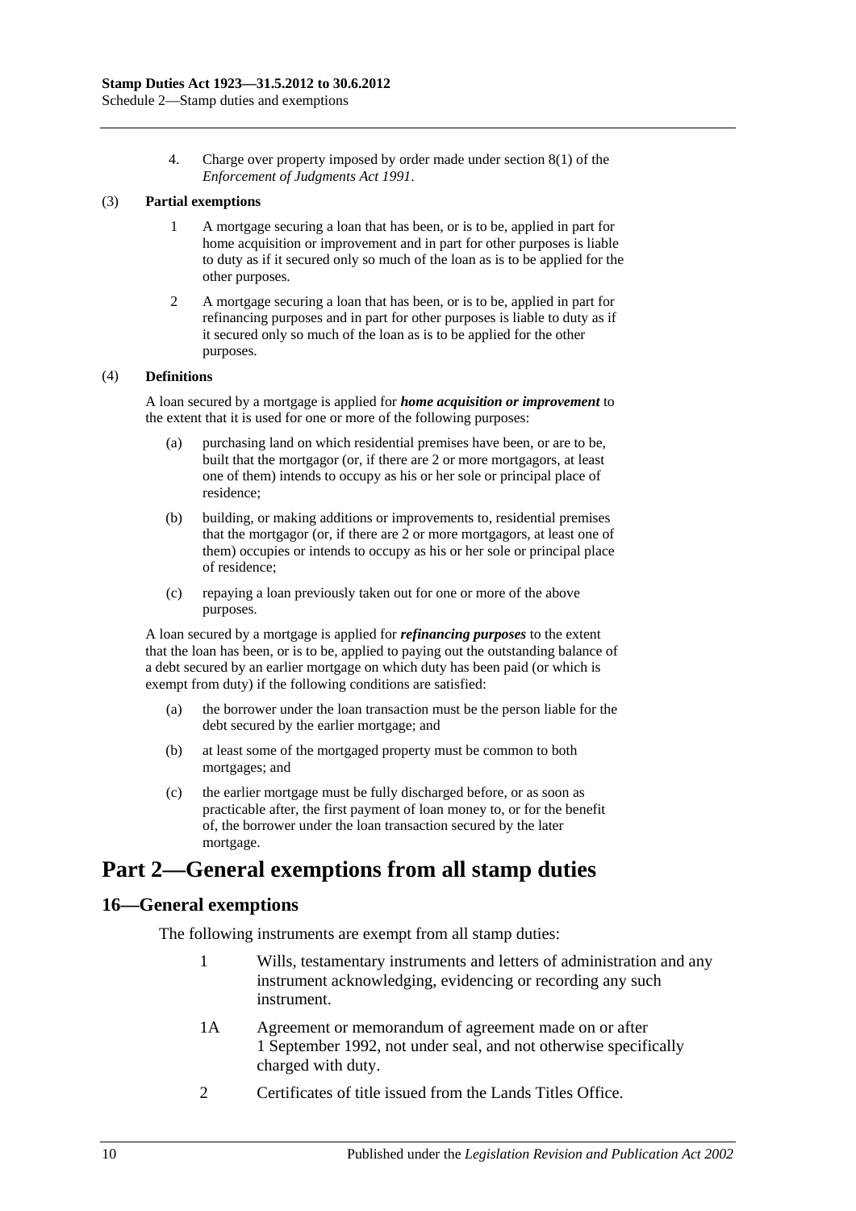4. Charge over property imposed by order made under section 8(1) of the *Enforcement of Judgments Act 1991*.

(3) **Partial exemptions**

1 A mortgage securing a loan that has been, or is to be, applied in part for home acquisition or improvement and in part for other purposes is liable to duty as if it secured only so much of the loan as is to be applied for the other purposes.

2 A mortgage securing a loan that has been, or is to be, applied in part for refinancing purposes and in part for other purposes is liable to duty as if it secured only so much of the loan as is to be applied for the other purposes.

(4) **Definitions**

A loan secured by a mortgage is applied for ***home acquisition or improvement*** to the extent that it is used for one or more of the following purposes:

(a) purchasing land on which residential premises have been, or are to be, built that the mortgagor (or, if there are 2 or more mortgagors, at least one of them) intends to occupy as his or her sole or principal place of residence;

(b) building, or making additions or improvements to, residential premises that the mortgagor (or, if there are 2 or more mortgagors, at least one of them) occupies or intends to occupy as his or her sole or principal place of residence;

(c) repaying a loan previously taken out for one or more of the above purposes.

A loan secured by a mortgage is applied for ***refinancing purposes*** to the extent that the loan has been, or is to be, applied to paying out the outstanding balance of a debt secured by an earlier mortgage on which duty has been paid (or which is exempt from duty) if the following conditions are satisfied:

(a) the borrower under the loan transaction must be the person liable for the debt secured by the earlier mortgage; and

(b) at least some of the mortgaged property must be common to both mortgages; and

(c) the earlier mortgage must be fully discharged before, or as soon as practicable after, the first payment of loan money to, or for the benefit of, the borrower under the loan transaction secured by the later mortgage.

# Part 2—General exemptions from all stamp duties

## 16—General exemptions

The following instruments are exempt from all stamp duties:

1 Wills, testamentary instruments and letters of administration and any instrument acknowledging, evidencing or recording any such instrument.

1A Agreement or memorandum of agreement made on or after 1 September 1992, not under seal, and not otherwise specifically charged with duty.

2 Certificates of title issued from the Lands Titles Office.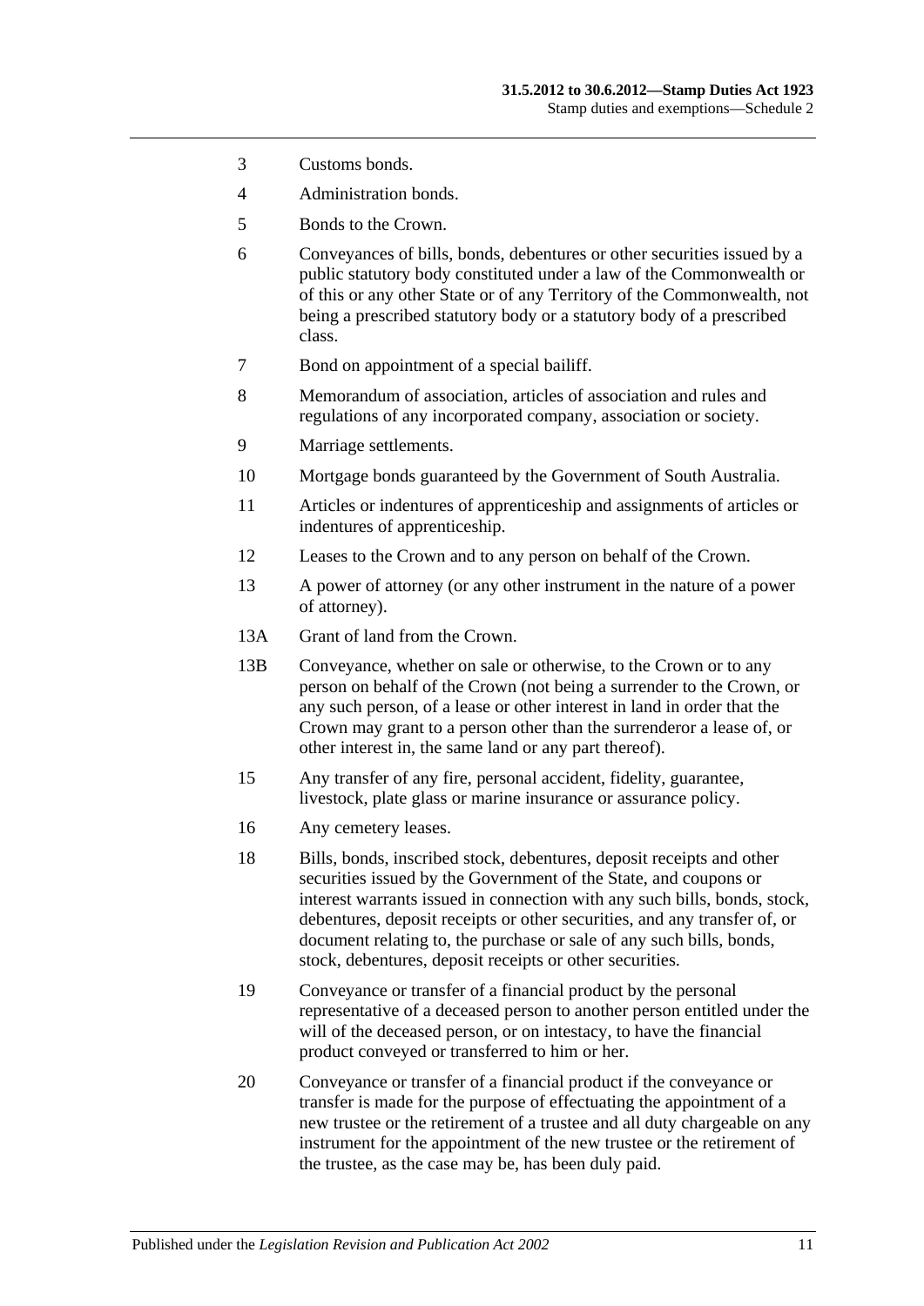3 Customs bonds.

4 Administration bonds.

5 Bonds to the Crown.

6 Conveyances of bills, bonds, debentures or other securities issued by a public statutory body constituted under a law of the Commonwealth or of this or any other State or of any Territory of the Commonwealth, not being a prescribed statutory body or a statutory body of a prescribed class.

7 Bond on appointment of a special bailiff.

8 Memorandum of association, articles of association and rules and regulations of any incorporated company, association or society.

9 Marriage settlements.

10 Mortgage bonds guaranteed by the Government of South Australia.

11 Articles or indentures of apprenticeship and assignments of articles or indentures of apprenticeship.

12 Leases to the Crown and to any person on behalf of the Crown.

13 A power of attorney (or any other instrument in the nature of a power of attorney).

13A Grant of land from the Crown.

13B Conveyance, whether on sale or otherwise, to the Crown or to any person on behalf of the Crown (not being a surrender to the Crown, or any such person, of a lease or other interest in land in order that the Crown may grant to a person other than the surrenderor a lease of, or other interest in, the same land or any part thereof).

15 Any transfer of any fire, personal accident, fidelity, guarantee, livestock, plate glass or marine insurance or assurance policy.

16 Any cemetery leases.

18 Bills, bonds, inscribed stock, debentures, deposit receipts and other securities issued by the Government of the State, and coupons or interest warrants issued in connection with any such bills, bonds, stock, debentures, deposit receipts or other securities, and any transfer of, or document relating to, the purchase or sale of any such bills, bonds, stock, debentures, deposit receipts or other securities.

19 Conveyance or transfer of a financial product by the personal representative of a deceased person to another person entitled under the will of the deceased person, or on intestacy, to have the financial product conveyed or transferred to him or her.

20 Conveyance or transfer of a financial product if the conveyance or transfer is made for the purpose of effectuating the appointment of a new trustee or the retirement of a trustee and all duty chargeable on any instrument for the appointment of the new trustee or the retirement of the trustee, as the case may be, has been duly paid.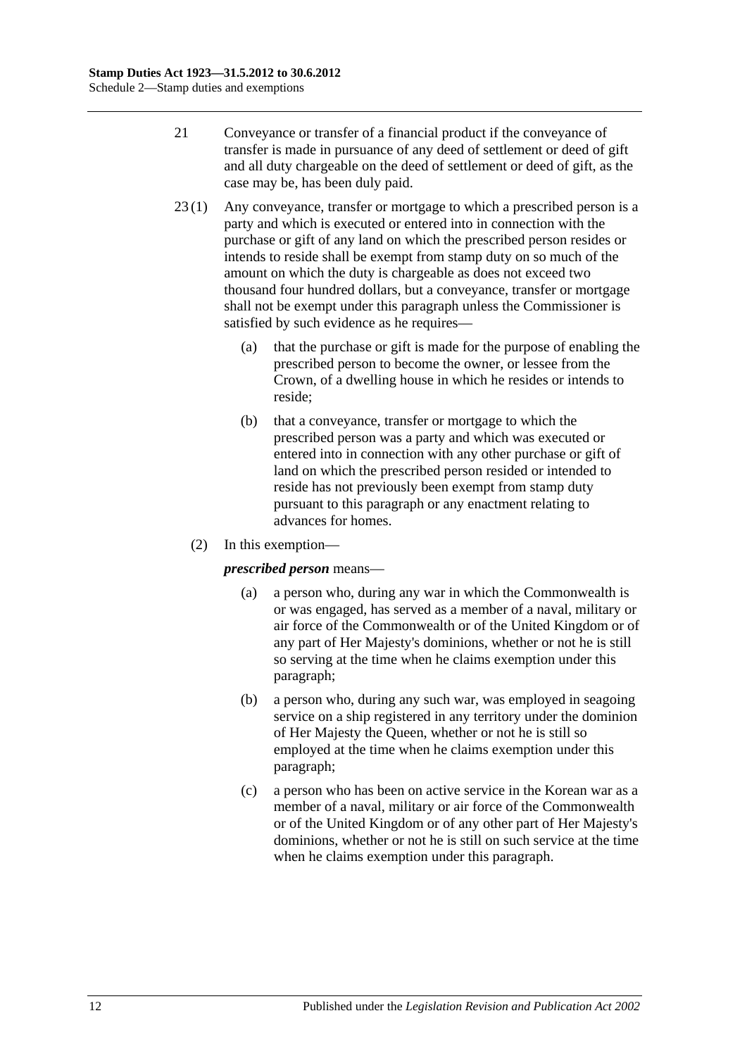21 Conveyance or transfer of a financial product if the conveyance of transfer is made in pursuance of any deed of settlement or deed of gift and all duty chargeable on the deed of settlement or deed of gift, as the case may be, has been duly paid.

23 (1) Any conveyance, transfer or mortgage to which a prescribed person is a party and which is executed or entered into in connection with the purchase or gift of any land on which the prescribed person resides or intends to reside shall be exempt from stamp duty on so much of the amount on which the duty is chargeable as does not exceed two thousand four hundred dollars, but a conveyance, transfer or mortgage shall not be exempt under this paragraph unless the Commissioner is satisfied by such evidence as he requires—

(a) that the purchase or gift is made for the purpose of enabling the prescribed person to become the owner, or lessee from the Crown, of a dwelling house in which he resides or intends to reside;

(b) that a conveyance, transfer or mortgage to which the prescribed person was a party and which was executed or entered into in connection with any other purchase or gift of land on which the prescribed person resided or intended to reside has not previously been exempt from stamp duty pursuant to this paragraph or any enactment relating to advances for homes.

(2) In this exemption—

***prescribed person*** means—

(a) a person who, during any war in which the Commonwealth is or was engaged, has served as a member of a naval, military or air force of the Commonwealth or of the United Kingdom or of any part of Her Majesty's dominions, whether or not he is still so serving at the time when he claims exemption under this paragraph;

(b) a person who, during any such war, was employed in seagoing service on a ship registered in any territory under the dominion of Her Majesty the Queen, whether or not he is still so employed at the time when he claims exemption under this paragraph;

(c) a person who has been on active service in the Korean war as a member of a naval, military or air force of the Commonwealth or of the United Kingdom or of any other part of Her Majesty's dominions, whether or not he is still on such service at the time when he claims exemption under this paragraph.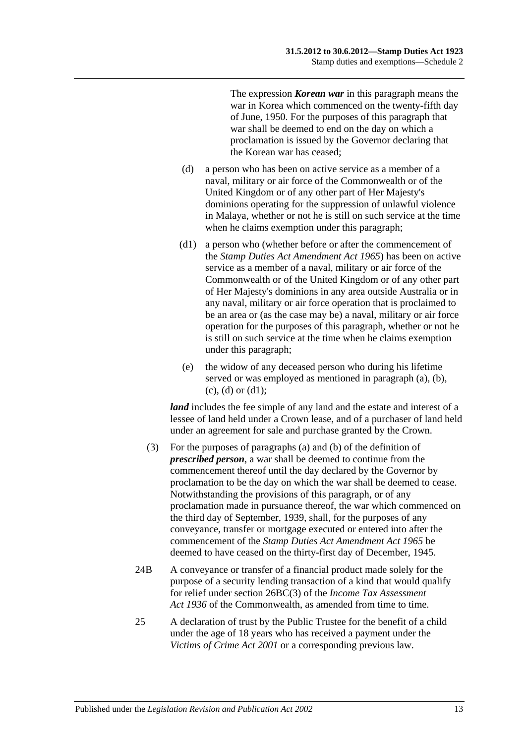The expression ***Korean war*** in this paragraph means the war in Korea which commenced on the twenty-fifth day of June, 1950. For the purposes of this paragraph that war shall be deemed to end on the day on which a proclamation is issued by the Governor declaring that the Korean war has ceased;

(d) a person who has been on active service as a member of a naval, military or air force of the Commonwealth or of the United Kingdom or of any other part of Her Majesty's dominions operating for the suppression of unlawful violence in Malaya, whether or not he is still on such service at the time when he claims exemption under this paragraph;

(d1) a person who (whether before or after the commencement of the *Stamp Duties Act Amendment Act 1965*) has been on active service as a member of a naval, military or air force of the Commonwealth or of the United Kingdom or of any other part of Her Majesty's dominions in any area outside Australia or in any naval, military or air force operation that is proclaimed to be an area or (as the case may be) a naval, military or air force operation for the purposes of this paragraph, whether or not he is still on such service at the time when he claims exemption under this paragraph;

(e) the widow of any deceased person who during his lifetime served or was employed as mentioned in paragraph (a), (b), (c), (d) or (d1);

***land*** includes the fee simple of any land and the estate and interest of a lessee of land held under a Crown lease, and of a purchaser of land held under an agreement for sale and purchase granted by the Crown.

(3) For the purposes of paragraphs (a) and (b) of the definition of ***prescribed person***, a war shall be deemed to continue from the commencement thereof until the day declared by the Governor by proclamation to be the day on which the war shall be deemed to cease. Notwithstanding the provisions of this paragraph, or of any proclamation made in pursuance thereof, the war which commenced on the third day of September, 1939, shall, for the purposes of any conveyance, transfer or mortgage executed or entered into after the commencement of the *Stamp Duties Act Amendment Act 1965* be deemed to have ceased on the thirty-first day of December, 1945.

24B A conveyance or transfer of a financial product made solely for the purpose of a security lending transaction of a kind that would qualify for relief under section 26BC(3) of the *Income Tax Assessment Act 1936* of the Commonwealth, as amended from time to time.

25 A declaration of trust by the Public Trustee for the benefit of a child under the age of 18 years who has received a payment under the *Victims of Crime Act 2001* or a corresponding previous law.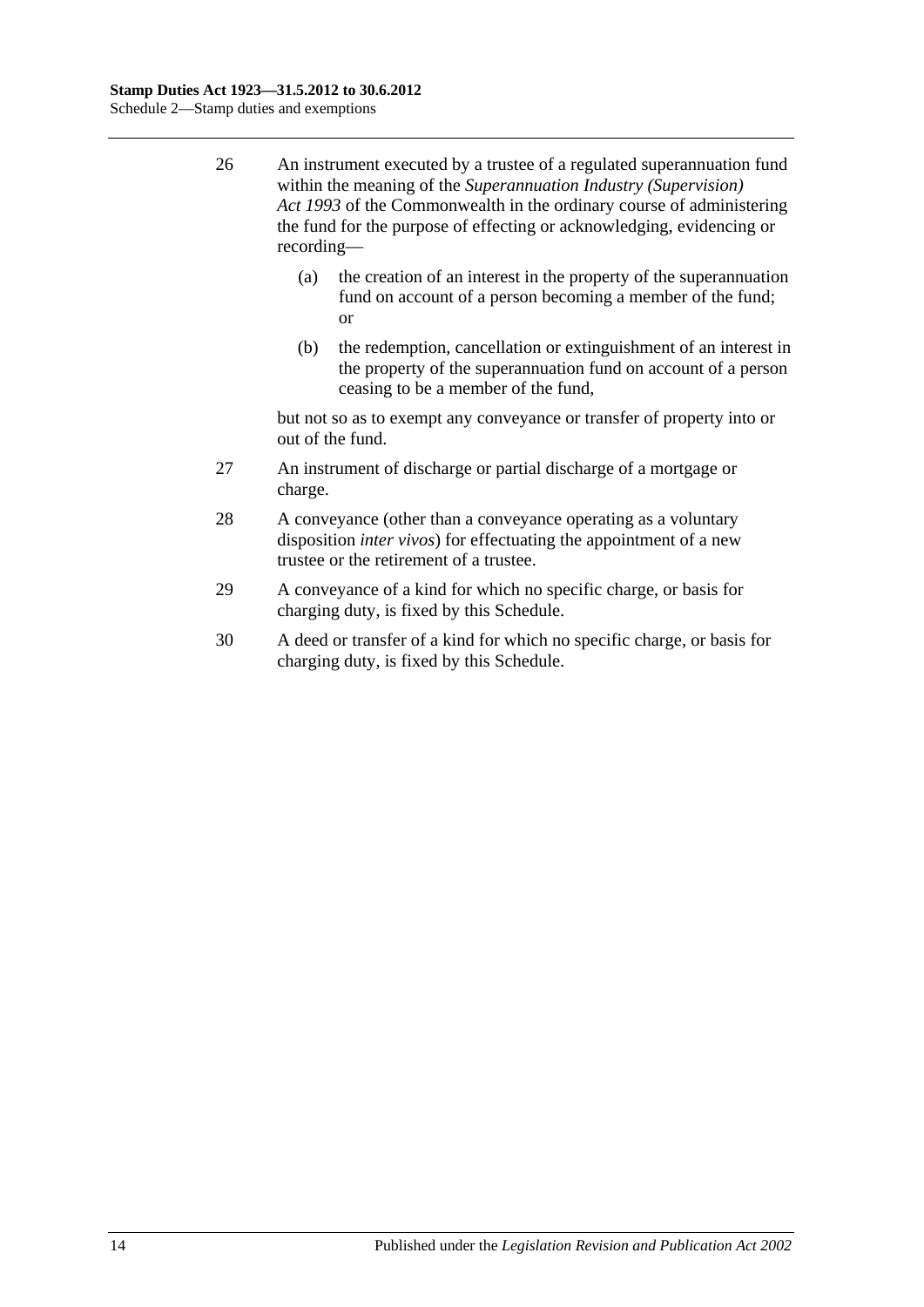26 An instrument executed by a trustee of a regulated superannuation fund within the meaning of the *Superannuation Industry (Supervision) Act 1993* of the Commonwealth in the ordinary course of administering the fund for the purpose of effecting or acknowledging, evidencing or recording—

(a) the creation of an interest in the property of the superannuation fund on account of a person becoming a member of the fund; or

(b) the redemption, cancellation or extinguishment of an interest in the property of the superannuation fund on account of a person ceasing to be a member of the fund,

but not so as to exempt any conveyance or transfer of property into or out of the fund.

27 An instrument of discharge or partial discharge of a mortgage or charge.

28 A conveyance (other than a conveyance operating as a voluntary disposition *inter vivos*) for effectuating the appointment of a new trustee or the retirement of a trustee.

29 A conveyance of a kind for which no specific charge, or basis for charging duty, is fixed by this Schedule.

30 A deed or transfer of a kind for which no specific charge, or basis for charging duty, is fixed by this Schedule.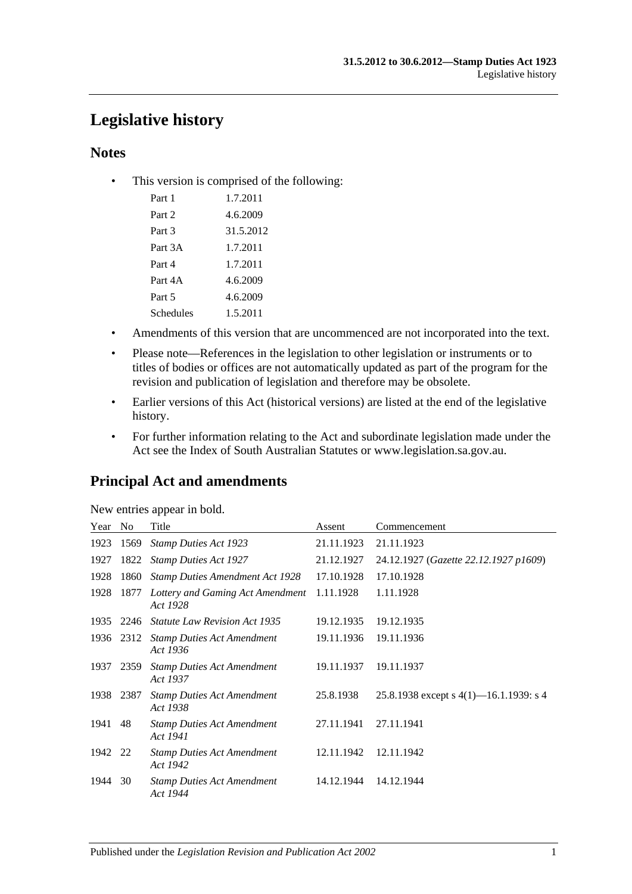# Legislative history

## Notes

- This version is comprised of the following:

| | |
|---|---|
| Part 1 | 1.7.2011 |
| Part 2 | 4.6.2009 |
| Part 3 | 31.5.2012 |
| Part 3A | 1.7.2011 |
| Part 4 | 1.7.2011 |
| Part 4A | 4.6.2009 |
| Part 5 | 4.6.2009 |
| Schedules | 1.5.2011 |

- Amendments of this version that are uncommenced are not incorporated into the text.
- Please note—References in the legislation to other legislation or instruments or to titles of bodies or offices are not automatically updated as part of the program for the revision and publication of legislation and therefore may be obsolete.
- Earlier versions of this Act (historical versions) are listed at the end of the legislative history.
- For further information relating to the Act and subordinate legislation made under the Act see the Index of South Australian Statutes or www.legislation.sa.gov.au.

## Principal Act and amendments

New entries appear in bold.

| Year | No | Title | Assent | Commencement |
|---|---|---|---|---|
| 1923 | 1569 | *Stamp Duties Act 1923* | 21.11.1923 | 21.11.1923 |
| 1927 | 1822 | *Stamp Duties Act 1927* | 21.12.1927 | 24.12.1927 (*Gazette 22.12.1927 p1609*) |
| 1928 | 1860 | *Stamp Duties Amendment Act 1928* | 17.10.1928 | 17.10.1928 |
| 1928 | 1877 | *Lottery and Gaming Act Amendment Act 1928* | 1.11.1928 | 1.11.1928 |
| 1935 | 2246 | *Statute Law Revision Act 1935* | 19.12.1935 | 19.12.1935 |
| 1936 | 2312 | *Stamp Duties Act Amendment Act 1936* | 19.11.1936 | 19.11.1936 |
| 1937 | 2359 | *Stamp Duties Act Amendment Act 1937* | 19.11.1937 | 19.11.1937 |
| 1938 | 2387 | *Stamp Duties Act Amendment Act 1938* | 25.8.1938 | 25.8.1938 except s 4(1)—16.1.1939: s 4 |
| 1941 | 48 | *Stamp Duties Act Amendment Act 1941* | 27.11.1941 | 27.11.1941 |
| 1942 | 22 | *Stamp Duties Act Amendment Act 1942* | 12.11.1942 | 12.11.1942 |
| 1944 | 30 | *Stamp Duties Act Amendment Act 1944* | 14.12.1944 | 14.12.1944 |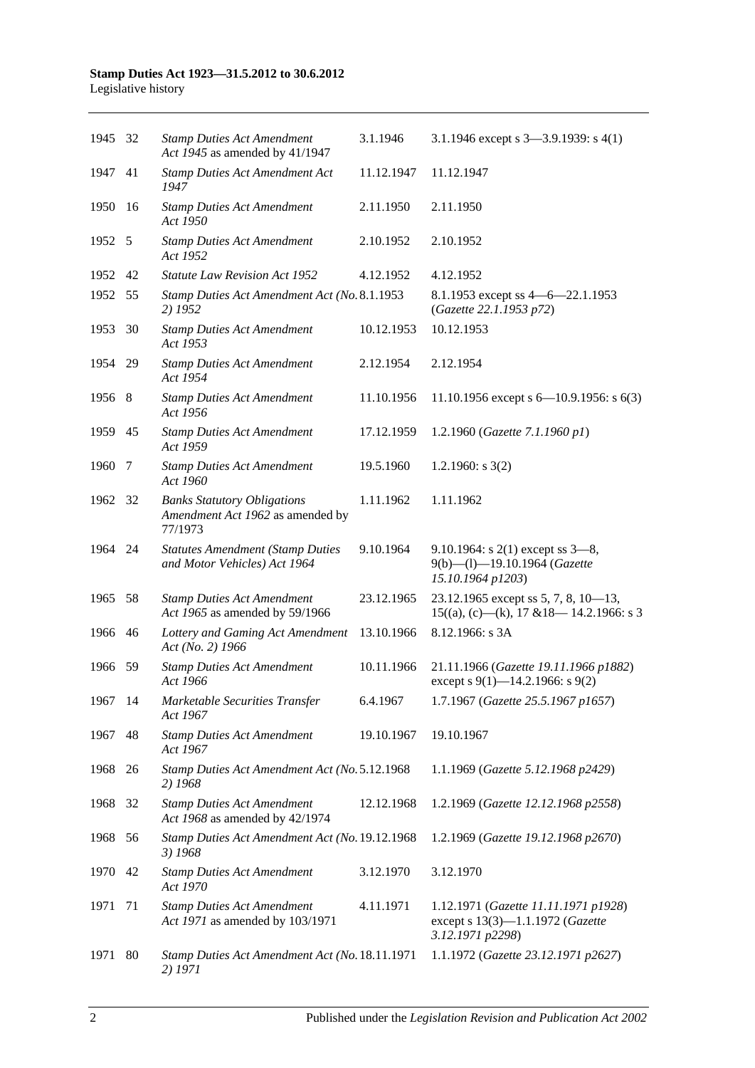| | | | | |
|---|---|---|---|---|
| 1945 | 32 | *Stamp Duties Act Amendment Act 1945* as amended by 41/1947 | 3.1.1946 | 3.1.1946 except s 3—3.9.1939: s 4(1) |
| 1947 | 41 | *Stamp Duties Act Amendment Act 1947* | 11.12.1947 | 11.12.1947 |
| 1950 | 16 | *Stamp Duties Act Amendment Act 1950* | 2.11.1950 | 2.11.1950 |
| 1952 | 5 | *Stamp Duties Act Amendment Act 1952* | 2.10.1952 | 2.10.1952 |
| 1952 | 42 | *Statute Law Revision Act 1952* | 4.12.1952 | 4.12.1952 |
| 1952 | 55 | *Stamp Duties Act Amendment Act (No. 2) 1952* | 8.1.1953 | 8.1.1953 except ss 4—6—22.1.1953 (*Gazette 22.1.1953 p72*) |
| 1953 | 30 | *Stamp Duties Act Amendment Act 1953* | 10.12.1953 | 10.12.1953 |
| 1954 | 29 | *Stamp Duties Act Amendment Act 1954* | 2.12.1954 | 2.12.1954 |
| 1956 | 8 | *Stamp Duties Act Amendment Act 1956* | 11.10.1956 | 11.10.1956 except s 6—10.9.1956: s 6(3) |
| 1959 | 45 | *Stamp Duties Act Amendment Act 1959* | 17.12.1959 | 1.2.1960 (*Gazette 7.1.1960 p1*) |
| 1960 | 7 | *Stamp Duties Act Amendment Act 1960* | 19.5.1960 | 1.2.1960: s 3(2) |
| 1962 | 32 | *Banks Statutory Obligations Amendment Act 1962* as amended by 77/1973 | 1.11.1962 | 1.11.1962 |
| 1964 | 24 | *Statutes Amendment (Stamp Duties and Motor Vehicles) Act 1964* | 9.10.1964 | 9.10.1964: s 2(1) except ss 3—8, 9(b)—(l)—19.10.1964 (*Gazette 15.10.1964 p1203*) |
| 1965 | 58 | *Stamp Duties Act Amendment Act 1965* as amended by 59/1966 | 23.12.1965 | 23.12.1965 except ss 5, 7, 8, 10—13, 15((a), (c)—(k), 17 &18— 14.2.1966: s 3 |
| 1966 | 46 | *Lottery and Gaming Act Amendment Act (No. 2) 1966* | 13.10.1966 | 8.12.1966: s 3A |
| 1966 | 59 | *Stamp Duties Act Amendment Act 1966* | 10.11.1966 | 21.11.1966 (*Gazette 19.11.1966 p1882*) except s 9(1)—14.2.1966: s 9(2) |
| 1967 | 14 | *Marketable Securities Transfer Act 1967* | 6.4.1967 | 1.7.1967 (*Gazette 25.5.1967 p1657*) |
| 1967 | 48 | *Stamp Duties Act Amendment Act 1967* | 19.10.1967 | 19.10.1967 |
| 1968 | 26 | *Stamp Duties Act Amendment Act (No. 2) 1968* | 5.12.1968 | 1.1.1969 (*Gazette 5.12.1968 p2429*) |
| 1968 | 32 | *Stamp Duties Act Amendment Act 1968* as amended by 42/1974 | 12.12.1968 | 1.2.1969 (*Gazette 12.12.1968 p2558*) |
| 1968 | 56 | *Stamp Duties Act Amendment Act (No. 3) 1968* | 19.12.1968 | 1.2.1969 (*Gazette 19.12.1968 p2670*) |
| 1970 | 42 | *Stamp Duties Act Amendment Act 1970* | 3.12.1970 | 3.12.1970 |
| 1971 | 71 | *Stamp Duties Act Amendment Act 1971* as amended by 103/1971 | 4.11.1971 | 1.12.1971 (*Gazette 11.11.1971 p1928*) except s 13(3)—1.1.1972 (*Gazette 3.12.1971 p2298*) |
| 1971 | 80 | *Stamp Duties Act Amendment Act (No. 2) 1971* | 18.11.1971 | 1.1.1972 (*Gazette 23.12.1971 p2627*) |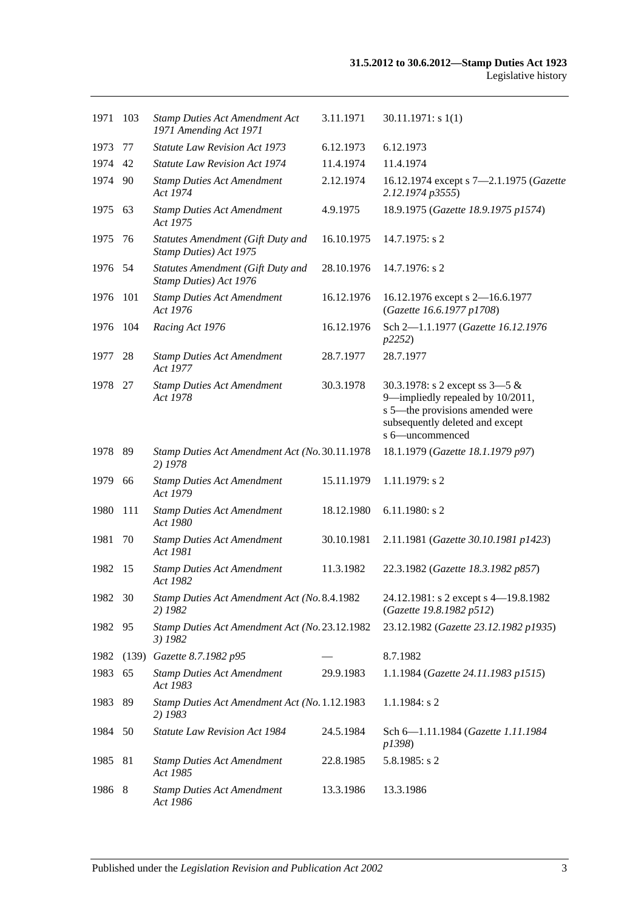| | | | | |
|---|---|---|---|---|
| 1971 | 103 | *Stamp Duties Act Amendment Act 1971 Amending Act 1971* | 3.11.1971 | 30.11.1971: s 1(1) |
| 1973 | 77 | *Statute Law Revision Act 1973* | 6.12.1973 | 6.12.1973 |
| 1974 | 42 | *Statute Law Revision Act 1974* | 11.4.1974 | 11.4.1974 |
| 1974 | 90 | *Stamp Duties Act Amendment Act 1974* | 2.12.1974 | 16.12.1974 except s 7—2.1.1975 (*Gazette 2.12.1974 p3555*) |
| 1975 | 63 | *Stamp Duties Act Amendment Act 1975* | 4.9.1975 | 18.9.1975 (*Gazette 18.9.1975 p1574*) |
| 1975 | 76 | *Statutes Amendment (Gift Duty and Stamp Duties) Act 1975* | 16.10.1975 | 14.7.1975: s 2 |
| 1976 | 54 | *Statutes Amendment (Gift Duty and Stamp Duties) Act 1976* | 28.10.1976 | 14.7.1976: s 2 |
| 1976 | 101 | *Stamp Duties Act Amendment Act 1976* | 16.12.1976 | 16.12.1976 except s 2—16.6.1977 (*Gazette 16.6.1977 p1708*) |
| 1976 | 104 | *Racing Act 1976* | 16.12.1976 | Sch 2—1.1.1977 (*Gazette 16.12.1976 p2252*) |
| 1977 | 28 | *Stamp Duties Act Amendment Act 1977* | 28.7.1977 | 28.7.1977 |
| 1978 | 27 | *Stamp Duties Act Amendment Act 1978* | 30.3.1978 | 30.3.1978: s 2 except ss 3—5 & 9—impliedly repealed by 10/2011, s 5—the provisions amended were subsequently deleted and except s 6—uncommenced |
| 1978 | 89 | *Stamp Duties Act Amendment Act (No. 2) 1978* | 30.11.1978 | 18.1.1979 (*Gazette 18.1.1979 p97*) |
| 1979 | 66 | *Stamp Duties Act Amendment Act 1979* | 15.11.1979 | 1.11.1979: s 2 |
| 1980 | 111 | *Stamp Duties Act Amendment Act 1980* | 18.12.1980 | 6.11.1980: s 2 |
| 1981 | 70 | *Stamp Duties Act Amendment Act 1981* | 30.10.1981 | 2.11.1981 (*Gazette 30.10.1981 p1423*) |
| 1982 | 15 | *Stamp Duties Act Amendment Act 1982* | 11.3.1982 | 22.3.1982 (*Gazette 18.3.1982 p857*) |
| 1982 | 30 | *Stamp Duties Act Amendment Act (No. 2) 1982* | 8.4.1982 | 24.12.1981: s 2 except s 4—19.8.1982 (*Gazette 19.8.1982 p512*) |
| 1982 | 95 | *Stamp Duties Act Amendment Act (No. 3) 1982* | 23.12.1982 | 23.12.1982 (*Gazette 23.12.1982 p1935*) |
| 1982 | (139) | *Gazette 8.7.1982 p95* | — | 8.7.1982 |
| 1983 | 65 | *Stamp Duties Act Amendment Act 1983* | 29.9.1983 | 1.1.1984 (*Gazette 24.11.1983 p1515*) |
| 1983 | 89 | *Stamp Duties Act Amendment Act (No. 2) 1983* | 1.12.1983 | 1.1.1984: s 2 |
| 1984 | 50 | *Statute Law Revision Act 1984* | 24.5.1984 | Sch 6—1.11.1984 (*Gazette 1.11.1984 p1398*) |
| 1985 | 81 | *Stamp Duties Act Amendment Act 1985* | 22.8.1985 | 5.8.1985: s 2 |
| 1986 | 8 | *Stamp Duties Act Amendment Act 1986* | 13.3.1986 | 13.3.1986 |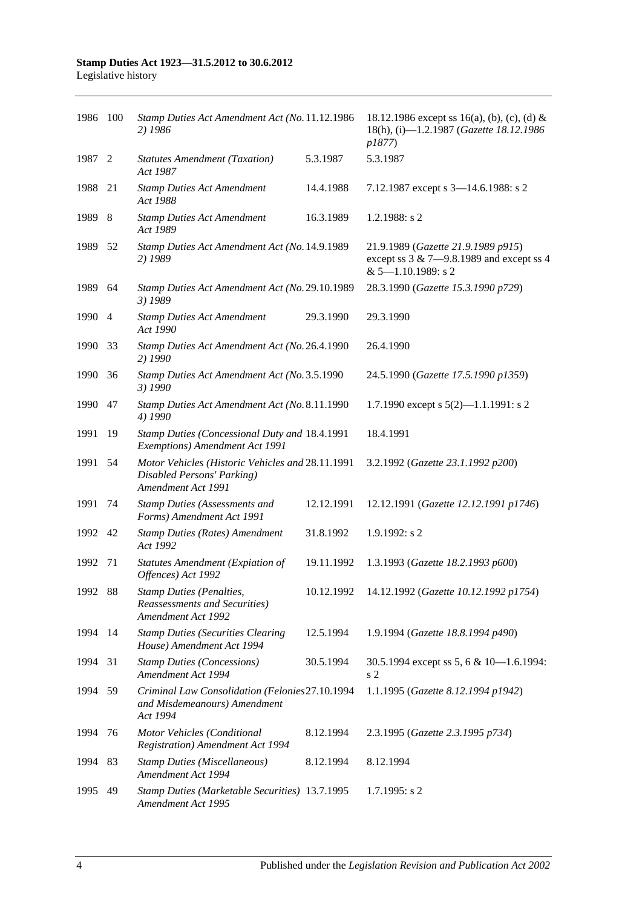| | | | | |
|---|---|---|---|---|
| 1986 | 100 | *Stamp Duties Act Amendment Act (No. 2) 1986* | 11.12.1986 | 18.12.1986 except ss 16(a), (b), (c), (d) & 18(h), (i)—1.2.1987 (*Gazette 18.12.1986 p1877*) |
| 1987 | 2 | *Statutes Amendment (Taxation) Act 1987* | 5.3.1987 | 5.3.1987 |
| 1988 | 21 | *Stamp Duties Act Amendment Act 1988* | 14.4.1988 | 7.12.1987 except s 3—14.6.1988: s 2 |
| 1989 | 8 | *Stamp Duties Act Amendment Act 1989* | 16.3.1989 | 1.2.1988: s 2 |
| 1989 | 52 | *Stamp Duties Act Amendment Act (No. 2) 1989* | 14.9.1989 | 21.9.1989 (*Gazette 21.9.1989 p915*) except ss 3 & 7—9.8.1989 and except ss 4 & 5—1.10.1989: s 2 |
| 1989 | 64 | *Stamp Duties Act Amendment Act (No. 3) 1989* | 29.10.1989 | 28.3.1990 (*Gazette 15.3.1990 p729*) |
| 1990 | 4 | *Stamp Duties Act Amendment Act 1990* | 29.3.1990 | 29.3.1990 |
| 1990 | 33 | *Stamp Duties Act Amendment Act (No. 2) 1990* | 26.4.1990 | 26.4.1990 |
| 1990 | 36 | *Stamp Duties Act Amendment Act (No. 3) 1990* | 3.5.1990 | 24.5.1990 (*Gazette 17.5.1990 p1359*) |
| 1990 | 47 | *Stamp Duties Act Amendment Act (No. 4) 1990* | 8.11.1990 | 1.7.1990 except s 5(2)—1.1.1991: s 2 |
| 1991 | 19 | *Stamp Duties (Concessional Duty and Exemptions) Amendment Act 1991* | 18.4.1991 | 18.4.1991 |
| 1991 | 54 | *Motor Vehicles (Historic Vehicles and Disabled Persons' Parking) Amendment Act 1991* | 28.11.1991 | 3.2.1992 (*Gazette 23.1.1992 p200*) |
| 1991 | 74 | *Stamp Duties (Assessments and Forms) Amendment Act 1991* | 12.12.1991 | 12.12.1991 (*Gazette 12.12.1991 p1746*) |
| 1992 | 42 | *Stamp Duties (Rates) Amendment Act 1992* | 31.8.1992 | 1.9.1992: s 2 |
| 1992 | 71 | *Statutes Amendment (Expiation of Offences) Act 1992* | 19.11.1992 | 1.3.1993 (*Gazette 18.2.1993 p600*) |
| 1992 | 88 | *Stamp Duties (Penalties, Reassessments and Securities) Amendment Act 1992* | 10.12.1992 | 14.12.1992 (*Gazette 10.12.1992 p1754*) |
| 1994 | 14 | *Stamp Duties (Securities Clearing House) Amendment Act 1994* | 12.5.1994 | 1.9.1994 (*Gazette 18.8.1994 p490*) |
| 1994 | 31 | *Stamp Duties (Concessions) Amendment Act 1994* | 30.5.1994 | 30.5.1994 except ss 5, 6 & 10—1.6.1994: s 2 |
| 1994 | 59 | *Criminal Law Consolidation (Felonies and Misdemeanours) Amendment Act 1994* | 27.10.1994 | 1.1.1995 (*Gazette 8.12.1994 p1942*) |
| 1994 | 76 | *Motor Vehicles (Conditional Registration) Amendment Act 1994* | 8.12.1994 | 2.3.1995 (*Gazette 2.3.1995 p734*) |
| 1994 | 83 | *Stamp Duties (Miscellaneous) Amendment Act 1994* | 8.12.1994 | 8.12.1994 |
| 1995 | 49 | *Stamp Duties (Marketable Securities) Amendment Act 1995* | 13.7.1995 | 1.7.1995: s 2 |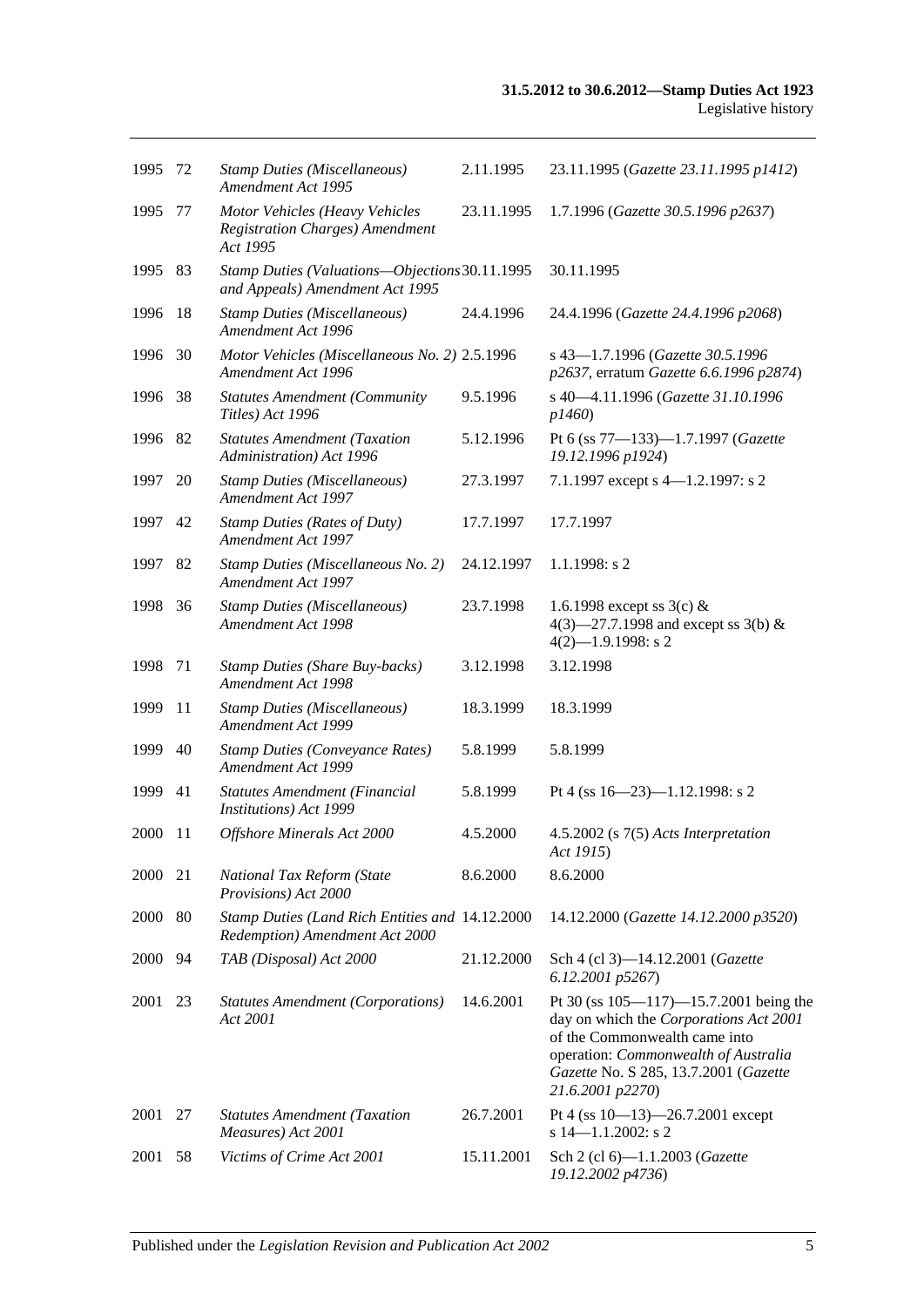| | | | | |
|---|---|---|---|---|
| 1995 | 72 | *Stamp Duties (Miscellaneous) Amendment Act 1995* | 2.11.1995 | 23.11.1995 (*Gazette 23.11.1995 p1412*) |
| 1995 | 77 | *Motor Vehicles (Heavy Vehicles Registration Charges) Amendment Act 1995* | 23.11.1995 | 1.7.1996 (*Gazette 30.5.1996 p2637*) |
| 1995 | 83 | *Stamp Duties (Valuations—Objections and Appeals) Amendment Act 1995* | 30.11.1995 | 30.11.1995 |
| 1996 | 18 | *Stamp Duties (Miscellaneous) Amendment Act 1996* | 24.4.1996 | 24.4.1996 (*Gazette 24.4.1996 p2068*) |
| 1996 | 30 | *Motor Vehicles (Miscellaneous No. 2) Amendment Act 1996* | 2.5.1996 | s 43—1.7.1996 (*Gazette 30.5.1996 p2637*, erratum *Gazette 6.6.1996 p2874*) |
| 1996 | 38 | *Statutes Amendment (Community Titles) Act 1996* | 9.5.1996 | s 40—4.11.1996 (*Gazette 31.10.1996 p1460*) |
| 1996 | 82 | *Statutes Amendment (Taxation Administration) Act 1996* | 5.12.1996 | Pt 6 (ss 77—133)—1.7.1997 (*Gazette 19.12.1996 p1924*) |
| 1997 | 20 | *Stamp Duties (Miscellaneous) Amendment Act 1997* | 27.3.1997 | 7.1.1997 except s 4—1.2.1997: s 2 |
| 1997 | 42 | *Stamp Duties (Rates of Duty) Amendment Act 1997* | 17.7.1997 | 17.7.1997 |
| 1997 | 82 | *Stamp Duties (Miscellaneous No. 2) Amendment Act 1997* | 24.12.1997 | 1.1.1998: s 2 |
| 1998 | 36 | *Stamp Duties (Miscellaneous) Amendment Act 1998* | 23.7.1998 | 1.6.1998 except ss 3(c) & 4(3)—27.7.1998 and except ss 3(b) & 4(2)—1.9.1998: s 2 |
| 1998 | 71 | *Stamp Duties (Share Buy-backs) Amendment Act 1998* | 3.12.1998 | 3.12.1998 |
| 1999 | 11 | *Stamp Duties (Miscellaneous) Amendment Act 1999* | 18.3.1999 | 18.3.1999 |
| 1999 | 40 | *Stamp Duties (Conveyance Rates) Amendment Act 1999* | 5.8.1999 | 5.8.1999 |
| 1999 | 41 | *Statutes Amendment (Financial Institutions) Act 1999* | 5.8.1999 | Pt 4 (ss 16—23)—1.12.1998: s 2 |
| 2000 | 11 | *Offshore Minerals Act 2000* | 4.5.2000 | 4.5.2002 (s 7(5) *Acts Interpretation Act 1915*) |
| 2000 | 21 | *National Tax Reform (State Provisions) Act 2000* | 8.6.2000 | 8.6.2000 |
| 2000 | 80 | *Stamp Duties (Land Rich Entities and Redemption) Amendment Act 2000* | 14.12.2000 | 14.12.2000 (*Gazette 14.12.2000 p3520*) |
| 2000 | 94 | *TAB (Disposal) Act 2000* | 21.12.2000 | Sch 4 (cl 3)—14.12.2001 (*Gazette 6.12.2001 p5267*) |
| 2001 | 23 | *Statutes Amendment (Corporations) Act 2001* | 14.6.2001 | Pt 30 (ss 105—117)—15.7.2001 being the day on which the *Corporations Act 2001* of the Commonwealth came into operation: *Commonwealth of Australia Gazette* No. S 285, 13.7.2001 (*Gazette 21.6.2001 p2270*) |
| 2001 | 27 | *Statutes Amendment (Taxation Measures) Act 2001* | 26.7.2001 | Pt 4 (ss 10—13)—26.7.2001 except s 14—1.1.2002: s 2 |
| 2001 | 58 | *Victims of Crime Act 2001* | 15.11.2001 | Sch 2 (cl 6)—1.1.2003 (*Gazette 19.12.2002 p4736*) |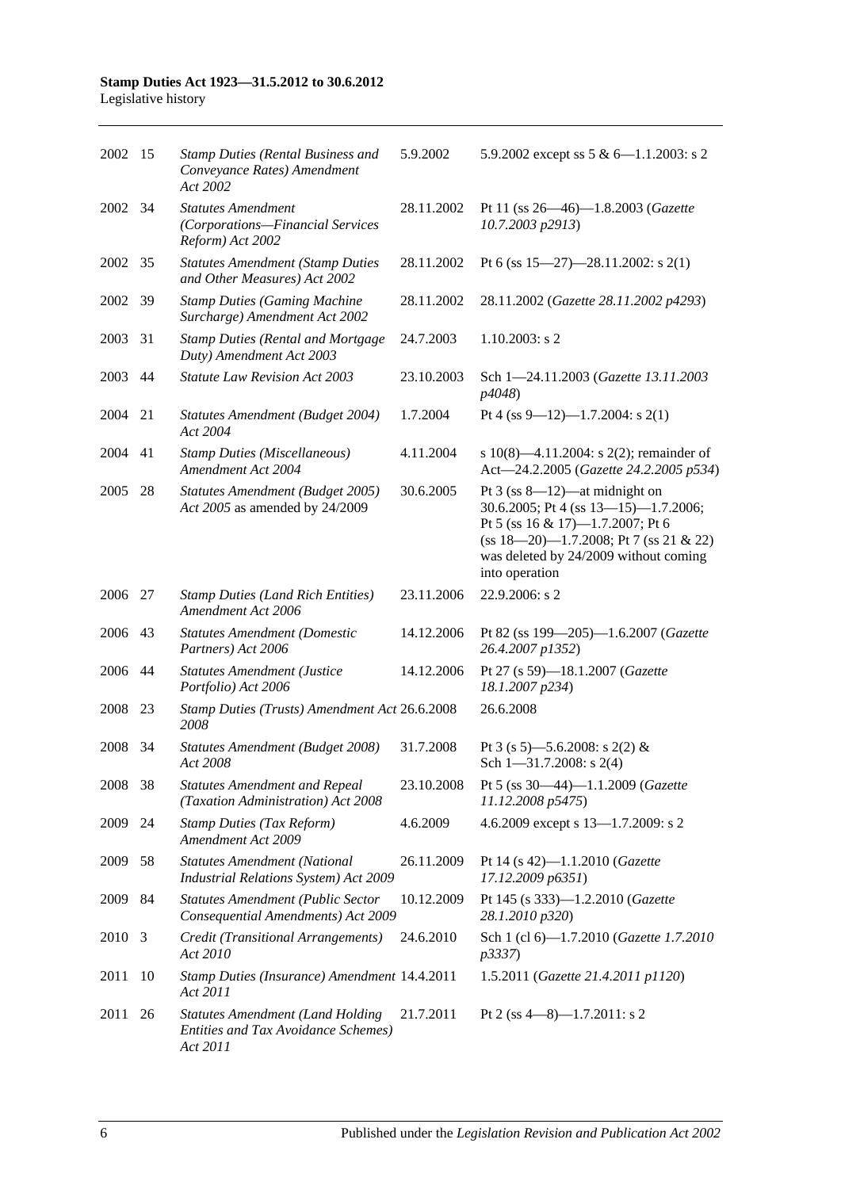| | | | | |
|---|---|---|---|---|
| 2002 | 15 | *Stamp Duties (Rental Business and Conveyance Rates) Amendment Act 2002* | 5.9.2002 | 5.9.2002 except ss 5 & 6—1.1.2003: s 2 |
| 2002 | 34 | *Statutes Amendment (Corporations—Financial Services Reform) Act 2002* | 28.11.2002 | Pt 11 (ss 26—46)—1.8.2003 (*Gazette 10.7.2003 p2913*) |
| 2002 | 35 | *Statutes Amendment (Stamp Duties and Other Measures) Act 2002* | 28.11.2002 | Pt 6 (ss 15—27)—28.11.2002: s 2(1) |
| 2002 | 39 | *Stamp Duties (Gaming Machine Surcharge) Amendment Act 2002* | 28.11.2002 | 28.11.2002 (*Gazette 28.11.2002 p4293*) |
| 2003 | 31 | *Stamp Duties (Rental and Mortgage Duty) Amendment Act 2003* | 24.7.2003 | 1.10.2003: s 2 |
| 2003 | 44 | *Statute Law Revision Act 2003* | 23.10.2003 | Sch 1—24.11.2003 (*Gazette 13.11.2003 p4048*) |
| 2004 | 21 | *Statutes Amendment (Budget 2004) Act 2004* | 1.7.2004 | Pt 4 (ss 9—12)—1.7.2004: s 2(1) |
| 2004 | 41 | *Stamp Duties (Miscellaneous) Amendment Act 2004* | 4.11.2004 | s 10(8)—4.11.2004: s 2(2); remainder of Act—24.2.2005 (*Gazette 24.2.2005 p534*) |
| 2005 | 28 | *Statutes Amendment (Budget 2005) Act 2005* as amended by 24/2009 | 30.6.2005 | Pt 3 (ss 8—12)—at midnight on 30.6.2005; Pt 4 (ss 13—15)—1.7.2006; Pt 5 (ss 16 & 17)—1.7.2007; Pt 6 (ss 18—20)—1.7.2008; Pt 7 (ss 21 & 22) was deleted by 24/2009 without coming into operation |
| 2006 | 27 | *Stamp Duties (Land Rich Entities) Amendment Act 2006* | 23.11.2006 | 22.9.2006: s 2 |
| 2006 | 43 | *Statutes Amendment (Domestic Partners) Act 2006* | 14.12.2006 | Pt 82 (ss 199—205)—1.6.2007 (*Gazette 26.4.2007 p1352*) |
| 2006 | 44 | *Statutes Amendment (Justice Portfolio) Act 2006* | 14.12.2006 | Pt 27 (s 59)—18.1.2007 (*Gazette 18.1.2007 p234*) |
| 2008 | 23 | *Stamp Duties (Trusts) Amendment Act 2008* | 26.6.2008 | 26.6.2008 |
| 2008 | 34 | *Statutes Amendment (Budget 2008) Act 2008* | 31.7.2008 | Pt 3 (s 5)—5.6.2008: s 2(2) & Sch 1—31.7.2008: s 2(4) |
| 2008 | 38 | *Statutes Amendment and Repeal (Taxation Administration) Act 2008* | 23.10.2008 | Pt 5 (ss 30—44)—1.1.2009 (*Gazette 11.12.2008 p5475*) |
| 2009 | 24 | *Stamp Duties (Tax Reform) Amendment Act 2009* | 4.6.2009 | 4.6.2009 except s 13—1.7.2009: s 2 |
| 2009 | 58 | *Statutes Amendment (National Industrial Relations System) Act 2009* | 26.11.2009 | Pt 14 (s 42)—1.1.2010 (*Gazette 17.12.2009 p6351*) |
| 2009 | 84 | *Statutes Amendment (Public Sector Consequential Amendments) Act 2009* | 10.12.2009 | Pt 145 (s 333)—1.2.2010 (*Gazette 28.1.2010 p320*) |
| 2010 | 3 | *Credit (Transitional Arrangements) Act 2010* | 24.6.2010 | Sch 1 (cl 6)—1.7.2010 (*Gazette 1.7.2010 p3337*) |
| 2011 | 10 | *Stamp Duties (Insurance) Amendment Act 2011* | 14.4.2011 | 1.5.2011 (*Gazette 21.4.2011 p1120*) |
| 2011 | 26 | *Statutes Amendment (Land Holding Entities and Tax Avoidance Schemes) Act 2011* | 21.7.2011 | Pt 2 (ss 4—8)—1.7.2011: s 2 |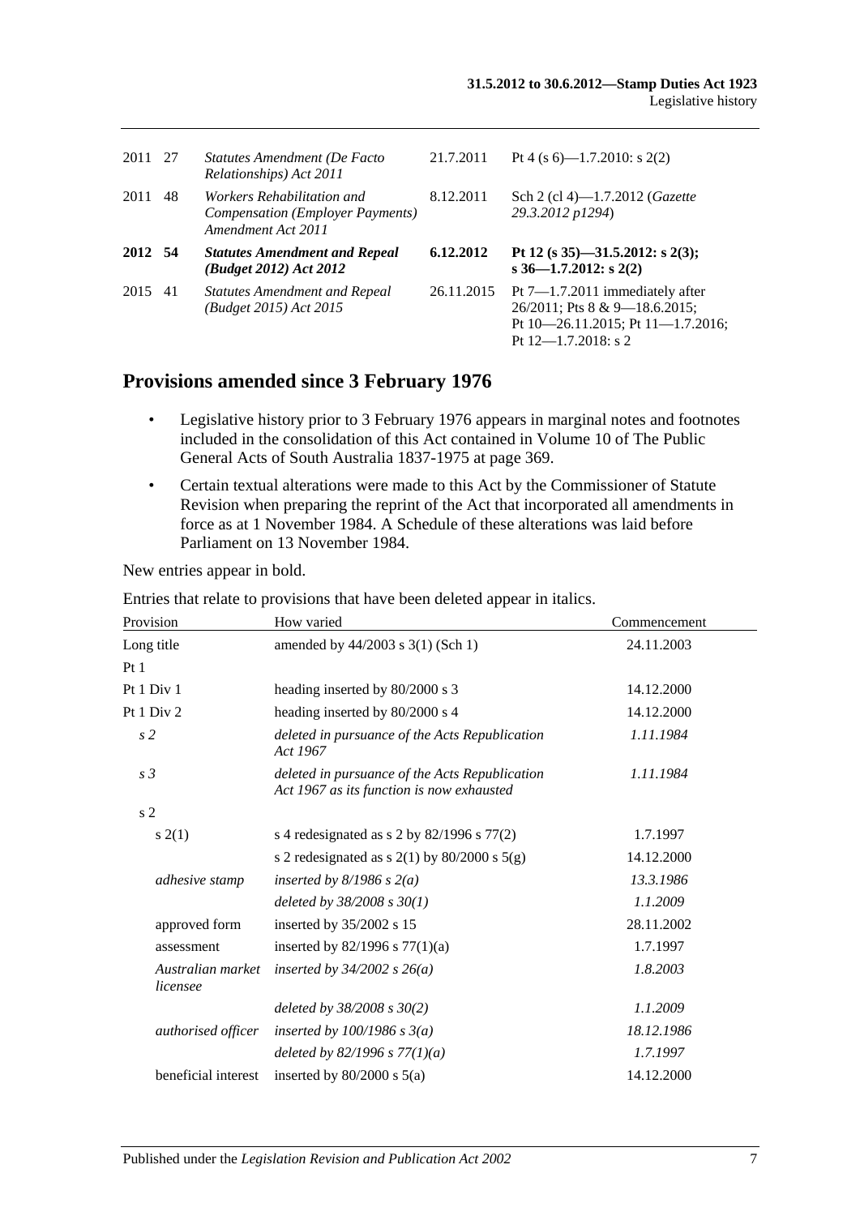| | | | | |
|---|---|---|---|---|
| 2011 | 27 | *Statutes Amendment (De Facto Relationships) Act 2011* | 21.7.2011 | Pt 4 (s 6)—1.7.2010: s 2(2) |
| 2011 | 48 | *Workers Rehabilitation and Compensation (Employer Payments) Amendment Act 2011* | 8.12.2011 | Sch 2 (cl 4)—1.7.2012 (*Gazette 29.3.2012 p1294*) |
| **2012** | **54** | ***Statutes Amendment and Repeal (Budget 2012) Act 2012*** | **6.12.2012** | **Pt 12 (s 35)—31.5.2012: s 2(3); s 36—1.7.2012: s 2(2)** |
| 2015 | 41 | *Statutes Amendment and Repeal (Budget 2015) Act 2015* | 26.11.2015 | Pt 7—1.7.2011 immediately after 26/2011; Pts 8 & 9—18.6.2015; Pt 10—26.11.2015; Pt 11—1.7.2016; Pt 12—1.7.2018: s 2 |

## Provisions amended since 3 February 1976

- Legislative history prior to 3 February 1976 appears in marginal notes and footnotes included in the consolidation of this Act contained in Volume 10 of The Public General Acts of South Australia 1837-1975 at page 369.
- Certain textual alterations were made to this Act by the Commissioner of Statute Revision when preparing the reprint of the Act that incorporated all amendments in force as at 1 November 1984. A Schedule of these alterations was laid before Parliament on 13 November 1984.

New entries appear in bold.

Entries that relate to provisions that have been deleted appear in italics.

| Provision | How varied | Commencement |
|---|---|---|
| Long title | amended by 44/2003 s 3(1) (Sch 1) | 24.11.2003 |
| Pt 1 | | |
| Pt 1 Div 1 | heading inserted by 80/2000 s 3 | 14.12.2000 |
| Pt 1 Div 2 | heading inserted by 80/2000 s 4 | 14.12.2000 |
| *s 2* | *deleted in pursuance of the Acts Republication Act 1967* | *1.11.1984* |
| *s 3* | *deleted in pursuance of the Acts Republication Act 1967 as its function is now exhausted* | *1.11.1984* |
| s 2 | | |
| s 2(1) | s 4 redesignated as s 2 by 82/1996 s 77(2) | 1.7.1997 |
| | s 2 redesignated as s 2(1) by 80/2000 s 5(g) | 14.12.2000 |
| *adhesive stamp* | *inserted by 8/1986 s 2(a)* | *13.3.1986* |
| | *deleted by 38/2008 s 30(1)* | *1.1.2009* |
| approved form | inserted by 35/2002 s 15 | 28.11.2002 |
| assessment | inserted by 82/1996 s 77(1)(a) | 1.7.1997 |
| *Australian market licensee* | *inserted by 34/2002 s 26(a)* | *1.8.2003* |
| | *deleted by 38/2008 s 30(2)* | *1.1.2009* |
| *authorised officer* | *inserted by 100/1986 s 3(a)* | *18.12.1986* |
| | *deleted by 82/1996 s 77(1)(a)* | *1.7.1997* |
| beneficial interest | inserted by 80/2000 s 5(a) | 14.12.2000 |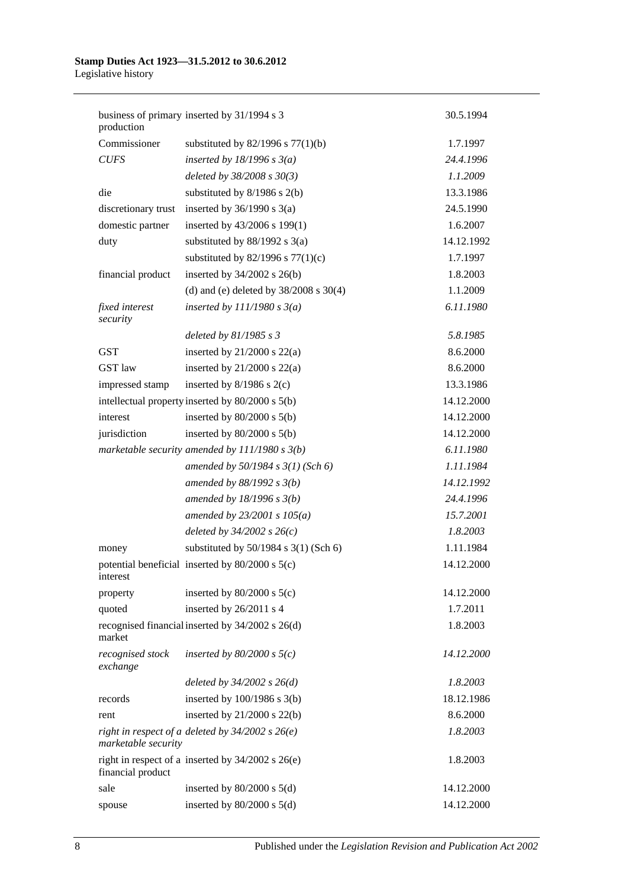| | | |
|---|---|---|
| business of primary production | inserted by 31/1994 s 3 | 30.5.1994 |
| Commissioner | substituted by 82/1996 s 77(1)(b) | 1.7.1997 |
| *CUFS* | *inserted by 18/1996 s 3(a)* | *24.4.1996* |
| | *deleted by 38/2008 s 30(3)* | *1.1.2009* |
| die | substituted by 8/1986 s 2(b) | 13.3.1986 |
| discretionary trust | inserted by 36/1990 s 3(a) | 24.5.1990 |
| domestic partner | inserted by 43/2006 s 199(1) | 1.6.2007 |
| duty | substituted by 88/1992 s 3(a) | 14.12.1992 |
| | substituted by 82/1996 s 77(1)(c) | 1.7.1997 |
| financial product | inserted by 34/2002 s 26(b) | 1.8.2003 |
| | (d) and (e) deleted by 38/2008 s 30(4) | 1.1.2009 |
| *fixed interest security* | *inserted by 111/1980 s 3(a)* | *6.11.1980* |
| | *deleted by 81/1985 s 3* | *5.8.1985* |
| GST | inserted by 21/2000 s 22(a) | 8.6.2000 |
| GST law | inserted by 21/2000 s 22(a) | 8.6.2000 |
| impressed stamp | inserted by 8/1986 s 2(c) | 13.3.1986 |
| intellectual property | inserted by 80/2000 s 5(b) | 14.12.2000 |
| interest | inserted by 80/2000 s 5(b) | 14.12.2000 |
| jurisdiction | inserted by 80/2000 s 5(b) | 14.12.2000 |
| *marketable security* | *amended by 111/1980 s 3(b)* | *6.11.1980* |
| | *amended by 50/1984 s 3(1) (Sch 6)* | *1.11.1984* |
| | *amended by 88/1992 s 3(b)* | *14.12.1992* |
| | *amended by 18/1996 s 3(b)* | *24.4.1996* |
| | *amended by 23/2001 s 105(a)* | *15.7.2001* |
| | *deleted by 34/2002 s 26(c)* | *1.8.2003* |
| money | substituted by 50/1984 s 3(1) (Sch 6) | 1.11.1984 |
| potential beneficial interest | inserted by 80/2000 s 5(c) | 14.12.2000 |
| property | inserted by 80/2000 s 5(c) | 14.12.2000 |
| quoted | inserted by 26/2011 s 4 | 1.7.2011 |
| recognised financial market | inserted by 34/2002 s 26(d) | 1.8.2003 |
| *recognised stock exchange* | *inserted by 80/2000 s 5(c)* | *14.12.2000* |
| | *deleted by 34/2002 s 26(d)* | *1.8.2003* |
| records | inserted by 100/1986 s 3(b) | 18.12.1986 |
| rent | inserted by 21/2000 s 22(b) | 8.6.2000 |
| *right in respect of a marketable security* | *deleted by 34/2002 s 26(e)* | *1.8.2003* |
| right in respect of a financial product | inserted by 34/2002 s 26(e) | 1.8.2003 |
| sale | inserted by 80/2000 s 5(d) | 14.12.2000 |
| spouse | inserted by 80/2000 s 5(d) | 14.12.2000 |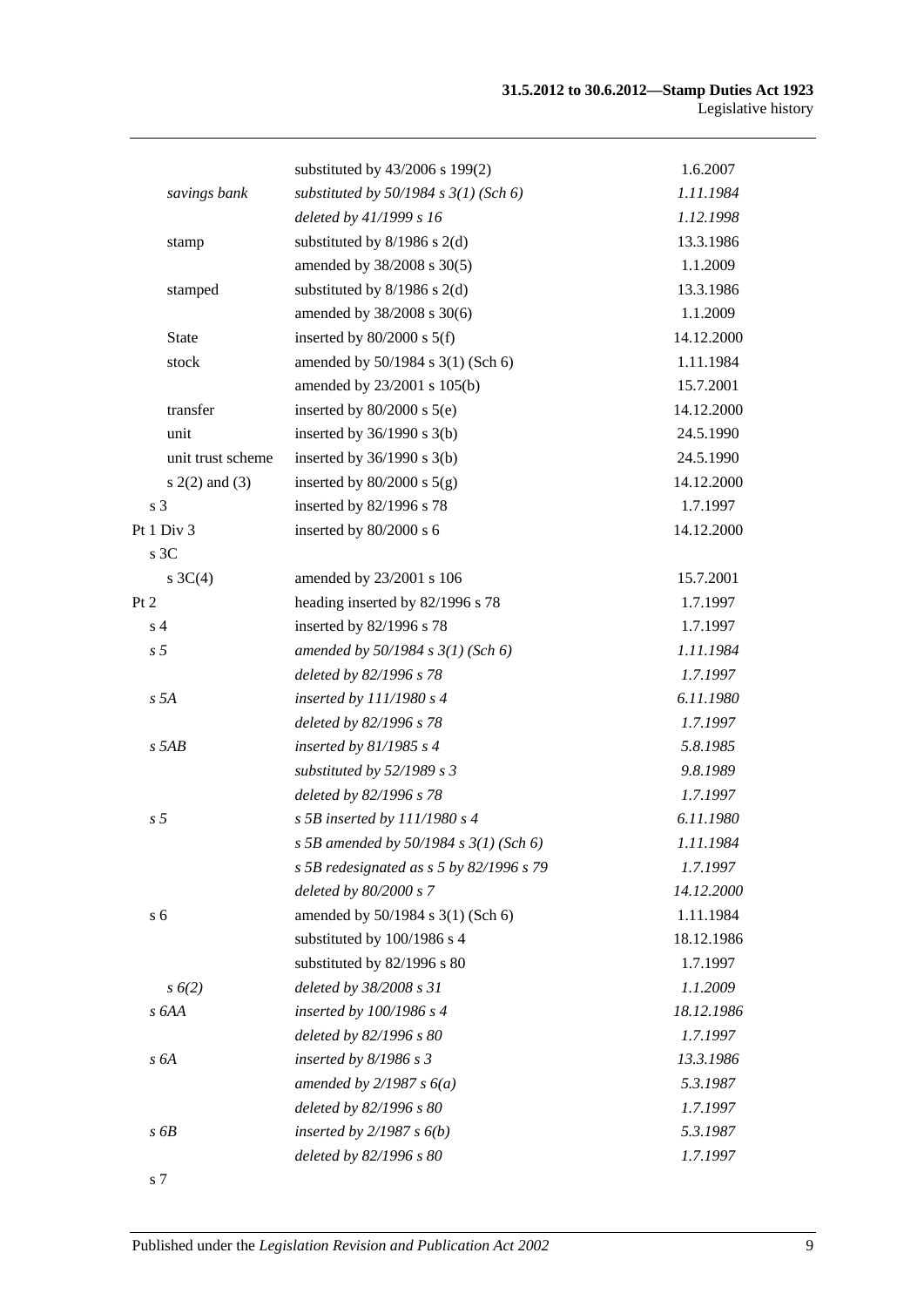| | | |
|---|---|---|
| | substituted by 43/2006 s 199(2) | 1.6.2007 |
| *savings bank* | *substituted by 50/1984 s 3(1) (Sch 6)* | *1.11.1984* |
| | *deleted by 41/1999 s 16* | *1.12.1998* |
| stamp | substituted by 8/1986 s 2(d) | 13.3.1986 |
| | amended by 38/2008 s 30(5) | 1.1.2009 |
| stamped | substituted by 8/1986 s 2(d) | 13.3.1986 |
| | amended by 38/2008 s 30(6) | 1.1.2009 |
| State | inserted by 80/2000 s 5(f) | 14.12.2000 |
| stock | amended by 50/1984 s 3(1) (Sch 6) | 1.11.1984 |
| | amended by 23/2001 s 105(b) | 15.7.2001 |
| transfer | inserted by 80/2000 s 5(e) | 14.12.2000 |
| unit | inserted by 36/1990 s 3(b) | 24.5.1990 |
| unit trust scheme | inserted by 36/1990 s 3(b) | 24.5.1990 |
| s 2(2) and (3) | inserted by 80/2000 s 5(g) | 14.12.2000 |
| s 3 | inserted by 82/1996 s 78 | 1.7.1997 |
| Pt 1 Div 3 | inserted by 80/2000 s 6 | 14.12.2000 |
| s 3C | | |
| s 3C(4) | amended by 23/2001 s 106 | 15.7.2001 |
| Pt 2 | heading inserted by 82/1996 s 78 | 1.7.1997 |
| s 4 | inserted by 82/1996 s 78 | 1.7.1997 |
| *s 5* | *amended by 50/1984 s 3(1) (Sch 6)* | *1.11.1984* |
| | *deleted by 82/1996 s 78* | *1.7.1997* |
| *s 5A* | *inserted by 111/1980 s 4* | *6.11.1980* |
| | *deleted by 82/1996 s 78* | *1.7.1997* |
| *s 5AB* | *inserted by 81/1985 s 4* | *5.8.1985* |
| | *substituted by 52/1989 s 3* | *9.8.1989* |
| | *deleted by 82/1996 s 78* | *1.7.1997* |
| *s 5* | *s 5B inserted by 111/1980 s 4* | *6.11.1980* |
| | *s 5B amended by 50/1984 s 3(1) (Sch 6)* | *1.11.1984* |
| | *s 5B redesignated as s 5 by 82/1996 s 79* | *1.7.1997* |
| | *deleted by 80/2000 s 7* | *14.12.2000* |
| s 6 | amended by 50/1984 s 3(1) (Sch 6) | 1.11.1984 |
| | substituted by 100/1986 s 4 | 18.12.1986 |
| | substituted by 82/1996 s 80 | 1.7.1997 |
| *s 6(2)* | *deleted by 38/2008 s 31* | *1.1.2009* |
| *s 6AA* | *inserted by 100/1986 s 4* | *18.12.1986* |
| | *deleted by 82/1996 s 80* | *1.7.1997* |
| *s 6A* | *inserted by 8/1986 s 3* | *13.3.1986* |
| | *amended by 2/1987 s 6(a)* | *5.3.1987* |
| | *deleted by 82/1996 s 80* | *1.7.1997* |
| *s 6B* | *inserted by 2/1987 s 6(b)* | *5.3.1987* |
| | *deleted by 82/1996 s 80* | *1.7.1997* |
| s 7 | | |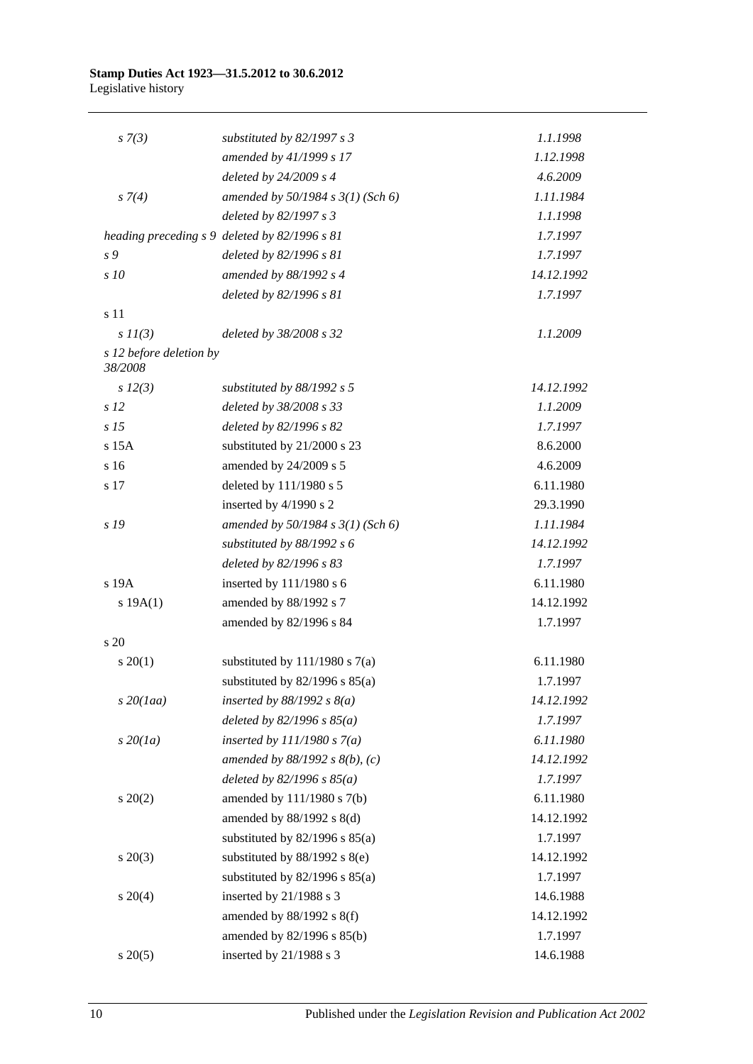| | | |
|---|---|---|
| *s 7(3)* | *substituted by 82/1997 s 3* | *1.1.1998* |
| | *amended by 41/1999 s 17* | *1.12.1998* |
| | *deleted by 24/2009 s 4* | *4.6.2009* |
| *s 7(4)* | *amended by 50/1984 s 3(1) (Sch 6)* | *1.11.1984* |
| | *deleted by 82/1997 s 3* | *1.1.1998* |
| *heading preceding s 9* | *deleted by 82/1996 s 81* | *1.7.1997* |
| *s 9* | *deleted by 82/1996 s 81* | *1.7.1997* |
| *s 10* | *amended by 88/1992 s 4* | *14.12.1992* |
| | *deleted by 82/1996 s 81* | *1.7.1997* |
| s 11 | | |
| *s 11(3)* | *deleted by 38/2008 s 32* | *1.1.2009* |
| *s 12 before deletion by 38/2008* | | |
| *s 12(3)* | *substituted by 88/1992 s 5* | *14.12.1992* |
| *s 12* | *deleted by 38/2008 s 33* | *1.1.2009* |
| *s 15* | *deleted by 82/1996 s 82* | *1.7.1997* |
| s 15A | substituted by 21/2000 s 23 | 8.6.2000 |
| s 16 | amended by 24/2009 s 5 | 4.6.2009 |
| s 17 | deleted by 111/1980 s 5 | 6.11.1980 |
| | inserted by 4/1990 s 2 | 29.3.1990 |
| *s 19* | *amended by 50/1984 s 3(1) (Sch 6)* | *1.11.1984* |
| | *substituted by 88/1992 s 6* | *14.12.1992* |
| | *deleted by 82/1996 s 83* | *1.7.1997* |
| s 19A | inserted by 111/1980 s 6 | 6.11.1980 |
| s 19A(1) | amended by 88/1992 s 7 | 14.12.1992 |
| | amended by 82/1996 s 84 | 1.7.1997 |
| s 20 | | |
| s 20(1) | substituted by 111/1980 s 7(a) | 6.11.1980 |
| | substituted by 82/1996 s 85(a) | 1.7.1997 |
| *s 20(1aa)* | *inserted by 88/1992 s 8(a)* | *14.12.1992* |
| | *deleted by 82/1996 s 85(a)* | *1.7.1997* |
| *s 20(1a)* | *inserted by 111/1980 s 7(a)* | *6.11.1980* |
| | *amended by 88/1992 s 8(b), (c)* | *14.12.1992* |
| | *deleted by 82/1996 s 85(a)* | *1.7.1997* |
| s 20(2) | amended by 111/1980 s 7(b) | 6.11.1980 |
| | amended by 88/1992 s 8(d) | 14.12.1992 |
| | substituted by 82/1996 s 85(a) | 1.7.1997 |
| s 20(3) | substituted by 88/1992 s 8(e) | 14.12.1992 |
| | substituted by 82/1996 s 85(a) | 1.7.1997 |
| s 20(4) | inserted by 21/1988 s 3 | 14.6.1988 |
| | amended by 88/1992 s 8(f) | 14.12.1992 |
| | amended by 82/1996 s 85(b) | 1.7.1997 |
| s 20(5) | inserted by 21/1988 s 3 | 14.6.1988 |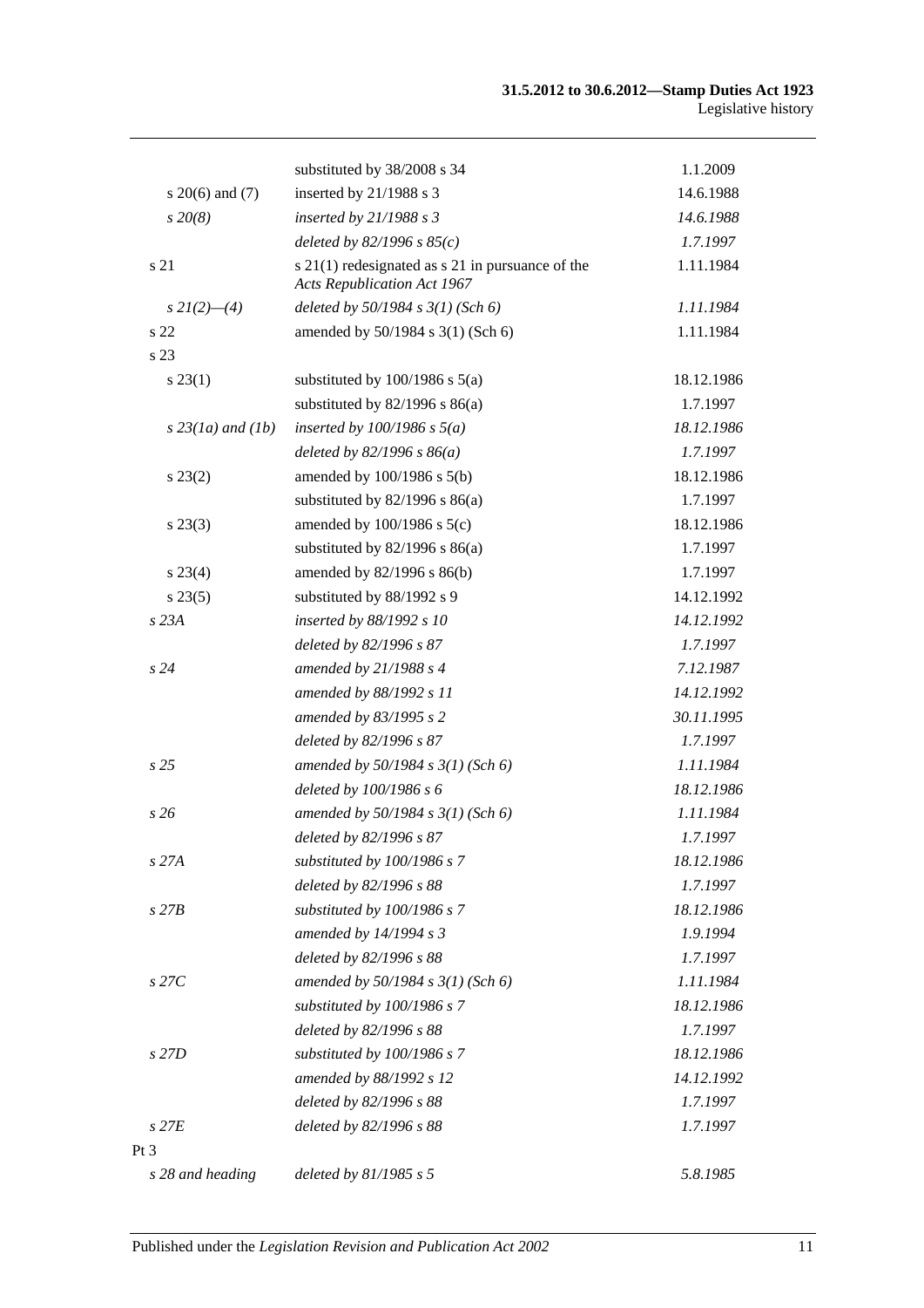| | | |
|---|---|---|
| | substituted by 38/2008 s 34 | 1.1.2009 |
| s 20(6) and (7) | inserted by 21/1988 s 3 | 14.6.1988 |
| *s 20(8)* | *inserted by 21/1988 s 3* | *14.6.1988* |
| | *deleted by 82/1996 s 85(c)* | *1.7.1997* |
| s 21 | s 21(1) redesignated as s 21 in pursuance of the *Acts Republication Act 1967* | 1.11.1984 |
| *s 21(2)—(4)* | *deleted by 50/1984 s 3(1) (Sch 6)* | *1.11.1984* |
| s 22 | amended by 50/1984 s 3(1) (Sch 6) | 1.11.1984 |
| s 23 | | |
| s 23(1) | substituted by 100/1986 s 5(a) | 18.12.1986 |
| | substituted by 82/1996 s 86(a) | 1.7.1997 |
| *s 23(1a) and (1b)* | *inserted by 100/1986 s 5(a)* | *18.12.1986* |
| | *deleted by 82/1996 s 86(a)* | *1.7.1997* |
| s 23(2) | amended by 100/1986 s 5(b) | 18.12.1986 |
| | substituted by 82/1996 s 86(a) | 1.7.1997 |
| s 23(3) | amended by 100/1986 s 5(c) | 18.12.1986 |
| | substituted by 82/1996 s 86(a) | 1.7.1997 |
| s 23(4) | amended by 82/1996 s 86(b) | 1.7.1997 |
| s 23(5) | substituted by 88/1992 s 9 | 14.12.1992 |
| *s 23A* | *inserted by 88/1992 s 10* | *14.12.1992* |
| | *deleted by 82/1996 s 87* | *1.7.1997* |
| *s 24* | *amended by 21/1988 s 4* | *7.12.1987* |
| | *amended by 88/1992 s 11* | *14.12.1992* |
| | *amended by 83/1995 s 2* | *30.11.1995* |
| | *deleted by 82/1996 s 87* | *1.7.1997* |
| *s 25* | *amended by 50/1984 s 3(1) (Sch 6)* | *1.11.1984* |
| | *deleted by 100/1986 s 6* | *18.12.1986* |
| *s 26* | *amended by 50/1984 s 3(1) (Sch 6)* | *1.11.1984* |
| | *deleted by 82/1996 s 87* | *1.7.1997* |
| *s 27A* | *substituted by 100/1986 s 7* | *18.12.1986* |
| | *deleted by 82/1996 s 88* | *1.7.1997* |
| *s 27B* | *substituted by 100/1986 s 7* | *18.12.1986* |
| | *amended by 14/1994 s 3* | *1.9.1994* |
| | *deleted by 82/1996 s 88* | *1.7.1997* |
| *s 27C* | *amended by 50/1984 s 3(1) (Sch 6)* | *1.11.1984* |
| | *substituted by 100/1986 s 7* | *18.12.1986* |
| | *deleted by 82/1996 s 88* | *1.7.1997* |
| *s 27D* | *substituted by 100/1986 s 7* | *18.12.1986* |
| | *amended by 88/1992 s 12* | *14.12.1992* |
| | *deleted by 82/1996 s 88* | *1.7.1997* |
| *s 27E* | *deleted by 82/1996 s 88* | *1.7.1997* |
| Pt 3 | | |
| *s 28 and heading* | *deleted by 81/1985 s 5* | *5.8.1985* |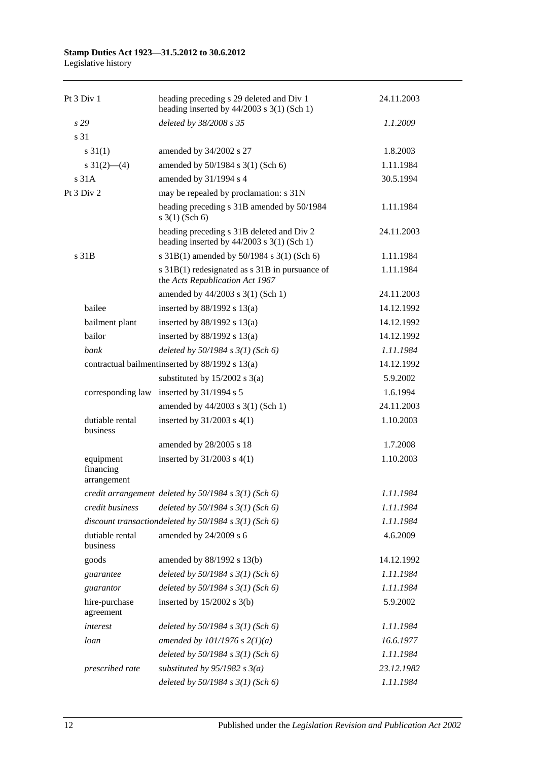| | | |
|---|---|---|
| Pt 3 Div 1 | heading preceding s 29 deleted and Div 1 heading inserted by 44/2003 s 3(1) (Sch 1) | 24.11.2003 |
| *s 29* | *deleted by 38/2008 s 35* | *1.1.2009* |
| s 31 | | |
| s 31(1) | amended by 34/2002 s 27 | 1.8.2003 |
| s 31(2)—(4) | amended by 50/1984 s 3(1) (Sch 6) | 1.11.1984 |
| s 31A | amended by 31/1994 s 4 | 30.5.1994 |
| Pt 3 Div 2 | may be repealed by proclamation: s 31N | |
| | heading preceding s 31B amended by 50/1984 s 3(1) (Sch 6) | 1.11.1984 |
| | heading preceding s 31B deleted and Div 2 heading inserted by 44/2003 s 3(1) (Sch 1) | 24.11.2003 |
| s 31B | s 31B(1) amended by 50/1984 s 3(1) (Sch 6) | 1.11.1984 |
| | s 31B(1) redesignated as s 31B in pursuance of the *Acts Republication Act 1967* | 1.11.1984 |
| | amended by 44/2003 s 3(1) (Sch 1) | 24.11.2003 |
| bailee | inserted by 88/1992 s 13(a) | 14.12.1992 |
| bailment plant | inserted by 88/1992 s 13(a) | 14.12.1992 |
| bailor | inserted by 88/1992 s 13(a) | 14.12.1992 |
| *bank* | *deleted by 50/1984 s 3(1) (Sch 6)* | *1.11.1984* |
| contractual bailment | inserted by 88/1992 s 13(a) | 14.12.1992 |
| | substituted by 15/2002 s 3(a) | 5.9.2002 |
| corresponding law | inserted by 31/1994 s 5 | 1.6.1994 |
| | amended by 44/2003 s 3(1) (Sch 1) | 24.11.2003 |
| dutiable rental business | inserted by 31/2003 s 4(1) | 1.10.2003 |
| | amended by 28/2005 s 18 | 1.7.2008 |
| equipment financing arrangement | inserted by 31/2003 s 4(1) | 1.10.2003 |
| *credit arrangement* | *deleted by 50/1984 s 3(1) (Sch 6)* | *1.11.1984* |
| *credit business* | *deleted by 50/1984 s 3(1) (Sch 6)* | *1.11.1984* |
| *discount transaction* | *deleted by 50/1984 s 3(1) (Sch 6)* | *1.11.1984* |
| dutiable rental business | amended by 24/2009 s 6 | 4.6.2009 |
| goods | amended by 88/1992 s 13(b) | 14.12.1992 |
| *guarantee* | *deleted by 50/1984 s 3(1) (Sch 6)* | *1.11.1984* |
| *guarantor* | *deleted by 50/1984 s 3(1) (Sch 6)* | *1.11.1984* |
| hire-purchase agreement | inserted by 15/2002 s 3(b) | 5.9.2002 |
| *interest* | *deleted by 50/1984 s 3(1) (Sch 6)* | *1.11.1984* |
| *loan* | *amended by 101/1976 s 2(1)(a)* | *16.6.1977* |
| | *deleted by 50/1984 s 3(1) (Sch 6)* | *1.11.1984* |
| *prescribed rate* | *substituted by 95/1982 s 3(a)* | *23.12.1982* |
| | *deleted by 50/1984 s 3(1) (Sch 6)* | *1.11.1984* |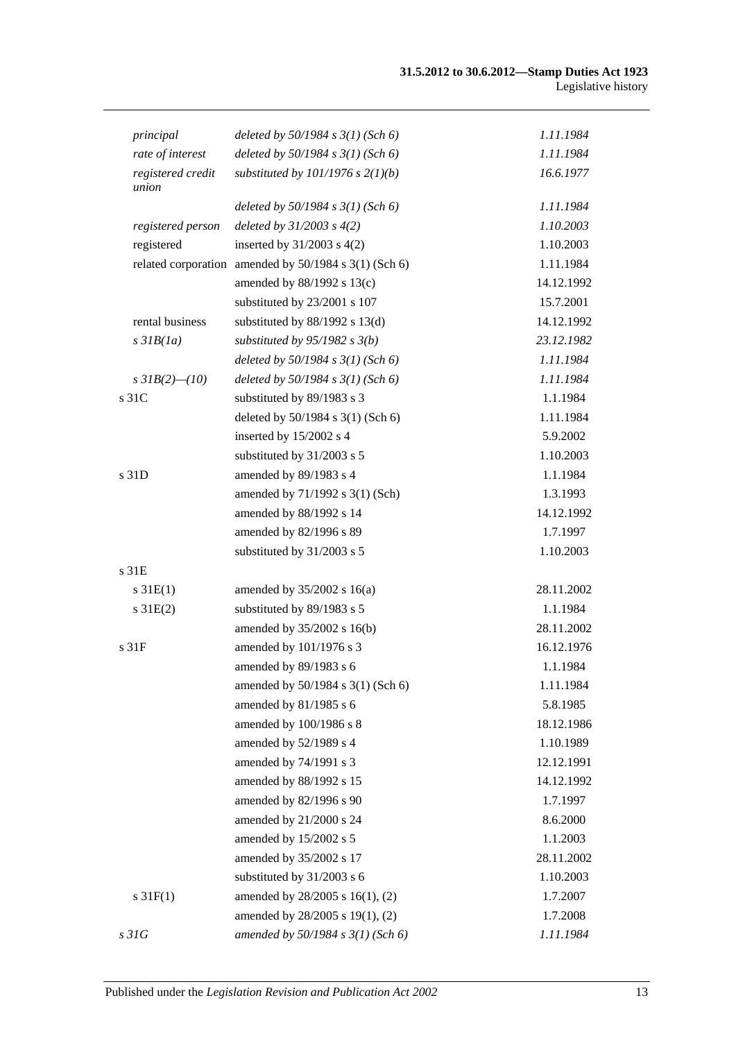| | | |
|---|---|---|
| *principal* | *deleted by 50/1984 s 3(1) (Sch 6)* | *1.11.1984* |
| *rate of interest* | *deleted by 50/1984 s 3(1) (Sch 6)* | *1.11.1984* |
| *registered credit union* | *substituted by 101/1976 s 2(1)(b)* | *16.6.1977* |
| | *deleted by 50/1984 s 3(1) (Sch 6)* | *1.11.1984* |
| *registered person* | *deleted by 31/2003 s 4(2)* | *1.10.2003* |
| registered | inserted by 31/2003 s 4(2) | 1.10.2003 |
| related corporation | amended by 50/1984 s 3(1) (Sch 6) | 1.11.1984 |
| | amended by 88/1992 s 13(c) | 14.12.1992 |
| | substituted by 23/2001 s 107 | 15.7.2001 |
| rental business | substituted by 88/1992 s 13(d) | 14.12.1992 |
| *s 31B(1a)* | *substituted by 95/1982 s 3(b)* | *23.12.1982* |
| | *deleted by 50/1984 s 3(1) (Sch 6)* | *1.11.1984* |
| *s 31B(2)—(10)* | *deleted by 50/1984 s 3(1) (Sch 6)* | *1.11.1984* |
| s 31C | substituted by 89/1983 s 3 | 1.1.1984 |
| | deleted by 50/1984 s 3(1) (Sch 6) | 1.11.1984 |
| | inserted by 15/2002 s 4 | 5.9.2002 |
| | substituted by 31/2003 s 5 | 1.10.2003 |
| s 31D | amended by 89/1983 s 4 | 1.1.1984 |
| | amended by 71/1992 s 3(1) (Sch) | 1.3.1993 |
| | amended by 88/1992 s 14 | 14.12.1992 |
| | amended by 82/1996 s 89 | 1.7.1997 |
| | substituted by 31/2003 s 5 | 1.10.2003 |
| s 31E | | |
| s 31E(1) | amended by 35/2002 s 16(a) | 28.11.2002 |
| s 31E(2) | substituted by 89/1983 s 5 | 1.1.1984 |
| | amended by 35/2002 s 16(b) | 28.11.2002 |
| s 31F | amended by 101/1976 s 3 | 16.12.1976 |
| | amended by 89/1983 s 6 | 1.1.1984 |
| | amended by 50/1984 s 3(1) (Sch 6) | 1.11.1984 |
| | amended by 81/1985 s 6 | 5.8.1985 |
| | amended by 100/1986 s 8 | 18.12.1986 |
| | amended by 52/1989 s 4 | 1.10.1989 |
| | amended by 74/1991 s 3 | 12.12.1991 |
| | amended by 88/1992 s 15 | 14.12.1992 |
| | amended by 82/1996 s 90 | 1.7.1997 |
| | amended by 21/2000 s 24 | 8.6.2000 |
| | amended by 15/2002 s 5 | 1.1.2003 |
| | amended by 35/2002 s 17 | 28.11.2002 |
| | substituted by 31/2003 s 6 | 1.10.2003 |
| s 31F(1) | amended by 28/2005 s 16(1), (2) | 1.7.2007 |
| | amended by 28/2005 s 19(1), (2) | 1.7.2008 |
| *s 31G* | *amended by 50/1984 s 3(1) (Sch 6)* | *1.11.1984* |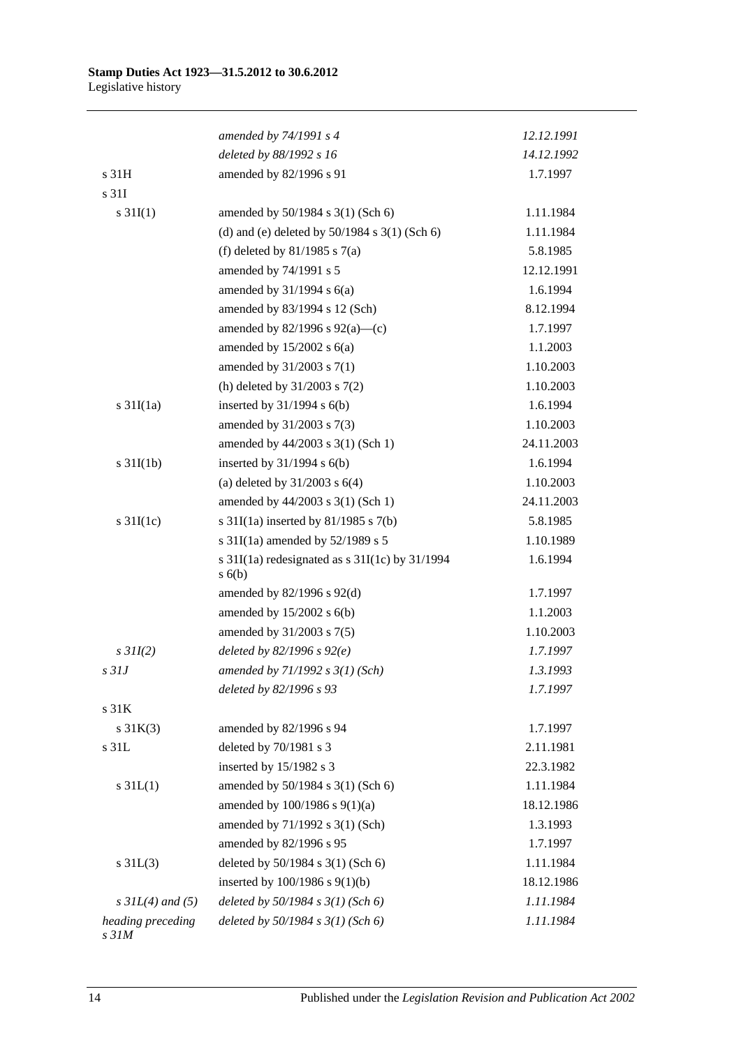| | | |
|---|---|---|
| | *amended by 74/1991 s 4* | *12.12.1991* |
| | *deleted by 88/1992 s 16* | *14.12.1992* |
| s 31H | amended by 82/1996 s 91 | 1.7.1997 |
| s 31I | | |
| s 31I(1) | amended by 50/1984 s 3(1) (Sch 6) | 1.11.1984 |
| | (d) and (e) deleted by 50/1984 s 3(1) (Sch 6) | 1.11.1984 |
| | (f) deleted by 81/1985 s 7(a) | 5.8.1985 |
| | amended by 74/1991 s 5 | 12.12.1991 |
| | amended by 31/1994 s 6(a) | 1.6.1994 |
| | amended by 83/1994 s 12 (Sch) | 8.12.1994 |
| | amended by 82/1996 s 92(a)—(c) | 1.7.1997 |
| | amended by 15/2002 s 6(a) | 1.1.2003 |
| | amended by 31/2003 s 7(1) | 1.10.2003 |
| | (h) deleted by 31/2003 s 7(2) | 1.10.2003 |
| s 31I(1a) | inserted by 31/1994 s 6(b) | 1.6.1994 |
| | amended by 31/2003 s 7(3) | 1.10.2003 |
| | amended by 44/2003 s 3(1) (Sch 1) | 24.11.2003 |
| s 31I(1b) | inserted by 31/1994 s 6(b) | 1.6.1994 |
| | (a) deleted by 31/2003 s 6(4) | 1.10.2003 |
| | amended by 44/2003 s 3(1) (Sch 1) | 24.11.2003 |
| s 31I(1c) | s 31I(1a) inserted by 81/1985 s 7(b) | 5.8.1985 |
| | s 31I(1a) amended by 52/1989 s 5 | 1.10.1989 |
| | s 31I(1a) redesignated as s 31I(1c) by 31/1994 s 6(b) | 1.6.1994 |
| | amended by 82/1996 s 92(d) | 1.7.1997 |
| | amended by 15/2002 s 6(b) | 1.1.2003 |
| | amended by 31/2003 s 7(5) | 1.10.2003 |
| *s 31I(2)* | *deleted by 82/1996 s 92(e)* | *1.7.1997* |
| *s 31J* | *amended by 71/1992 s 3(1) (Sch)* | *1.3.1993* |
| | *deleted by 82/1996 s 93* | *1.7.1997* |
| s 31K | | |
| s 31K(3) | amended by 82/1996 s 94 | 1.7.1997 |
| s 31L | deleted by 70/1981 s 3 | 2.11.1981 |
| | inserted by 15/1982 s 3 | 22.3.1982 |
| s 31L(1) | amended by 50/1984 s 3(1) (Sch 6) | 1.11.1984 |
| | amended by 100/1986 s 9(1)(a) | 18.12.1986 |
| | amended by 71/1992 s 3(1) (Sch) | 1.3.1993 |
| | amended by 82/1996 s 95 | 1.7.1997 |
| s 31L(3) | deleted by 50/1984 s 3(1) (Sch 6) | 1.11.1984 |
| | inserted by 100/1986 s 9(1)(b) | 18.12.1986 |
| *s 31L(4) and (5)* | *deleted by 50/1984 s 3(1) (Sch 6)* | *1.11.1984* |
| *heading preceding s 31M* | *deleted by 50/1984 s 3(1) (Sch 6)* | *1.11.1984* |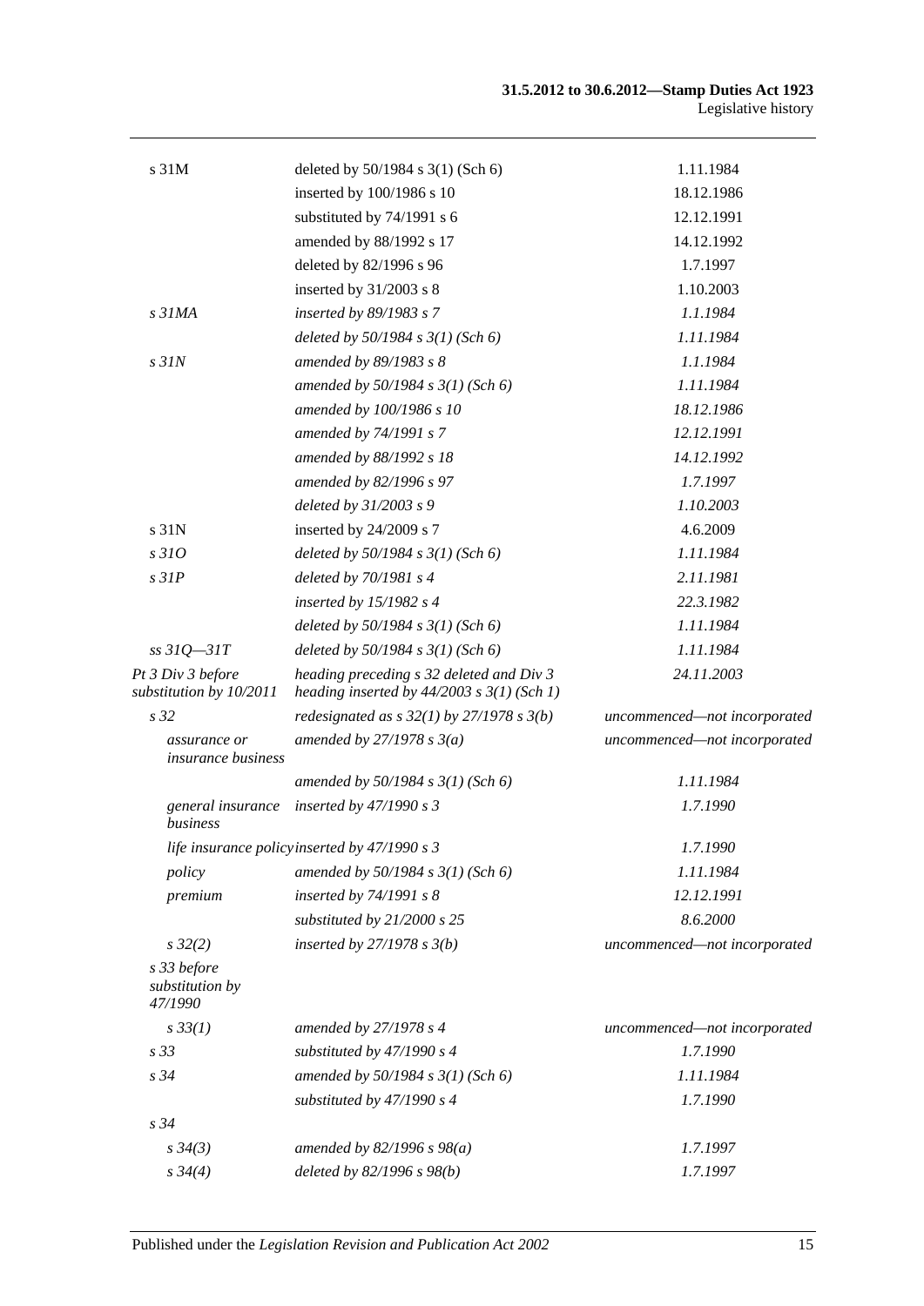| | | |
|---|---|---|
| s 31M | deleted by 50/1984 s 3(1) (Sch 6) | 1.11.1984 |
| | inserted by 100/1986 s 10 | 18.12.1986 |
| | substituted by 74/1991 s 6 | 12.12.1991 |
| | amended by 88/1992 s 17 | 14.12.1992 |
| | deleted by 82/1996 s 96 | 1.7.1997 |
| | inserted by 31/2003 s 8 | 1.10.2003 |
| *s 31MA* | *inserted by 89/1983 s 7* | *1.1.1984* |
| | *deleted by 50/1984 s 3(1) (Sch 6)* | *1.11.1984* |
| *s 31N* | *amended by 89/1983 s 8* | *1.1.1984* |
| | *amended by 50/1984 s 3(1) (Sch 6)* | *1.11.1984* |
| | *amended by 100/1986 s 10* | *18.12.1986* |
| | *amended by 74/1991 s 7* | *12.12.1991* |
| | *amended by 88/1992 s 18* | *14.12.1992* |
| | *amended by 82/1996 s 97* | *1.7.1997* |
| | *deleted by 31/2003 s 9* | *1.10.2003* |
| s 31N | inserted by 24/2009 s 7 | 4.6.2009 |
| *s 31O* | *deleted by 50/1984 s 3(1) (Sch 6)* | *1.11.1984* |
| *s 31P* | *deleted by 70/1981 s 4* | *2.11.1981* |
| | *inserted by 15/1982 s 4* | *22.3.1982* |
| | *deleted by 50/1984 s 3(1) (Sch 6)* | *1.11.1984* |
| *ss 31Q—31T* | *deleted by 50/1984 s 3(1) (Sch 6)* | *1.11.1984* |
| *Pt 3 Div 3 before substitution by 10/2011* | *heading preceding s 32 deleted and Div 3 heading inserted by 44/2003 s 3(1) (Sch 1)* | *24.11.2003* |
| *s 32* | *redesignated as s 32(1) by 27/1978 s 3(b)* | *uncommenced—not incorporated* |
| *assurance or insurance business* | *amended by 27/1978 s 3(a)* | *uncommenced—not incorporated* |
| | *amended by 50/1984 s 3(1) (Sch 6)* | *1.11.1984* |
| *general insurance business* | *inserted by 47/1990 s 3* | *1.7.1990* |
| *life insurance policy* | *inserted by 47/1990 s 3* | *1.7.1990* |
| *policy* | *amended by 50/1984 s 3(1) (Sch 6)* | *1.11.1984* |
| *premium* | *inserted by 74/1991 s 8* | *12.12.1991* |
| | *substituted by 21/2000 s 25* | *8.6.2000* |
| *s 32(2)* | *inserted by 27/1978 s 3(b)* | *uncommenced—not incorporated* |
| *s 33 before substitution by 47/1990* | | |
| *s 33(1)* | *amended by 27/1978 s 4* | *uncommenced—not incorporated* |
| *s 33* | *substituted by 47/1990 s 4* | *1.7.1990* |
| *s 34* | *amended by 50/1984 s 3(1) (Sch 6)* | *1.11.1984* |
| | *substituted by 47/1990 s 4* | *1.7.1990* |
| *s 34* | | |
| *s 34(3)* | *amended by 82/1996 s 98(a)* | *1.7.1997* |
| *s 34(4)* | *deleted by 82/1996 s 98(b)* | *1.7.1997* |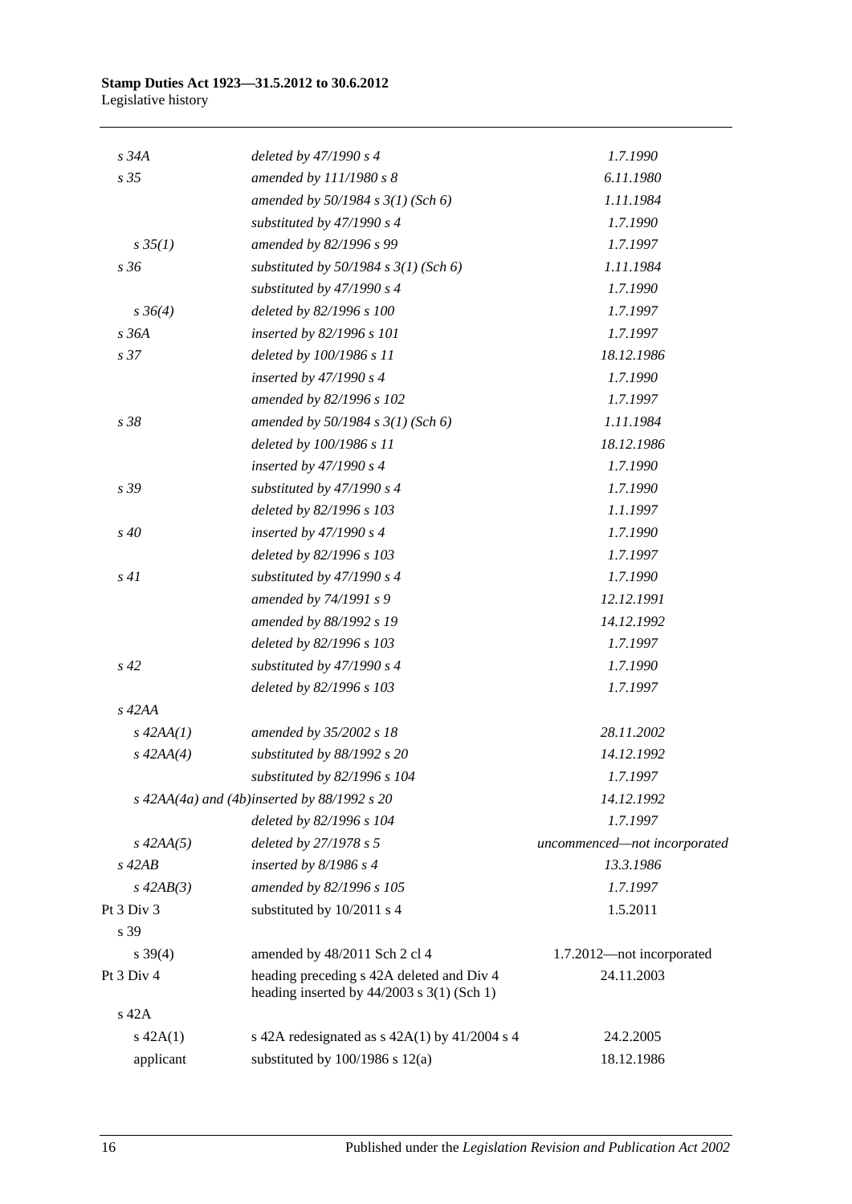| | | |
|---|---|---|
| *s 34A* | *deleted by 47/1990 s 4* | *1.7.1990* |
| *s 35* | *amended by 111/1980 s 8* | *6.11.1980* |
| | *amended by 50/1984 s 3(1) (Sch 6)* | *1.11.1984* |
| | *substituted by 47/1990 s 4* | *1.7.1990* |
| *s 35(1)* | *amended by 82/1996 s 99* | *1.7.1997* |
| *s 36* | *substituted by 50/1984 s 3(1) (Sch 6)* | *1.11.1984* |
| | *substituted by 47/1990 s 4* | *1.7.1990* |
| *s 36(4)* | *deleted by 82/1996 s 100* | *1.7.1997* |
| *s 36A* | *inserted by 82/1996 s 101* | *1.7.1997* |
| *s 37* | *deleted by 100/1986 s 11* | *18.12.1986* |
| | *inserted by 47/1990 s 4* | *1.7.1990* |
| | *amended by 82/1996 s 102* | *1.7.1997* |
| *s 38* | *amended by 50/1984 s 3(1) (Sch 6)* | *1.11.1984* |
| | *deleted by 100/1986 s 11* | *18.12.1986* |
| | *inserted by 47/1990 s 4* | *1.7.1990* |
| *s 39* | *substituted by 47/1990 s 4* | *1.7.1990* |
| | *deleted by 82/1996 s 103* | *1.1.1997* |
| *s 40* | *inserted by 47/1990 s 4* | *1.7.1990* |
| | *deleted by 82/1996 s 103* | *1.7.1997* |
| *s 41* | *substituted by 47/1990 s 4* | *1.7.1990* |
| | *amended by 74/1991 s 9* | *12.12.1991* |
| | *amended by 88/1992 s 19* | *14.12.1992* |
| | *deleted by 82/1996 s 103* | *1.7.1997* |
| *s 42* | *substituted by 47/1990 s 4* | *1.7.1990* |
| | *deleted by 82/1996 s 103* | *1.7.1997* |
| *s 42AA* | | |
| *s 42AA(1)* | *amended by 35/2002 s 18* | *28.11.2002* |
| *s 42AA(4)* | *substituted by 88/1992 s 20* | *14.12.1992* |
| | *substituted by 82/1996 s 104* | *1.7.1997* |
| *s 42AA(4a) and (4b)* | *inserted by 88/1992 s 20* | *14.12.1992* |
| | *deleted by 82/1996 s 104* | *1.7.1997* |
| *s 42AA(5)* | *deleted by 27/1978 s 5* | *uncommenced—not incorporated* |
| *s 42AB* | *inserted by 8/1986 s 4* | *13.3.1986* |
| *s 42AB(3)* | *amended by 82/1996 s 105* | *1.7.1997* |
| Pt 3 Div 3 | substituted by 10/2011 s 4 | 1.5.2011 |
| s 39 | | |
| s 39(4) | amended by 48/2011 Sch 2 cl 4 | 1.7.2012—not incorporated |
| Pt 3 Div 4 | heading preceding s 42A deleted and Div 4 heading inserted by 44/2003 s 3(1) (Sch 1) | 24.11.2003 |
| s 42A | | |
| s 42A(1) | s 42A redesignated as s 42A(1) by 41/2004 s 4 | 24.2.2005 |
| applicant | substituted by 100/1986 s 12(a) | 18.12.1986 |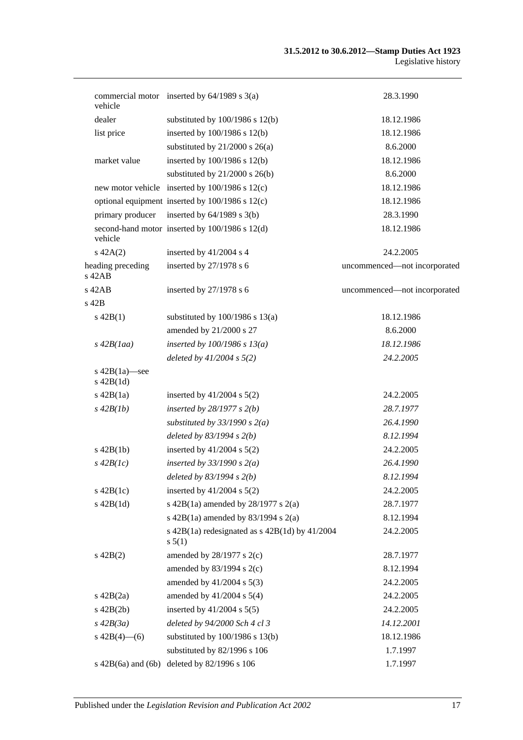| | | |
|---|---|---|
| commercial motor vehicle | inserted by 64/1989 s 3(a) | 28.3.1990 |
| dealer | substituted by 100/1986 s 12(b) | 18.12.1986 |
| list price | inserted by 100/1986 s 12(b) | 18.12.1986 |
| | substituted by 21/2000 s 26(a) | 8.6.2000 |
| market value | inserted by 100/1986 s 12(b) | 18.12.1986 |
| | substituted by 21/2000 s 26(b) | 8.6.2000 |
| new motor vehicle | inserted by 100/1986 s 12(c) | 18.12.1986 |
| optional equipment | inserted by 100/1986 s 12(c) | 18.12.1986 |
| primary producer | inserted by 64/1989 s 3(b) | 28.3.1990 |
| second-hand motor vehicle | inserted by 100/1986 s 12(d) | 18.12.1986 |
| s 42A(2) | inserted by 41/2004 s 4 | 24.2.2005 |
| heading preceding s 42AB | inserted by 27/1978 s 6 | uncommenced—not incorporated |
| s 42AB | inserted by 27/1978 s 6 | uncommenced—not incorporated |
| s 42B | | |
| s 42B(1) | substituted by 100/1986 s 13(a) | 18.12.1986 |
| | amended by 21/2000 s 27 | 8.6.2000 |
| *s 42B(1aa)* | *inserted by 100/1986 s 13(a)* | *18.12.1986* |
| | *deleted by 41/2004 s 5(2)* | *24.2.2005* |
| s 42B(1a)—see s 42B(1d) | | |
| s 42B(1a) | inserted by 41/2004 s 5(2) | 24.2.2005 |
| *s 42B(1b)* | *inserted by 28/1977 s 2(b)* | *28.7.1977* |
| | *substituted by 33/1990 s 2(a)* | *26.4.1990* |
| | *deleted by 83/1994 s 2(b)* | *8.12.1994* |
| s 42B(1b) | inserted by 41/2004 s 5(2) | 24.2.2005 |
| *s 42B(1c)* | *inserted by 33/1990 s 2(a)* | *26.4.1990* |
| | *deleted by 83/1994 s 2(b)* | *8.12.1994* |
| s 42B(1c) | inserted by 41/2004 s 5(2) | 24.2.2005 |
| s 42B(1d) | s 42B(1a) amended by 28/1977 s 2(a) | 28.7.1977 |
| | s 42B(1a) amended by 83/1994 s 2(a) | 8.12.1994 |
| | s 42B(1a) redesignated as s 42B(1d) by 41/2004 s 5(1) | 24.2.2005 |
| s 42B(2) | amended by 28/1977 s 2(c) | 28.7.1977 |
| | amended by 83/1994 s 2(c) | 8.12.1994 |
| | amended by 41/2004 s 5(3) | 24.2.2005 |
| s 42B(2a) | amended by 41/2004 s 5(4) | 24.2.2005 |
| s 42B(2b) | inserted by 41/2004 s 5(5) | 24.2.2005 |
| *s 42B(3a)* | *deleted by 94/2000 Sch 4 cl 3* | *14.12.2001* |
| s 42B(4)—(6) | substituted by 100/1986 s 13(b) | 18.12.1986 |
| | substituted by 82/1996 s 106 | 1.7.1997 |
| s 42B(6a) and (6b) | deleted by 82/1996 s 106 | 1.7.1997 |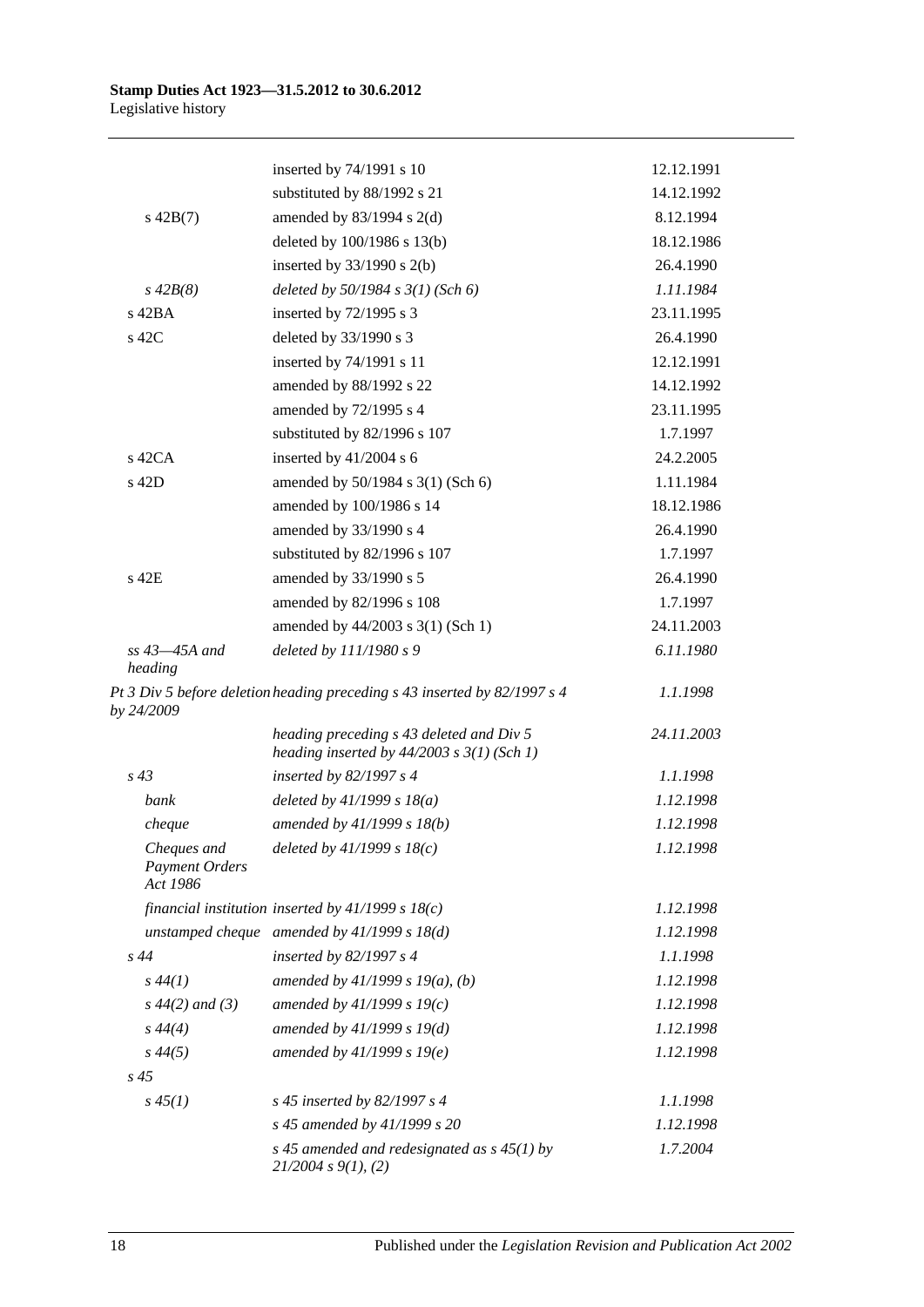| | | |
|---|---|---|
| | inserted by 74/1991 s 10 | 12.12.1991 |
| | substituted by 88/1992 s 21 | 14.12.1992 |
| s 42B(7) | amended by 83/1994 s 2(d) | 8.12.1994 |
| | deleted by 100/1986 s 13(b) | 18.12.1986 |
| | inserted by 33/1990 s 2(b) | 26.4.1990 |
| *s 42B(8)* | *deleted by 50/1984 s 3(1) (Sch 6)* | *1.11.1984* |
| s 42BA | inserted by 72/1995 s 3 | 23.11.1995 |
| s 42C | deleted by 33/1990 s 3 | 26.4.1990 |
| | inserted by 74/1991 s 11 | 12.12.1991 |
| | amended by 88/1992 s 22 | 14.12.1992 |
| | amended by 72/1995 s 4 | 23.11.1995 |
| | substituted by 82/1996 s 107 | 1.7.1997 |
| s 42CA | inserted by 41/2004 s 6 | 24.2.2005 |
| s 42D | amended by 50/1984 s 3(1) (Sch 6) | 1.11.1984 |
| | amended by 100/1986 s 14 | 18.12.1986 |
| | amended by 33/1990 s 4 | 26.4.1990 |
| | substituted by 82/1996 s 107 | 1.7.1997 |
| s 42E | amended by 33/1990 s 5 | 26.4.1990 |
| | amended by 82/1996 s 108 | 1.7.1997 |
| | amended by 44/2003 s 3(1) (Sch 1) | 24.11.2003 |
| *ss 43—45A and heading* | *deleted by 111/1980 s 9* | *6.11.1980* |
| *Pt 3 Div 5 before deletion by 24/2009* | *heading preceding s 43 inserted by 82/1997 s 4* | *1.1.1998* |
| | *heading preceding s 43 deleted and Div 5 heading inserted by 44/2003 s 3(1) (Sch 1)* | *24.11.2003* |
| *s 43* | *inserted by 82/1997 s 4* | *1.1.1998* |
| *bank* | *deleted by 41/1999 s 18(a)* | *1.12.1998* |
| *cheque* | *amended by 41/1999 s 18(b)* | *1.12.1998* |
| *Cheques and Payment Orders Act 1986* | *deleted by 41/1999 s 18(c)* | *1.12.1998* |
| *financial institution* | *inserted by 41/1999 s 18(c)* | *1.12.1998* |
| *unstamped cheque* | *amended by 41/1999 s 18(d)* | *1.12.1998* |
| *s 44* | *inserted by 82/1997 s 4* | *1.1.1998* |
| *s 44(1)* | *amended by 41/1999 s 19(a), (b)* | *1.12.1998* |
| *s 44(2) and (3)* | *amended by 41/1999 s 19(c)* | *1.12.1998* |
| *s 44(4)* | *amended by 41/1999 s 19(d)* | *1.12.1998* |
| *s 44(5)* | *amended by 41/1999 s 19(e)* | *1.12.1998* |
| *s 45* | | |
| *s 45(1)* | *s 45 inserted by 82/1997 s 4* | *1.1.1998* |
| | *s 45 amended by 41/1999 s 20* | *1.12.1998* |
| | *s 45 amended and redesignated as s 45(1) by 21/2004 s 9(1), (2)* | *1.7.2004* |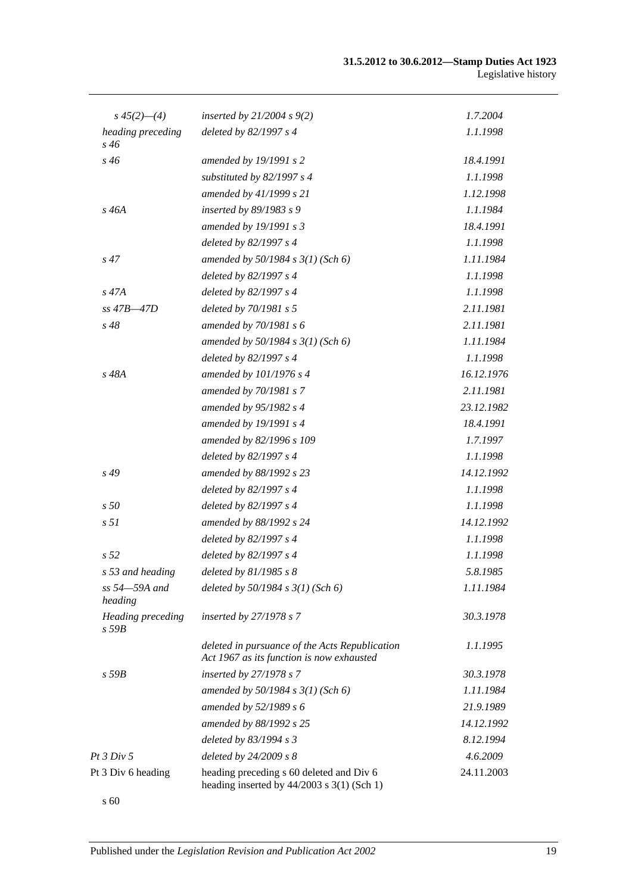| | | |
|---|---|---|
| *s 45(2)—(4)* | *inserted by 21/2004 s 9(2)* | *1.7.2004* |
| *heading preceding s 46* | *deleted by 82/1997 s 4* | *1.1.1998* |
| *s 46* | *amended by 19/1991 s 2* | *18.4.1991* |
| | *substituted by 82/1997 s 4* | *1.1.1998* |
| | *amended by 41/1999 s 21* | *1.12.1998* |
| *s 46A* | *inserted by 89/1983 s 9* | *1.1.1984* |
| | *amended by 19/1991 s 3* | *18.4.1991* |
| | *deleted by 82/1997 s 4* | *1.1.1998* |
| *s 47* | *amended by 50/1984 s 3(1) (Sch 6)* | *1.11.1984* |
| | *deleted by 82/1997 s 4* | *1.1.1998* |
| *s 47A* | *deleted by 82/1997 s 4* | *1.1.1998* |
| *ss 47B—47D* | *deleted by 70/1981 s 5* | *2.11.1981* |
| *s 48* | *amended by 70/1981 s 6* | *2.11.1981* |
| | *amended by 50/1984 s 3(1) (Sch 6)* | *1.11.1984* |
| | *deleted by 82/1997 s 4* | *1.1.1998* |
| *s 48A* | *amended by 101/1976 s 4* | *16.12.1976* |
| | *amended by 70/1981 s 7* | *2.11.1981* |
| | *amended by 95/1982 s 4* | *23.12.1982* |
| | *amended by 19/1991 s 4* | *18.4.1991* |
| | *amended by 82/1996 s 109* | *1.7.1997* |
| | *deleted by 82/1997 s 4* | *1.1.1998* |
| *s 49* | *amended by 88/1992 s 23* | *14.12.1992* |
| | *deleted by 82/1997 s 4* | *1.1.1998* |
| *s 50* | *deleted by 82/1997 s 4* | *1.1.1998* |
| *s 51* | *amended by 88/1992 s 24* | *14.12.1992* |
| | *deleted by 82/1997 s 4* | *1.1.1998* |
| *s 52* | *deleted by 82/1997 s 4* | *1.1.1998* |
| *s 53 and heading* | *deleted by 81/1985 s 8* | *5.8.1985* |
| *ss 54—59A and heading* | *deleted by 50/1984 s 3(1) (Sch 6)* | *1.11.1984* |
| *Heading preceding s 59B* | *inserted by 27/1978 s 7* | *30.3.1978* |
| | *deleted in pursuance of the Acts Republication Act 1967 as its function is now exhausted* | *1.1.1995* |
| *s 59B* | *inserted by 27/1978 s 7* | *30.3.1978* |
| | *amended by 50/1984 s 3(1) (Sch 6)* | *1.11.1984* |
| | *amended by 52/1989 s 6* | *21.9.1989* |
| | *amended by 88/1992 s 25* | *14.12.1992* |
| | *deleted by 83/1994 s 3* | *8.12.1994* |
| *Pt 3 Div 5* | *deleted by 24/2009 s 8* | *4.6.2009* |
| Pt 3 Div 6 heading | heading preceding s 60 deleted and Div 6 heading inserted by 44/2003 s 3(1) (Sch 1) | 24.11.2003 |
| s 60 | | |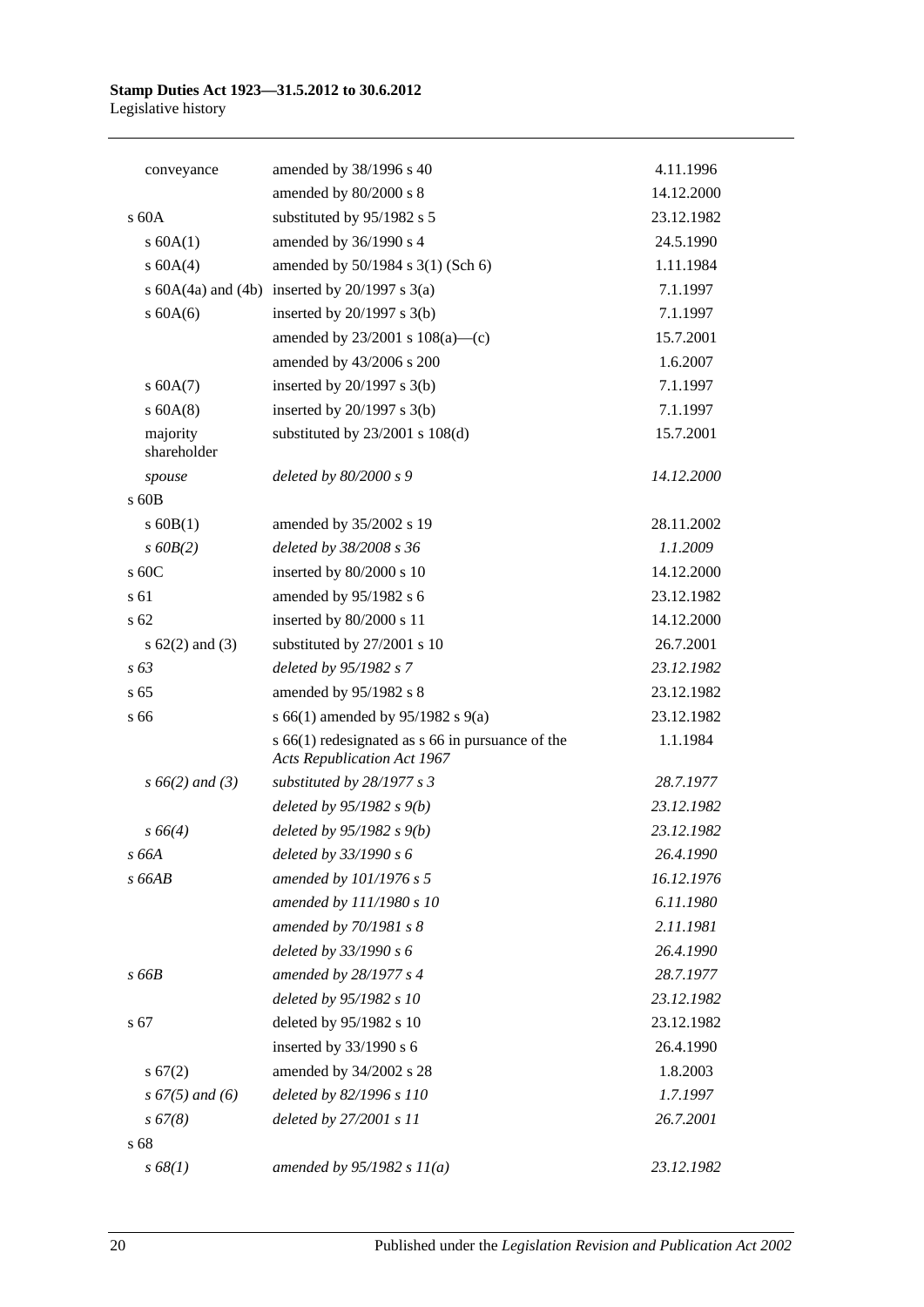| | | |
|---|---|---|
| conveyance | amended by 38/1996 s 40 | 4.11.1996 |
| | amended by 80/2000 s 8 | 14.12.2000 |
| s 60A | substituted by 95/1982 s 5 | 23.12.1982 |
| s 60A(1) | amended by 36/1990 s 4 | 24.5.1990 |
| s 60A(4) | amended by 50/1984 s 3(1) (Sch 6) | 1.11.1984 |
| s 60A(4a) and (4b) | inserted by 20/1997 s 3(a) | 7.1.1997 |
| s 60A(6) | inserted by 20/1997 s 3(b) | 7.1.1997 |
| | amended by 23/2001 s 108(a)—(c) | 15.7.2001 |
| | amended by 43/2006 s 200 | 1.6.2007 |
| s 60A(7) | inserted by 20/1997 s 3(b) | 7.1.1997 |
| s 60A(8) | inserted by 20/1997 s 3(b) | 7.1.1997 |
| majority shareholder | substituted by 23/2001 s 108(d) | 15.7.2001 |
| *spouse* | *deleted by 80/2000 s 9* | *14.12.2000* |
| s 60B | | |
| s 60B(1) | amended by 35/2002 s 19 | 28.11.2002 |
| *s 60B(2)* | *deleted by 38/2008 s 36* | *1.1.2009* |
| s 60C | inserted by 80/2000 s 10 | 14.12.2000 |
| s 61 | amended by 95/1982 s 6 | 23.12.1982 |
| s 62 | inserted by 80/2000 s 11 | 14.12.2000 |
| s 62(2) and (3) | substituted by 27/2001 s 10 | 26.7.2001 |
| *s 63* | *deleted by 95/1982 s 7* | *23.12.1982* |
| s 65 | amended by 95/1982 s 8 | 23.12.1982 |
| s 66 | s 66(1) amended by 95/1982 s 9(a) | 23.12.1982 |
| | s 66(1) redesignated as s 66 in pursuance of the *Acts Republication Act 1967* | 1.1.1984 |
| *s 66(2) and (3)* | *substituted by 28/1977 s 3* | *28.7.1977* |
| | *deleted by 95/1982 s 9(b)* | *23.12.1982* |
| *s 66(4)* | *deleted by 95/1982 s 9(b)* | *23.12.1982* |
| *s 66A* | *deleted by 33/1990 s 6* | *26.4.1990* |
| *s 66AB* | *amended by 101/1976 s 5* | *16.12.1976* |
| | *amended by 111/1980 s 10* | *6.11.1980* |
| | *amended by 70/1981 s 8* | *2.11.1981* |
| | *deleted by 33/1990 s 6* | *26.4.1990* |
| *s 66B* | *amended by 28/1977 s 4* | *28.7.1977* |
| | *deleted by 95/1982 s 10* | *23.12.1982* |
| s 67 | deleted by 95/1982 s 10 | 23.12.1982 |
| | inserted by 33/1990 s 6 | 26.4.1990 |
| s 67(2) | amended by 34/2002 s 28 | 1.8.2003 |
| *s 67(5) and (6)* | *deleted by 82/1996 s 110* | *1.7.1997* |
| *s 67(8)* | *deleted by 27/2001 s 11* | *26.7.2001* |
| s 68 | | |
| *s 68(1)* | *amended by 95/1982 s 11(a)* | *23.12.1982* |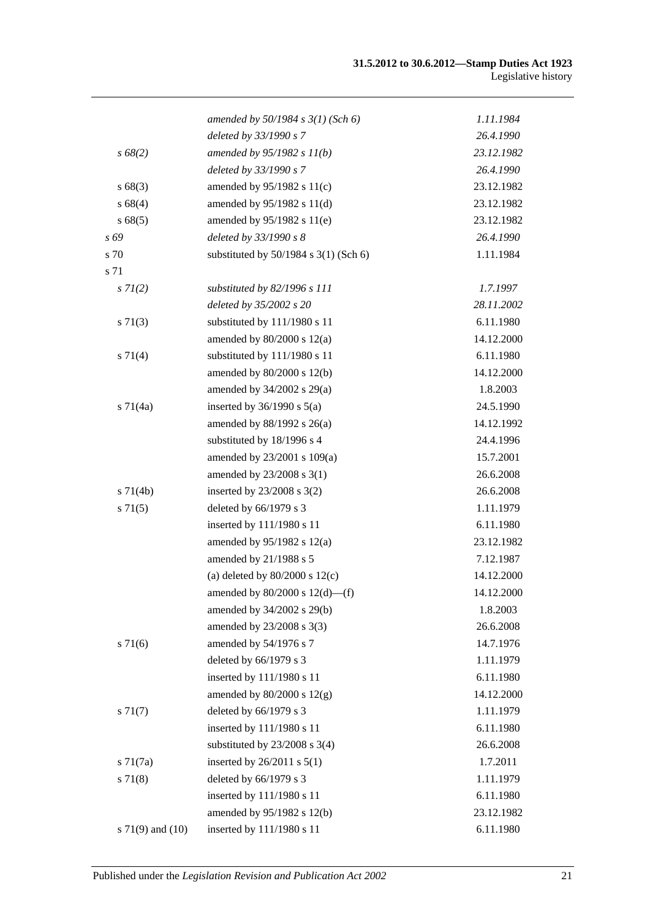| | | |
|---|---|---|
| | *amended by 50/1984 s 3(1) (Sch 6)* | *1.11.1984* |
| | *deleted by 33/1990 s 7* | *26.4.1990* |
| *s 68(2)* | *amended by 95/1982 s 11(b)* | *23.12.1982* |
| | *deleted by 33/1990 s 7* | *26.4.1990* |
| s 68(3) | amended by 95/1982 s 11(c) | 23.12.1982 |
| s 68(4) | amended by 95/1982 s 11(d) | 23.12.1982 |
| s 68(5) | amended by 95/1982 s 11(e) | 23.12.1982 |
| *s 69* | *deleted by 33/1990 s 8* | *26.4.1990* |
| s 70 | substituted by 50/1984 s 3(1) (Sch 6) | 1.11.1984 |
| s 71 | | |
| *s 71(2)* | *substituted by 82/1996 s 111* | *1.7.1997* |
| | *deleted by 35/2002 s 20* | *28.11.2002* |
| s 71(3) | substituted by 111/1980 s 11 | 6.11.1980 |
| | amended by 80/2000 s 12(a) | 14.12.2000 |
| s 71(4) | substituted by 111/1980 s 11 | 6.11.1980 |
| | amended by 80/2000 s 12(b) | 14.12.2000 |
| | amended by 34/2002 s 29(a) | 1.8.2003 |
| s 71(4a) | inserted by 36/1990 s 5(a) | 24.5.1990 |
| | amended by 88/1992 s 26(a) | 14.12.1992 |
| | substituted by 18/1996 s 4 | 24.4.1996 |
| | amended by 23/2001 s 109(a) | 15.7.2001 |
| | amended by 23/2008 s 3(1) | 26.6.2008 |
| s 71(4b) | inserted by 23/2008 s 3(2) | 26.6.2008 |
| s 71(5) | deleted by 66/1979 s 3 | 1.11.1979 |
| | inserted by 111/1980 s 11 | 6.11.1980 |
| | amended by 95/1982 s 12(a) | 23.12.1982 |
| | amended by 21/1988 s 5 | 7.12.1987 |
| | (a) deleted by 80/2000 s 12(c) | 14.12.2000 |
| | amended by 80/2000 s 12(d)—(f) | 14.12.2000 |
| | amended by 34/2002 s 29(b) | 1.8.2003 |
| | amended by 23/2008 s 3(3) | 26.6.2008 |
| s 71(6) | amended by 54/1976 s 7 | 14.7.1976 |
| | deleted by 66/1979 s 3 | 1.11.1979 |
| | inserted by 111/1980 s 11 | 6.11.1980 |
| | amended by 80/2000 s 12(g) | 14.12.2000 |
| s 71(7) | deleted by 66/1979 s 3 | 1.11.1979 |
| | inserted by 111/1980 s 11 | 6.11.1980 |
| | substituted by 23/2008 s 3(4) | 26.6.2008 |
| s 71(7a) | inserted by 26/2011 s 5(1) | 1.7.2011 |
| s 71(8) | deleted by 66/1979 s 3 | 1.11.1979 |
| | inserted by 111/1980 s 11 | 6.11.1980 |
| | amended by 95/1982 s 12(b) | 23.12.1982 |
| s 71(9) and (10) | inserted by 111/1980 s 11 | 6.11.1980 |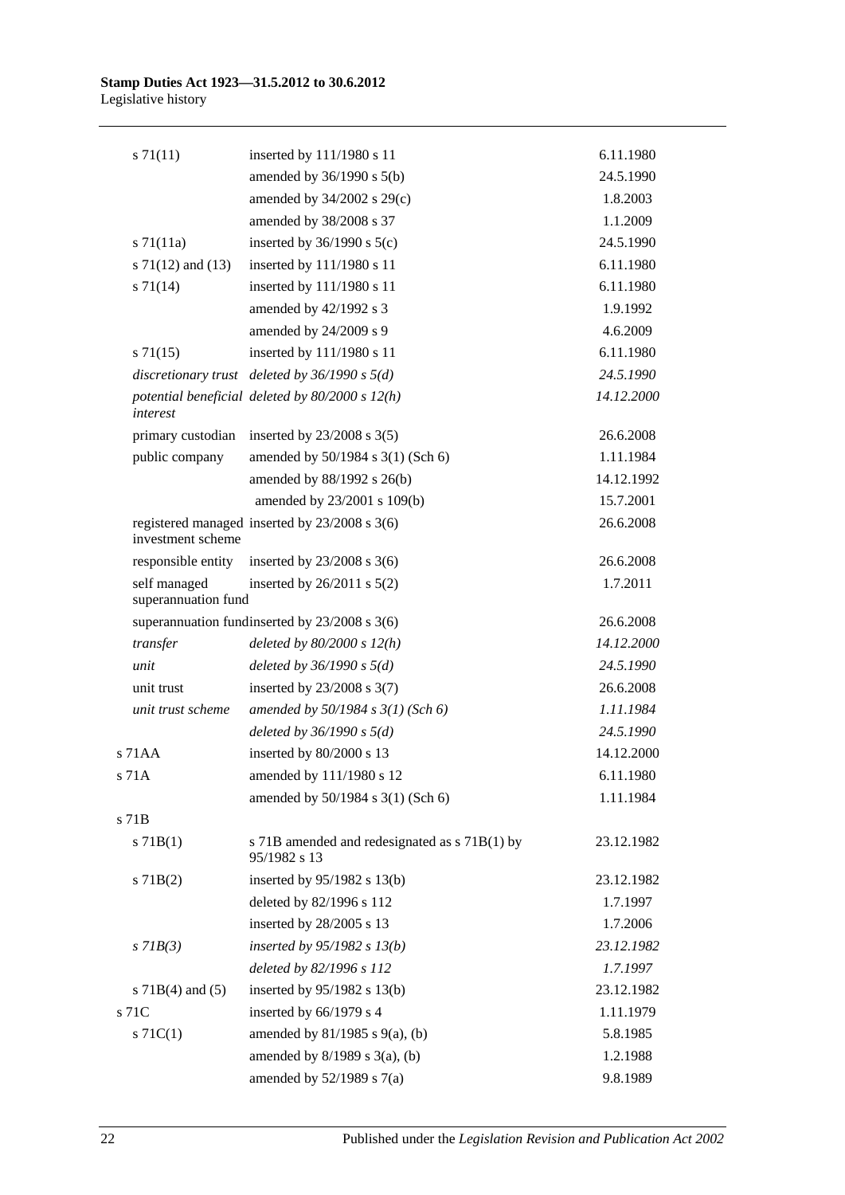| | | |
|---|---|---|
| s 71(11) | inserted by 111/1980 s 11 | 6.11.1980 |
| | amended by 36/1990 s 5(b) | 24.5.1990 |
| | amended by 34/2002 s 29(c) | 1.8.2003 |
| | amended by 38/2008 s 37 | 1.1.2009 |
| s 71(11a) | inserted by 36/1990 s 5(c) | 24.5.1990 |
| s 71(12) and (13) | inserted by 111/1980 s 11 | 6.11.1980 |
| s 71(14) | inserted by 111/1980 s 11 | 6.11.1980 |
| | amended by 42/1992 s 3 | 1.9.1992 |
| | amended by 24/2009 s 9 | 4.6.2009 |
| s 71(15) | inserted by 111/1980 s 11 | 6.11.1980 |
| *discretionary trust* | *deleted by 36/1990 s 5(d)* | *24.5.1990* |
| *potential beneficial interest* | *deleted by 80/2000 s 12(h)* | *14.12.2000* |
| primary custodian | inserted by 23/2008 s 3(5) | 26.6.2008 |
| public company | amended by 50/1984 s 3(1) (Sch 6) | 1.11.1984 |
| | amended by 88/1992 s 26(b) | 14.12.1992 |
| | amended by 23/2001 s 109(b) | 15.7.2001 |
| registered managed investment scheme | inserted by 23/2008 s 3(6) | 26.6.2008 |
| responsible entity | inserted by 23/2008 s 3(6) | 26.6.2008 |
| self managed superannuation fund | inserted by 26/2011 s 5(2) | 1.7.2011 |
| superannuation fund | inserted by 23/2008 s 3(6) | 26.6.2008 |
| *transfer* | *deleted by 80/2000 s 12(h)* | *14.12.2000* |
| *unit* | *deleted by 36/1990 s 5(d)* | *24.5.1990* |
| unit trust | inserted by 23/2008 s 3(7) | 26.6.2008 |
| *unit trust scheme* | *amended by 50/1984 s 3(1) (Sch 6)* | *1.11.1984* |
| | *deleted by 36/1990 s 5(d)* | *24.5.1990* |
| s 71AA | inserted by 80/2000 s 13 | 14.12.2000 |
| s 71A | amended by 111/1980 s 12 | 6.11.1980 |
| | amended by 50/1984 s 3(1) (Sch 6) | 1.11.1984 |
| s 71B | | |
| s 71B(1) | s 71B amended and redesignated as s 71B(1) by 95/1982 s 13 | 23.12.1982 |
| s 71B(2) | inserted by 95/1982 s 13(b) | 23.12.1982 |
| | deleted by 82/1996 s 112 | 1.7.1997 |
| | inserted by 28/2005 s 13 | 1.7.2006 |
| *s 71B(3)* | *inserted by 95/1982 s 13(b)* | *23.12.1982* |
| | *deleted by 82/1996 s 112* | *1.7.1997* |
| s 71B(4) and (5) | inserted by 95/1982 s 13(b) | 23.12.1982 |
| s 71C | inserted by 66/1979 s 4 | 1.11.1979 |
| s 71C(1) | amended by 81/1985 s 9(a), (b) | 5.8.1985 |
| | amended by 8/1989 s 3(a), (b) | 1.2.1988 |
| | amended by 52/1989 s 7(a) | 9.8.1989 |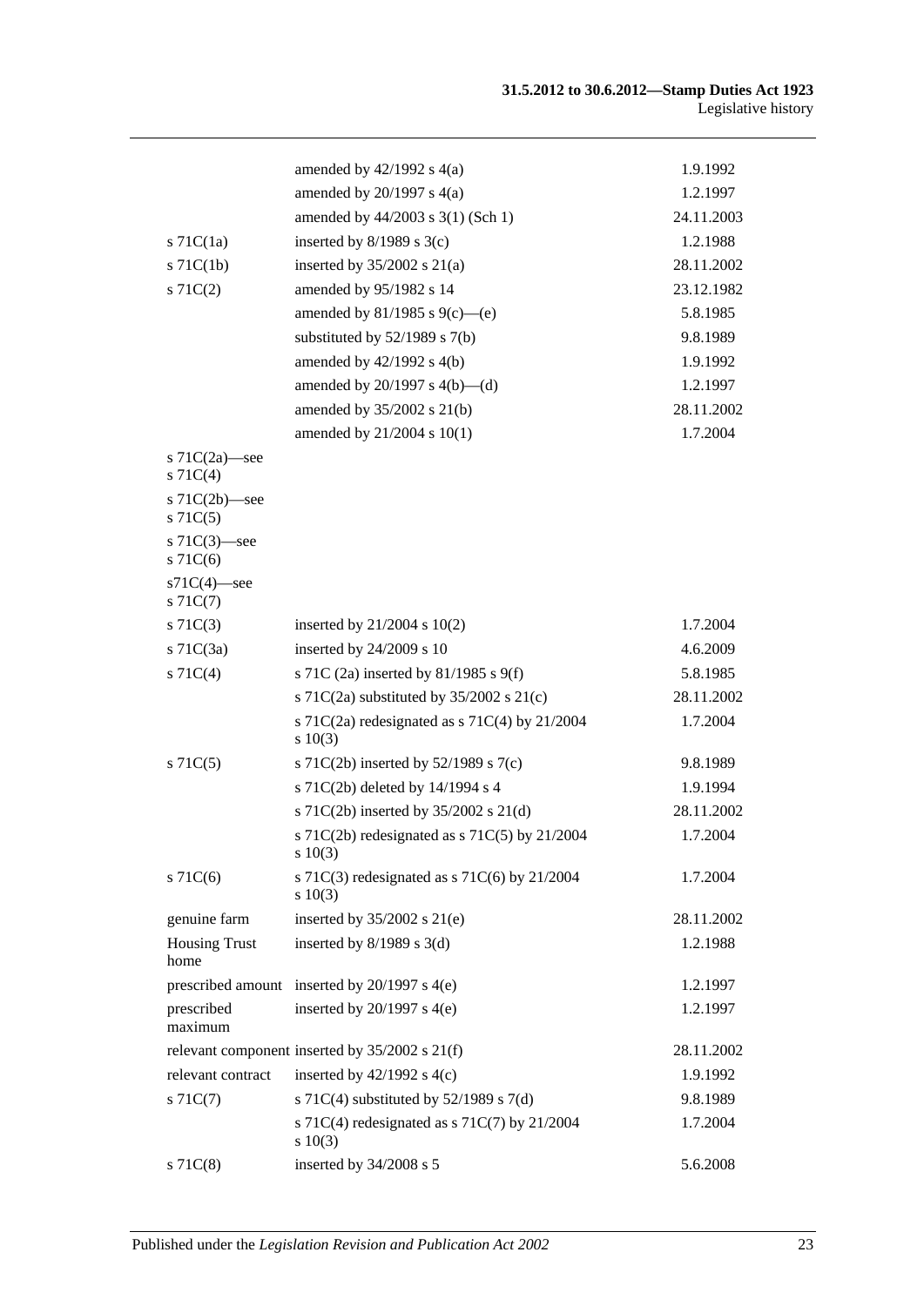| | | |
|---|---|---|
| | amended by 42/1992 s 4(a) | 1.9.1992 |
| | amended by 20/1997 s 4(a) | 1.2.1997 |
| | amended by 44/2003 s 3(1) (Sch 1) | 24.11.2003 |
| s 71C(1a) | inserted by 8/1989 s 3(c) | 1.2.1988 |
| s 71C(1b) | inserted by 35/2002 s 21(a) | 28.11.2002 |
| s 71C(2) | amended by 95/1982 s 14 | 23.12.1982 |
| | amended by 81/1985 s 9(c)—(e) | 5.8.1985 |
| | substituted by 52/1989 s 7(b) | 9.8.1989 |
| | amended by 42/1992 s 4(b) | 1.9.1992 |
| | amended by 20/1997 s 4(b)—(d) | 1.2.1997 |
| | amended by 35/2002 s 21(b) | 28.11.2002 |
| | amended by 21/2004 s 10(1) | 1.7.2004 |
| s 71C(2a)—see s 71C(4) | | |
| s 71C(2b)—see s 71C(5) | | |
| s 71C(3)—see s 71C(6) | | |
| s71C(4)—see s 71C(7) | | |
| s 71C(3) | inserted by 21/2004 s 10(2) | 1.7.2004 |
| s 71C(3a) | inserted by 24/2009 s 10 | 4.6.2009 |
| s 71C(4) | s 71C (2a) inserted by 81/1985 s 9(f) | 5.8.1985 |
| | s 71C(2a) substituted by 35/2002 s 21(c) | 28.11.2002 |
| | s 71C(2a) redesignated as s 71C(4) by 21/2004 s 10(3) | 1.7.2004 |
| s 71C(5) | s 71C(2b) inserted by 52/1989 s 7(c) | 9.8.1989 |
| | s 71C(2b) deleted by 14/1994 s 4 | 1.9.1994 |
| | s 71C(2b) inserted by 35/2002 s 21(d) | 28.11.2002 |
| | s 71C(2b) redesignated as s 71C(5) by 21/2004 s 10(3) | 1.7.2004 |
| s 71C(6) | s 71C(3) redesignated as s 71C(6) by 21/2004 s 10(3) | 1.7.2004 |
| genuine farm | inserted by 35/2002 s 21(e) | 28.11.2002 |
| Housing Trust home | inserted by 8/1989 s 3(d) | 1.2.1988 |
| prescribed amount | inserted by 20/1997 s 4(e) | 1.2.1997 |
| prescribed maximum | inserted by 20/1997 s 4(e) | 1.2.1997 |
| relevant component | inserted by 35/2002 s 21(f) | 28.11.2002 |
| relevant contract | inserted by 42/1992 s 4(c) | 1.9.1992 |
| s 71C(7) | s 71C(4) substituted by 52/1989 s 7(d) | 9.8.1989 |
| | s 71C(4) redesignated as s 71C(7) by 21/2004 s 10(3) | 1.7.2004 |
| s 71C(8) | inserted by 34/2008 s 5 | 5.6.2008 |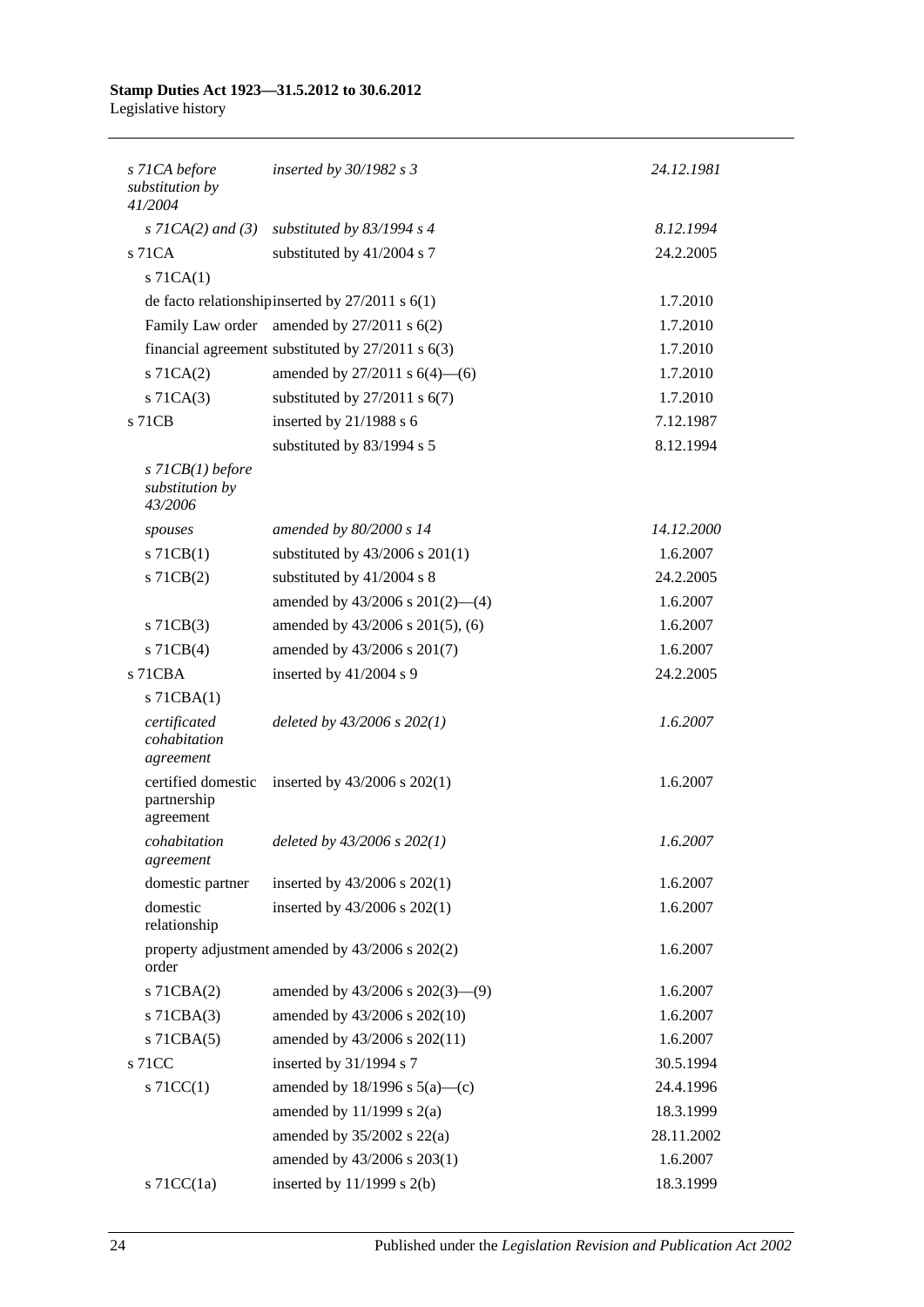| | | |
|---|---|---|
| *s 71CA before substitution by 41/2004* | *inserted by 30/1982 s 3* | *24.12.1981* |
| *s 71CA(2) and (3)* | *substituted by 83/1994 s 4* | *8.12.1994* |
| s 71CA | substituted by 41/2004 s 7 | 24.2.2005 |
| s 71CA(1) | | |
| de facto relationship | inserted by 27/2011 s 6(1) | 1.7.2010 |
| Family Law order | amended by 27/2011 s 6(2) | 1.7.2010 |
| financial agreement | substituted by 27/2011 s 6(3) | 1.7.2010 |
| s 71CA(2) | amended by 27/2011 s 6(4)—(6) | 1.7.2010 |
| s 71CA(3) | substituted by 27/2011 s 6(7) | 1.7.2010 |
| s 71CB | inserted by 21/1988 s 6 | 7.12.1987 |
| | substituted by 83/1994 s 5 | 8.12.1994 |
| *s 71CB(1) before substitution by 43/2006* | | |
| *spouses* | *amended by 80/2000 s 14* | *14.12.2000* |
| s 71CB(1) | substituted by 43/2006 s 201(1) | 1.6.2007 |
| s 71CB(2) | substituted by 41/2004 s 8 | 24.2.2005 |
| | amended by 43/2006 s 201(2)—(4) | 1.6.2007 |
| s 71CB(3) | amended by 43/2006 s 201(5), (6) | 1.6.2007 |
| s 71CB(4) | amended by 43/2006 s 201(7) | 1.6.2007 |
| s 71CBA | inserted by 41/2004 s 9 | 24.2.2005 |
| s 71CBA(1) | | |
| *certificated cohabitation agreement* | *deleted by 43/2006 s 202(1)* | *1.6.2007* |
| certified domestic partnership agreement | inserted by 43/2006 s 202(1) | 1.6.2007 |
| *cohabitation agreement* | *deleted by 43/2006 s 202(1)* | *1.6.2007* |
| domestic partner | inserted by 43/2006 s 202(1) | 1.6.2007 |
| domestic relationship | inserted by 43/2006 s 202(1) | 1.6.2007 |
| property adjustment order | amended by 43/2006 s 202(2) | 1.6.2007 |
| s 71CBA(2) | amended by 43/2006 s 202(3)—(9) | 1.6.2007 |
| s 71CBA(3) | amended by 43/2006 s 202(10) | 1.6.2007 |
| s 71CBA(5) | amended by 43/2006 s 202(11) | 1.6.2007 |
| s 71CC | inserted by 31/1994 s 7 | 30.5.1994 |
| s 71CC(1) | amended by 18/1996 s 5(a)—(c) | 24.4.1996 |
| | amended by 11/1999 s 2(a) | 18.3.1999 |
| | amended by 35/2002 s 22(a) | 28.11.2002 |
| | amended by 43/2006 s 203(1) | 1.6.2007 |
| s 71CC(1a) | inserted by 11/1999 s 2(b) | 18.3.1999 |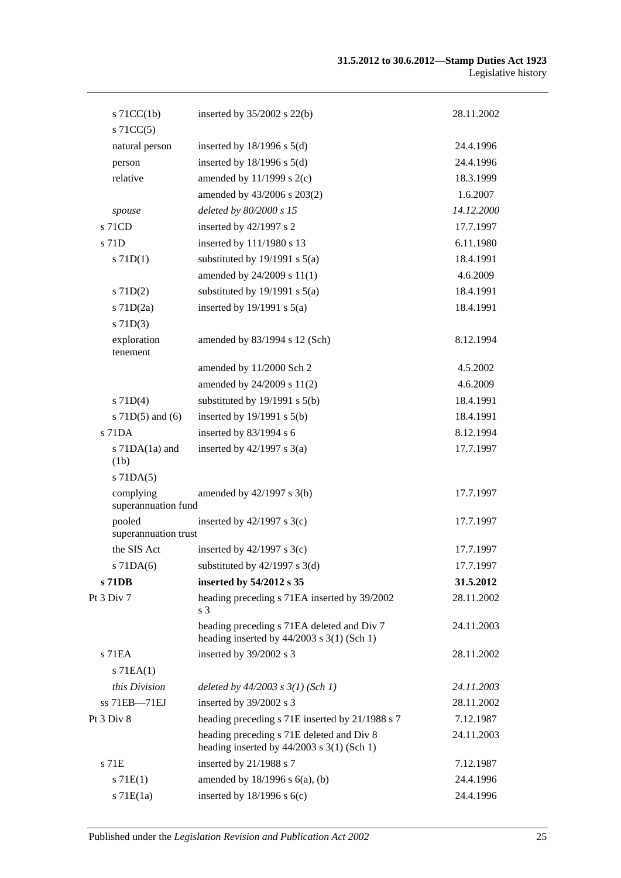| | | |
|---|---|---|
| s 71CC(1b) | inserted by 35/2002 s 22(b) | 28.11.2002 |
| s 71CC(5) | | |
| natural person | inserted by 18/1996 s 5(d) | 24.4.1996 |
| person | inserted by 18/1996 s 5(d) | 24.4.1996 |
| relative | amended by 11/1999 s 2(c) | 18.3.1999 |
| | amended by 43/2006 s 203(2) | 1.6.2007 |
| *spouse* | *deleted by 80/2000 s 15* | *14.12.2000* |
| s 71CD | inserted by 42/1997 s 2 | 17.7.1997 |
| s 71D | inserted by 111/1980 s 13 | 6.11.1980 |
| s 71D(1) | substituted by 19/1991 s 5(a) | 18.4.1991 |
| | amended by 24/2009 s 11(1) | 4.6.2009 |
| s 71D(2) | substituted by 19/1991 s 5(a) | 18.4.1991 |
| s 71D(2a) | inserted by 19/1991 s 5(a) | 18.4.1991 |
| s 71D(3) | | |
| exploration tenement | amended by 83/1994 s 12 (Sch) | 8.12.1994 |
| | amended by 11/2000 Sch 2 | 4.5.2002 |
| | amended by 24/2009 s 11(2) | 4.6.2009 |
| s 71D(4) | substituted by 19/1991 s 5(b) | 18.4.1991 |
| s 71D(5) and (6) | inserted by 19/1991 s 5(b) | 18.4.1991 |
| s 71DA | inserted by 83/1994 s 6 | 8.12.1994 |
| s 71DA(1a) and (1b) | inserted by 42/1997 s 3(a) | 17.7.1997 |
| s 71DA(5) | | |
| complying superannuation fund | amended by 42/1997 s 3(b) | 17.7.1997 |
| pooled superannuation trust | inserted by 42/1997 s 3(c) | 17.7.1997 |
| the SIS Act | inserted by 42/1997 s 3(c) | 17.7.1997 |
| s 71DA(6) | substituted by 42/1997 s 3(d) | 17.7.1997 |
| **s 71DB** | **inserted by 54/2012 s 35** | **31.5.2012** |
| Pt 3 Div 7 | heading preceding s 71EA inserted by 39/2002 s 3 | 28.11.2002 |
| | heading preceding s 71EA deleted and Div 7 heading inserted by 44/2003 s 3(1) (Sch 1) | 24.11.2003 |
| s 71EA | inserted by 39/2002 s 3 | 28.11.2002 |
| s 71EA(1) | | |
| *this Division* | *deleted by 44/2003 s 3(1) (Sch 1)* | *24.11.2003* |
| ss 71EB—71EJ | inserted by 39/2002 s 3 | 28.11.2002 |
| Pt 3 Div 8 | heading preceding s 71E inserted by 21/1988 s 7 | 7.12.1987 |
| | heading preceding s 71E deleted and Div 8 heading inserted by 44/2003 s 3(1) (Sch 1) | 24.11.2003 |
| s 71E | inserted by 21/1988 s 7 | 7.12.1987 |
| s 71E(1) | amended by 18/1996 s 6(a), (b) | 24.4.1996 |
| s 71E(1a) | inserted by 18/1996 s 6(c) | 24.4.1996 |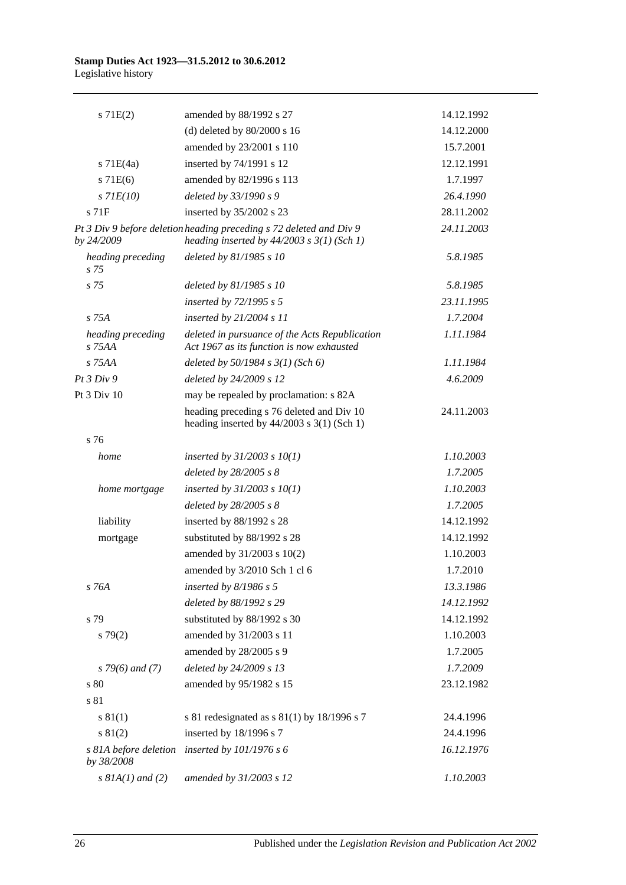| | | |
|---|---|---|
| s 71E(2) | amended by 88/1992 s 27 | 14.12.1992 |
| | (d) deleted by 80/2000 s 16 | 14.12.2000 |
| | amended by 23/2001 s 110 | 15.7.2001 |
| s 71E(4a) | inserted by 74/1991 s 12 | 12.12.1991 |
| s 71E(6) | amended by 82/1996 s 113 | 1.7.1997 |
| *s 71E(10)* | *deleted by 33/1990 s 9* | *26.4.1990* |
| s 71F | inserted by 35/2002 s 23 | 28.11.2002 |
| *Pt 3 Div 9 before deletion by 24/2009* | *heading preceding s 72 deleted and Div 9 heading inserted by 44/2003 s 3(1) (Sch 1)* | *24.11.2003* |
| *heading preceding s 75* | *deleted by 81/1985 s 10* | *5.8.1985* |
| *s 75* | *deleted by 81/1985 s 10* | *5.8.1985* |
| | *inserted by 72/1995 s 5* | *23.11.1995* |
| *s 75A* | *inserted by 21/2004 s 11* | *1.7.2004* |
| *heading preceding s 75AA* | *deleted in pursuance of the Acts Republication Act 1967 as its function is now exhausted* | *1.11.1984* |
| *s 75AA* | *deleted by 50/1984 s 3(1) (Sch 6)* | *1.11.1984* |
| *Pt 3 Div 9* | *deleted by 24/2009 s 12* | *4.6.2009* |
| Pt 3 Div 10 | may be repealed by proclamation: s 82A | |
| | heading preceding s 76 deleted and Div 10 heading inserted by 44/2003 s 3(1) (Sch 1) | 24.11.2003 |
| s 76 | | |
| *home* | *inserted by 31/2003 s 10(1)* | *1.10.2003* |
| | *deleted by 28/2005 s 8* | *1.7.2005* |
| *home mortgage* | *inserted by 31/2003 s 10(1)* | *1.10.2003* |
| | *deleted by 28/2005 s 8* | *1.7.2005* |
| liability | inserted by 88/1992 s 28 | 14.12.1992 |
| mortgage | substituted by 88/1992 s 28 | 14.12.1992 |
| | amended by 31/2003 s 10(2) | 1.10.2003 |
| | amended by 3/2010 Sch 1 cl 6 | 1.7.2010 |
| *s 76A* | *inserted by 8/1986 s 5* | *13.3.1986* |
| | *deleted by 88/1992 s 29* | *14.12.1992* |
| s 79 | substituted by 88/1992 s 30 | 14.12.1992 |
| s 79(2) | amended by 31/2003 s 11 | 1.10.2003 |
| | amended by 28/2005 s 9 | 1.7.2005 |
| *s 79(6) and (7)* | *deleted by 24/2009 s 13* | *1.7.2009* |
| s 80 | amended by 95/1982 s 15 | 23.12.1982 |
| s 81 | | |
| s 81(1) | s 81 redesignated as s 81(1) by 18/1996 s 7 | 24.4.1996 |
| s 81(2) | inserted by 18/1996 s 7 | 24.4.1996 |
| *s 81A before deletion by 38/2008* | *inserted by 101/1976 s 6* | *16.12.1976* |
| *s 81A(1) and (2)* | *amended by 31/2003 s 12* | *1.10.2003* |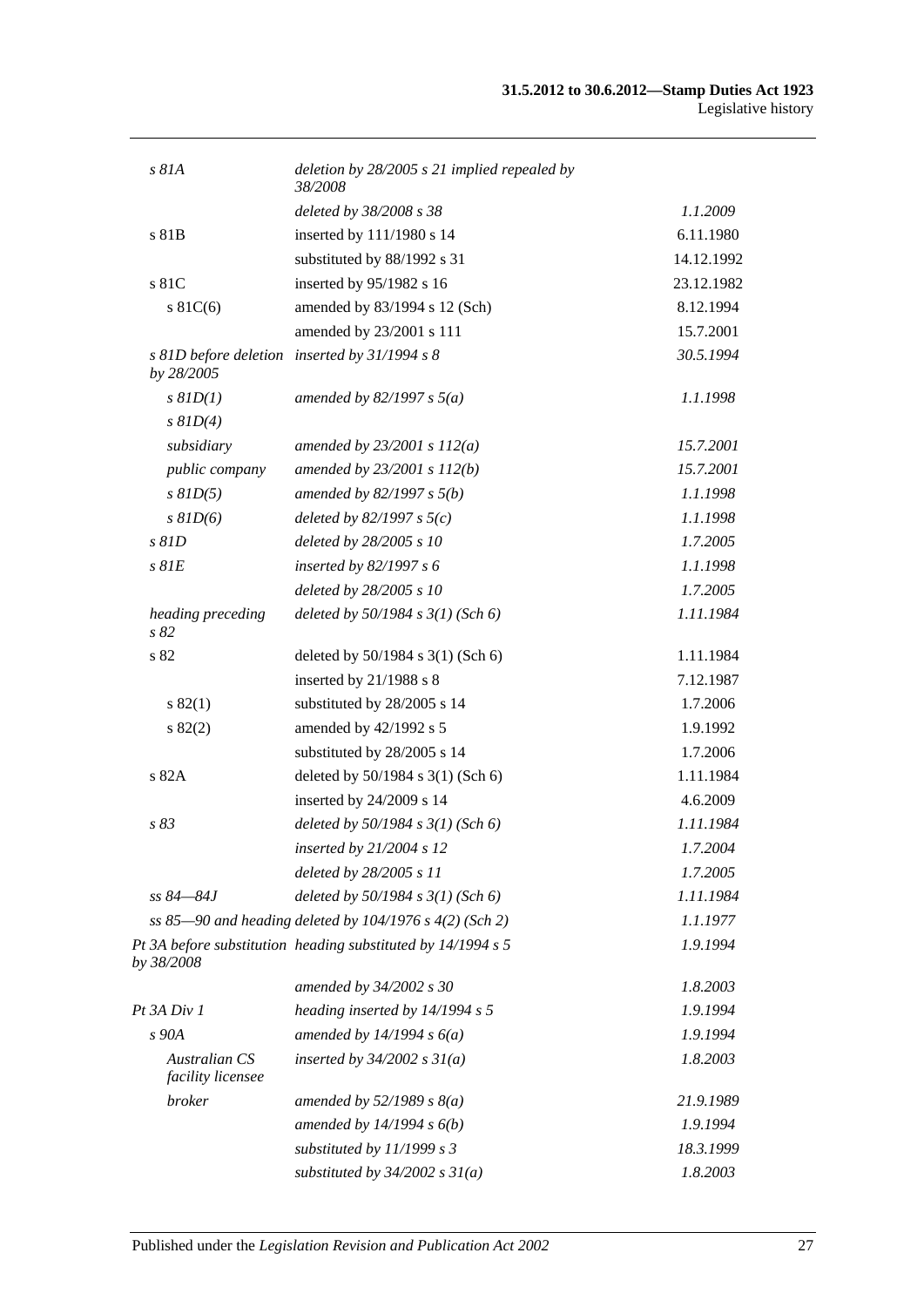| | | |
|---|---|---|
| *s 81A* | *deletion by 28/2005 s 21 implied repealed by 38/2008* | |
| | *deleted by 38/2008 s 38* | *1.1.2009* |
| s 81B | inserted by 111/1980 s 14 | 6.11.1980 |
| | substituted by 88/1992 s 31 | 14.12.1992 |
| s 81C | inserted by 95/1982 s 16 | 23.12.1982 |
| s 81C(6) | amended by 83/1994 s 12 (Sch) | 8.12.1994 |
| | amended by 23/2001 s 111 | 15.7.2001 |
| *s 81D before deletion by 28/2005* | *inserted by 31/1994 s 8* | *30.5.1994* |
| *s 81D(1)* | *amended by 82/1997 s 5(a)* | *1.1.1998* |
| *s 81D(4)* | | |
| *subsidiary* | *amended by 23/2001 s 112(a)* | *15.7.2001* |
| *public company* | *amended by 23/2001 s 112(b)* | *15.7.2001* |
| *s 81D(5)* | *amended by 82/1997 s 5(b)* | *1.1.1998* |
| *s 81D(6)* | *deleted by 82/1997 s 5(c)* | *1.1.1998* |
| *s 81D* | *deleted by 28/2005 s 10* | *1.7.2005* |
| *s 81E* | *inserted by 82/1997 s 6* | *1.1.1998* |
| | *deleted by 28/2005 s 10* | *1.7.2005* |
| *heading preceding s 82* | *deleted by 50/1984 s 3(1) (Sch 6)* | *1.11.1984* |
| s 82 | deleted by 50/1984 s 3(1) (Sch 6) | 1.11.1984 |
| | inserted by 21/1988 s 8 | 7.12.1987 |
| s 82(1) | substituted by 28/2005 s 14 | 1.7.2006 |
| s 82(2) | amended by 42/1992 s 5 | 1.9.1992 |
| | substituted by 28/2005 s 14 | 1.7.2006 |
| s 82A | deleted by 50/1984 s 3(1) (Sch 6) | 1.11.1984 |
| | inserted by 24/2009 s 14 | 4.6.2009 |
| *s 83* | *deleted by 50/1984 s 3(1) (Sch 6)* | *1.11.1984* |
| | *inserted by 21/2004 s 12* | *1.7.2004* |
| | *deleted by 28/2005 s 11* | *1.7.2005* |
| *ss 84—84J* | *deleted by 50/1984 s 3(1) (Sch 6)* | *1.11.1984* |
| *ss 85—90 and heading deleted by 104/1976 s 4(2) (Sch 2)* | | *1.1.1977* |
| *Pt 3A before substitution by 38/2008* | *heading substituted by 14/1994 s 5* | *1.9.1994* |
| | *amended by 34/2002 s 30* | *1.8.2003* |
| *Pt 3A Div 1* | *heading inserted by 14/1994 s 5* | *1.9.1994* |
| *s 90A* | *amended by 14/1994 s 6(a)* | *1.9.1994* |
| *Australian CS facility licensee* | *inserted by 34/2002 s 31(a)* | *1.8.2003* |
| *broker* | *amended by 52/1989 s 8(a)* | *21.9.1989* |
| | *amended by 14/1994 s 6(b)* | *1.9.1994* |
| | *substituted by 11/1999 s 3* | *18.3.1999* |
| | *substituted by 34/2002 s 31(a)* | *1.8.2003* |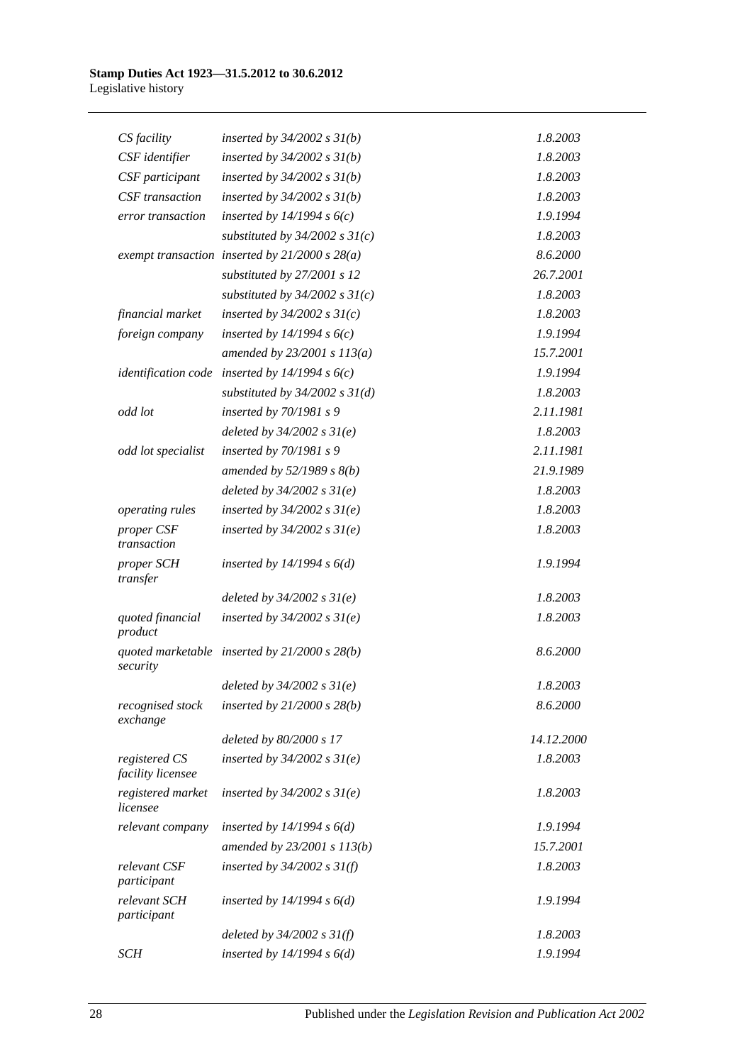| | | |
|---|---|---|
| *CS facility* | *inserted by 34/2002 s 31(b)* | *1.8.2003* |
| *CSF identifier* | *inserted by 34/2002 s 31(b)* | *1.8.2003* |
| *CSF participant* | *inserted by 34/2002 s 31(b)* | *1.8.2003* |
| *CSF transaction* | *inserted by 34/2002 s 31(b)* | *1.8.2003* |
| *error transaction* | *inserted by 14/1994 s 6(c)* | *1.9.1994* |
| | *substituted by 34/2002 s 31(c)* | *1.8.2003* |
| *exempt transaction* | *inserted by 21/2000 s 28(a)* | *8.6.2000* |
| | *substituted by 27/2001 s 12* | *26.7.2001* |
| | *substituted by 34/2002 s 31(c)* | *1.8.2003* |
| *financial market* | *inserted by 34/2002 s 31(c)* | *1.8.2003* |
| *foreign company* | *inserted by 14/1994 s 6(c)* | *1.9.1994* |
| | *amended by 23/2001 s 113(a)* | *15.7.2001* |
| *identification code* | *inserted by 14/1994 s 6(c)* | *1.9.1994* |
| | *substituted by 34/2002 s 31(d)* | *1.8.2003* |
| *odd lot* | *inserted by 70/1981 s 9* | *2.11.1981* |
| | *deleted by 34/2002 s 31(e)* | *1.8.2003* |
| *odd lot specialist* | *inserted by 70/1981 s 9* | *2.11.1981* |
| | *amended by 52/1989 s 8(b)* | *21.9.1989* |
| | *deleted by 34/2002 s 31(e)* | *1.8.2003* |
| *operating rules* | *inserted by 34/2002 s 31(e)* | *1.8.2003* |
| *proper CSF transaction* | *inserted by 34/2002 s 31(e)* | *1.8.2003* |
| *proper SCH transfer* | *inserted by 14/1994 s 6(d)* | *1.9.1994* |
| | *deleted by 34/2002 s 31(e)* | *1.8.2003* |
| *quoted financial product* | *inserted by 34/2002 s 31(e)* | *1.8.2003* |
| *quoted marketable security* | *inserted by 21/2000 s 28(b)* | *8.6.2000* |
| | *deleted by 34/2002 s 31(e)* | *1.8.2003* |
| *recognised stock exchange* | *inserted by 21/2000 s 28(b)* | *8.6.2000* |
| | *deleted by 80/2000 s 17* | *14.12.2000* |
| *registered CS facility licensee* | *inserted by 34/2002 s 31(e)* | *1.8.2003* |
| *registered market licensee* | *inserted by 34/2002 s 31(e)* | *1.8.2003* |
| *relevant company* | *inserted by 14/1994 s 6(d)* | *1.9.1994* |
| | *amended by 23/2001 s 113(b)* | *15.7.2001* |
| *relevant CSF participant* | *inserted by 34/2002 s 31(f)* | *1.8.2003* |
| *relevant SCH participant* | *inserted by 14/1994 s 6(d)* | *1.9.1994* |
| | *deleted by 34/2002 s 31(f)* | *1.8.2003* |
| *SCH* | *inserted by 14/1994 s 6(d)* | *1.9.1994* |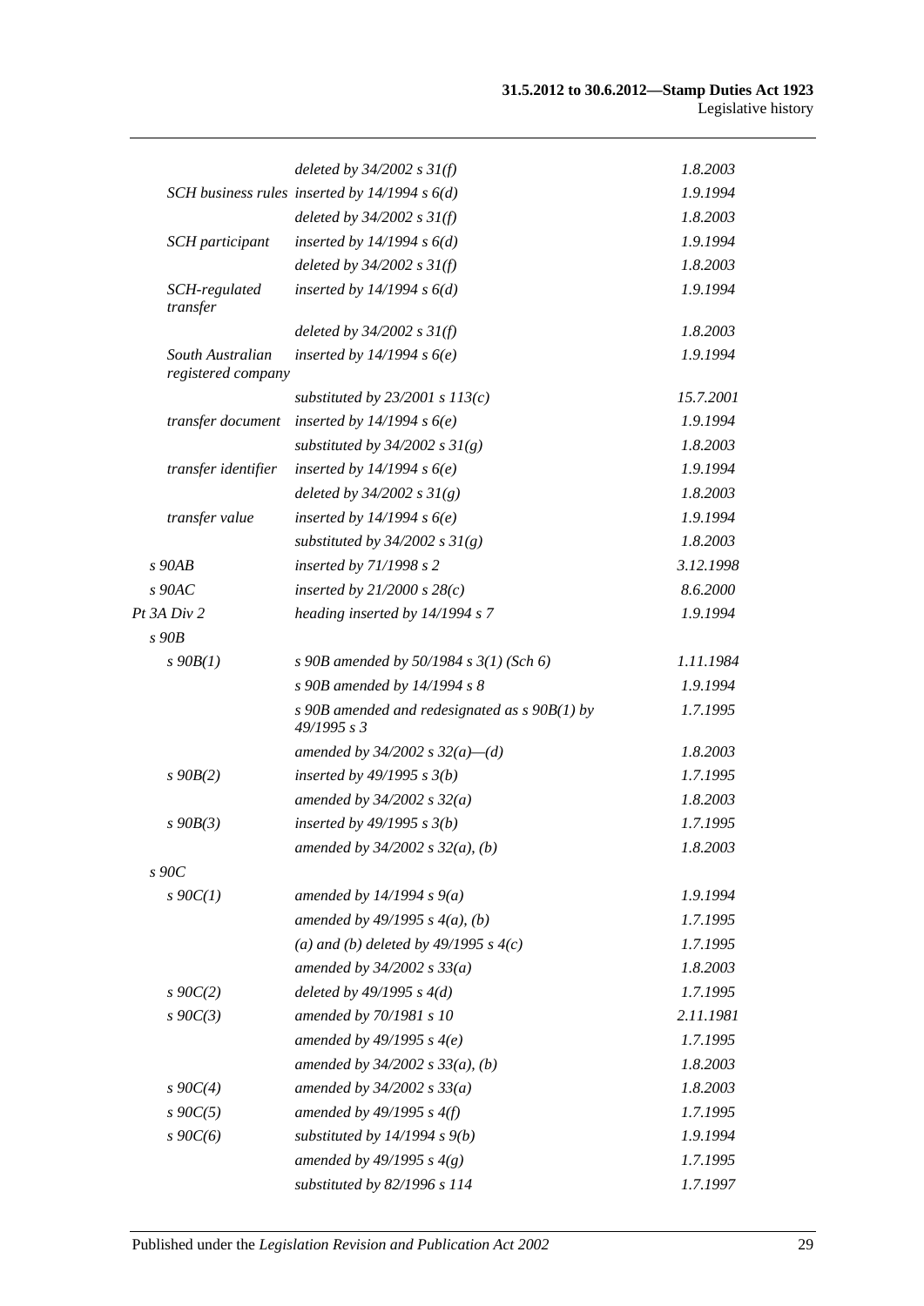| | | |
|---|---|---|
| | *deleted by 34/2002 s 31(f)* | *1.8.2003* |
| SCH business rules | *inserted by 14/1994 s 6(d)* | *1.9.1994* |
| | *deleted by 34/2002 s 31(f)* | *1.8.2003* |
| SCH participant | *inserted by 14/1994 s 6(d)* | *1.9.1994* |
| | *deleted by 34/2002 s 31(f)* | *1.8.2003* |
| SCH-regulated transfer | *inserted by 14/1994 s 6(d)* | *1.9.1994* |
| | *deleted by 34/2002 s 31(f)* | *1.8.2003* |
| South Australian registered company | *inserted by 14/1994 s 6(e)* | *1.9.1994* |
| | *substituted by 23/2001 s 113(c)* | *15.7.2001* |
| transfer document | *inserted by 14/1994 s 6(e)* | *1.9.1994* |
| | *substituted by 34/2002 s 31(g)* | *1.8.2003* |
| transfer identifier | *inserted by 14/1994 s 6(e)* | *1.9.1994* |
| | *deleted by 34/2002 s 31(g)* | *1.8.2003* |
| transfer value | *inserted by 14/1994 s 6(e)* | *1.9.1994* |
| | *substituted by 34/2002 s 31(g)* | *1.8.2003* |
| *s 90AB* | *inserted by 71/1998 s 2* | *3.12.1998* |
| *s 90AC* | *inserted by 21/2000 s 28(c)* | *8.6.2000* |
| *Pt 3A Div 2* | *heading inserted by 14/1994 s 7* | *1.9.1994* |
| *s 90B* | | |
| *s 90B(1)* | *s 90B amended by 50/1984 s 3(1) (Sch 6)* | *1.11.1984* |
| | *s 90B amended by 14/1994 s 8* | *1.9.1994* |
| | *s 90B amended and redesignated as s 90B(1) by 49/1995 s 3* | *1.7.1995* |
| | *amended by 34/2002 s 32(a)—(d)* | *1.8.2003* |
| *s 90B(2)* | *inserted by 49/1995 s 3(b)* | *1.7.1995* |
| | *amended by 34/2002 s 32(a)* | *1.8.2003* |
| *s 90B(3)* | *inserted by 49/1995 s 3(b)* | *1.7.1995* |
| | *amended by 34/2002 s 32(a), (b)* | *1.8.2003* |
| *s 90C* | | |
| *s 90C(1)* | *amended by 14/1994 s 9(a)* | *1.9.1994* |
| | *amended by 49/1995 s 4(a), (b)* | *1.7.1995* |
| | *(a) and (b) deleted by 49/1995 s 4(c)* | *1.7.1995* |
| | *amended by 34/2002 s 33(a)* | *1.8.2003* |
| *s 90C(2)* | *deleted by 49/1995 s 4(d)* | *1.7.1995* |
| *s 90C(3)* | *amended by 70/1981 s 10* | *2.11.1981* |
| | *amended by 49/1995 s 4(e)* | *1.7.1995* |
| | *amended by 34/2002 s 33(a), (b)* | *1.8.2003* |
| *s 90C(4)* | *amended by 34/2002 s 33(a)* | *1.8.2003* |
| *s 90C(5)* | *amended by 49/1995 s 4(f)* | *1.7.1995* |
| *s 90C(6)* | *substituted by 14/1994 s 9(b)* | *1.9.1994* |
| | *amended by 49/1995 s 4(g)* | *1.7.1995* |
| | *substituted by 82/1996 s 114* | *1.7.1997* |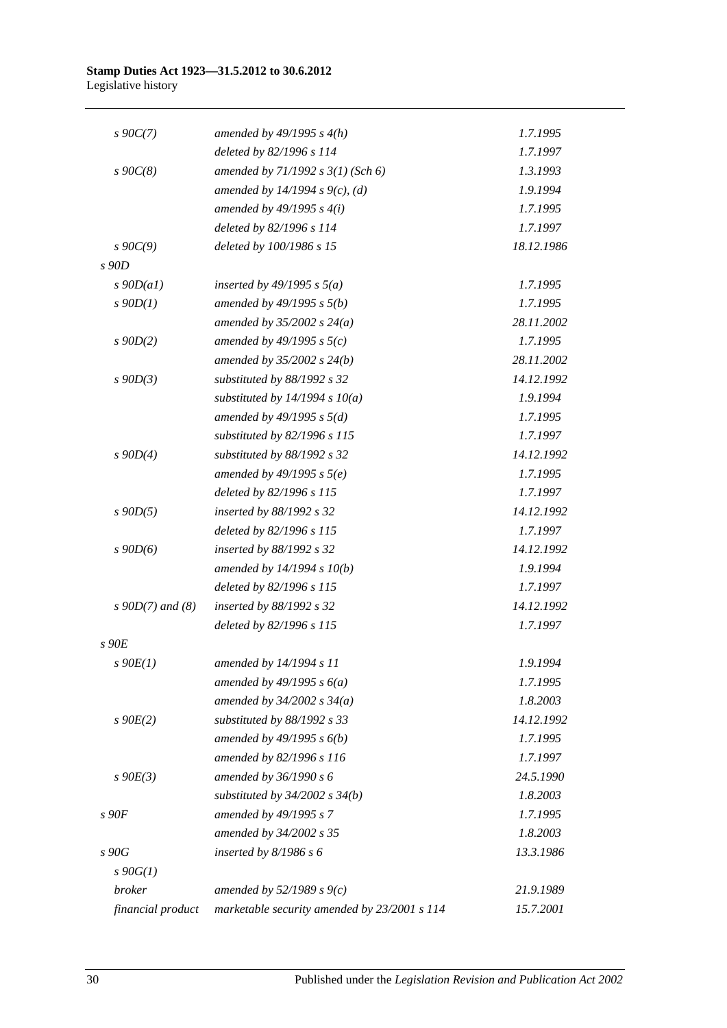| | | |
|---|---|---|
| *s 90C(7)* | *amended by 49/1995 s 4(h)* | *1.7.1995* |
| | *deleted by 82/1996 s 114* | *1.7.1997* |
| *s 90C(8)* | *amended by 71/1992 s 3(1) (Sch 6)* | *1.3.1993* |
| | *amended by 14/1994 s 9(c), (d)* | *1.9.1994* |
| | *amended by 49/1995 s 4(i)* | *1.7.1995* |
| | *deleted by 82/1996 s 114* | *1.7.1997* |
| *s 90C(9)* | *deleted by 100/1986 s 15* | *18.12.1986* |
| *s 90D* | | |
| *s 90D(a1)* | *inserted by 49/1995 s 5(a)* | *1.7.1995* |
| *s 90D(1)* | *amended by 49/1995 s 5(b)* | *1.7.1995* |
| | *amended by 35/2002 s 24(a)* | *28.11.2002* |
| *s 90D(2)* | *amended by 49/1995 s 5(c)* | *1.7.1995* |
| | *amended by 35/2002 s 24(b)* | *28.11.2002* |
| *s 90D(3)* | *substituted by 88/1992 s 32* | *14.12.1992* |
| | *substituted by 14/1994 s 10(a)* | *1.9.1994* |
| | *amended by 49/1995 s 5(d)* | *1.7.1995* |
| | *substituted by 82/1996 s 115* | *1.7.1997* |
| *s 90D(4)* | *substituted by 88/1992 s 32* | *14.12.1992* |
| | *amended by 49/1995 s 5(e)* | *1.7.1995* |
| | *deleted by 82/1996 s 115* | *1.7.1997* |
| *s 90D(5)* | *inserted by 88/1992 s 32* | *14.12.1992* |
| | *deleted by 82/1996 s 115* | *1.7.1997* |
| *s 90D(6)* | *inserted by 88/1992 s 32* | *14.12.1992* |
| | *amended by 14/1994 s 10(b)* | *1.9.1994* |
| | *deleted by 82/1996 s 115* | *1.7.1997* |
| *s 90D(7) and (8)* | *inserted by 88/1992 s 32* | *14.12.1992* |
| | *deleted by 82/1996 s 115* | *1.7.1997* |
| *s 90E* | | |
| *s 90E(1)* | *amended by 14/1994 s 11* | *1.9.1994* |
| | *amended by 49/1995 s 6(a)* | *1.7.1995* |
| | *amended by 34/2002 s 34(a)* | *1.8.2003* |
| *s 90E(2)* | *substituted by 88/1992 s 33* | *14.12.1992* |
| | *amended by 49/1995 s 6(b)* | *1.7.1995* |
| | *amended by 82/1996 s 116* | *1.7.1997* |
| *s 90E(3)* | *amended by 36/1990 s 6* | *24.5.1990* |
| | *substituted by 34/2002 s 34(b)* | *1.8.2003* |
| *s 90F* | *amended by 49/1995 s 7* | *1.7.1995* |
| | *amended by 34/2002 s 35* | *1.8.2003* |
| *s 90G* | *inserted by 8/1986 s 6* | *13.3.1986* |
| *s 90G(1)* | | |
| *broker* | *amended by 52/1989 s 9(c)* | *21.9.1989* |
| *financial product* | *marketable security amended by 23/2001 s 114* | *15.7.2001* |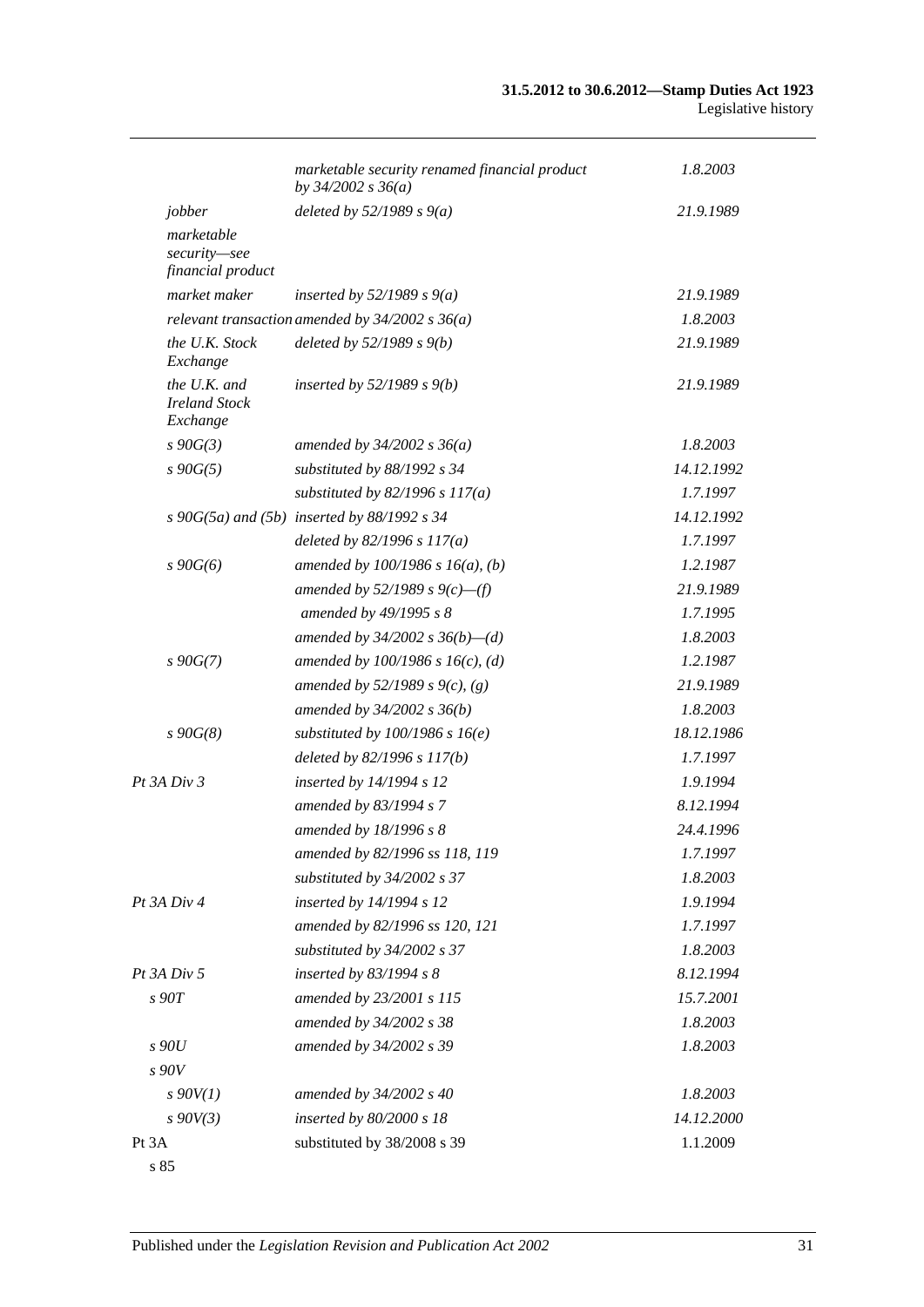| | | |
|---|---|---|
| | *marketable security renamed financial product by 34/2002 s 36(a)* | *1.8.2003* |
| *jobber* | *deleted by 52/1989 s 9(a)* | *21.9.1989* |
| *marketable security—see financial product* | | |
| *market maker* | *inserted by 52/1989 s 9(a)* | *21.9.1989* |
| *relevant transaction* | *amended by 34/2002 s 36(a)* | *1.8.2003* |
| *the U.K. Stock Exchange* | *deleted by 52/1989 s 9(b)* | *21.9.1989* |
| *the U.K. and Ireland Stock Exchange* | *inserted by 52/1989 s 9(b)* | *21.9.1989* |
| *s 90G(3)* | *amended by 34/2002 s 36(a)* | *1.8.2003* |
| *s 90G(5)* | *substituted by 88/1992 s 34* | *14.12.1992* |
| | *substituted by 82/1996 s 117(a)* | *1.7.1997* |
| *s 90G(5a) and (5b)* | *inserted by 88/1992 s 34* | *14.12.1992* |
| | *deleted by 82/1996 s 117(a)* | *1.7.1997* |
| *s 90G(6)* | *amended by 100/1986 s 16(a), (b)* | *1.2.1987* |
| | *amended by 52/1989 s 9(c)—(f)* | *21.9.1989* |
| | *amended by 49/1995 s 8* | *1.7.1995* |
| | *amended by 34/2002 s 36(b)—(d)* | *1.8.2003* |
| *s 90G(7)* | *amended by 100/1986 s 16(c), (d)* | *1.2.1987* |
| | *amended by 52/1989 s 9(c), (g)* | *21.9.1989* |
| | *amended by 34/2002 s 36(b)* | *1.8.2003* |
| *s 90G(8)* | *substituted by 100/1986 s 16(e)* | *18.12.1986* |
| | *deleted by 82/1996 s 117(b)* | *1.7.1997* |
| *Pt 3A Div 3* | *inserted by 14/1994 s 12* | *1.9.1994* |
| | *amended by 83/1994 s 7* | *8.12.1994* |
| | *amended by 18/1996 s 8* | *24.4.1996* |
| | *amended by 82/1996 ss 118, 119* | *1.7.1997* |
| | *substituted by 34/2002 s 37* | *1.8.2003* |
| *Pt 3A Div 4* | *inserted by 14/1994 s 12* | *1.9.1994* |
| | *amended by 82/1996 ss 120, 121* | *1.7.1997* |
| | *substituted by 34/2002 s 37* | *1.8.2003* |
| *Pt 3A Div 5* | *inserted by 83/1994 s 8* | *8.12.1994* |
| *s 90T* | *amended by 23/2001 s 115* | *15.7.2001* |
| | *amended by 34/2002 s 38* | *1.8.2003* |
| *s 90U* | *amended by 34/2002 s 39* | *1.8.2003* |
| *s 90V* | | |
| *s 90V(1)* | *amended by 34/2002 s 40* | *1.8.2003* |
| *s 90V(3)* | *inserted by 80/2000 s 18* | *14.12.2000* |
| Pt 3A | substituted by 38/2008 s 39 | 1.1.2009 |
| s 85 | | |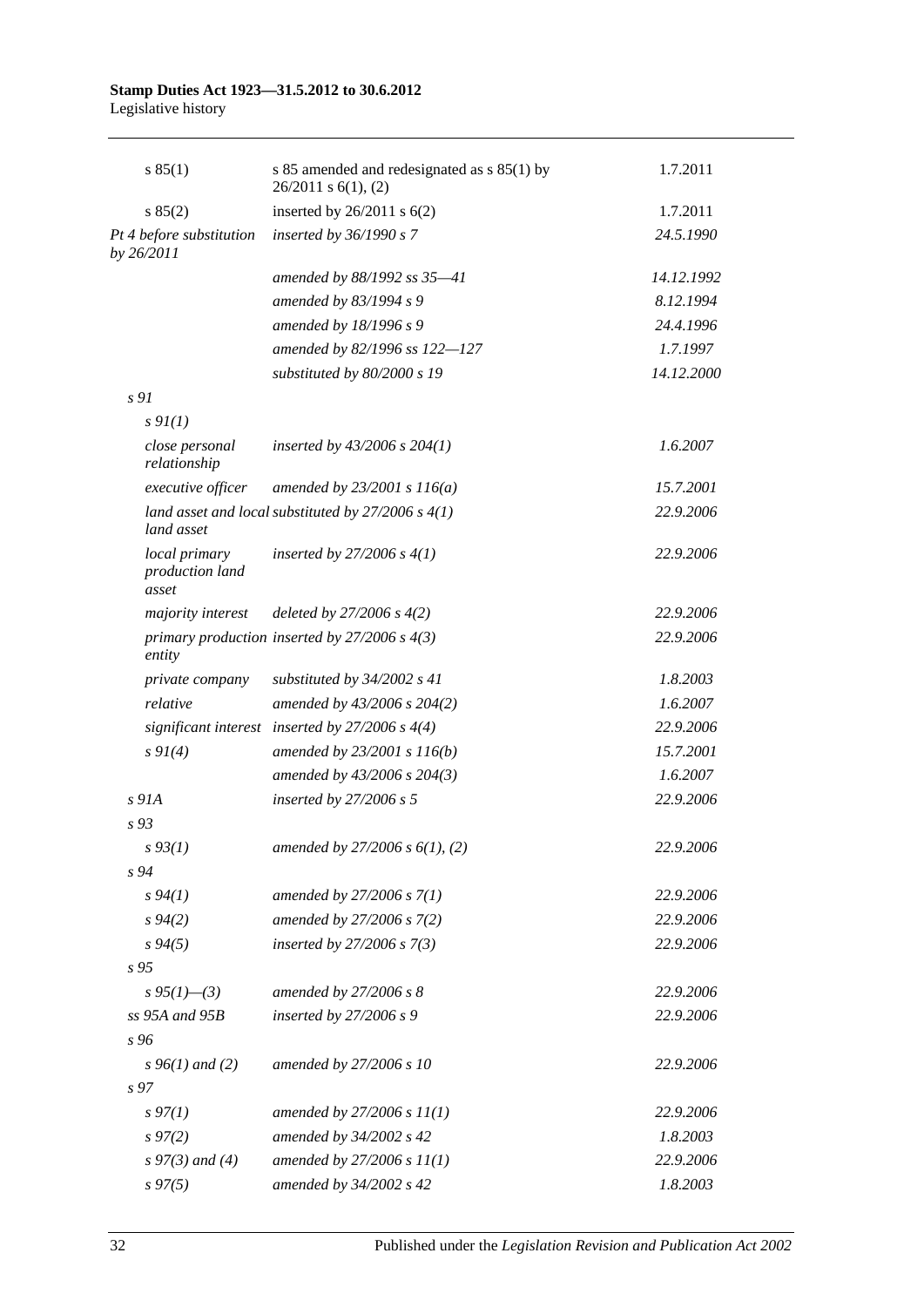| | | |
|---|---|---|
| s 85(1) | s 85 amended and redesignated as s 85(1) by 26/2011 s 6(1), (2) | 1.7.2011 |
| s 85(2) | inserted by 26/2011 s 6(2) | 1.7.2011 |
| *Pt 4 before substitution by 26/2011* | *inserted by 36/1990 s 7* | *24.5.1990* |
| | *amended by 88/1992 ss 35—41* | *14.12.1992* |
| | *amended by 83/1994 s 9* | *8.12.1994* |
| | *amended by 18/1996 s 9* | *24.4.1996* |
| | *amended by 82/1996 ss 122—127* | *1.7.1997* |
| | *substituted by 80/2000 s 19* | *14.12.2000* |
| *s 91* | | |
| *s 91(1)* | | |
| *close personal relationship* | *inserted by 43/2006 s 204(1)* | *1.6.2007* |
| *executive officer* | *amended by 23/2001 s 116(a)* | *15.7.2001* |
| *land asset and local land asset* | *substituted by 27/2006 s 4(1)* | *22.9.2006* |
| *local primary production land asset* | *inserted by 27/2006 s 4(1)* | *22.9.2006* |
| *majority interest* | *deleted by 27/2006 s 4(2)* | *22.9.2006* |
| *primary production entity* | *inserted by 27/2006 s 4(3)* | *22.9.2006* |
| *private company* | *substituted by 34/2002 s 41* | *1.8.2003* |
| *relative* | *amended by 43/2006 s 204(2)* | *1.6.2007* |
| *significant interest* | *inserted by 27/2006 s 4(4)* | *22.9.2006* |
| *s 91(4)* | *amended by 23/2001 s 116(b)* | *15.7.2001* |
| | *amended by 43/2006 s 204(3)* | *1.6.2007* |
| *s 91A* | *inserted by 27/2006 s 5* | *22.9.2006* |
| *s 93* | | |
| *s 93(1)* | *amended by 27/2006 s 6(1), (2)* | *22.9.2006* |
| *s 94* | | |
| *s 94(1)* | *amended by 27/2006 s 7(1)* | *22.9.2006* |
| *s 94(2)* | *amended by 27/2006 s 7(2)* | *22.9.2006* |
| *s 94(5)* | *inserted by 27/2006 s 7(3)* | *22.9.2006* |
| *s 95* | | |
| *s 95(1)—(3)* | *amended by 27/2006 s 8* | *22.9.2006* |
| *ss 95A and 95B* | *inserted by 27/2006 s 9* | *22.9.2006* |
| *s 96* | | |
| *s 96(1) and (2)* | *amended by 27/2006 s 10* | *22.9.2006* |
| *s 97* | | |
| *s 97(1)* | *amended by 27/2006 s 11(1)* | *22.9.2006* |
| *s 97(2)* | *amended by 34/2002 s 42* | *1.8.2003* |
| *s 97(3) and (4)* | *amended by 27/2006 s 11(1)* | *22.9.2006* |
| *s 97(5)* | *amended by 34/2002 s 42* | *1.8.2003* |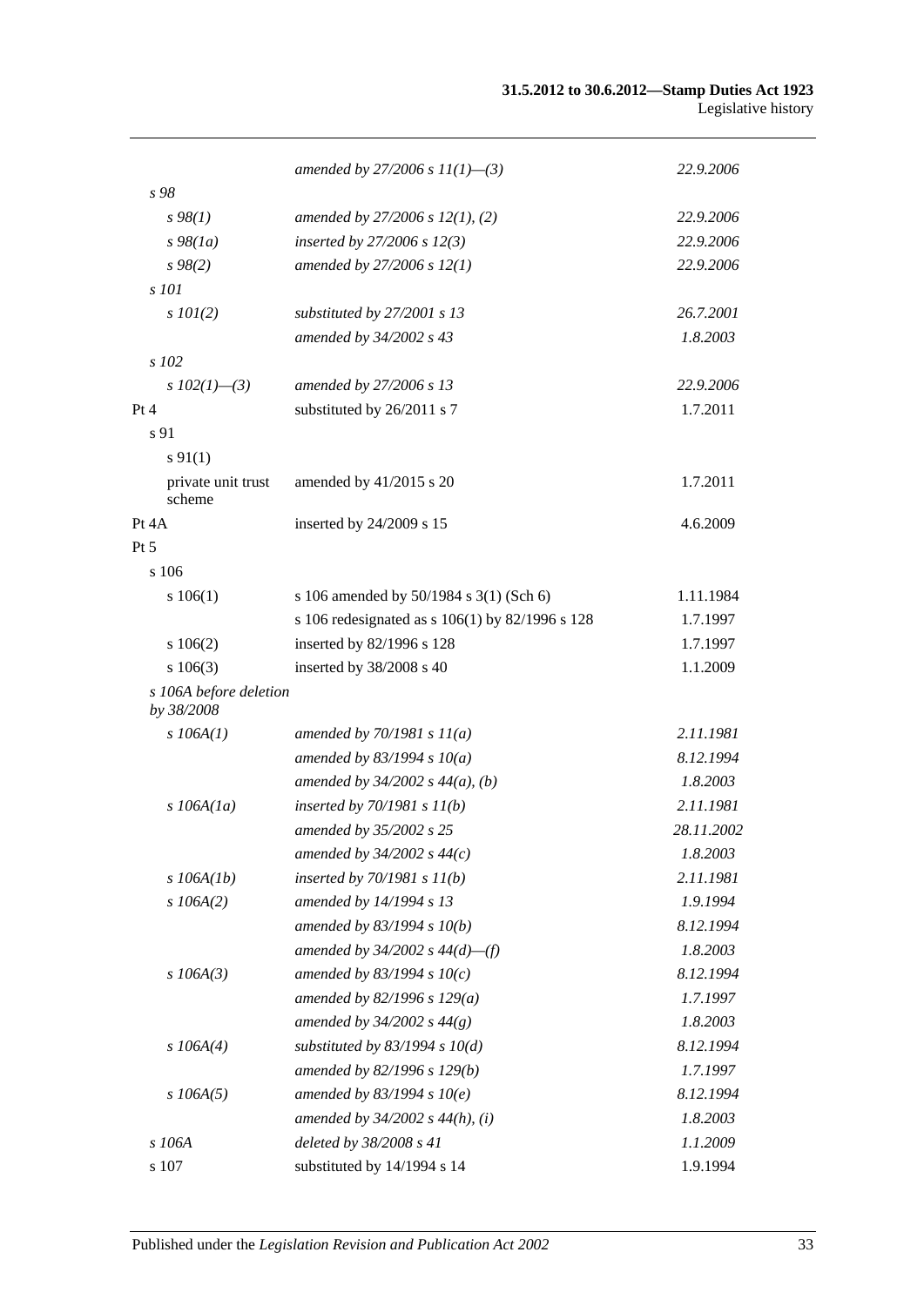| | | |
|---|---|---|
| | *amended by 27/2006 s 11(1)—(3)* | *22.9.2006* |
| *s 98* | | |
| *s 98(1)* | *amended by 27/2006 s 12(1), (2)* | *22.9.2006* |
| *s 98(1a)* | *inserted by 27/2006 s 12(3)* | *22.9.2006* |
| *s 98(2)* | *amended by 27/2006 s 12(1)* | *22.9.2006* |
| *s 101* | | |
| *s 101(2)* | *substituted by 27/2001 s 13* | *26.7.2001* |
| | *amended by 34/2002 s 43* | *1.8.2003* |
| *s 102* | | |
| *s 102(1)—(3)* | *amended by 27/2006 s 13* | *22.9.2006* |
| Pt 4 | substituted by 26/2011 s 7 | 1.7.2011 |
| s 91 | | |
| s 91(1) | | |
| private unit trust scheme | amended by 41/2015 s 20 | 1.7.2011 |
| Pt 4A | inserted by 24/2009 s 15 | 4.6.2009 |
| Pt 5 | | |
| s 106 | | |
| s 106(1) | s 106 amended by 50/1984 s 3(1) (Sch 6) | 1.11.1984 |
| | s 106 redesignated as s 106(1) by 82/1996 s 128 | 1.7.1997 |
| s 106(2) | inserted by 82/1996 s 128 | 1.7.1997 |
| s 106(3) | inserted by 38/2008 s 40 | 1.1.2009 |
| *s 106A before deletion by 38/2008* | | |
| *s 106A(1)* | *amended by 70/1981 s 11(a)* | *2.11.1981* |
| | *amended by 83/1994 s 10(a)* | *8.12.1994* |
| | *amended by 34/2002 s 44(a), (b)* | *1.8.2003* |
| *s 106A(1a)* | *inserted by 70/1981 s 11(b)* | *2.11.1981* |
| | *amended by 35/2002 s 25* | *28.11.2002* |
| | *amended by 34/2002 s 44(c)* | *1.8.2003* |
| *s 106A(1b)* | *inserted by 70/1981 s 11(b)* | *2.11.1981* |
| *s 106A(2)* | *amended by 14/1994 s 13* | *1.9.1994* |
| | *amended by 83/1994 s 10(b)* | *8.12.1994* |
| | *amended by 34/2002 s 44(d)—(f)* | *1.8.2003* |
| *s 106A(3)* | *amended by 83/1994 s 10(c)* | *8.12.1994* |
| | *amended by 82/1996 s 129(a)* | *1.7.1997* |
| | *amended by 34/2002 s 44(g)* | *1.8.2003* |
| *s 106A(4)* | *substituted by 83/1994 s 10(d)* | *8.12.1994* |
| | *amended by 82/1996 s 129(b)* | *1.7.1997* |
| *s 106A(5)* | *amended by 83/1994 s 10(e)* | *8.12.1994* |
| | *amended by 34/2002 s 44(h), (i)* | *1.8.2003* |
| *s 106A* | *deleted by 38/2008 s 41* | *1.1.2009* |
| s 107 | substituted by 14/1994 s 14 | 1.9.1994 |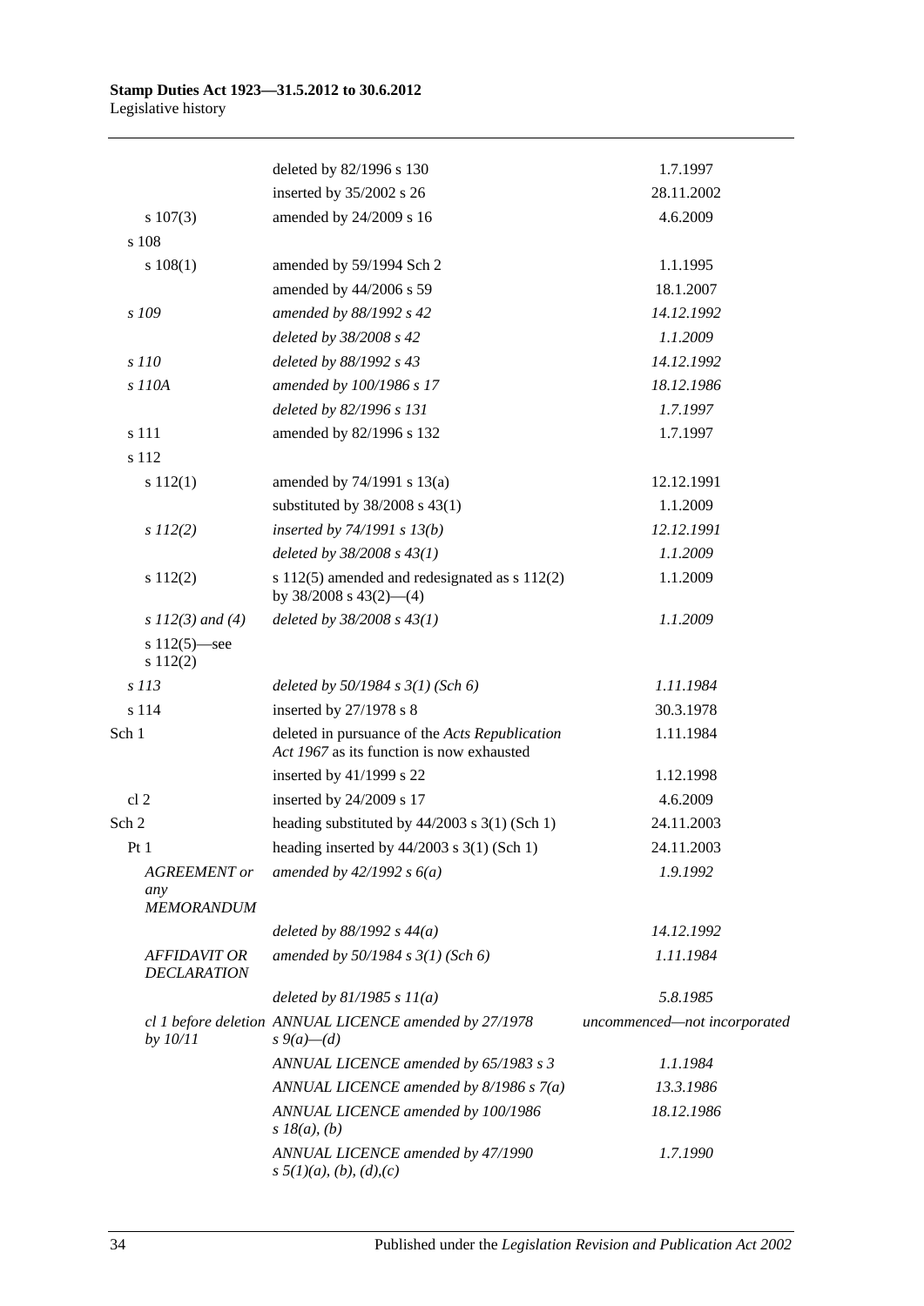| | | |
|---|---|---|
| | deleted by 82/1996 s 130 | 1.7.1997 |
| | inserted by 35/2002 s 26 | 28.11.2002 |
| s 107(3) | amended by 24/2009 s 16 | 4.6.2009 |
| s 108 | | |
| s 108(1) | amended by 59/1994 Sch 2 | 1.1.1995 |
| | amended by 44/2006 s 59 | 18.1.2007 |
| *s 109* | *amended by 88/1992 s 42* | *14.12.1992* |
| | *deleted by 38/2008 s 42* | *1.1.2009* |
| *s 110* | *deleted by 88/1992 s 43* | *14.12.1992* |
| *s 110A* | *amended by 100/1986 s 17* | *18.12.1986* |
| | *deleted by 82/1996 s 131* | *1.7.1997* |
| s 111 | amended by 82/1996 s 132 | 1.7.1997 |
| s 112 | | |
| s 112(1) | amended by 74/1991 s 13(a) | 12.12.1991 |
| | substituted by 38/2008 s 43(1) | 1.1.2009 |
| *s 112(2)* | *inserted by 74/1991 s 13(b)* | *12.12.1991* |
| | *deleted by 38/2008 s 43(1)* | *1.1.2009* |
| s 112(2) | s 112(5) amended and redesignated as s 112(2) by 38/2008 s 43(2)—(4) | 1.1.2009 |
| *s 112(3) and (4)* | *deleted by 38/2008 s 43(1)* | *1.1.2009* |
| s 112(5)—see s 112(2) | | |
| *s 113* | *deleted by 50/1984 s 3(1) (Sch 6)* | *1.11.1984* |
| s 114 | inserted by 27/1978 s 8 | 30.3.1978 |
| Sch 1 | deleted in pursuance of the *Acts Republication Act 1967* as its function is now exhausted | 1.11.1984 |
| | inserted by 41/1999 s 22 | 1.12.1998 |
| cl 2 | inserted by 24/2009 s 17 | 4.6.2009 |
| Sch 2 | heading substituted by 44/2003 s 3(1) (Sch 1) | 24.11.2003 |
| Pt 1 | heading inserted by 44/2003 s 3(1) (Sch 1) | 24.11.2003 |
| *AGREEMENT or any MEMORANDUM* | *amended by 42/1992 s 6(a)* | *1.9.1992* |
| | *deleted by 88/1992 s 44(a)* | *14.12.1992* |
| *AFFIDAVIT OR DECLARATION* | *amended by 50/1984 s 3(1) (Sch 6)* | *1.11.1984* |
| | *deleted by 81/1985 s 11(a)* | *5.8.1985* |
| *cl 1 before deletion by 10/11* | *ANNUAL LICENCE amended by 27/1978 s 9(a)—(d)* | *uncommenced—not incorporated* |
| | *ANNUAL LICENCE amended by 65/1983 s 3* | *1.1.1984* |
| | *ANNUAL LICENCE amended by 8/1986 s 7(a)* | *13.3.1986* |
| | *ANNUAL LICENCE amended by 100/1986 s 18(a), (b)* | *18.12.1986* |
| | *ANNUAL LICENCE amended by 47/1990 s 5(1)(a), (b), (d),(c)* | *1.7.1990* |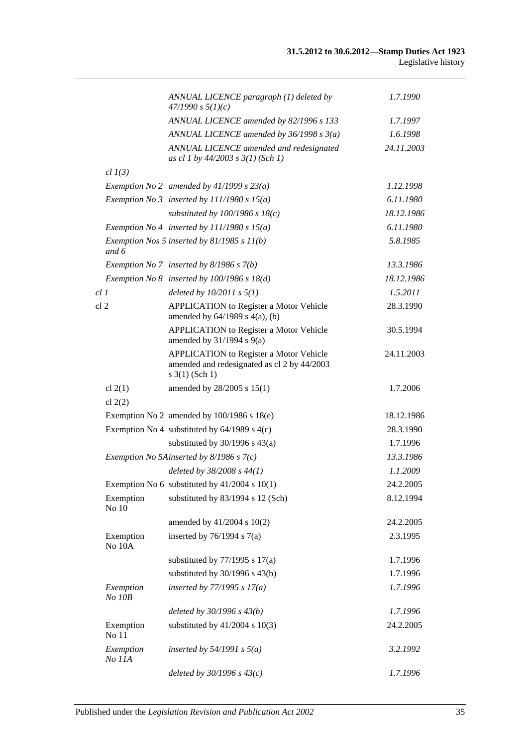| | | |
|---|---|---|
| | *ANNUAL LICENCE paragraph (1) deleted by 47/1990 s 5(1)(c)* | *1.7.1990* |
| | *ANNUAL LICENCE amended by 82/1996 s 133* | *1.7.1997* |
| | *ANNUAL LICENCE amended by 36/1998 s 3(a)* | *1.6.1998* |
| | *ANNUAL LICENCE amended and redesignated as cl 1 by 44/2003 s 3(1) (Sch 1)* | *24.11.2003* |
| *cl 1(3)* | | |
| | *Exemption No 2 amended by 41/1999 s 23(a)* | *1.12.1998* |
| | *Exemption No 3 inserted by 111/1980 s 15(a)* | *6.11.1980* |
| | *substituted by 100/1986 s 18(c)* | *18.12.1986* |
| | *Exemption No 4 inserted by 111/1980 s 15(a)* | *6.11.1980* |
| | *Exemption Nos 5 and 6 inserted by 81/1985 s 11(b)* | *5.8.1985* |
| | *Exemption No 7 inserted by 8/1986 s 7(b)* | *13.3.1986* |
| | *Exemption No 8 inserted by 100/1986 s 18(d)* | *18.12.1986* |
| *cl 1* | *deleted by 10/2011 s 5(1)* | *1.5.2011* |
| cl 2 | APPLICATION to Register a Motor Vehicle amended by 64/1989 s 4(a), (b) | 28.3.1990 |
| | APPLICATION to Register a Motor Vehicle amended by 31/1994 s 9(a) | 30.5.1994 |
| | APPLICATION to Register a Motor Vehicle amended and redesignated as cl 2 by 44/2003 s 3(1) (Sch 1) | 24.11.2003 |
| cl 2(1) | amended by 28/2005 s 15(1) | 1.7.2006 |
| cl 2(2) | | |
| | Exemption No 2 amended by 100/1986 s 18(e) | 18.12.1986 |
| | Exemption No 4 substituted by 64/1989 s 4(c) | 28.3.1990 |
| | substituted by 30/1996 s 43(a) | 1.7.1996 |
| | *Exemption No 5A inserted by 8/1986 s 7(c)* | *13.3.1986* |
| | *deleted by 38/2008 s 44(1)* | *1.1.2009* |
| | Exemption No 6 substituted by 41/2004 s 10(1) | 24.2.2005 |
| Exemption No 10 | substituted by 83/1994 s 12 (Sch) | 8.12.1994 |
| | amended by 41/2004 s 10(2) | 24.2.2005 |
| Exemption No 10A | inserted by 76/1994 s 7(a) | 2.3.1995 |
| | substituted by 77/1995 s 17(a) | 1.7.1996 |
| | substituted by 30/1996 s 43(b) | 1.7.1996 |
| *Exemption No 10B* | *inserted by 77/1995 s 17(a)* | *1.7.1996* |
| | *deleted by 30/1996 s 43(b)* | *1.7.1996* |
| Exemption No 11 | substituted by 41/2004 s 10(3) | 24.2.2005 |
| *Exemption No 11A* | *inserted by 54/1991 s 5(a)* | *3.2.1992* |
| | *deleted by 30/1996 s 43(c)* | *1.7.1996* |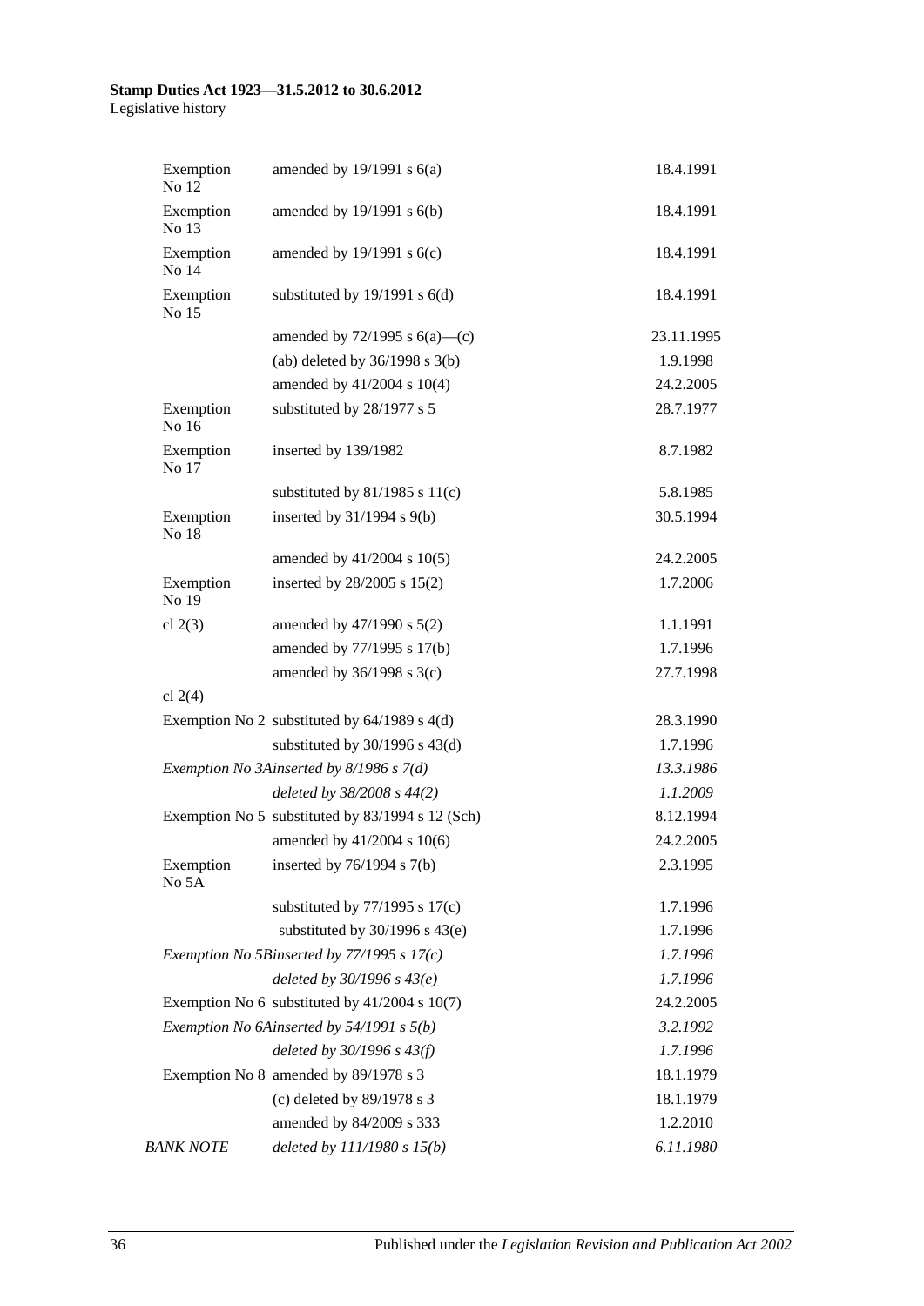| | | |
|---|---|---|
| Exemption No 12 | amended by 19/1991 s 6(a) | 18.4.1991 |
| Exemption No 13 | amended by 19/1991 s 6(b) | 18.4.1991 |
| Exemption No 14 | amended by 19/1991 s 6(c) | 18.4.1991 |
| Exemption No 15 | substituted by 19/1991 s 6(d) | 18.4.1991 |
| | amended by 72/1995 s 6(a)—(c) | 23.11.1995 |
| | (ab) deleted by 36/1998 s 3(b) | 1.9.1998 |
| | amended by 41/2004 s 10(4) | 24.2.2005 |
| Exemption No 16 | substituted by 28/1977 s 5 | 28.7.1977 |
| Exemption No 17 | inserted by 139/1982 | 8.7.1982 |
| | substituted by 81/1985 s 11(c) | 5.8.1985 |
| Exemption No 18 | inserted by 31/1994 s 9(b) | 30.5.1994 |
| | amended by 41/2004 s 10(5) | 24.2.2005 |
| Exemption No 19 | inserted by 28/2005 s 15(2) | 1.7.2006 |
| cl 2(3) | amended by 47/1990 s 5(2) | 1.1.1991 |
| | amended by 77/1995 s 17(b) | 1.7.1996 |
| | amended by 36/1998 s 3(c) | 27.7.1998 |
| cl 2(4) | | |
| Exemption No 2 | substituted by 64/1989 s 4(d) | 28.3.1990 |
| | substituted by 30/1996 s 43(d) | 1.7.1996 |
| *Exemption No 3A* | *inserted by 8/1986 s 7(d)* | *13.3.1986* |
| | *deleted by 38/2008 s 44(2)* | *1.1.2009* |
| Exemption No 5 | substituted by 83/1994 s 12 (Sch) | 8.12.1994 |
| | amended by 41/2004 s 10(6) | 24.2.2005 |
| Exemption No 5A | inserted by 76/1994 s 7(b) | 2.3.1995 |
| | substituted by 77/1995 s 17(c) | 1.7.1996 |
| | substituted by 30/1996 s 43(e) | 1.7.1996 |
| *Exemption No 5B* | *inserted by 77/1995 s 17(c)* | *1.7.1996* |
| | *deleted by 30/1996 s 43(e)* | *1.7.1996* |
| Exemption No 6 | substituted by 41/2004 s 10(7) | 24.2.2005 |
| *Exemption No 6A* | *inserted by 54/1991 s 5(b)* | *3.2.1992* |
| | *deleted by 30/1996 s 43(f)* | *1.7.1996* |
| Exemption No 8 | amended by 89/1978 s 3 | 18.1.1979 |
| | (c) deleted by 89/1978 s 3 | 18.1.1979 |
| | amended by 84/2009 s 333 | 1.2.2010 |
| *BANK NOTE* | *deleted by 111/1980 s 15(b)* | *6.11.1980* |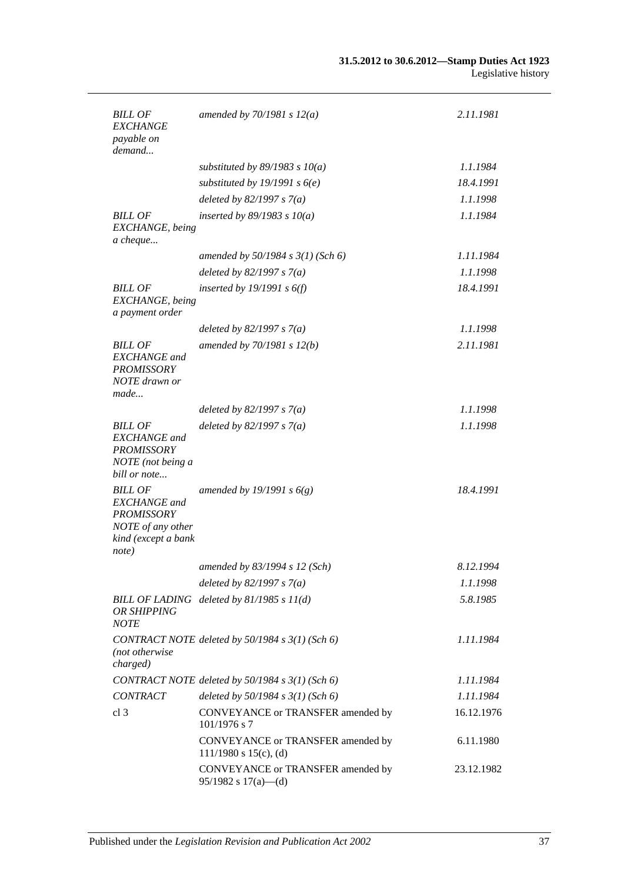| | | |
|---|---|---|
| *BILL OF EXCHANGE payable on demand...* | *amended by 70/1981 s 12(a)* | *2.11.1981* |
| | *substituted by 89/1983 s 10(a)* | *1.1.1984* |
| | *substituted by 19/1991 s 6(e)* | *18.4.1991* |
| | *deleted by 82/1997 s 7(a)* | *1.1.1998* |
| *BILL OF EXCHANGE, being a cheque...* | *inserted by 89/1983 s 10(a)* | *1.1.1984* |
| | *amended by 50/1984 s 3(1) (Sch 6)* | *1.11.1984* |
| | *deleted by 82/1997 s 7(a)* | *1.1.1998* |
| *BILL OF EXCHANGE, being a payment order* | *inserted by 19/1991 s 6(f)* | *18.4.1991* |
| | *deleted by 82/1997 s 7(a)* | *1.1.1998* |
| *BILL OF EXCHANGE and PROMISSORY NOTE drawn or made...* | *amended by 70/1981 s 12(b)* | *2.11.1981* |
| | *deleted by 82/1997 s 7(a)* | *1.1.1998* |
| *BILL OF EXCHANGE and PROMISSORY NOTE (not being a bill or note...* | *deleted by 82/1997 s 7(a)* | *1.1.1998* |
| *BILL OF EXCHANGE and PROMISSORY NOTE of any other kind (except a bank note)* | *amended by 19/1991 s 6(g)* | *18.4.1991* |
| | *amended by 83/1994 s 12 (Sch)* | *8.12.1994* |
| | *deleted by 82/1997 s 7(a)* | *1.1.1998* |
| *BILL OF LADING OR SHIPPING NOTE* | *deleted by 81/1985 s 11(d)* | *5.8.1985* |
| *CONTRACT NOTE (not otherwise charged)* | *deleted by 50/1984 s 3(1) (Sch 6)* | *1.11.1984* |
| *CONTRACT NOTE* | *deleted by 50/1984 s 3(1) (Sch 6)* | *1.11.1984* |
| *CONTRACT* | *deleted by 50/1984 s 3(1) (Sch 6)* | *1.11.1984* |
| cl 3 | CONVEYANCE or TRANSFER amended by 101/1976 s 7 | 16.12.1976 |
| | CONVEYANCE or TRANSFER amended by 111/1980 s 15(c), (d) | 6.11.1980 |
| | CONVEYANCE or TRANSFER amended by 95/1982 s 17(a)—(d) | 23.12.1982 |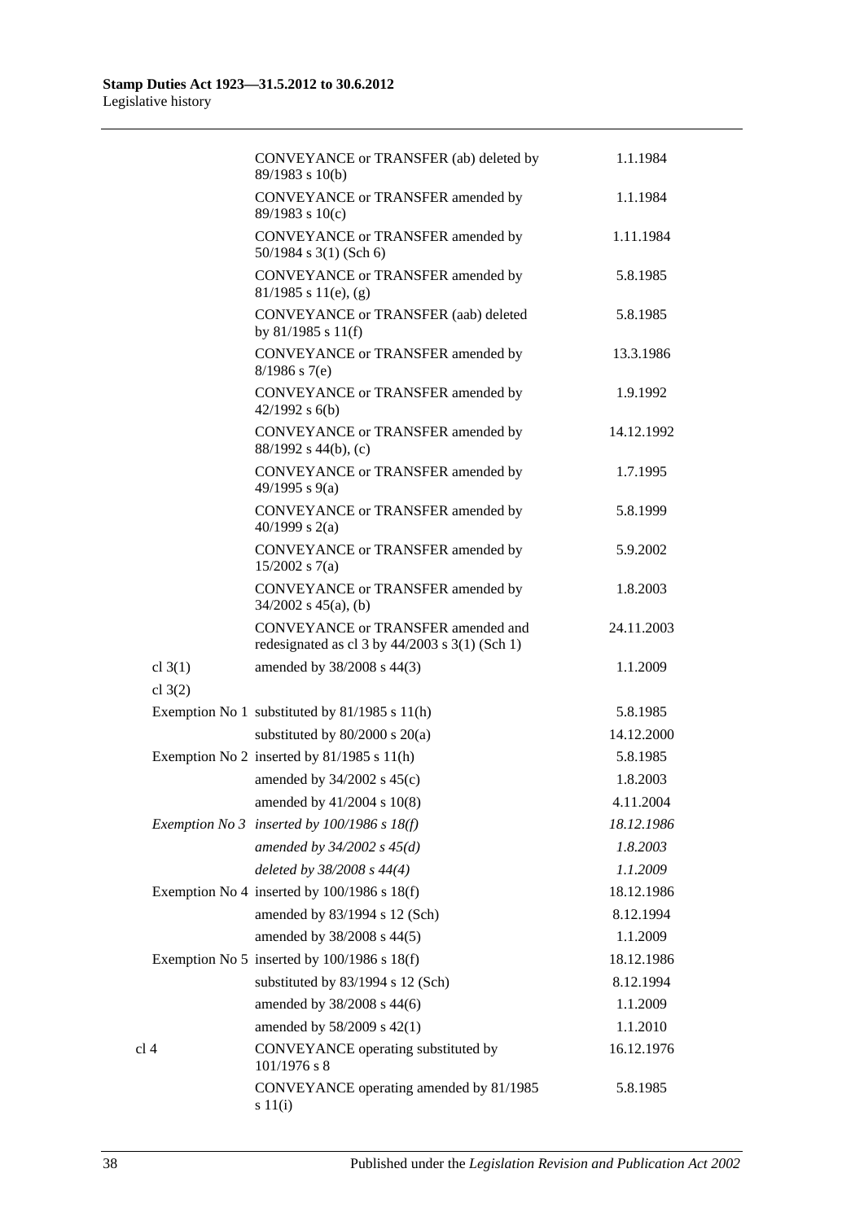| | | |
|---|---|---|
| | CONVEYANCE or TRANSFER (ab) deleted by 89/1983 s 10(b) | 1.1.1984 |
| | CONVEYANCE or TRANSFER amended by 89/1983 s 10(c) | 1.1.1984 |
| | CONVEYANCE or TRANSFER amended by 50/1984 s 3(1) (Sch 6) | 1.11.1984 |
| | CONVEYANCE or TRANSFER amended by 81/1985 s 11(e), (g) | 5.8.1985 |
| | CONVEYANCE or TRANSFER (aab) deleted by 81/1985 s 11(f) | 5.8.1985 |
| | CONVEYANCE or TRANSFER amended by 8/1986 s 7(e) | 13.3.1986 |
| | CONVEYANCE or TRANSFER amended by 42/1992 s 6(b) | 1.9.1992 |
| | CONVEYANCE or TRANSFER amended by 88/1992 s 44(b), (c) | 14.12.1992 |
| | CONVEYANCE or TRANSFER amended by 49/1995 s 9(a) | 1.7.1995 |
| | CONVEYANCE or TRANSFER amended by 40/1999 s 2(a) | 5.8.1999 |
| | CONVEYANCE or TRANSFER amended by 15/2002 s 7(a) | 5.9.2002 |
| | CONVEYANCE or TRANSFER amended by 34/2002 s 45(a), (b) | 1.8.2003 |
| | CONVEYANCE or TRANSFER amended and redesignated as cl 3 by 44/2003 s 3(1) (Sch 1) | 24.11.2003 |
| cl 3(1) | amended by 38/2008 s 44(3) | 1.1.2009 |
| cl 3(2) | | |
| Exemption No 1 | substituted by 81/1985 s 11(h) | 5.8.1985 |
| | substituted by 80/2000 s 20(a) | 14.12.2000 |
| Exemption No 2 | inserted by 81/1985 s 11(h) | 5.8.1985 |
| | amended by 34/2002 s 45(c) | 1.8.2003 |
| | amended by 41/2004 s 10(8) | 4.11.2004 |
| *Exemption No 3* | *inserted by 100/1986 s 18(f)* | *18.12.1986* |
| | *amended by 34/2002 s 45(d)* | *1.8.2003* |
| | *deleted by 38/2008 s 44(4)* | *1.1.2009* |
| Exemption No 4 | inserted by 100/1986 s 18(f) | 18.12.1986 |
| | amended by 83/1994 s 12 (Sch) | 8.12.1994 |
| | amended by 38/2008 s 44(5) | 1.1.2009 |
| Exemption No 5 | inserted by 100/1986 s 18(f) | 18.12.1986 |
| | substituted by 83/1994 s 12 (Sch) | 8.12.1994 |
| | amended by 38/2008 s 44(6) | 1.1.2009 |
| | amended by 58/2009 s 42(1) | 1.1.2010 |
| cl 4 | CONVEYANCE operating substituted by 101/1976 s 8 | 16.12.1976 |
| | CONVEYANCE operating amended by 81/1985 s 11(i) | 5.8.1985 |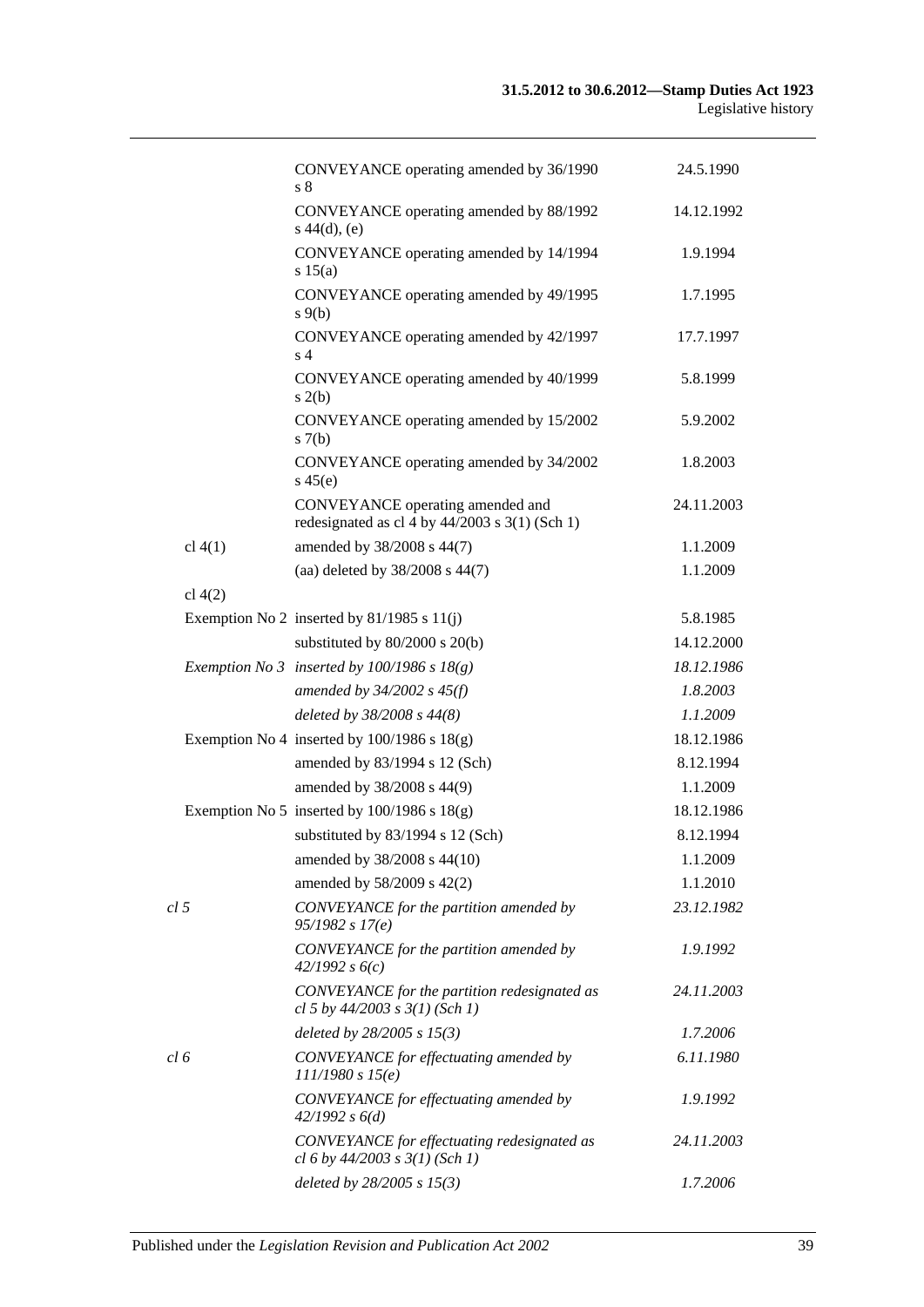| | | |
|---|---|---|
| | CONVEYANCE operating amended by 36/1990 s 8 | 24.5.1990 |
| | CONVEYANCE operating amended by 88/1992 s 44(d), (e) | 14.12.1992 |
| | CONVEYANCE operating amended by 14/1994 s 15(a) | 1.9.1994 |
| | CONVEYANCE operating amended by 49/1995 s 9(b) | 1.7.1995 |
| | CONVEYANCE operating amended by 42/1997 s 4 | 17.7.1997 |
| | CONVEYANCE operating amended by 40/1999 s 2(b) | 5.8.1999 |
| | CONVEYANCE operating amended by 15/2002 s 7(b) | 5.9.2002 |
| | CONVEYANCE operating amended by 34/2002 s 45(e) | 1.8.2003 |
| | CONVEYANCE operating amended and redesignated as cl 4 by 44/2003 s 3(1) (Sch 1) | 24.11.2003 |
| cl 4(1) | amended by 38/2008 s 44(7) | 1.1.2009 |
| | (aa) deleted by 38/2008 s 44(7) | 1.1.2009 |
| cl 4(2) | | |
| Exemption No 2 | inserted by 81/1985 s 11(j) | 5.8.1985 |
| | substituted by 80/2000 s 20(b) | 14.12.2000 |
| *Exemption No 3* | *inserted by 100/1986 s 18(g)* | *18.12.1986* |
| | *amended by 34/2002 s 45(f)* | *1.8.2003* |
| | *deleted by 38/2008 s 44(8)* | *1.1.2009* |
| Exemption No 4 | inserted by 100/1986 s 18(g) | 18.12.1986 |
| | amended by 83/1994 s 12 (Sch) | 8.12.1994 |
| | amended by 38/2008 s 44(9) | 1.1.2009 |
| Exemption No 5 | inserted by 100/1986 s 18(g) | 18.12.1986 |
| | substituted by 83/1994 s 12 (Sch) | 8.12.1994 |
| | amended by 38/2008 s 44(10) | 1.1.2009 |
| | amended by 58/2009 s 42(2) | 1.1.2010 |
| *cl 5* | *CONVEYANCE for the partition amended by 95/1982 s 17(e)* | *23.12.1982* |
| | *CONVEYANCE for the partition amended by 42/1992 s 6(c)* | *1.9.1992* |
| | *CONVEYANCE for the partition redesignated as cl 5 by 44/2003 s 3(1) (Sch 1)* | *24.11.2003* |
| | *deleted by 28/2005 s 15(3)* | *1.7.2006* |
| *cl 6* | *CONVEYANCE for effectuating amended by 111/1980 s 15(e)* | *6.11.1980* |
| | *CONVEYANCE for effectuating amended by 42/1992 s 6(d)* | *1.9.1992* |
| | *CONVEYANCE for effectuating redesignated as cl 6 by 44/2003 s 3(1) (Sch 1)* | *24.11.2003* |
| | *deleted by 28/2005 s 15(3)* | *1.7.2006* |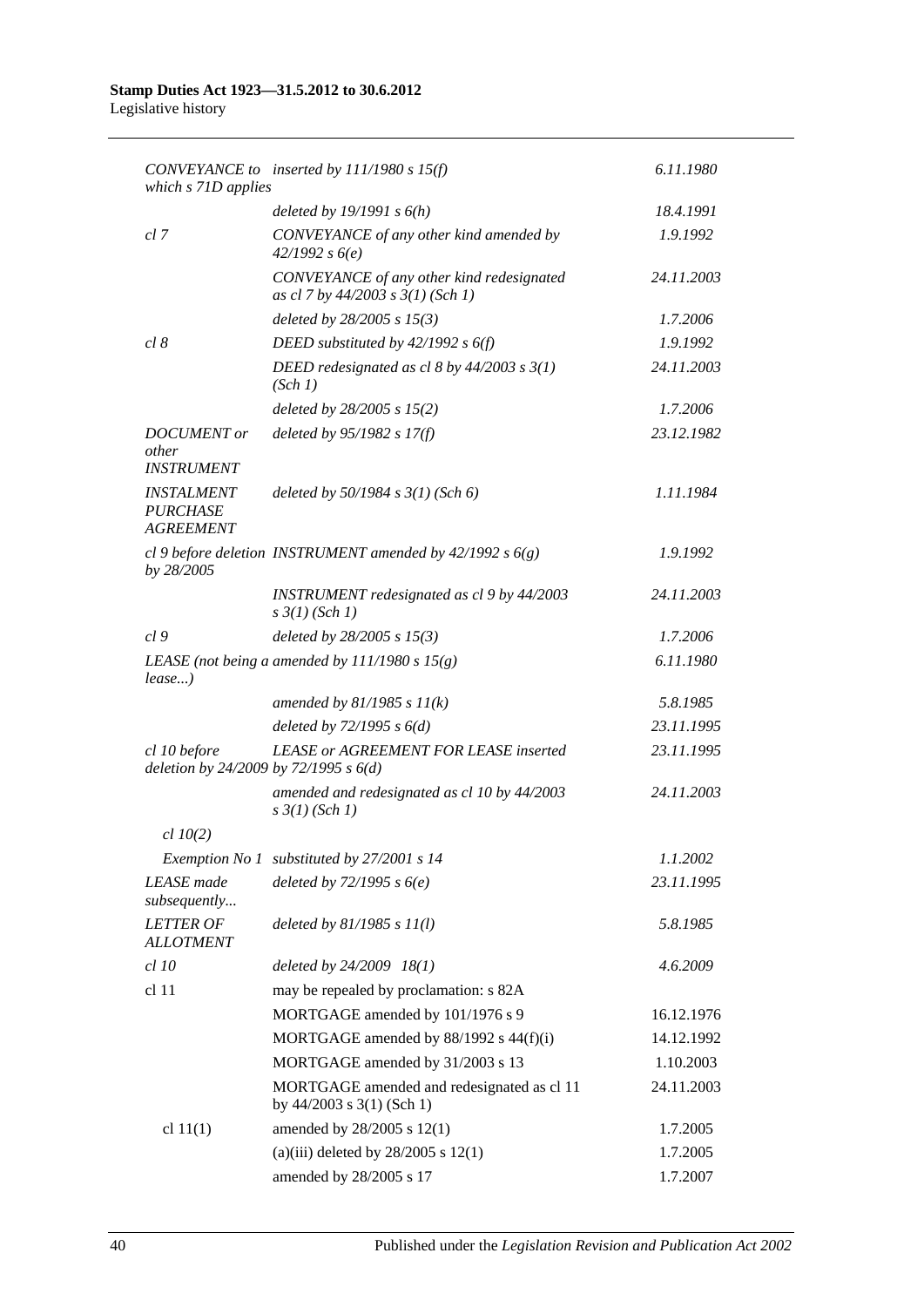| | | |
|---|---|---|
| *CONVEYANCE to which s 71D applies* | *inserted by 111/1980 s 15(f)* | *6.11.1980* |
| | *deleted by 19/1991 s 6(h)* | *18.4.1991* |
| *cl 7* | *CONVEYANCE of any other kind amended by 42/1992 s 6(e)* | *1.9.1992* |
| | *CONVEYANCE of any other kind redesignated as cl 7 by 44/2003 s 3(1) (Sch 1)* | *24.11.2003* |
| | *deleted by 28/2005 s 15(3)* | *1.7.2006* |
| *cl 8* | *DEED substituted by 42/1992 s 6(f)* | *1.9.1992* |
| | *DEED redesignated as cl 8 by 44/2003 s 3(1) (Sch 1)* | *24.11.2003* |
| | *deleted by 28/2005 s 15(2)* | *1.7.2006* |
| *DOCUMENT or other INSTRUMENT* | *deleted by 95/1982 s 17(f)* | *23.12.1982* |
| *INSTALMENT PURCHASE AGREEMENT* | *deleted by 50/1984 s 3(1) (Sch 6)* | *1.11.1984* |
| *cl 9 before deletion by 28/2005* | *INSTRUMENT amended by 42/1992 s 6(g)* | *1.9.1992* |
| | *INSTRUMENT redesignated as cl 9 by 44/2003 s 3(1) (Sch 1)* | *24.11.2003* |
| *cl 9* | *deleted by 28/2005 s 15(3)* | *1.7.2006* |
| *LEASE (not being a lease...)* | *amended by 111/1980 s 15(g)* | *6.11.1980* |
| | *amended by 81/1985 s 11(k)* | *5.8.1985* |
| | *deleted by 72/1995 s 6(d)* | *23.11.1995* |
| *cl 10 before deletion by 24/2009* | *LEASE or AGREEMENT FOR LEASE inserted by 72/1995 s 6(d)* | *23.11.1995* |
| | *amended and redesignated as cl 10 by 44/2003 s 3(1) (Sch 1)* | *24.11.2003* |
| *cl 10(2)* | | |
| *Exemption No 1* | *substituted by 27/2001 s 14* | *1.1.2002* |
| *LEASE made subsequently...* | *deleted by 72/1995 s 6(e)* | *23.11.1995* |
| *LETTER OF ALLOTMENT* | *deleted by 81/1985 s 11(l)* | *5.8.1985* |
| *cl 10* | *deleted by 24/2009 18(1)* | *4.6.2009* |
| cl 11 | may be repealed by proclamation: s 82A | |
| | MORTGAGE amended by 101/1976 s 9 | 16.12.1976 |
| | MORTGAGE amended by 88/1992 s 44(f)(i) | 14.12.1992 |
| | MORTGAGE amended by 31/2003 s 13 | 1.10.2003 |
| | MORTGAGE amended and redesignated as cl 11 by 44/2003 s 3(1) (Sch 1) | 24.11.2003 |
| cl 11(1) | amended by 28/2005 s 12(1) | 1.7.2005 |
| | (a)(iii) deleted by 28/2005 s 12(1) | 1.7.2005 |
| | amended by 28/2005 s 17 | 1.7.2007 |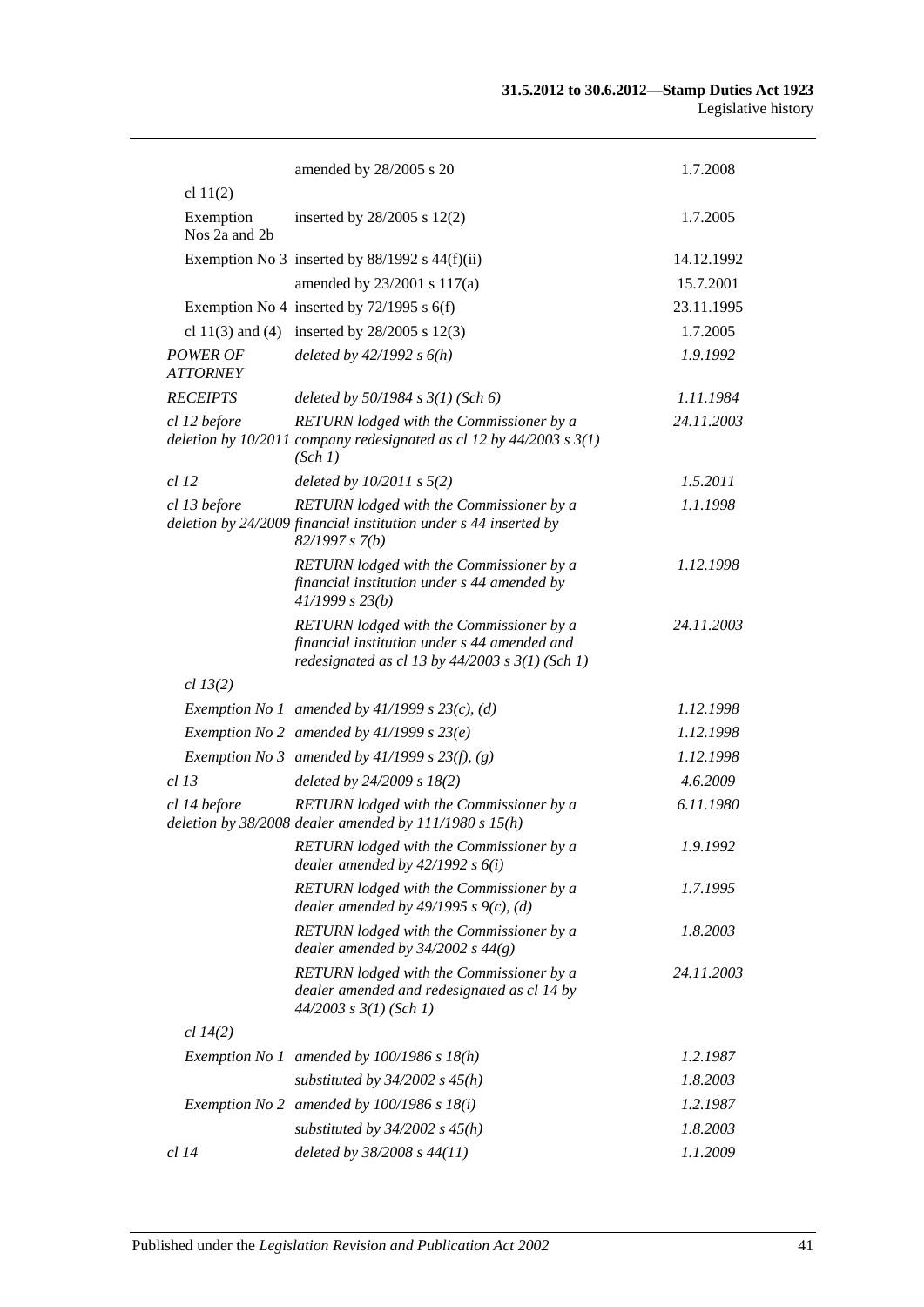| | | |
|---|---|---|
| | amended by 28/2005 s 20 | 1.7.2008 |
| cl 11(2) | | |
| Exemption Nos 2a and 2b | inserted by 28/2005 s 12(2) | 1.7.2005 |
| | Exemption No 3 inserted by 88/1992 s 44(f)(ii) | 14.12.1992 |
| | amended by 23/2001 s 117(a) | 15.7.2001 |
| | Exemption No 4 inserted by 72/1995 s 6(f) | 23.11.1995 |
| cl 11(3) and (4) | inserted by 28/2005 s 12(3) | 1.7.2005 |
| *POWER OF ATTORNEY* | *deleted by 42/1992 s 6(h)* | *1.9.1992* |
| *RECEIPTS* | *deleted by 50/1984 s 3(1) (Sch 6)* | *1.11.1984* |
| *cl 12 before deletion by 10/2011* | *RETURN lodged with the Commissioner by a company redesignated as cl 12 by 44/2003 s 3(1) (Sch 1)* | *24.11.2003* |
| *cl 12* | *deleted by 10/2011 s 5(2)* | *1.5.2011* |
| *cl 13 before deletion by 24/2009* | *RETURN lodged with the Commissioner by a financial institution under s 44 inserted by 82/1997 s 7(b)* | *1.1.1998* |
| | *RETURN lodged with the Commissioner by a financial institution under s 44 amended by 41/1999 s 23(b)* | *1.12.1998* |
| | *RETURN lodged with the Commissioner by a financial institution under s 44 amended and redesignated as cl 13 by 44/2003 s 3(1) (Sch 1)* | *24.11.2003* |
| *cl 13(2)* | | |
| | *Exemption No 1 amended by 41/1999 s 23(c), (d)* | *1.12.1998* |
| | *Exemption No 2 amended by 41/1999 s 23(e)* | *1.12.1998* |
| | *Exemption No 3 amended by 41/1999 s 23(f), (g)* | *1.12.1998* |
| *cl 13* | *deleted by 24/2009 s 18(2)* | *4.6.2009* |
| *cl 14 before deletion by 38/2008* | *RETURN lodged with the Commissioner by a dealer amended by 111/1980 s 15(h)* | *6.11.1980* |
| | *RETURN lodged with the Commissioner by a dealer amended by 42/1992 s 6(i)* | *1.9.1992* |
| | *RETURN lodged with the Commissioner by a dealer amended by 49/1995 s 9(c), (d)* | *1.7.1995* |
| | *RETURN lodged with the Commissioner by a dealer amended by 34/2002 s 44(g)* | *1.8.2003* |
| | *RETURN lodged with the Commissioner by a dealer amended and redesignated as cl 14 by 44/2003 s 3(1) (Sch 1)* | *24.11.2003* |
| *cl 14(2)* | | |
| | *Exemption No 1 amended by 100/1986 s 18(h)* | *1.2.1987* |
| | *substituted by 34/2002 s 45(h)* | *1.8.2003* |
| | *Exemption No 2 amended by 100/1986 s 18(i)* | *1.2.1987* |
| | *substituted by 34/2002 s 45(h)* | *1.8.2003* |
| *cl 14* | *deleted by 38/2008 s 44(11)* | *1.1.2009* |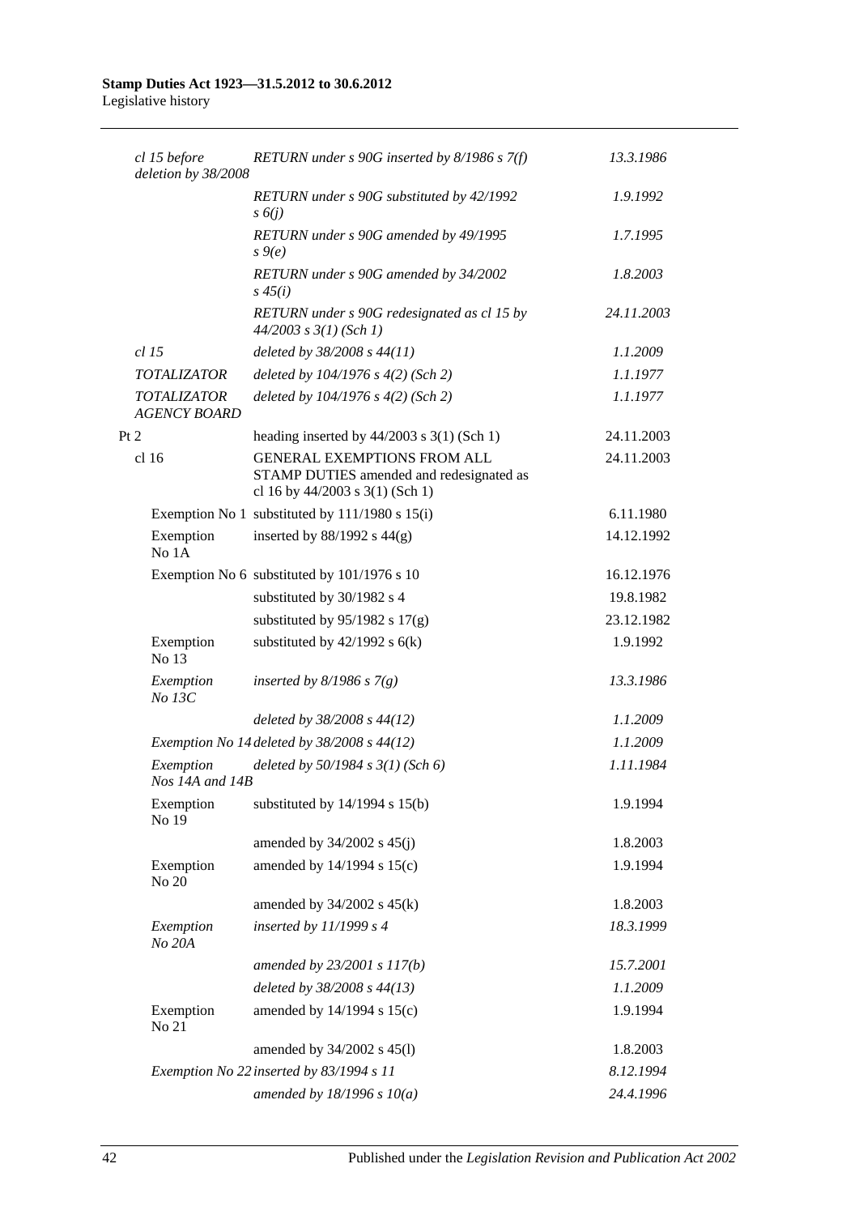| | | |
|---|---|---|
| *cl 15 before deletion by 38/2008* | *RETURN under s 90G inserted by 8/1986 s 7(f)* | *13.3.1986* |
| | *RETURN under s 90G substituted by 42/1992 s 6(j)* | *1.9.1992* |
| | *RETURN under s 90G amended by 49/1995 s 9(e)* | *1.7.1995* |
| | *RETURN under s 90G amended by 34/2002 s 45(i)* | *1.8.2003* |
| | *RETURN under s 90G redesignated as cl 15 by 44/2003 s 3(1) (Sch 1)* | *24.11.2003* |
| *cl 15* | *deleted by 38/2008 s 44(11)* | *1.1.2009* |
| *TOTALIZATOR* | *deleted by 104/1976 s 4(2) (Sch 2)* | *1.1.1977* |
| *TOTALIZATOR AGENCY BOARD* | *deleted by 104/1976 s 4(2) (Sch 2)* | *1.1.1977* |
| Pt 2 | heading inserted by 44/2003 s 3(1) (Sch 1) | 24.11.2003 |
| cl 16 | GENERAL EXEMPTIONS FROM ALL STAMP DUTIES amended and redesignated as cl 16 by 44/2003 s 3(1) (Sch 1) | 24.11.2003 |
| Exemption No 1 | substituted by 111/1980 s 15(i) | 6.11.1980 |
| Exemption No 1A | inserted by 88/1992 s 44(g) | 14.12.1992 |
| Exemption No 6 | substituted by 101/1976 s 10 | 16.12.1976 |
| | substituted by 30/1982 s 4 | 19.8.1982 |
| | substituted by 95/1982 s 17(g) | 23.12.1982 |
| Exemption No 13 | substituted by 42/1992 s 6(k) | 1.9.1992 |
| *Exemption No 13C* | *inserted by 8/1986 s 7(g)* | *13.3.1986* |
| | *deleted by 38/2008 s 44(12)* | *1.1.2009* |
| *Exemption No 14* | *deleted by 38/2008 s 44(12)* | *1.1.2009* |
| *Exemption Nos 14A and 14B* | *deleted by 50/1984 s 3(1) (Sch 6)* | *1.11.1984* |
| Exemption No 19 | substituted by 14/1994 s 15(b) | 1.9.1994 |
| | amended by 34/2002 s 45(j) | 1.8.2003 |
| Exemption No 20 | amended by 14/1994 s 15(c) | 1.9.1994 |
| | amended by 34/2002 s 45(k) | 1.8.2003 |
| *Exemption No 20A* | *inserted by 11/1999 s 4* | *18.3.1999* |
| | *amended by 23/2001 s 117(b)* | *15.7.2001* |
| | *deleted by 38/2008 s 44(13)* | *1.1.2009* |
| Exemption No 21 | amended by 14/1994 s 15(c) | 1.9.1994 |
| | amended by 34/2002 s 45(l) | 1.8.2003 |
| *Exemption No 22* | *inserted by 83/1994 s 11* | *8.12.1994* |
| | *amended by 18/1996 s 10(a)* | *24.4.1996* |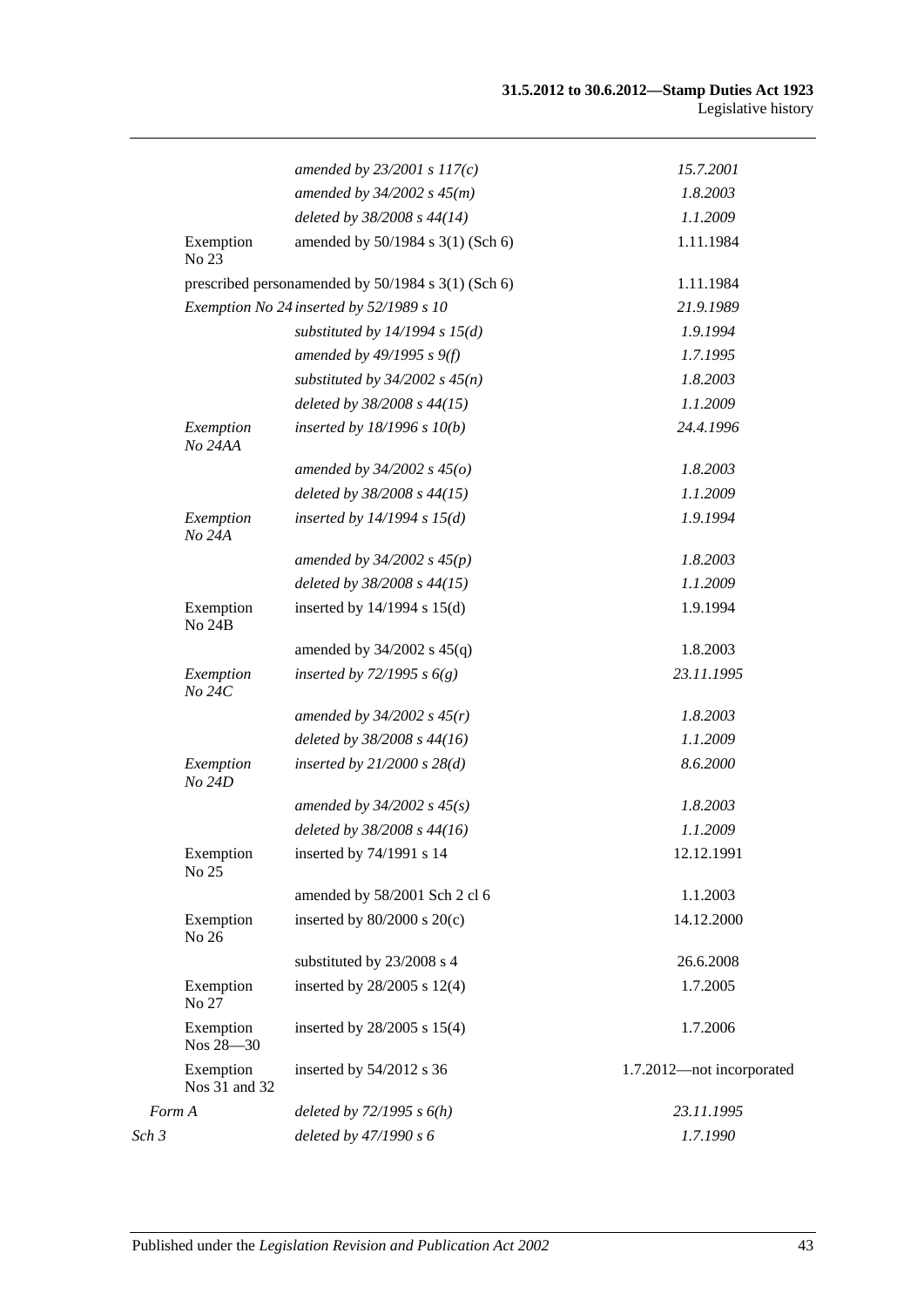| | | |
|---|---|---|
| | *amended by 23/2001 s 117(c)* | *15.7.2001* |
| | *amended by 34/2002 s 45(m)* | *1.8.2003* |
| | *deleted by 38/2008 s 44(14)* | *1.1.2009* |
| Exemption No 23 | amended by 50/1984 s 3(1) (Sch 6) | 1.11.1984 |
| prescribed person | amended by 50/1984 s 3(1) (Sch 6) | 1.11.1984 |
| *Exemption No 24* | *inserted by 52/1989 s 10* | *21.9.1989* |
| | *substituted by 14/1994 s 15(d)* | *1.9.1994* |
| | *amended by 49/1995 s 9(f)* | *1.7.1995* |
| | *substituted by 34/2002 s 45(n)* | *1.8.2003* |
| | *deleted by 38/2008 s 44(15)* | *1.1.2009* |
| *Exemption No 24AA* | *inserted by 18/1996 s 10(b)* | *24.4.1996* |
| | *amended by 34/2002 s 45(o)* | *1.8.2003* |
| | *deleted by 38/2008 s 44(15)* | *1.1.2009* |
| *Exemption No 24A* | *inserted by 14/1994 s 15(d)* | *1.9.1994* |
| | *amended by 34/2002 s 45(p)* | *1.8.2003* |
| | *deleted by 38/2008 s 44(15)* | *1.1.2009* |
| Exemption No 24B | inserted by 14/1994 s 15(d) | 1.9.1994 |
| | amended by 34/2002 s 45(q) | 1.8.2003 |
| *Exemption No 24C* | *inserted by 72/1995 s 6(g)* | *23.11.1995* |
| | *amended by 34/2002 s 45(r)* | *1.8.2003* |
| | *deleted by 38/2008 s 44(16)* | *1.1.2009* |
| *Exemption No 24D* | *inserted by 21/2000 s 28(d)* | *8.6.2000* |
| | *amended by 34/2002 s 45(s)* | *1.8.2003* |
| | *deleted by 38/2008 s 44(16)* | *1.1.2009* |
| Exemption No 25 | inserted by 74/1991 s 14 | 12.12.1991 |
| | amended by 58/2001 Sch 2 cl 6 | 1.1.2003 |
| Exemption No 26 | inserted by 80/2000 s 20(c) | 14.12.2000 |
| | substituted by 23/2008 s 4 | 26.6.2008 |
| Exemption No 27 | inserted by 28/2005 s 12(4) | 1.7.2005 |
| Exemption Nos 28—30 | inserted by 28/2005 s 15(4) | 1.7.2006 |
| Exemption Nos 31 and 32 | inserted by 54/2012 s 36 | 1.7.2012—not incorporated |
| *Form A* | *deleted by 72/1995 s 6(h)* | *23.11.1995* |
| *Sch 3* | *deleted by 47/1990 s 6* | *1.7.1990* |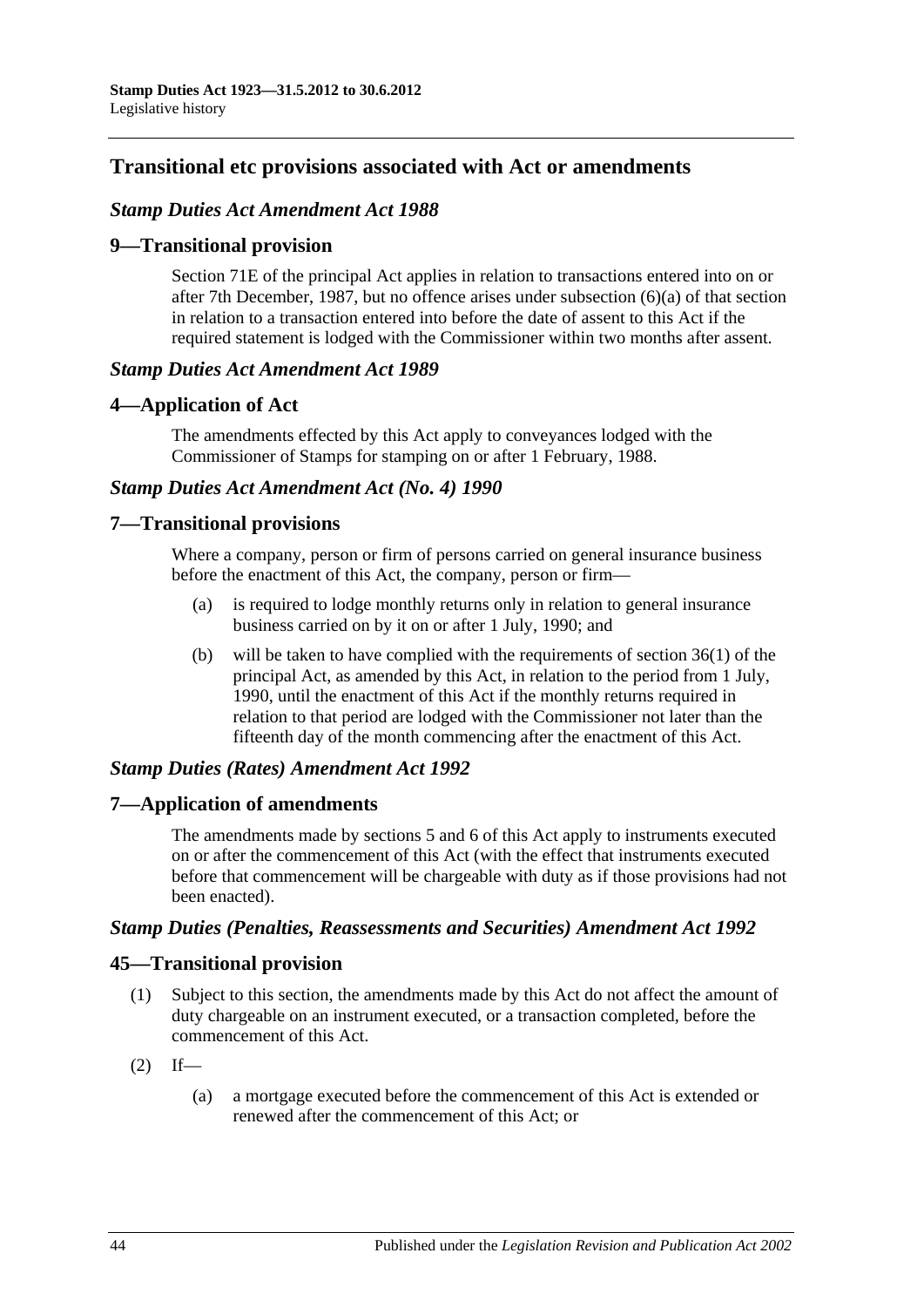## Transitional etc provisions associated with Act or amendments

### *Stamp Duties Act Amendment Act 1988*

### 9—Transitional provision

Section 71E of the principal Act applies in relation to transactions entered into on or after 7th December, 1987, but no offence arises under subsection (6)(a) of that section in relation to a transaction entered into before the date of assent to this Act if the required statement is lodged with the Commissioner within two months after assent.

### *Stamp Duties Act Amendment Act 1989*

### 4—Application of Act

The amendments effected by this Act apply to conveyances lodged with the Commissioner of Stamps for stamping on or after 1 February, 1988.

### *Stamp Duties Act Amendment Act (No. 4) 1990*

### 7—Transitional provisions

Where a company, person or firm of persons carried on general insurance business before the enactment of this Act, the company, person or firm—

- (a) is required to lodge monthly returns only in relation to general insurance business carried on by it on or after 1 July, 1990; and
- (b) will be taken to have complied with the requirements of section 36(1) of the principal Act, as amended by this Act, in relation to the period from 1 July, 1990, until the enactment of this Act if the monthly returns required in relation to that period are lodged with the Commissioner not later than the fifteenth day of the month commencing after the enactment of this Act.

### *Stamp Duties (Rates) Amendment Act 1992*

### 7—Application of amendments

The amendments made by sections 5 and 6 of this Act apply to instruments executed on or after the commencement of this Act (with the effect that instruments executed before that commencement will be chargeable with duty as if those provisions had not been enacted).

### *Stamp Duties (Penalties, Reassessments and Securities) Amendment Act 1992*

### 45—Transitional provision

- (1) Subject to this section, the amendments made by this Act do not affect the amount of duty chargeable on an instrument executed, or a transaction completed, before the commencement of this Act.
- (2) If—
  - (a) a mortgage executed before the commencement of this Act is extended or renewed after the commencement of this Act; or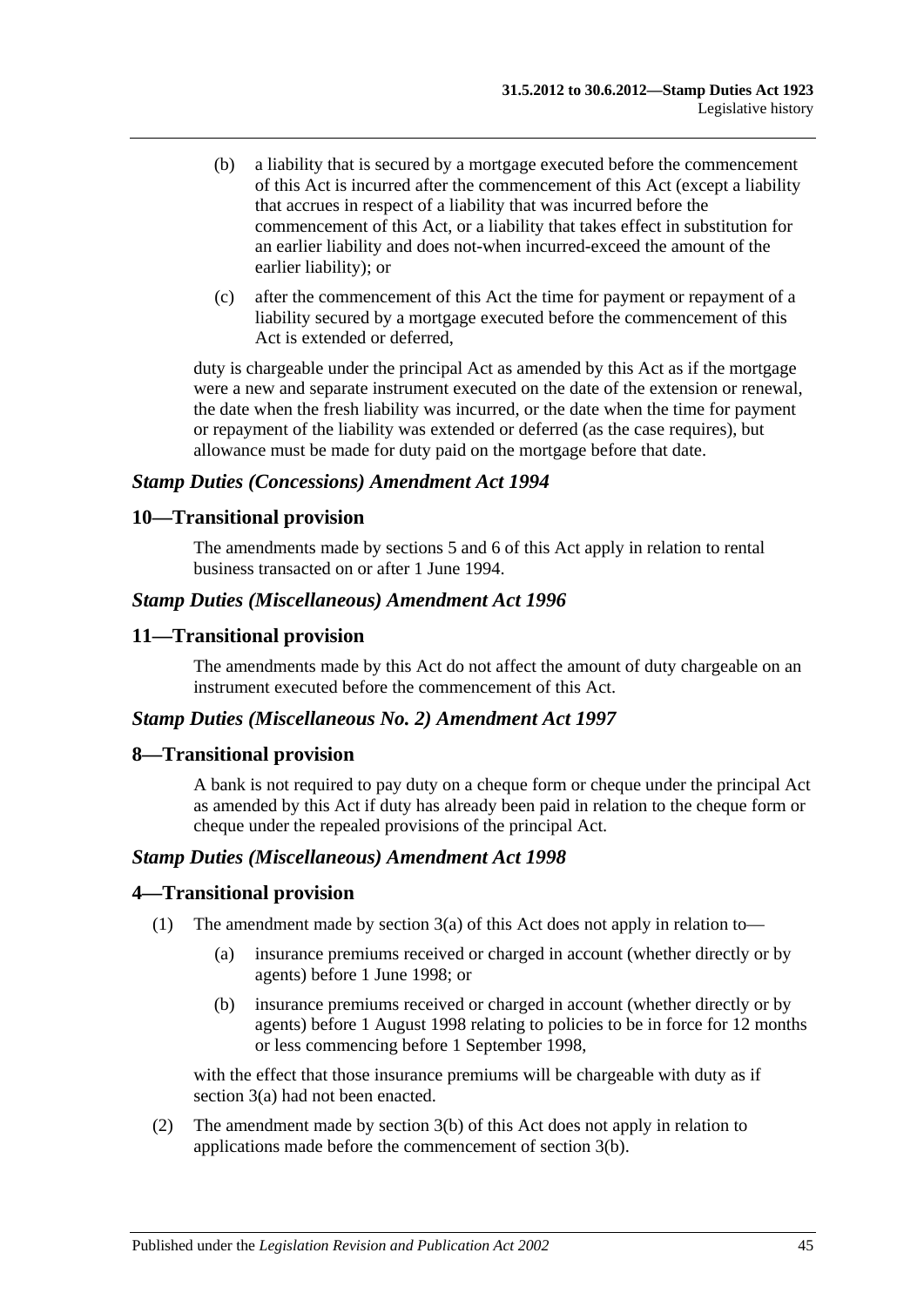(b) a liability that is secured by a mortgage executed before the commencement of this Act is incurred after the commencement of this Act (except a liability that accrues in respect of a liability that was incurred before the commencement of this Act, or a liability that takes effect in substitution for an earlier liability and does not-when incurred-exceed the amount of the earlier liability); or

(c) after the commencement of this Act the time for payment or repayment of a liability secured by a mortgage executed before the commencement of this Act is extended or deferred,

duty is chargeable under the principal Act as amended by this Act as if the mortgage were a new and separate instrument executed on the date of the extension or renewal, the date when the fresh liability was incurred, or the date when the time for payment or repayment of the liability was extended or deferred (as the case requires), but allowance must be made for duty paid on the mortgage before that date.

### *Stamp Duties (Concessions) Amendment Act 1994*

## 10—Transitional provision

The amendments made by sections 5 and 6 of this Act apply in relation to rental business transacted on or after 1 June 1994.

### *Stamp Duties (Miscellaneous) Amendment Act 1996*

## 11—Transitional provision

The amendments made by this Act do not affect the amount of duty chargeable on an instrument executed before the commencement of this Act.

### *Stamp Duties (Miscellaneous No. 2) Amendment Act 1997*

## 8—Transitional provision

A bank is not required to pay duty on a cheque form or cheque under the principal Act as amended by this Act if duty has already been paid in relation to the cheque form or cheque under the repealed provisions of the principal Act.

### *Stamp Duties (Miscellaneous) Amendment Act 1998*

## 4—Transitional provision

(1) The amendment made by section 3(a) of this Act does not apply in relation to—

(a) insurance premiums received or charged in account (whether directly or by agents) before 1 June 1998; or

(b) insurance premiums received or charged in account (whether directly or by agents) before 1 August 1998 relating to policies to be in force for 12 months or less commencing before 1 September 1998,

with the effect that those insurance premiums will be chargeable with duty as if section 3(a) had not been enacted.

(2) The amendment made by section 3(b) of this Act does not apply in relation to applications made before the commencement of section 3(b).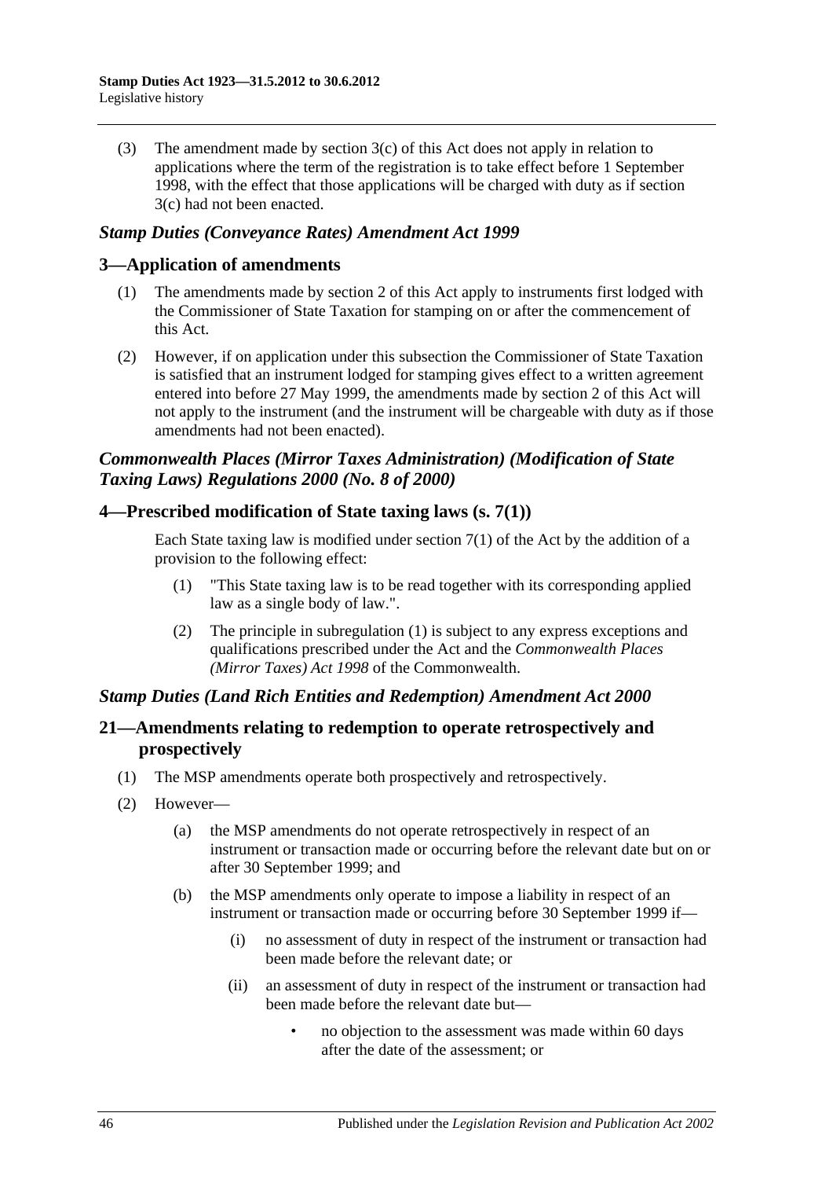(3) The amendment made by section 3(c) of this Act does not apply in relation to applications where the term of the registration is to take effect before 1 September 1998, with the effect that those applications will be charged with duty as if section 3(c) had not been enacted.

### *Stamp Duties (Conveyance Rates) Amendment Act 1999*

## 3—Application of amendments

(1) The amendments made by section 2 of this Act apply to instruments first lodged with the Commissioner of State Taxation for stamping on or after the commencement of this Act.

(2) However, if on application under this subsection the Commissioner of State Taxation is satisfied that an instrument lodged for stamping gives effect to a written agreement entered into before 27 May 1999, the amendments made by section 2 of this Act will not apply to the instrument (and the instrument will be chargeable with duty as if those amendments had not been enacted).

### *Commonwealth Places (Mirror Taxes Administration) (Modification of State Taxing Laws) Regulations 2000 (No. 8 of 2000)*

## 4—Prescribed modification of State taxing laws (s. 7(1))

Each State taxing law is modified under section 7(1) of the Act by the addition of a provision to the following effect:

(1) "This State taxing law is to be read together with its corresponding applied law as a single body of law.".

(2) The principle in subregulation (1) is subject to any express exceptions and qualifications prescribed under the Act and the *Commonwealth Places (Mirror Taxes) Act 1998* of the Commonwealth.

### *Stamp Duties (Land Rich Entities and Redemption) Amendment Act 2000*

## 21—Amendments relating to redemption to operate retrospectively and prospectively

(1) The MSP amendments operate both prospectively and retrospectively.

(2) However—

(a) the MSP amendments do not operate retrospectively in respect of an instrument or transaction made or occurring before the relevant date but on or after 30 September 1999; and

(b) the MSP amendments only operate to impose a liability in respect of an instrument or transaction made or occurring before 30 September 1999 if—

(i) no assessment of duty in respect of the instrument or transaction had been made before the relevant date; or

(ii) an assessment of duty in respect of the instrument or transaction had been made before the relevant date but—

- no objection to the assessment was made within 60 days after the date of the assessment; or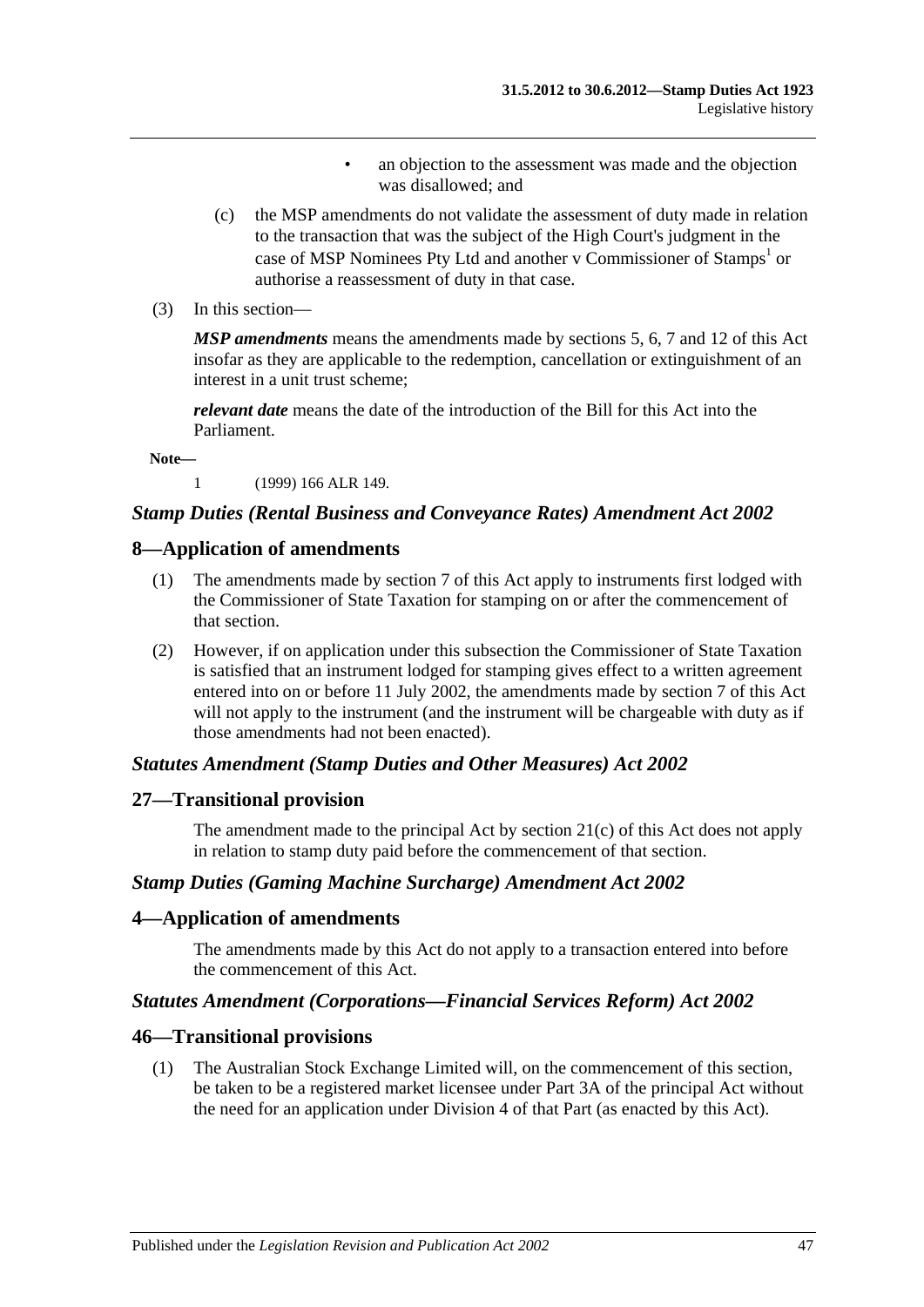- an objection to the assessment was made and the objection was disallowed; and

(c) the MSP amendments do not validate the assessment of duty made in relation to the transaction that was the subject of the High Court's judgment in the case of MSP Nominees Pty Ltd and another v Commissioner of Stamps[1] or authorise a reassessment of duty in that case.

(3) In this section—

***MSP amendments*** means the amendments made by sections 5, 6, 7 and 12 of this Act insofar as they are applicable to the redemption, cancellation or extinguishment of an interest in a unit trust scheme;

***relevant date*** means the date of the introduction of the Bill for this Act into the Parliament.

**Note—**

1 (1999) 166 ALR 149.

### *Stamp Duties (Rental Business and Conveyance Rates) Amendment Act 2002*

## 8—Application of amendments

(1) The amendments made by section 7 of this Act apply to instruments first lodged with the Commissioner of State Taxation for stamping on or after the commencement of that section.

(2) However, if on application under this subsection the Commissioner of State Taxation is satisfied that an instrument lodged for stamping gives effect to a written agreement entered into on or before 11 July 2002, the amendments made by section 7 of this Act will not apply to the instrument (and the instrument will be chargeable with duty as if those amendments had not been enacted).

### *Statutes Amendment (Stamp Duties and Other Measures) Act 2002*

## 27—Transitional provision

The amendment made to the principal Act by section 21(c) of this Act does not apply in relation to stamp duty paid before the commencement of that section.

### *Stamp Duties (Gaming Machine Surcharge) Amendment Act 2002*

## 4—Application of amendments

The amendments made by this Act do not apply to a transaction entered into before the commencement of this Act.

### *Statutes Amendment (Corporations—Financial Services Reform) Act 2002*

## 46—Transitional provisions

(1) The Australian Stock Exchange Limited will, on the commencement of this section, be taken to be a registered market licensee under Part 3A of the principal Act without the need for an application under Division 4 of that Part (as enacted by this Act).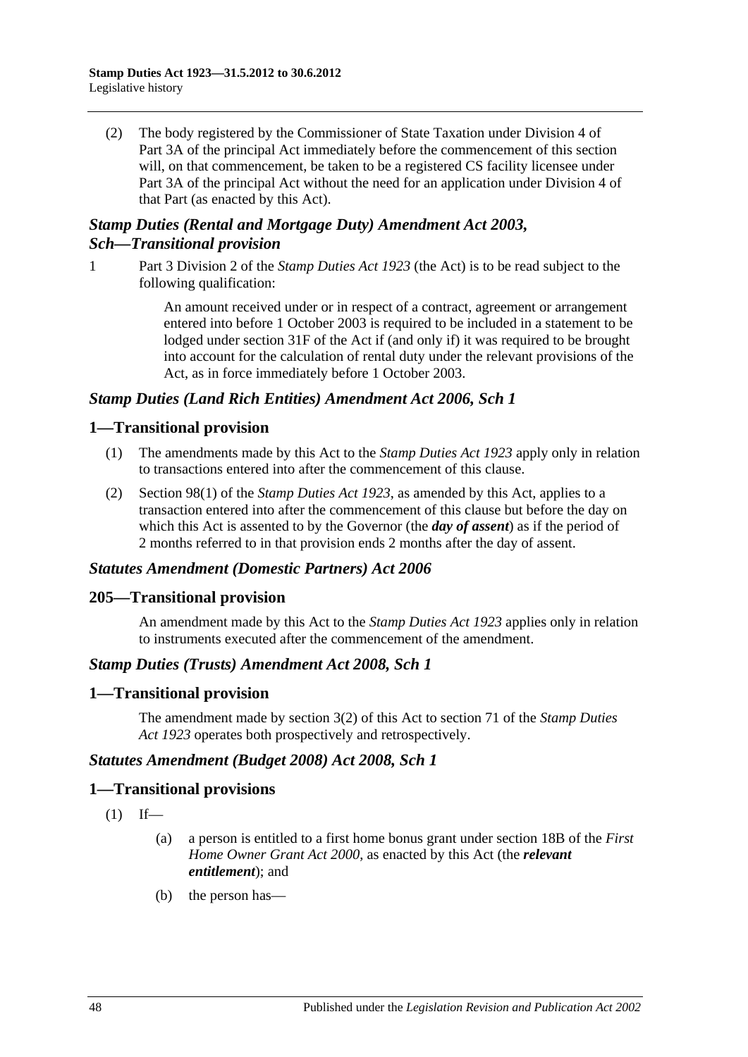(2) The body registered by the Commissioner of State Taxation under Division 4 of Part 3A of the principal Act immediately before the commencement of this section will, on that commencement, be taken to be a registered CS facility licensee under Part 3A of the principal Act without the need for an application under Division 4 of that Part (as enacted by this Act).

### *Stamp Duties (Rental and Mortgage Duty) Amendment Act 2003, Sch—Transitional provision*

1 Part 3 Division 2 of the *Stamp Duties Act 1923* (the Act) is to be read subject to the following qualification:

> An amount received under or in respect of a contract, agreement or arrangement entered into before 1 October 2003 is required to be included in a statement to be lodged under section 31F of the Act if (and only if) it was required to be brought into account for the calculation of rental duty under the relevant provisions of the Act, as in force immediately before 1 October 2003.

### *Stamp Duties (Land Rich Entities) Amendment Act 2006, Sch 1*

## 1—Transitional provision

(1) The amendments made by this Act to the *Stamp Duties Act 1923* apply only in relation to transactions entered into after the commencement of this clause.

(2) Section 98(1) of the *Stamp Duties Act 1923*, as amended by this Act, applies to a transaction entered into after the commencement of this clause but before the day on which this Act is assented to by the Governor (the ***day of assent***) as if the period of 2 months referred to in that provision ends 2 months after the day of assent.

### *Statutes Amendment (Domestic Partners) Act 2006*

## 205—Transitional provision

An amendment made by this Act to the *Stamp Duties Act 1923* applies only in relation to instruments executed after the commencement of the amendment.

### *Stamp Duties (Trusts) Amendment Act 2008, Sch 1*

## 1—Transitional provision

The amendment made by section 3(2) of this Act to section 71 of the *Stamp Duties Act 1923* operates both prospectively and retrospectively.

### *Statutes Amendment (Budget 2008) Act 2008, Sch 1*

## 1—Transitional provisions

(1) If—

- (a) a person is entitled to a first home bonus grant under section 18B of the *First Home Owner Grant Act 2000*, as enacted by this Act (the ***relevant entitlement***); and
- (b) the person has—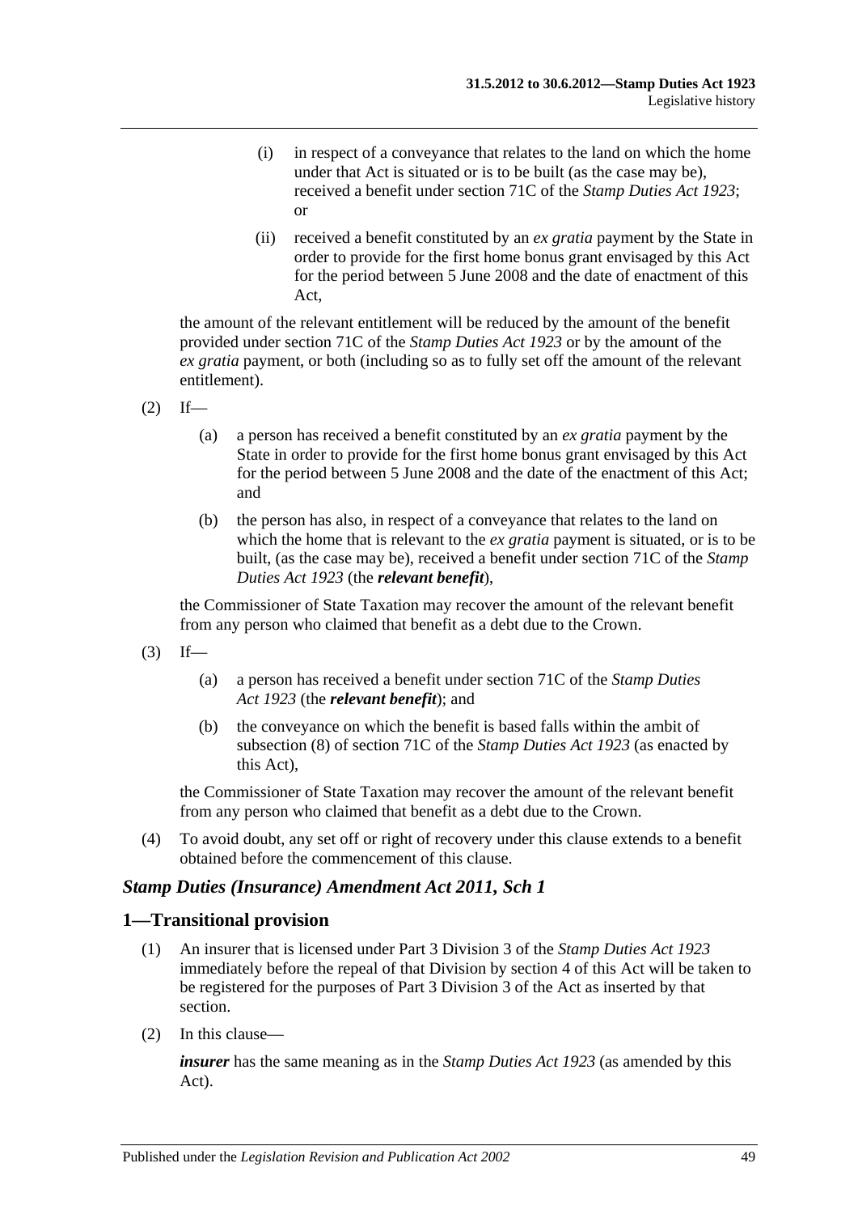(i) in respect of a conveyance that relates to the land on which the home under that Act is situated or is to be built (as the case may be), received a benefit under section 71C of the *Stamp Duties Act 1923*; or

(ii) received a benefit constituted by an *ex gratia* payment by the State in order to provide for the first home bonus grant envisaged by this Act for the period between 5 June 2008 and the date of enactment of this Act,

the amount of the relevant entitlement will be reduced by the amount of the benefit provided under section 71C of the *Stamp Duties Act 1923* or by the amount of the *ex gratia* payment, or both (including so as to fully set off the amount of the relevant entitlement).

(2) If—

(a) a person has received a benefit constituted by an *ex gratia* payment by the State in order to provide for the first home bonus grant envisaged by this Act for the period between 5 June 2008 and the date of the enactment of this Act; and

(b) the person has also, in respect of a conveyance that relates to the land on which the home that is relevant to the *ex gratia* payment is situated, or is to be built, (as the case may be), received a benefit under section 71C of the *Stamp Duties Act 1923* (the ***relevant benefit***),

the Commissioner of State Taxation may recover the amount of the relevant benefit from any person who claimed that benefit as a debt due to the Crown.

(3) If—

(a) a person has received a benefit under section 71C of the *Stamp Duties Act 1923* (the ***relevant benefit***); and

(b) the conveyance on which the benefit is based falls within the ambit of subsection (8) of section 71C of the *Stamp Duties Act 1923* (as enacted by this Act),

the Commissioner of State Taxation may recover the amount of the relevant benefit from any person who claimed that benefit as a debt due to the Crown.

(4) To avoid doubt, any set off or right of recovery under this clause extends to a benefit obtained before the commencement of this clause.

### *Stamp Duties (Insurance) Amendment Act 2011, Sch 1*

### 1—Transitional provision

(1) An insurer that is licensed under Part 3 Division 3 of the *Stamp Duties Act 1923* immediately before the repeal of that Division by section 4 of this Act will be taken to be registered for the purposes of Part 3 Division 3 of the Act as inserted by that section.

(2) In this clause—

***insurer*** has the same meaning as in the *Stamp Duties Act 1923* (as amended by this Act).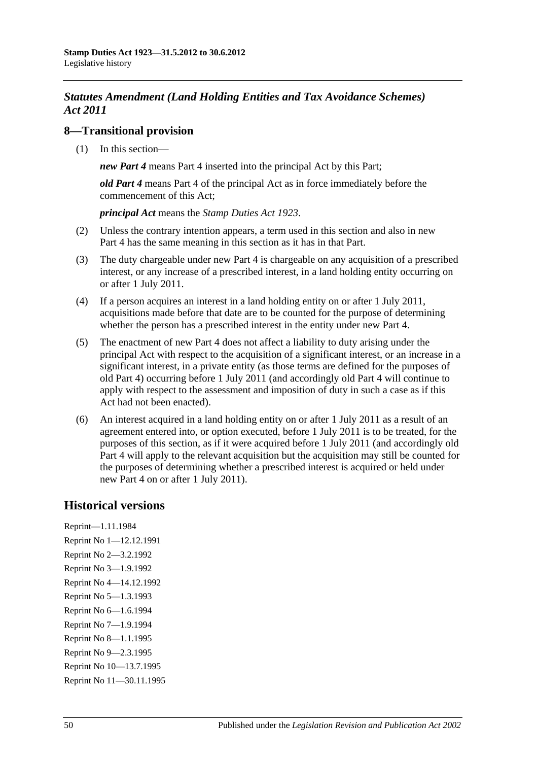## *Statutes Amendment (Land Holding Entities and Tax Avoidance Schemes) Act 2011*

### 8—Transitional provision

(1) In this section—

***new Part 4*** means Part 4 inserted into the principal Act by this Part;

***old Part 4*** means Part 4 of the principal Act as in force immediately before the commencement of this Act;

***principal Act*** means the *Stamp Duties Act 1923*.

(2) Unless the contrary intention appears, a term used in this section and also in new Part 4 has the same meaning in this section as it has in that Part.

(3) The duty chargeable under new Part 4 is chargeable on any acquisition of a prescribed interest, or any increase of a prescribed interest, in a land holding entity occurring on or after 1 July 2011.

(4) If a person acquires an interest in a land holding entity on or after 1 July 2011, acquisitions made before that date are to be counted for the purpose of determining whether the person has a prescribed interest in the entity under new Part 4.

(5) The enactment of new Part 4 does not affect a liability to duty arising under the principal Act with respect to the acquisition of a significant interest, or an increase in a significant interest, in a private entity (as those terms are defined for the purposes of old Part 4) occurring before 1 July 2011 (and accordingly old Part 4 will continue to apply with respect to the assessment and imposition of duty in such a case as if this Act had not been enacted).

(6) An interest acquired in a land holding entity on or after 1 July 2011 as a result of an agreement entered into, or option executed, before 1 July 2011 is to be treated, for the purposes of this section, as if it were acquired before 1 July 2011 (and accordingly old Part 4 will apply to the relevant acquisition but the acquisition may still be counted for the purposes of determining whether a prescribed interest is acquired or held under new Part 4 on or after 1 July 2011).

## Historical versions

Reprint—1.11.1984
Reprint No 1—12.12.1991
Reprint No 2—3.2.1992
Reprint No 3—1.9.1992
Reprint No 4—14.12.1992
Reprint No 5—1.3.1993
Reprint No 6—1.6.1994
Reprint No 7—1.9.1994
Reprint No 8—1.1.1995
Reprint No 9—2.3.1995
Reprint No 10—13.7.1995
Reprint No 11—30.11.1995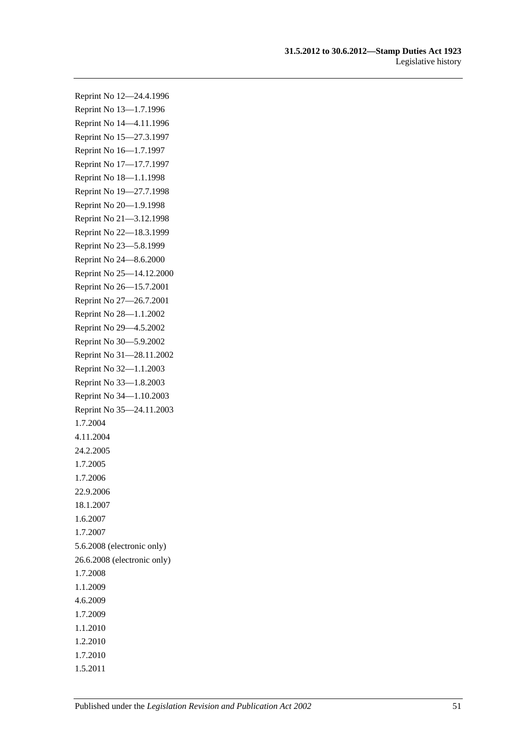Reprint No 12—24.4.1996

Reprint No 13—1.7.1996

Reprint No 14—4.11.1996

Reprint No 15—27.3.1997

Reprint No 16—1.7.1997

Reprint No 17—17.7.1997

Reprint No 18—1.1.1998

Reprint No 19—27.7.1998

Reprint No 20—1.9.1998

Reprint No 21—3.12.1998

Reprint No 22—18.3.1999

Reprint No 23—5.8.1999

Reprint No 24—8.6.2000

Reprint No 25—14.12.2000

Reprint No 26—15.7.2001

Reprint No 27—26.7.2001

Reprint No 28—1.1.2002

Reprint No 29—4.5.2002

Reprint No 30—5.9.2002

Reprint No 31—28.11.2002

Reprint No 32—1.1.2003

Reprint No 33—1.8.2003

Reprint No 34—1.10.2003

Reprint No 35—24.11.2003

1.7.2004

4.11.2004

24.2.2005

1.7.2005

1.7.2006

22.9.2006

18.1.2007

1.6.2007

1.7.2007

5.6.2008 (electronic only)

26.6.2008 (electronic only)

1.7.2008

1.1.2009

4.6.2009

1.7.2009

1.1.2010

1.2.2010

1.7.2010

1.5.2011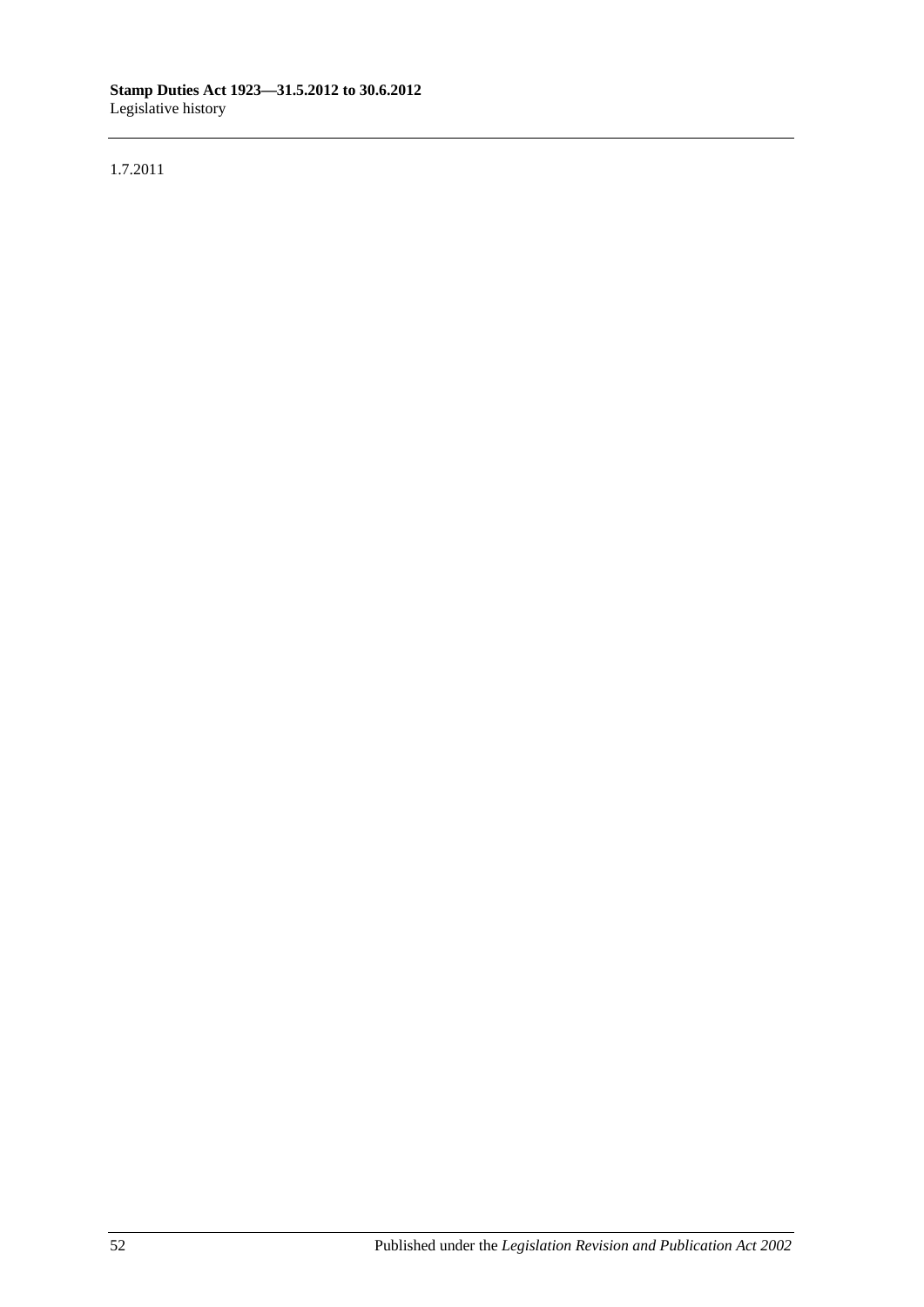1.7.2011